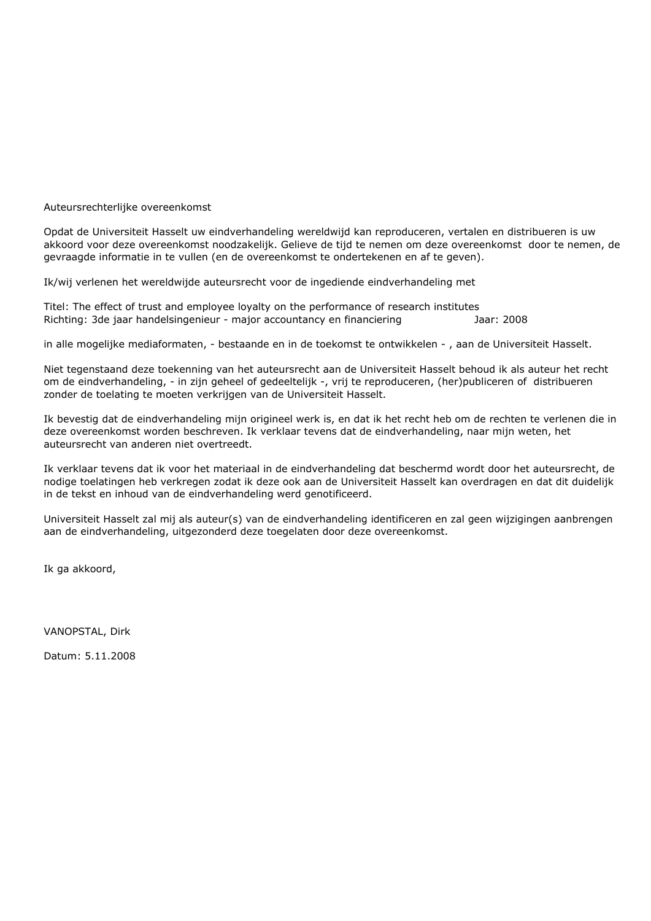Auteursrechterlijke overeenkomst

Opdat de Universiteit Hasselt uw eindverhandeling wereldwijd kan reproduceren, vertalen en distribueren is uw akkoord voor deze overeenkomst noodzakelijk. Gelieve de tijd te nemen om deze overeenkomst door te nemen, de gevraagde informatie in te vullen (en de overeenkomst te ondertekenen en af te geven).

Ik/wij verlenen het wereldwijde auteursrecht voor de ingediende eindverhandeling met

Titel: The effect of trust and employee loyalty on the performance of research institutes
Richting: 3de jaar handelsingenieur - major accountancy en financiering Jaar: 2008

in alle mogelijke mediaformaten, - bestaande en in de toekomst te ontwikkelen - , aan de Universiteit Hasselt.

Niet tegenstaand deze toekenning van het auteursrecht aan de Universiteit Hasselt behoud ik als auteur het recht om de eindverhandeling, - in zijn geheel of gedeeltelijk -, vrij te reproduceren, (her)publiceren of distribueren zonder de toelating te moeten verkrijgen van de Universiteit Hasselt.

Ik bevestig dat de eindverhandeling mijn origineel werk is, en dat ik het recht heb om de rechten te verlenen die in deze overeenkomst worden beschreven. Ik verklaar tevens dat de eindverhandeling, naar mijn weten, het auteursrecht van anderen niet overtreedt.

Ik verklaar tevens dat ik voor het materiaal in de eindverhandeling dat beschermd wordt door het auteursrecht, de nodige toelatingen heb verkregen zodat ik deze ook aan de Universiteit Hasselt kan overdragen en dat dit duidelijk in de tekst en inhoud van de eindverhandeling werd genotificeerd.

Universiteit Hasselt zal mij als auteur(s) van de eindverhandeling identificeren en zal geen wijzigingen aanbrengen aan de eindverhandeling, uitgezonderd deze toegelaten door deze overeenkomst.

Ik ga akkoord,

VANOPSTAL, Dirk

Datum: 5.11.2008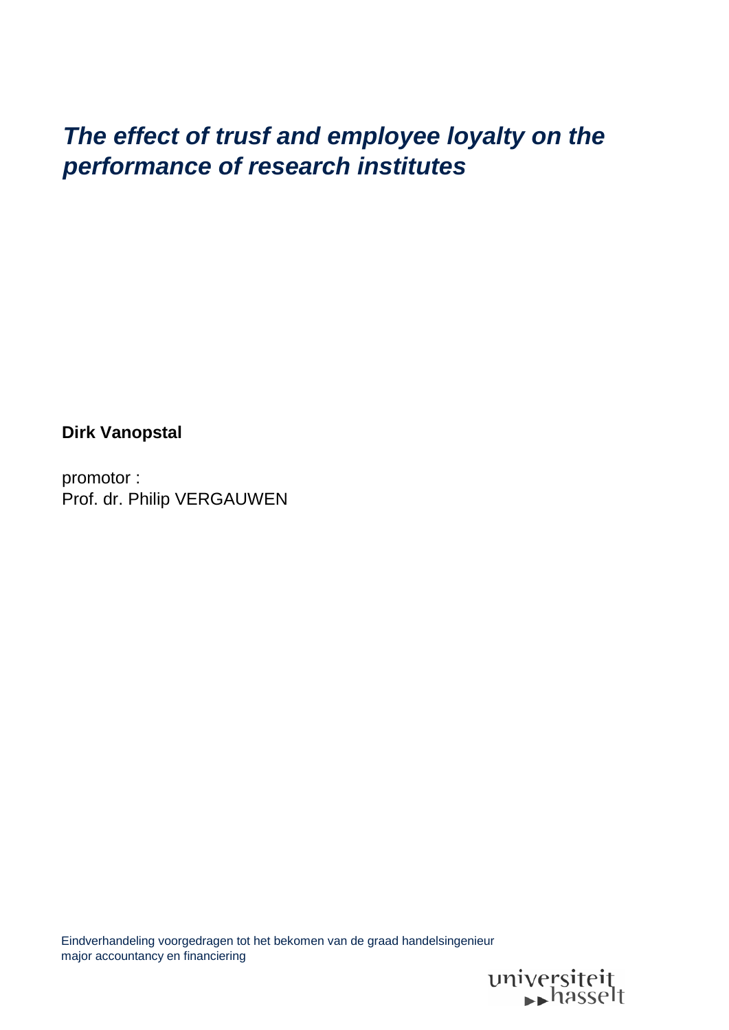# *The effect of trusf and employee loyalty on the performance of research institutes*

**Dirk Vanopstal**

promotor :
Prof. dr. Philip VERGAUWEN

Eindverhandeling voorgedragen tot het bekomen van de graad handelsingenieur
major accountancy en financiering

universiteit hasselt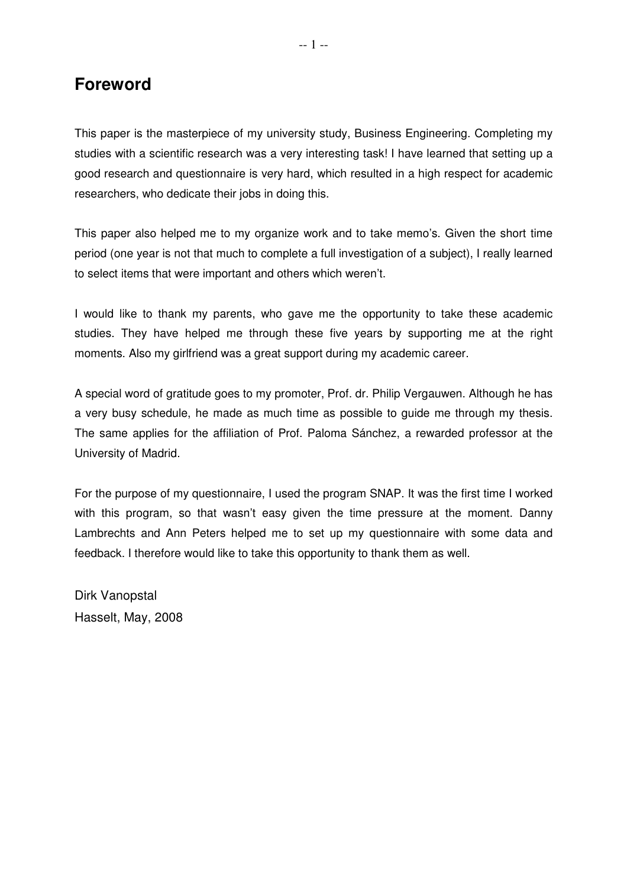# Foreword

This paper is the masterpiece of my university study, Business Engineering. Completing my studies with a scientific research was a very interesting task! I have learned that setting up a good research and questionnaire is very hard, which resulted in a high respect for academic researchers, who dedicate their jobs in doing this.

This paper also helped me to my organize work and to take memo's. Given the short time period (one year is not that much to complete a full investigation of a subject), I really learned to select items that were important and others which weren't.

I would like to thank my parents, who gave me the opportunity to take these academic studies. They have helped me through these five years by supporting me at the right moments. Also my girlfriend was a great support during my academic career.

A special word of gratitude goes to my promoter, Prof. dr. Philip Vergauwen. Although he has a very busy schedule, he made as much time as possible to guide me through my thesis. The same applies for the affiliation of Prof. Paloma Sánchez, a rewarded professor at the University of Madrid.

For the purpose of my questionnaire, I used the program SNAP. It was the first time I worked with this program, so that wasn't easy given the time pressure at the moment. Danny Lambrechts and Ann Peters helped me to set up my questionnaire with some data and feedback. I therefore would like to take this opportunity to thank them as well.

Dirk Vanopstal
Hasselt, May, 2008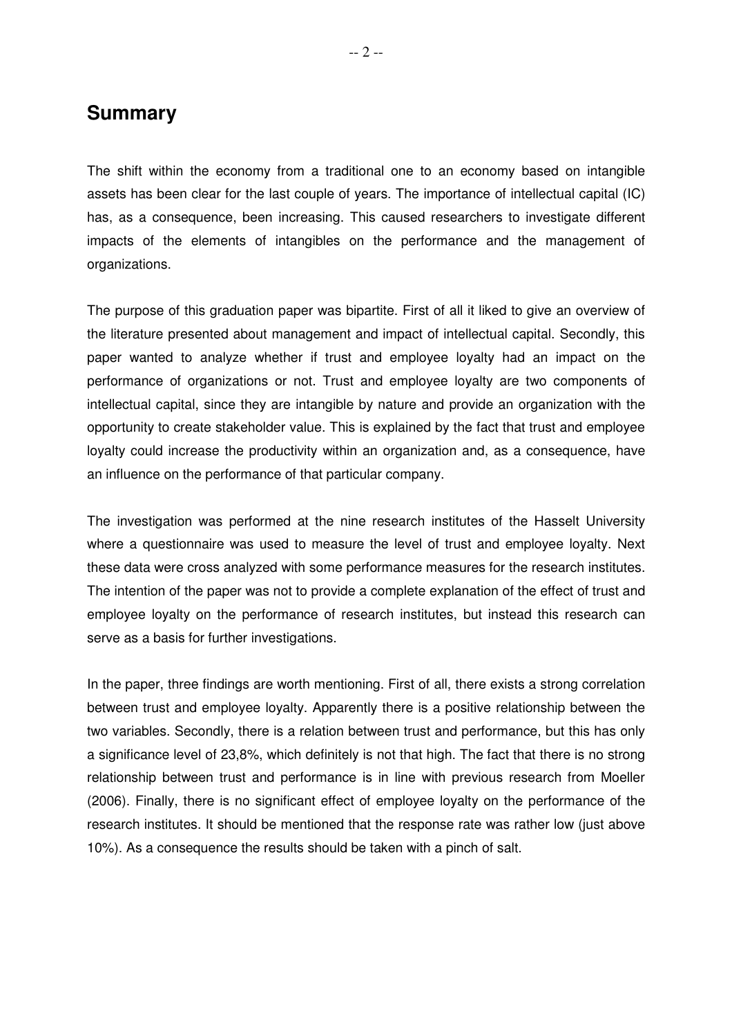## Summary

The shift within the economy from a traditional one to an economy based on intangible assets has been clear for the last couple of years. The importance of intellectual capital (IC) has, as a consequence, been increasing. This caused researchers to investigate different impacts of the elements of intangibles on the performance and the management of organizations.

The purpose of this graduation paper was bipartite. First of all it liked to give an overview of the literature presented about management and impact of intellectual capital. Secondly, this paper wanted to analyze whether if trust and employee loyalty had an impact on the performance of organizations or not. Trust and employee loyalty are two components of intellectual capital, since they are intangible by nature and provide an organization with the opportunity to create stakeholder value. This is explained by the fact that trust and employee loyalty could increase the productivity within an organization and, as a consequence, have an influence on the performance of that particular company.

The investigation was performed at the nine research institutes of the Hasselt University where a questionnaire was used to measure the level of trust and employee loyalty. Next these data were cross analyzed with some performance measures for the research institutes. The intention of the paper was not to provide a complete explanation of the effect of trust and employee loyalty on the performance of research institutes, but instead this research can serve as a basis for further investigations.

In the paper, three findings are worth mentioning. First of all, there exists a strong correlation between trust and employee loyalty. Apparently there is a positive relationship between the two variables. Secondly, there is a relation between trust and performance, but this has only a significance level of 23,8%, which definitely is not that high. The fact that there is no strong relationship between trust and performance is in line with previous research from Moeller (2006). Finally, there is no significant effect of employee loyalty on the performance of the research institutes. It should be mentioned that the response rate was rather low (just above 10%). As a consequence the results should be taken with a pinch of salt.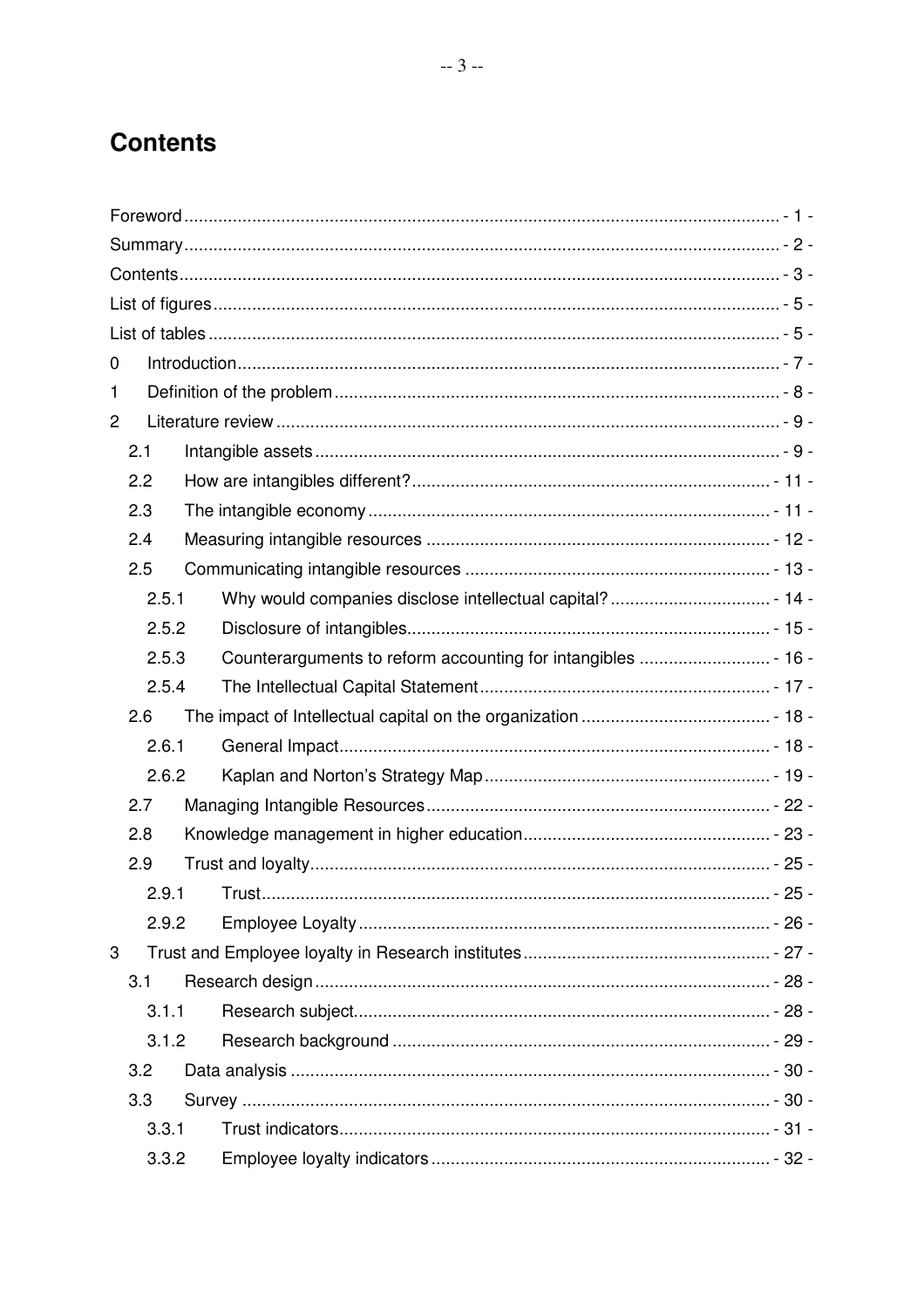# Contents

Foreword - 1 -
Summary - 2 -
Contents - 3 -
List of figures - 5 -
List of tables - 5 -
0 Introduction - 7 -
1 Definition of the problem - 8 -
2 Literature review - 9 -
  2.1 Intangible assets - 9 -
  2.2 How are intangibles different? - 11 -
  2.3 The intangible economy - 11 -
  2.4 Measuring intangible resources - 12 -
  2.5 Communicating intangible resources - 13 -
    2.5.1 Why would companies disclose intellectual capital? - 14 -
    2.5.2 Disclosure of intangibles - 15 -
    2.5.3 Counterarguments to reform accounting for intangibles - 16 -
    2.5.4 The Intellectual Capital Statement - 17 -
  2.6 The impact of Intellectual capital on the organization - 18 -
    2.6.1 General Impact - 18 -
    2.6.2 Kaplan and Norton's Strategy Map - 19 -
  2.7 Managing Intangible Resources - 22 -
  2.8 Knowledge management in higher education - 23 -
  2.9 Trust and loyalty - 25 -
    2.9.1 Trust - 25 -
    2.9.2 Employee Loyalty - 26 -
3 Trust and Employee loyalty in Research institutes - 27 -
  3.1 Research design - 28 -
    3.1.1 Research subject - 28 -
    3.1.2 Research background - 29 -
  3.2 Data analysis - 30 -
  3.3 Survey - 30 -
    3.3.1 Trust indicators - 31 -
    3.3.2 Employee loyalty indicators - 32 -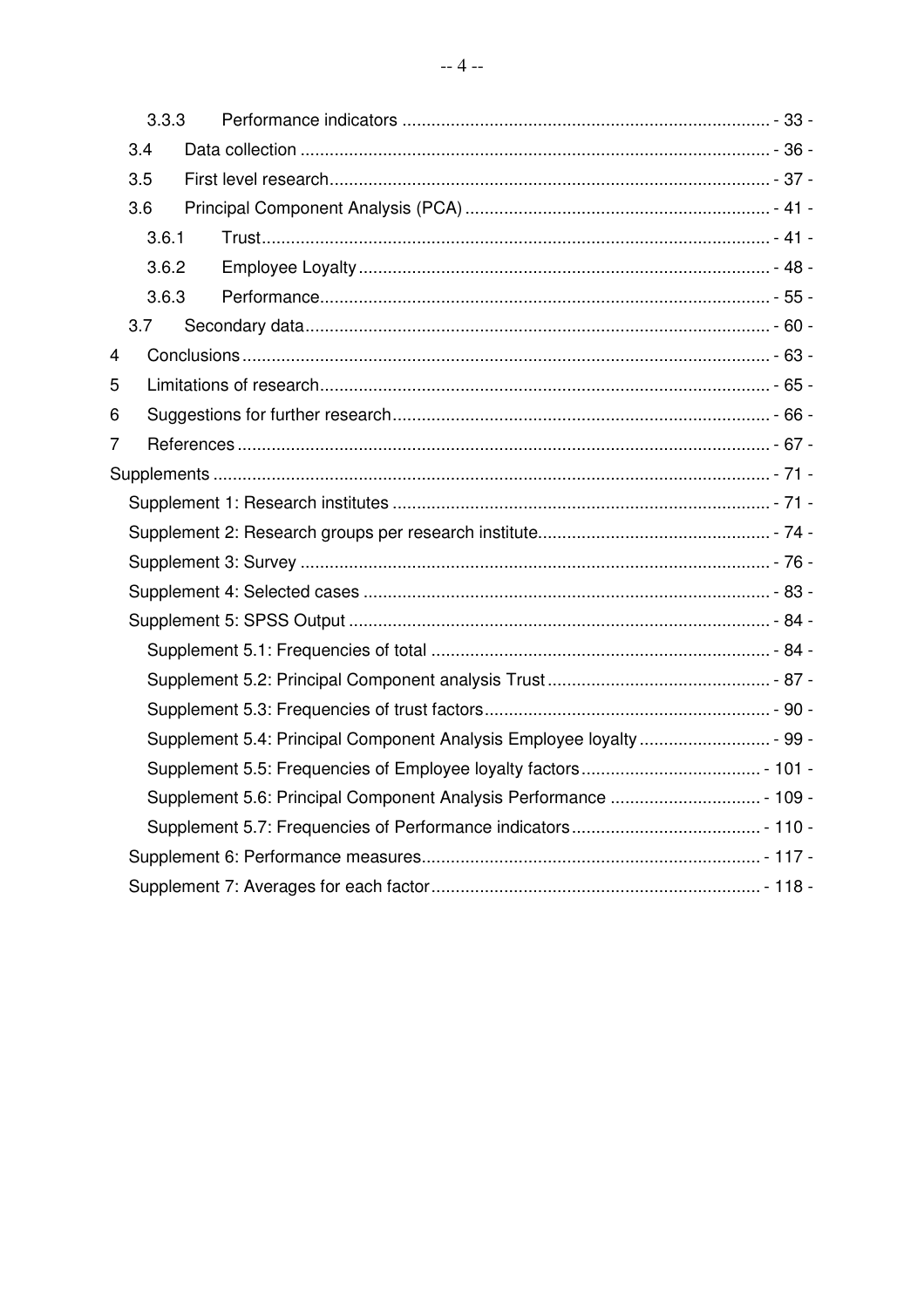3.3.3 Performance indicators ..................................................................... - 33 -

3.4 Data collection ..................................................................... - 36 -

3.5 First level research ..................................................................... - 37 -

3.6 Principal Component Analysis (PCA) ..................................................................... - 41 -

3.6.1 Trust ..................................................................... - 41 -

3.6.2 Employee Loyalty ..................................................................... - 48 -

3.6.3 Performance ..................................................................... - 55 -

3.7 Secondary data ..................................................................... - 60 -

4 Conclusions ..................................................................... - 63 -

5 Limitations of research ..................................................................... - 65 -

6 Suggestions for further research ..................................................................... - 66 -

7 References ..................................................................... - 67 -

Supplements ..................................................................... - 71 -

Supplement 1: Research institutes ..................................................................... - 71 -

Supplement 2: Research groups per research institute ..................................................................... - 74 -

Supplement 3: Survey ..................................................................... - 76 -

Supplement 4: Selected cases ..................................................................... - 83 -

Supplement 5: SPSS Output ..................................................................... - 84 -

Supplement 5.1: Frequencies of total ..................................................................... - 84 -

Supplement 5.2: Principal Component analysis Trust ..................................................................... - 87 -

Supplement 5.3: Frequencies of trust factors ..................................................................... - 90 -

Supplement 5.4: Principal Component Analysis Employee loyalty ..................................................................... - 99 -

Supplement 5.5: Frequencies of Employee loyalty factors ..................................................................... - 101 -

Supplement 5.6: Principal Component Analysis Performance ..................................................................... - 109 -

Supplement 5.7: Frequencies of Performance indicators ..................................................................... - 110 -

Supplement 6: Performance measures ..................................................................... - 117 -

Supplement 7: Averages for each factor ..................................................................... - 118 -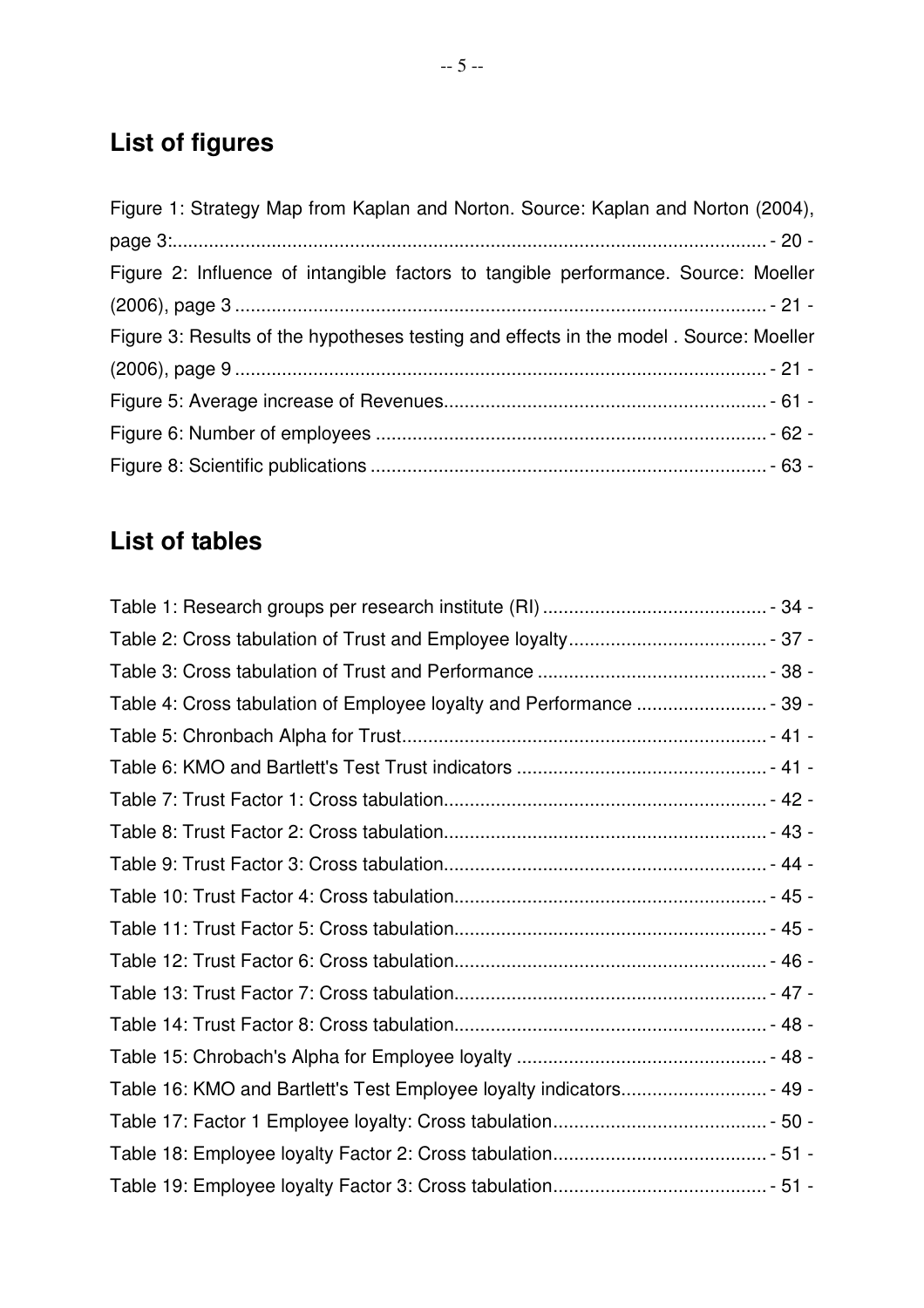## List of figures

Figure 1: Strategy Map from Kaplan and Norton. Source: Kaplan and Norton (2004), page 3: - 20 -

Figure 2: Influence of intangible factors to tangible performance. Source: Moeller (2006), page 3 - 21 -

Figure 3: Results of the hypotheses testing and effects in the model . Source: Moeller (2006), page 9 - 21 -

Figure 5: Average increase of Revenues - 61 -

Figure 6: Number of employees - 62 -

Figure 8: Scientific publications - 63 -

## List of tables

Table 1: Research groups per research institute (RI) - 34 -

Table 2: Cross tabulation of Trust and Employee loyalty - 37 -

Table 3: Cross tabulation of Trust and Performance - 38 -

Table 4: Cross tabulation of Employee loyalty and Performance - 39 -

Table 5: Chronbach Alpha for Trust - 41 -

Table 6: KMO and Bartlett's Test Trust indicators - 41 -

Table 7: Trust Factor 1: Cross tabulation - 42 -

Table 8: Trust Factor 2: Cross tabulation - 43 -

Table 9: Trust Factor 3: Cross tabulation - 44 -

Table 10: Trust Factor 4: Cross tabulation - 45 -

Table 11: Trust Factor 5: Cross tabulation - 45 -

Table 12: Trust Factor 6: Cross tabulation - 46 -

Table 13: Trust Factor 7: Cross tabulation - 47 -

Table 14: Trust Factor 8: Cross tabulation - 48 -

Table 15: Chrobach's Alpha for Employee loyalty - 48 -

Table 16: KMO and Bartlett's Test Employee loyalty indicators - 49 -

Table 17: Factor 1 Employee loyalty: Cross tabulation - 50 -

Table 18: Employee loyalty Factor 2: Cross tabulation - 51 -

Table 19: Employee loyalty Factor 3: Cross tabulation - 51 -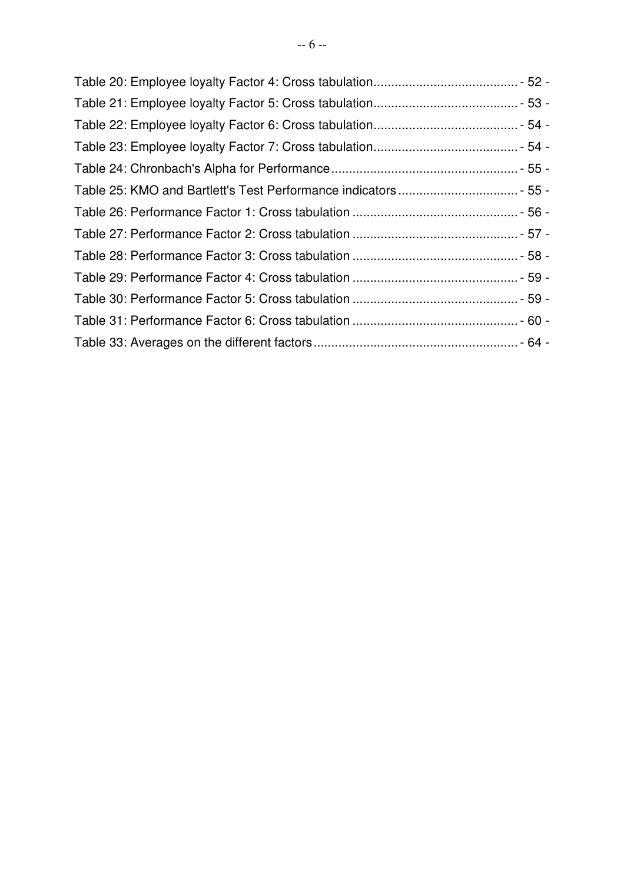Table 20: Employee loyalty Factor 4: Cross tabulation - 52 -

Table 21: Employee loyalty Factor 5: Cross tabulation - 53 -

Table 22: Employee loyalty Factor 6: Cross tabulation - 54 -

Table 23: Employee loyalty Factor 7: Cross tabulation - 54 -

Table 24: Chronbach's Alpha for Performance - 55 -

Table 25: KMO and Bartlett's Test Performance indicators - 55 -

Table 26: Performance Factor 1: Cross tabulation - 56 -

Table 27: Performance Factor 2: Cross tabulation - 57 -

Table 28: Performance Factor 3: Cross tabulation - 58 -

Table 29: Performance Factor 4: Cross tabulation - 59 -

Table 30: Performance Factor 5: Cross tabulation - 59 -

Table 31: Performance Factor 6: Cross tabulation - 60 -

Table 33: Averages on the different factors - 64 -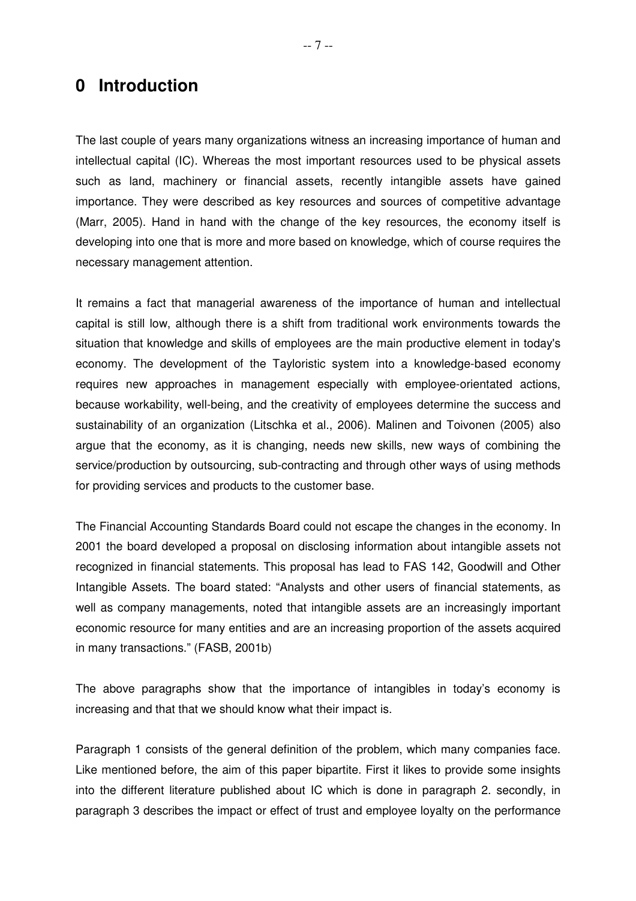# 0 Introduction

The last couple of years many organizations witness an increasing importance of human and intellectual capital (IC). Whereas the most important resources used to be physical assets such as land, machinery or financial assets, recently intangible assets have gained importance. They were described as key resources and sources of competitive advantage (Marr, 2005). Hand in hand with the change of the key resources, the economy itself is developing into one that is more and more based on knowledge, which of course requires the necessary management attention.

It remains a fact that managerial awareness of the importance of human and intellectual capital is still low, although there is a shift from traditional work environments towards the situation that knowledge and skills of employees are the main productive element in today's economy. The development of the Tayloristic system into a knowledge-based economy requires new approaches in management especially with employee-orientated actions, because workability, well-being, and the creativity of employees determine the success and sustainability of an organization (Litschka et al., 2006). Malinen and Toivonen (2005) also argue that the economy, as it is changing, needs new skills, new ways of combining the service/production by outsourcing, sub-contracting and through other ways of using methods for providing services and products to the customer base.

The Financial Accounting Standards Board could not escape the changes in the economy. In 2001 the board developed a proposal on disclosing information about intangible assets not recognized in financial statements. This proposal has lead to FAS 142, Goodwill and Other Intangible Assets. The board stated: "Analysts and other users of financial statements, as well as company managements, noted that intangible assets are an increasingly important economic resource for many entities and are an increasing proportion of the assets acquired in many transactions." (FASB, 2001b)

The above paragraphs show that the importance of intangibles in today's economy is increasing and that that we should know what their impact is.

Paragraph 1 consists of the general definition of the problem, which many companies face. Like mentioned before, the aim of this paper bipartite. First it likes to provide some insights into the different literature published about IC which is done in paragraph 2. secondly, in paragraph 3 describes the impact or effect of trust and employee loyalty on the performance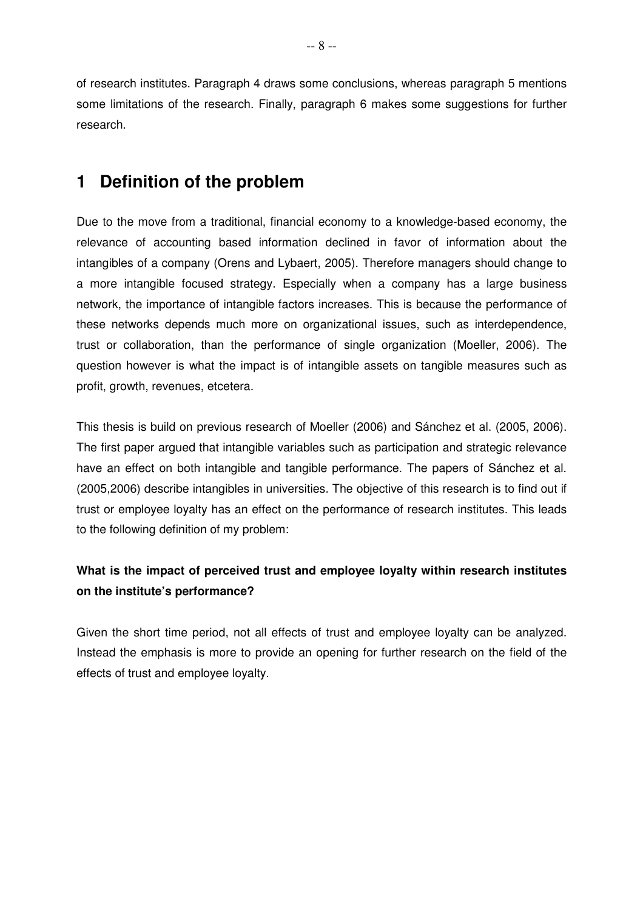of research institutes. Paragraph 4 draws some conclusions, whereas paragraph 5 mentions some limitations of the research. Finally, paragraph 6 makes some suggestions for further research.

# 1 Definition of the problem

Due to the move from a traditional, financial economy to a knowledge-based economy, the relevance of accounting based information declined in favor of information about the intangibles of a company (Orens and Lybaert, 2005). Therefore managers should change to a more intangible focused strategy. Especially when a company has a large business network, the importance of intangible factors increases. This is because the performance of these networks depends much more on organizational issues, such as interdependence, trust or collaboration, than the performance of single organization (Moeller, 2006). The question however is what the impact is of intangible assets on tangible measures such as profit, growth, revenues, etcetera.

This thesis is build on previous research of Moeller (2006) and Sánchez et al. (2005, 2006). The first paper argued that intangible variables such as participation and strategic relevance have an effect on both intangible and tangible performance. The papers of Sánchez et al. (2005,2006) describe intangibles in universities. The objective of this research is to find out if trust or employee loyalty has an effect on the performance of research institutes. This leads to the following definition of my problem:

**What is the impact of perceived trust and employee loyalty within research institutes on the institute's performance?**

Given the short time period, not all effects of trust and employee loyalty can be analyzed. Instead the emphasis is more to provide an opening for further research on the field of the effects of trust and employee loyalty.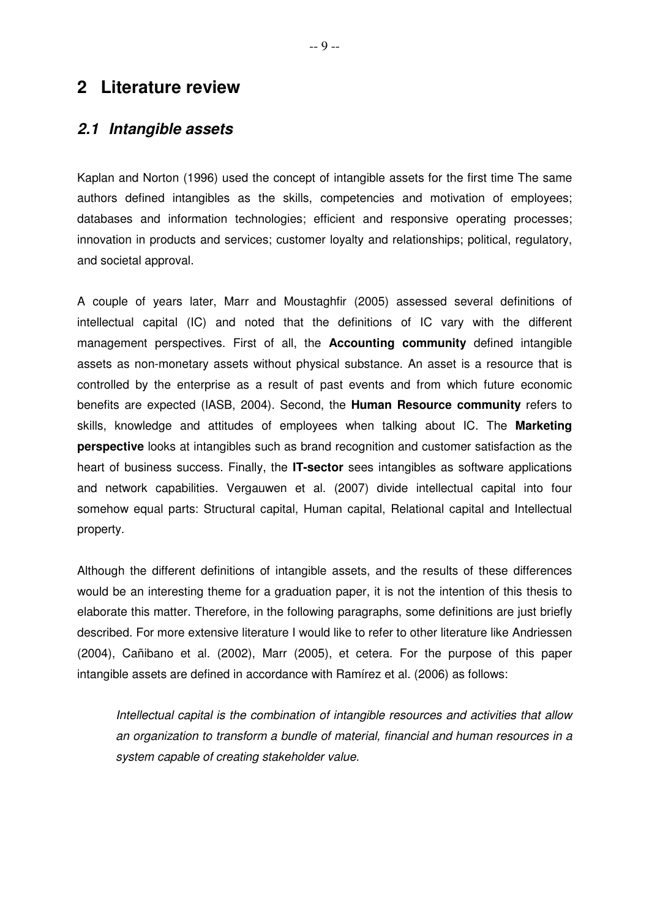# 2 Literature review

## *2.1 Intangible assets*

Kaplan and Norton (1996) used the concept of intangible assets for the first time The same authors defined intangibles as the skills, competencies and motivation of employees; databases and information technologies; efficient and responsive operating processes; innovation in products and services; customer loyalty and relationships; political, regulatory, and societal approval.

A couple of years later, Marr and Moustaghfir (2005) assessed several definitions of intellectual capital (IC) and noted that the definitions of IC vary with the different management perspectives. First of all, the **Accounting community** defined intangible assets as non-monetary assets without physical substance. An asset is a resource that is controlled by the enterprise as a result of past events and from which future economic benefits are expected (IASB, 2004). Second, the **Human Resource community** refers to skills, knowledge and attitudes of employees when talking about IC. The **Marketing perspective** looks at intangibles such as brand recognition and customer satisfaction as the heart of business success. Finally, the **IT-sector** sees intangibles as software applications and network capabilities. Vergauwen et al. (2007) divide intellectual capital into four somehow equal parts: Structural capital, Human capital, Relational capital and Intellectual property.

Although the different definitions of intangible assets, and the results of these differences would be an interesting theme for a graduation paper, it is not the intention of this thesis to elaborate this matter. Therefore, in the following paragraphs, some definitions are just briefly described. For more extensive literature I would like to refer to other literature like Andriessen (2004), Cañibano et al. (2002), Marr (2005), et cetera. For the purpose of this paper intangible assets are defined in accordance with Ramírez et al. (2006) as follows:

> *Intellectual capital is the combination of intangible resources and activities that allow an organization to transform a bundle of material, financial and human resources in a system capable of creating stakeholder value.*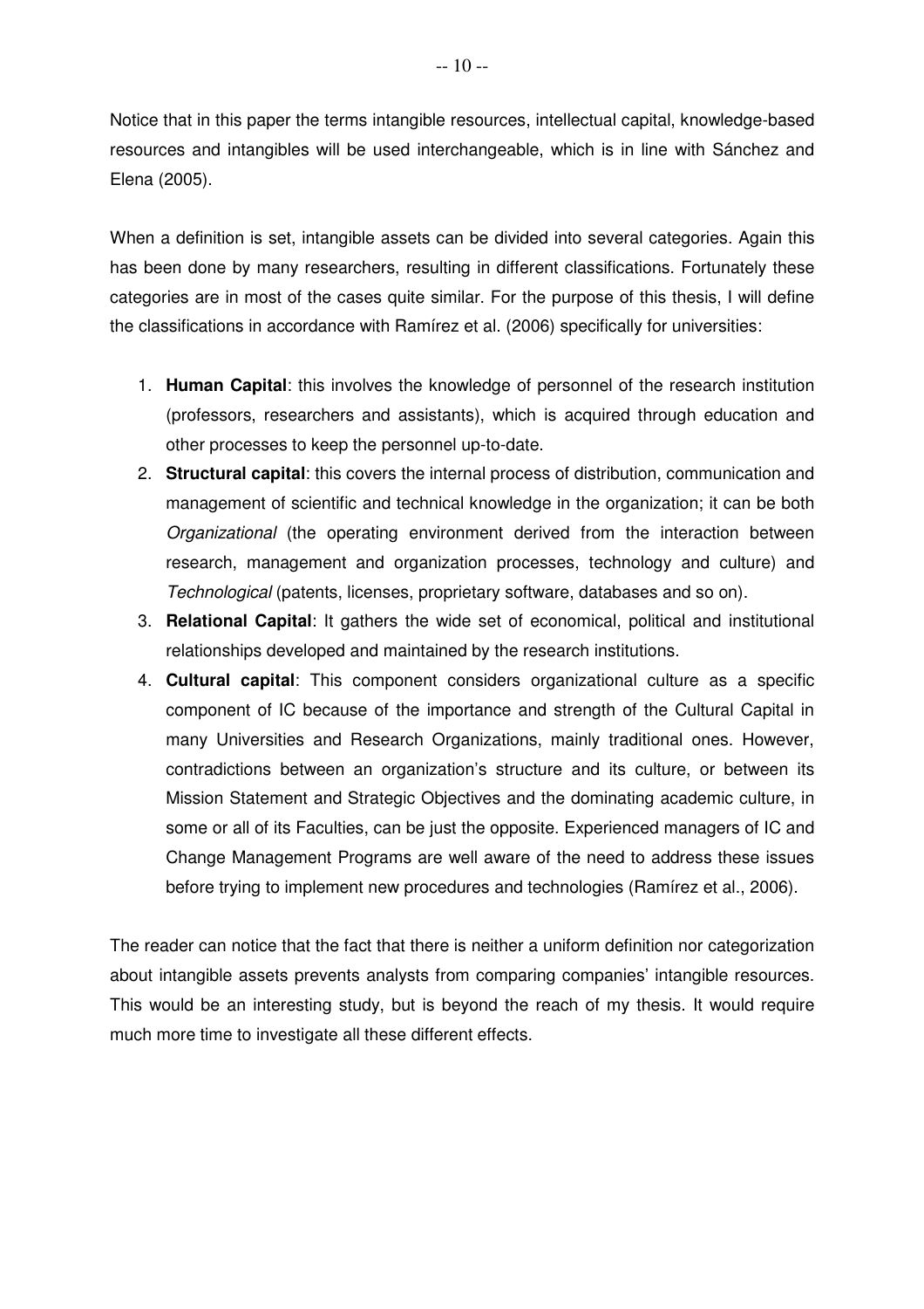Notice that in this paper the terms intangible resources, intellectual capital, knowledge-based resources and intangibles will be used interchangeable, which is in line with Sánchez and Elena (2005).

When a definition is set, intangible assets can be divided into several categories. Again this has been done by many researchers, resulting in different classifications. Fortunately these categories are in most of the cases quite similar. For the purpose of this thesis, I will define the classifications in accordance with Ramírez et al. (2006) specifically for universities:

1. **Human Capital**: this involves the knowledge of personnel of the research institution (professors, researchers and assistants), which is acquired through education and other processes to keep the personnel up-to-date.
2. **Structural capital**: this covers the internal process of distribution, communication and management of scientific and technical knowledge in the organization; it can be both *Organizational* (the operating environment derived from the interaction between research, management and organization processes, technology and culture) and *Technological* (patents, licenses, proprietary software, databases and so on).
3. **Relational Capital**: It gathers the wide set of economical, political and institutional relationships developed and maintained by the research institutions.
4. **Cultural capital**: This component considers organizational culture as a specific component of IC because of the importance and strength of the Cultural Capital in many Universities and Research Organizations, mainly traditional ones. However, contradictions between an organization's structure and its culture, or between its Mission Statement and Strategic Objectives and the dominating academic culture, in some or all of its Faculties, can be just the opposite. Experienced managers of IC and Change Management Programs are well aware of the need to address these issues before trying to implement new procedures and technologies (Ramírez et al., 2006).

The reader can notice that the fact that there is neither a uniform definition nor categorization about intangible assets prevents analysts from comparing companies' intangible resources. This would be an interesting study, but is beyond the reach of my thesis. It would require much more time to investigate all these different effects.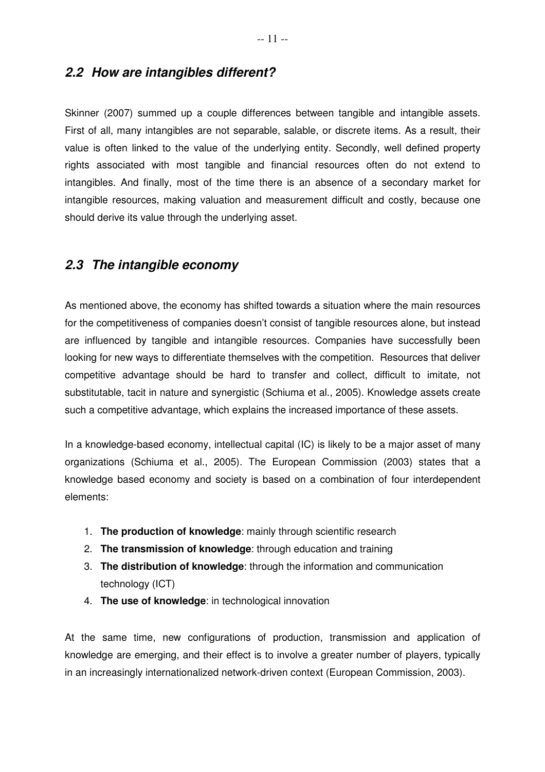## *2.2 How are intangibles different?*

Skinner (2007) summed up a couple differences between tangible and intangible assets. First of all, many intangibles are not separable, salable, or discrete items. As a result, their value is often linked to the value of the underlying entity. Secondly, well defined property rights associated with most tangible and financial resources often do not extend to intangibles. And finally, most of the time there is an absence of a secondary market for intangible resources, making valuation and measurement difficult and costly, because one should derive its value through the underlying asset.

## *2.3 The intangible economy*

As mentioned above, the economy has shifted towards a situation where the main resources for the competitiveness of companies doesn't consist of tangible resources alone, but instead are influenced by tangible and intangible resources. Companies have successfully been looking for new ways to differentiate themselves with the competition. Resources that deliver competitive advantage should be hard to transfer and collect, difficult to imitate, not substitutable, tacit in nature and synergistic (Schiuma et al., 2005). Knowledge assets create such a competitive advantage, which explains the increased importance of these assets.

In a knowledge-based economy, intellectual capital (IC) is likely to be a major asset of many organizations (Schiuma et al., 2005). The European Commission (2003) states that a knowledge based economy and society is based on a combination of four interdependent elements:

1. **The production of knowledge**: mainly through scientific research
2. **The transmission of knowledge**: through education and training
3. **The distribution of knowledge**: through the information and communication technology (ICT)
4. **The use of knowledge**: in technological innovation

At the same time, new configurations of production, transmission and application of knowledge are emerging, and their effect is to involve a greater number of players, typically in an increasingly internationalized network-driven context (European Commission, 2003).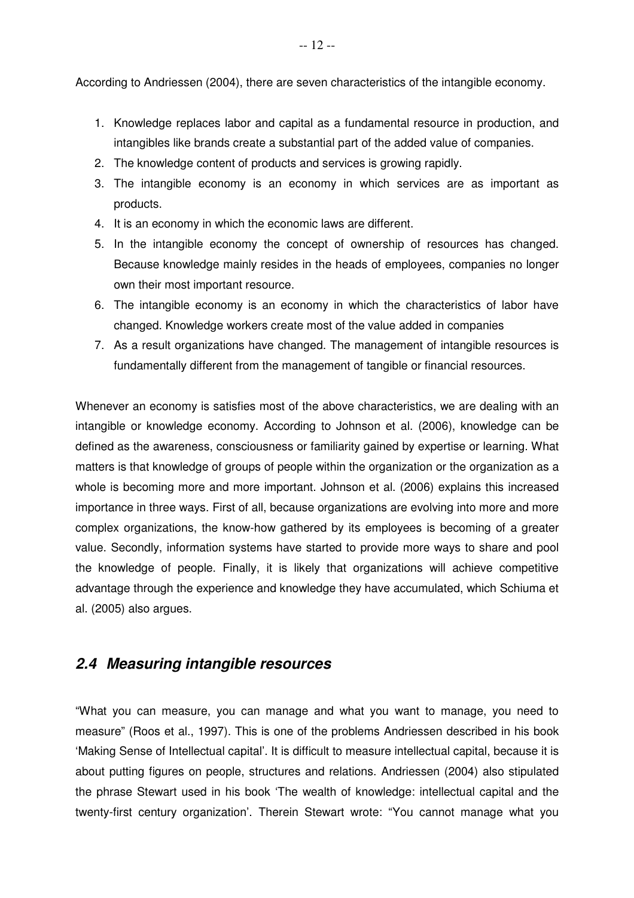According to Andriessen (2004), there are seven characteristics of the intangible economy.

1. Knowledge replaces labor and capital as a fundamental resource in production, and intangibles like brands create a substantial part of the added value of companies.
2. The knowledge content of products and services is growing rapidly.
3. The intangible economy is an economy in which services are as important as products.
4. It is an economy in which the economic laws are different.
5. In the intangible economy the concept of ownership of resources has changed. Because knowledge mainly resides in the heads of employees, companies no longer own their most important resource.
6. The intangible economy is an economy in which the characteristics of labor have changed. Knowledge workers create most of the value added in companies
7. As a result organizations have changed. The management of intangible resources is fundamentally different from the management of tangible or financial resources.

Whenever an economy is satisfies most of the above characteristics, we are dealing with an intangible or knowledge economy. According to Johnson et al. (2006), knowledge can be defined as the awareness, consciousness or familiarity gained by expertise or learning. What matters is that knowledge of groups of people within the organization or the organization as a whole is becoming more and more important. Johnson et al. (2006) explains this increased importance in three ways. First of all, because organizations are evolving into more and more complex organizations, the know-how gathered by its employees is becoming of a greater value. Secondly, information systems have started to provide more ways to share and pool the knowledge of people. Finally, it is likely that organizations will achieve competitive advantage through the experience and knowledge they have accumulated, which Schiuma et al. (2005) also argues.

## *2.4 Measuring intangible resources*

"What you can measure, you can manage and what you want to manage, you need to measure" (Roos et al., 1997). This is one of the problems Andriessen described in his book 'Making Sense of Intellectual capital'. It is difficult to measure intellectual capital, because it is about putting figures on people, structures and relations. Andriessen (2004) also stipulated the phrase Stewart used in his book 'The wealth of knowledge: intellectual capital and the twenty-first century organization'. Therein Stewart wrote: "You cannot manage what you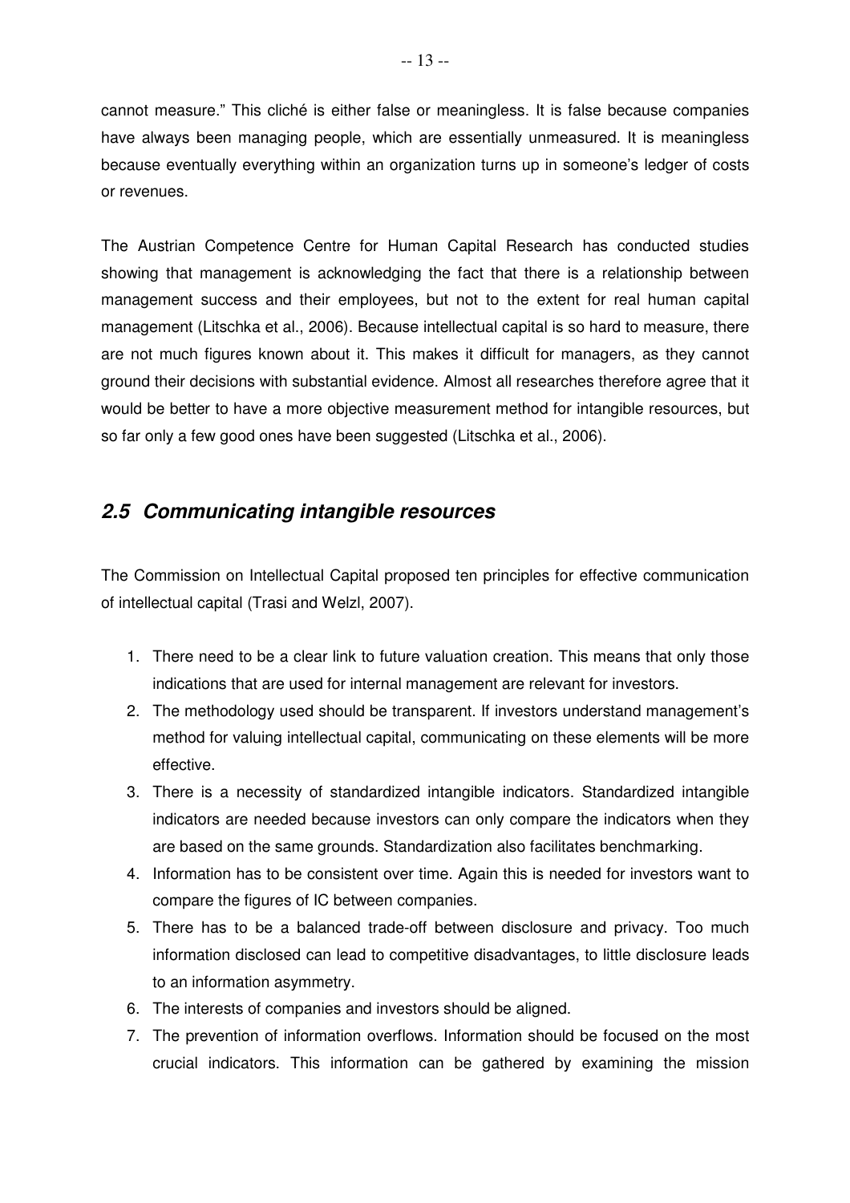cannot measure." This cliché is either false or meaningless. It is false because companies have always been managing people, which are essentially unmeasured. It is meaningless because eventually everything within an organization turns up in someone's ledger of costs or revenues.

The Austrian Competence Centre for Human Capital Research has conducted studies showing that management is acknowledging the fact that there is a relationship between management success and their employees, but not to the extent for real human capital management (Litschka et al., 2006). Because intellectual capital is so hard to measure, there are not much figures known about it. This makes it difficult for managers, as they cannot ground their decisions with substantial evidence. Almost all researches therefore agree that it would be better to have a more objective measurement method for intangible resources, but so far only a few good ones have been suggested (Litschka et al., 2006).

## *2.5 Communicating intangible resources*

The Commission on Intellectual Capital proposed ten principles for effective communication of intellectual capital (Trasi and Welzl, 2007).

1. There need to be a clear link to future valuation creation. This means that only those indications that are used for internal management are relevant for investors.
2. The methodology used should be transparent. If investors understand management's method for valuing intellectual capital, communicating on these elements will be more effective.
3. There is a necessity of standardized intangible indicators. Standardized intangible indicators are needed because investors can only compare the indicators when they are based on the same grounds. Standardization also facilitates benchmarking.
4. Information has to be consistent over time. Again this is needed for investors want to compare the figures of IC between companies.
5. There has to be a balanced trade-off between disclosure and privacy. Too much information disclosed can lead to competitive disadvantages, to little disclosure leads to an information asymmetry.
6. The interests of companies and investors should be aligned.
7. The prevention of information overflows. Information should be focused on the most crucial indicators. This information can be gathered by examining the mission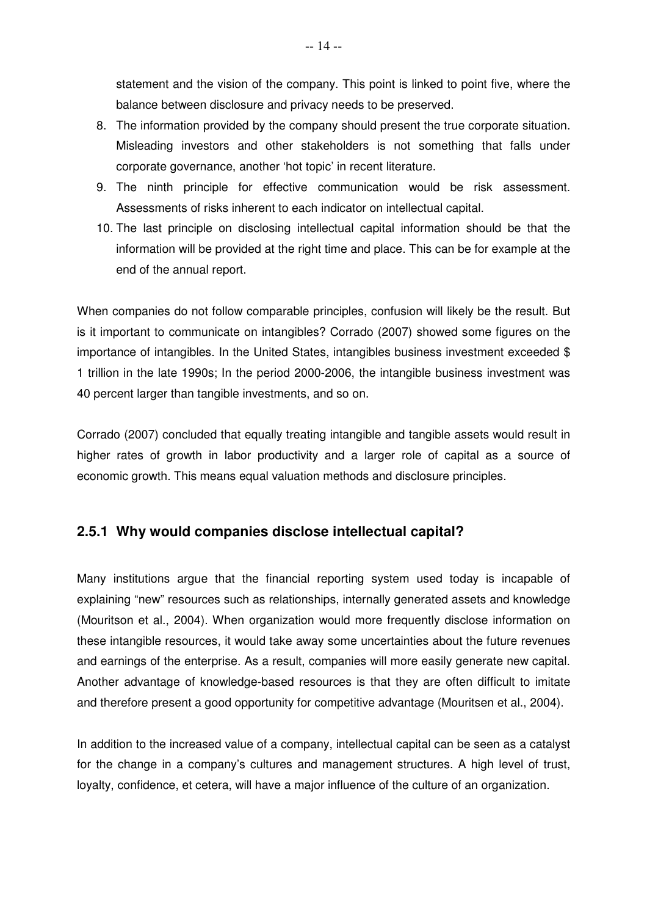statement and the vision of the company. This point is linked to point five, where the balance between disclosure and privacy needs to be preserved.

8. The information provided by the company should present the true corporate situation. Misleading investors and other stakeholders is not something that falls under corporate governance, another 'hot topic' in recent literature.
9. The ninth principle for effective communication would be risk assessment. Assessments of risks inherent to each indicator on intellectual capital.
10. The last principle on disclosing intellectual capital information should be that the information will be provided at the right time and place. This can be for example at the end of the annual report.

When companies do not follow comparable principles, confusion will likely be the result. But is it important to communicate on intangibles? Corrado (2007) showed some figures on the importance of intangibles. In the United States, intangibles business investment exceeded $ 1 trillion in the late 1990s; In the period 2000-2006, the intangible business investment was 40 percent larger than tangible investments, and so on.

Corrado (2007) concluded that equally treating intangible and tangible assets would result in higher rates of growth in labor productivity and a larger role of capital as a source of economic growth. This means equal valuation methods and disclosure principles.

### 2.5.1 Why would companies disclose intellectual capital?

Many institutions argue that the financial reporting system used today is incapable of explaining "new" resources such as relationships, internally generated assets and knowledge (Mouritson et al., 2004). When organization would more frequently disclose information on these intangible resources, it would take away some uncertainties about the future revenues and earnings of the enterprise. As a result, companies will more easily generate new capital. Another advantage of knowledge-based resources is that they are often difficult to imitate and therefore present a good opportunity for competitive advantage (Mouritsen et al., 2004).

In addition to the increased value of a company, intellectual capital can be seen as a catalyst for the change in a company's cultures and management structures. A high level of trust, loyalty, confidence, et cetera, will have a major influence of the culture of an organization.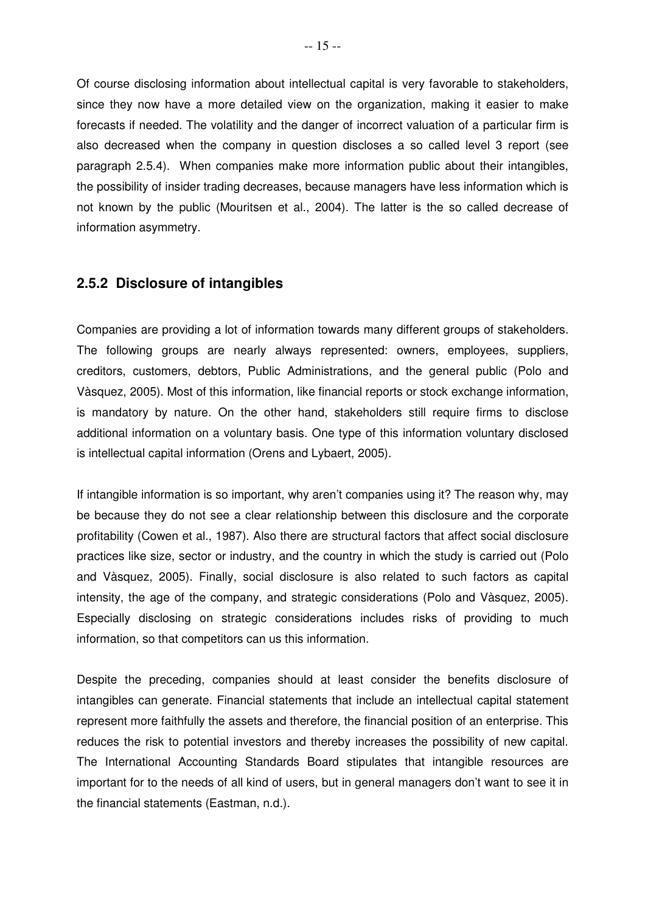Of course disclosing information about intellectual capital is very favorable to stakeholders, since they now have a more detailed view on the organization, making it easier to make forecasts if needed. The volatility and the danger of incorrect valuation of a particular firm is also decreased when the company in question discloses a so called level 3 report (see paragraph 2.5.4). When companies make more information public about their intangibles, the possibility of insider trading decreases, because managers have less information which is not known by the public (Mouritsen et al., 2004). The latter is the so called decrease of information asymmetry.

### 2.5.2 Disclosure of intangibles

Companies are providing a lot of information towards many different groups of stakeholders. The following groups are nearly always represented: owners, employees, suppliers, creditors, customers, debtors, Public Administrations, and the general public (Polo and Vàsquez, 2005). Most of this information, like financial reports or stock exchange information, is mandatory by nature. On the other hand, stakeholders still require firms to disclose additional information on a voluntary basis. One type of this information voluntary disclosed is intellectual capital information (Orens and Lybaert, 2005).

If intangible information is so important, why aren't companies using it? The reason why, may be because they do not see a clear relationship between this disclosure and the corporate profitability (Cowen et al., 1987). Also there are structural factors that affect social disclosure practices like size, sector or industry, and the country in which the study is carried out (Polo and Vàsquez, 2005). Finally, social disclosure is also related to such factors as capital intensity, the age of the company, and strategic considerations (Polo and Vàsquez, 2005). Especially disclosing on strategic considerations includes risks of providing to much information, so that competitors can us this information.

Despite the preceding, companies should at least consider the benefits disclosure of intangibles can generate. Financial statements that include an intellectual capital statement represent more faithfully the assets and therefore, the financial position of an enterprise. This reduces the risk to potential investors and thereby increases the possibility of new capital. The International Accounting Standards Board stipulates that intangible resources are important for to the needs of all kind of users, but in general managers don't want to see it in the financial statements (Eastman, n.d.).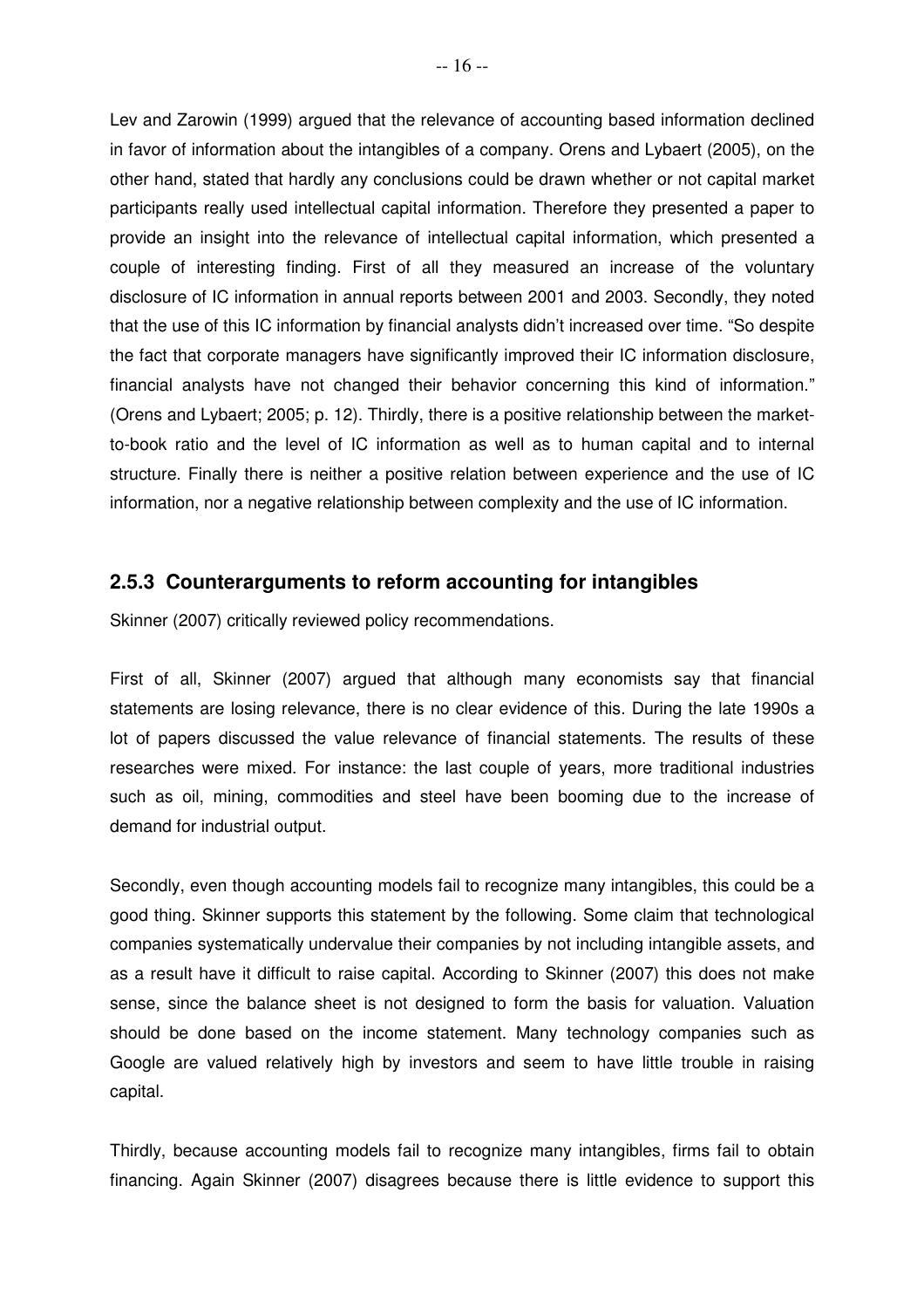Lev and Zarowin (1999) argued that the relevance of accounting based information declined in favor of information about the intangibles of a company. Orens and Lybaert (2005), on the other hand, stated that hardly any conclusions could be drawn whether or not capital market participants really used intellectual capital information. Therefore they presented a paper to provide an insight into the relevance of intellectual capital information, which presented a couple of interesting finding. First of all they measured an increase of the voluntary disclosure of IC information in annual reports between 2001 and 2003. Secondly, they noted that the use of this IC information by financial analysts didn't increased over time. "So despite the fact that corporate managers have significantly improved their IC information disclosure, financial analysts have not changed their behavior concerning this kind of information." (Orens and Lybaert; 2005; p. 12). Thirdly, there is a positive relationship between the market-to-book ratio and the level of IC information as well as to human capital and to internal structure. Finally there is neither a positive relation between experience and the use of IC information, nor a negative relationship between complexity and the use of IC information.

### 2.5.3 Counterarguments to reform accounting for intangibles

Skinner (2007) critically reviewed policy recommendations.

First of all, Skinner (2007) argued that although many economists say that financial statements are losing relevance, there is no clear evidence of this. During the late 1990s a lot of papers discussed the value relevance of financial statements. The results of these researches were mixed. For instance: the last couple of years, more traditional industries such as oil, mining, commodities and steel have been booming due to the increase of demand for industrial output.

Secondly, even though accounting models fail to recognize many intangibles, this could be a good thing. Skinner supports this statement by the following. Some claim that technological companies systematically undervalue their companies by not including intangible assets, and as a result have it difficult to raise capital. According to Skinner (2007) this does not make sense, since the balance sheet is not designed to form the basis for valuation. Valuation should be done based on the income statement. Many technology companies such as Google are valued relatively high by investors and seem to have little trouble in raising capital.

Thirdly, because accounting models fail to recognize many intangibles, firms fail to obtain financing. Again Skinner (2007) disagrees because there is little evidence to support this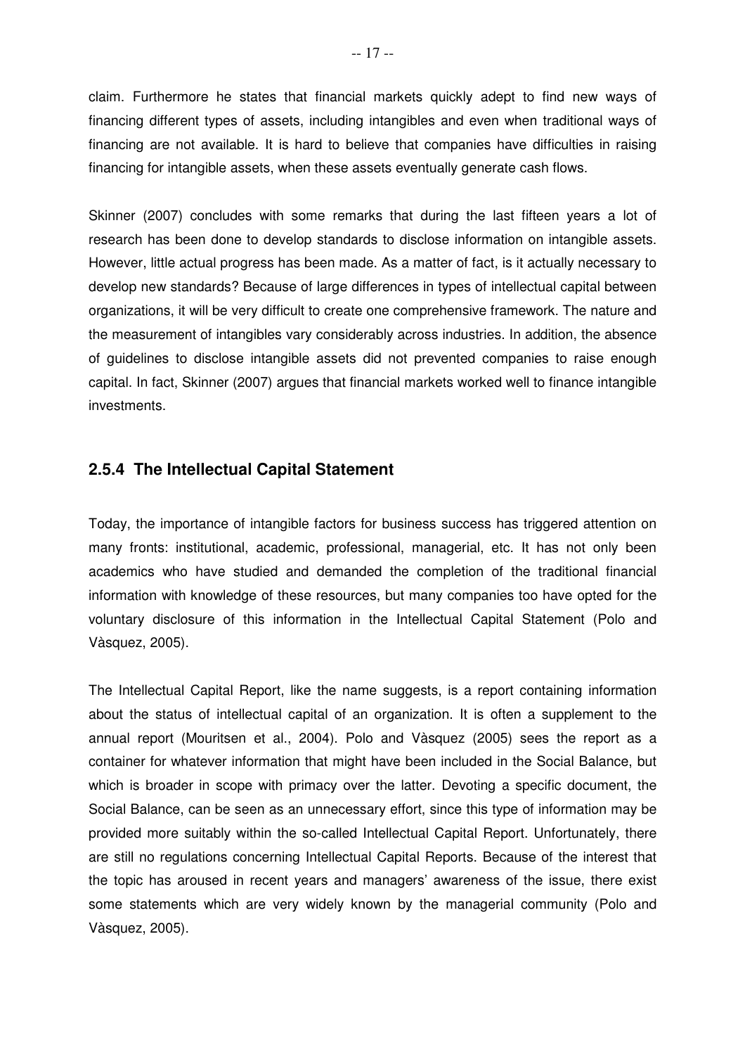claim. Furthermore he states that financial markets quickly adept to find new ways of financing different types of assets, including intangibles and even when traditional ways of financing are not available. It is hard to believe that companies have difficulties in raising financing for intangible assets, when these assets eventually generate cash flows.

Skinner (2007) concludes with some remarks that during the last fifteen years a lot of research has been done to develop standards to disclose information on intangible assets. However, little actual progress has been made. As a matter of fact, is it actually necessary to develop new standards? Because of large differences in types of intellectual capital between organizations, it will be very difficult to create one comprehensive framework. The nature and the measurement of intangibles vary considerably across industries. In addition, the absence of guidelines to disclose intangible assets did not prevented companies to raise enough capital. In fact, Skinner (2007) argues that financial markets worked well to finance intangible investments.

### 2.5.4 The Intellectual Capital Statement

Today, the importance of intangible factors for business success has triggered attention on many fronts: institutional, academic, professional, managerial, etc. It has not only been academics who have studied and demanded the completion of the traditional financial information with knowledge of these resources, but many companies too have opted for the voluntary disclosure of this information in the Intellectual Capital Statement (Polo and Vàsquez, 2005).

The Intellectual Capital Report, like the name suggests, is a report containing information about the status of intellectual capital of an organization. It is often a supplement to the annual report (Mouritsen et al., 2004). Polo and Vàsquez (2005) sees the report as a container for whatever information that might have been included in the Social Balance, but which is broader in scope with primacy over the latter. Devoting a specific document, the Social Balance, can be seen as an unnecessary effort, since this type of information may be provided more suitably within the so-called Intellectual Capital Report. Unfortunately, there are still no regulations concerning Intellectual Capital Reports. Because of the interest that the topic has aroused in recent years and managers' awareness of the issue, there exist some statements which are very widely known by the managerial community (Polo and Vàsquez, 2005).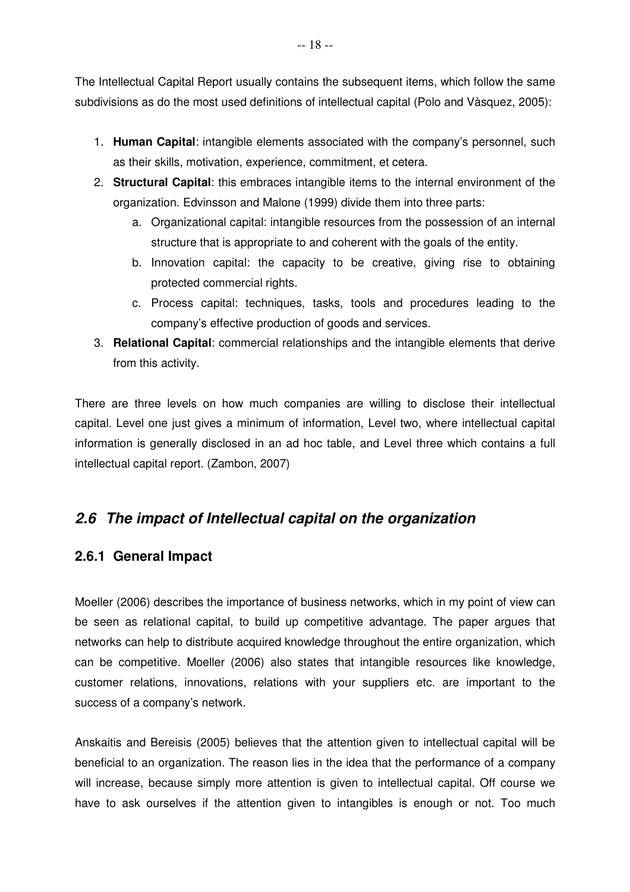The Intellectual Capital Report usually contains the subsequent items, which follow the same subdivisions as do the most used definitions of intellectual capital (Polo and Vàsquez, 2005):

1. **Human Capital**: intangible elements associated with the company's personnel, such as their skills, motivation, experience, commitment, et cetera.
2. **Structural Capital**: this embraces intangible items to the internal environment of the organization. Edvinsson and Malone (1999) divide them into three parts:
    a. Organizational capital: intangible resources from the possession of an internal structure that is appropriate to and coherent with the goals of the entity.
    b. Innovation capital: the capacity to be creative, giving rise to obtaining protected commercial rights.
    c. Process capital: techniques, tasks, tools and procedures leading to the company's effective production of goods and services.
3. **Relational Capital**: commercial relationships and the intangible elements that derive from this activity.

There are three levels on how much companies are willing to disclose their intellectual capital. Level one just gives a minimum of information, Level two, where intellectual capital information is generally disclosed in an ad hoc table, and Level three which contains a full intellectual capital report. (Zambon, 2007)

## *2.6 The impact of Intellectual capital on the organization*

### 2.6.1 General Impact

Moeller (2006) describes the importance of business networks, which in my point of view can be seen as relational capital, to build up competitive advantage. The paper argues that networks can help to distribute acquired knowledge throughout the entire organization, which can be competitive. Moeller (2006) also states that intangible resources like knowledge, customer relations, innovations, relations with your suppliers etc. are important to the success of a company's network.

Anskaitis and Bereisis (2005) believes that the attention given to intellectual capital will be beneficial to an organization. The reason lies in the idea that the performance of a company will increase, because simply more attention is given to intellectual capital. Off course we have to ask ourselves if the attention given to intangibles is enough or not. Too much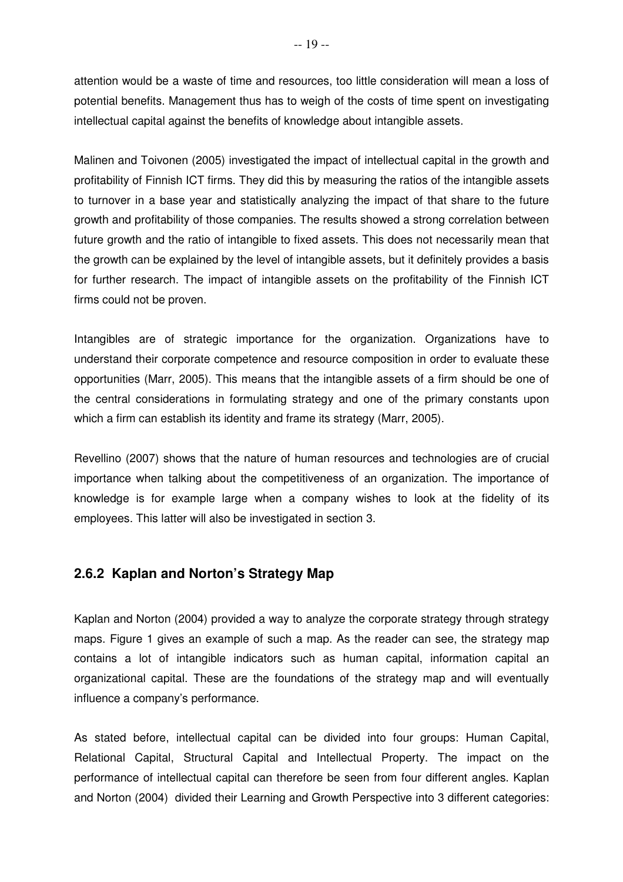attention would be a waste of time and resources, too little consideration will mean a loss of potential benefits. Management thus has to weigh of the costs of time spent on investigating intellectual capital against the benefits of knowledge about intangible assets.

Malinen and Toivonen (2005) investigated the impact of intellectual capital in the growth and profitability of Finnish ICT firms. They did this by measuring the ratios of the intangible assets to turnover in a base year and statistically analyzing the impact of that share to the future growth and profitability of those companies. The results showed a strong correlation between future growth and the ratio of intangible to fixed assets. This does not necessarily mean that the growth can be explained by the level of intangible assets, but it definitely provides a basis for further research. The impact of intangible assets on the profitability of the Finnish ICT firms could not be proven.

Intangibles are of strategic importance for the organization. Organizations have to understand their corporate competence and resource composition in order to evaluate these opportunities (Marr, 2005). This means that the intangible assets of a firm should be one of the central considerations in formulating strategy and one of the primary constants upon which a firm can establish its identity and frame its strategy (Marr, 2005).

Revellino (2007) shows that the nature of human resources and technologies are of crucial importance when talking about the competitiveness of an organization. The importance of knowledge is for example large when a company wishes to look at the fidelity of its employees. This latter will also be investigated in section 3.

### 2.6.2 Kaplan and Norton's Strategy Map

Kaplan and Norton (2004) provided a way to analyze the corporate strategy through strategy maps. Figure 1 gives an example of such a map. As the reader can see, the strategy map contains a lot of intangible indicators such as human capital, information capital an organizational capital. These are the foundations of the strategy map and will eventually influence a company's performance.

As stated before, intellectual capital can be divided into four groups: Human Capital, Relational Capital, Structural Capital and Intellectual Property. The impact on the performance of intellectual capital can therefore be seen from four different angles. Kaplan and Norton (2004) divided their Learning and Growth Perspective into 3 different categories: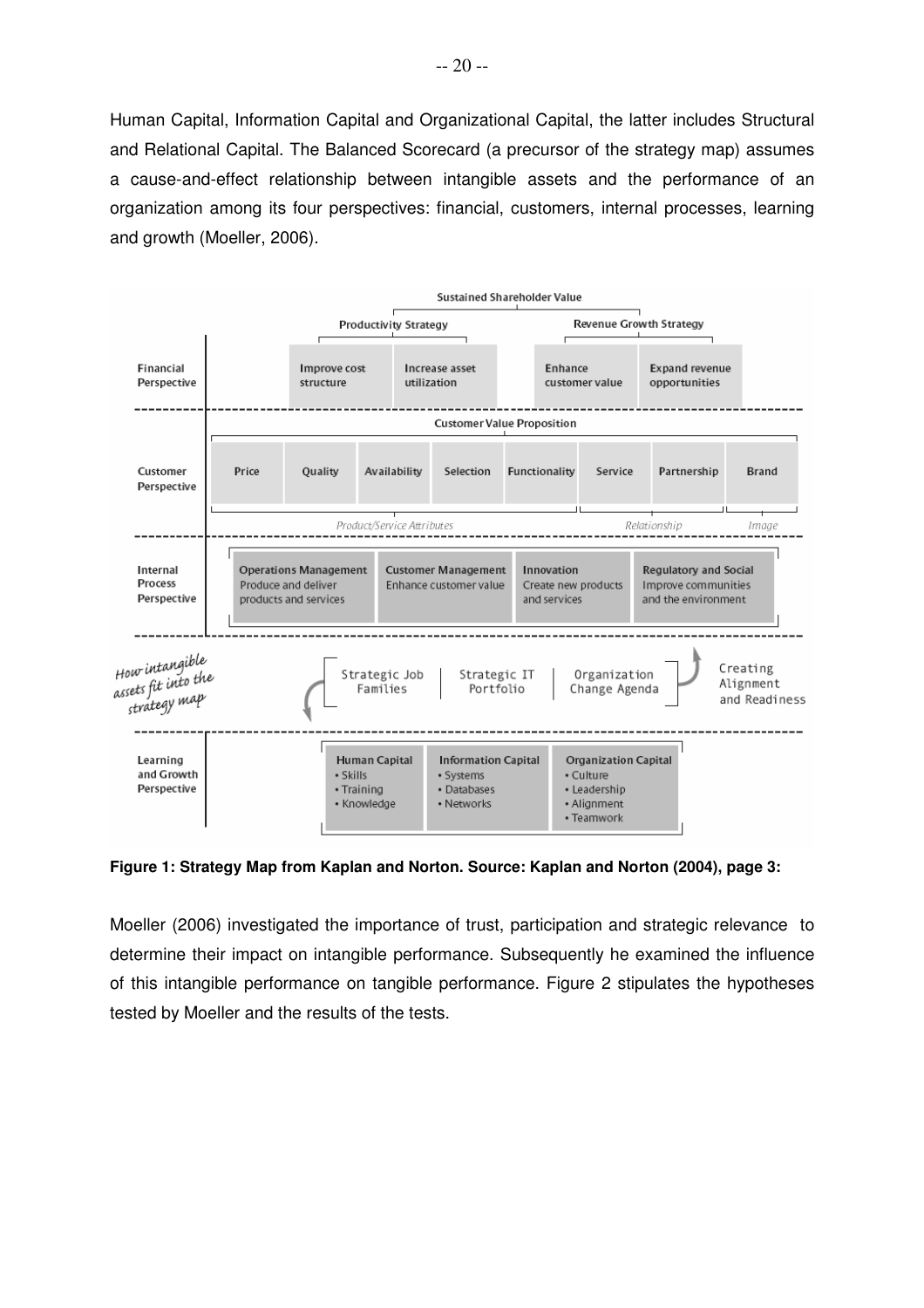Human Capital, Information Capital and Organizational Capital, the latter includes Structural and Relational Capital. The Balanced Scorecard (a precursor of the strategy map) assumes a cause-and-effect relationship between intangible assets and the performance of an organization among its four perspectives: financial, customers, internal processes, learning and growth (Moeller, 2006).

**Figure 1: Strategy Map from Kaplan and Norton. Source: Kaplan and Norton (2004), page 3:**

Moeller (2006) investigated the importance of trust, participation and strategic relevance to determine their impact on intangible performance. Subsequently he examined the influence of this intangible performance on tangible performance. Figure 2 stipulates the hypotheses tested by Moeller and the results of the tests.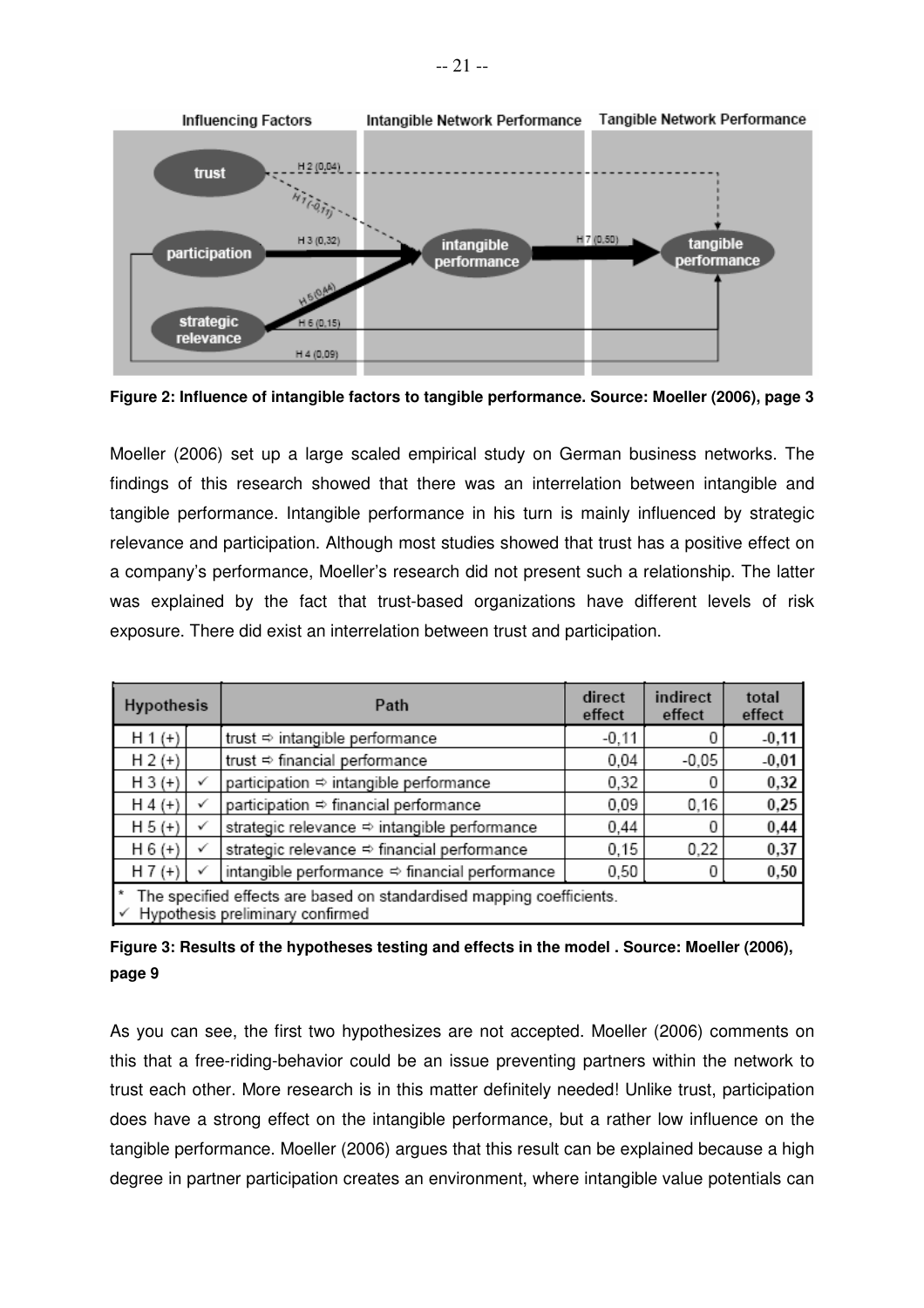Figure 2: Influence of intangible factors to tangible performance. Source: Moeller (2006), page 3

Moeller (2006) set up a large scaled empirical study on German business networks. The findings of this research showed that there was an interrelation between intangible and tangible performance. Intangible performance in his turn is mainly influenced by strategic relevance and participation. Although most studies showed that trust has a positive effect on a company's performance, Moeller's research did not present such a relationship. The latter was explained by the fact that trust-based organizations have different levels of risk exposure. There did exist an interrelation between trust and participation.

| Hypothesis | | Path | direct effect | indirect effect | total effect |
|---|---|---|---|---|---|
| H 1 (+) | | trust ⇨ intangible performance | -0,11 | 0 | **-0,11** |
| H 2 (+) | | trust ⇨ financial performance | 0,04 | -0,05 | **-0,01** |
| H 3 (+) | ✓ | participation ⇨ intangible performance | 0,32 | 0 | **0,32** |
| H 4 (+) | ✓ | participation ⇨ financial performance | 0,09 | 0,16 | **0,25** |
| H 5 (+) | ✓ | strategic relevance ⇨ intangible performance | 0,44 | 0 | **0,44** |
| H 6 (+) | ✓ | strategic relevance ⇨ financial performance | 0,15 | 0,22 | **0,37** |
| H 7 (+) | ✓ | intangible performance ⇨ financial performance | 0,50 | 0 | **0,50** |

\* The specified effects are based on standardised mapping coefficients.
✓ Hypothesis preliminary confirmed

**Figure 3: Results of the hypotheses testing and effects in the model . Source: Moeller (2006), page 9**

As you can see, the first two hypothesizes are not accepted. Moeller (2006) comments on this that a free-riding-behavior could be an issue preventing partners within the network to trust each other. More research is in this matter definitely needed! Unlike trust, participation does have a strong effect on the intangible performance, but a rather low influence on the tangible performance. Moeller (2006) argues that this result can be explained because a high degree in partner participation creates an environment, where intangible value potentials can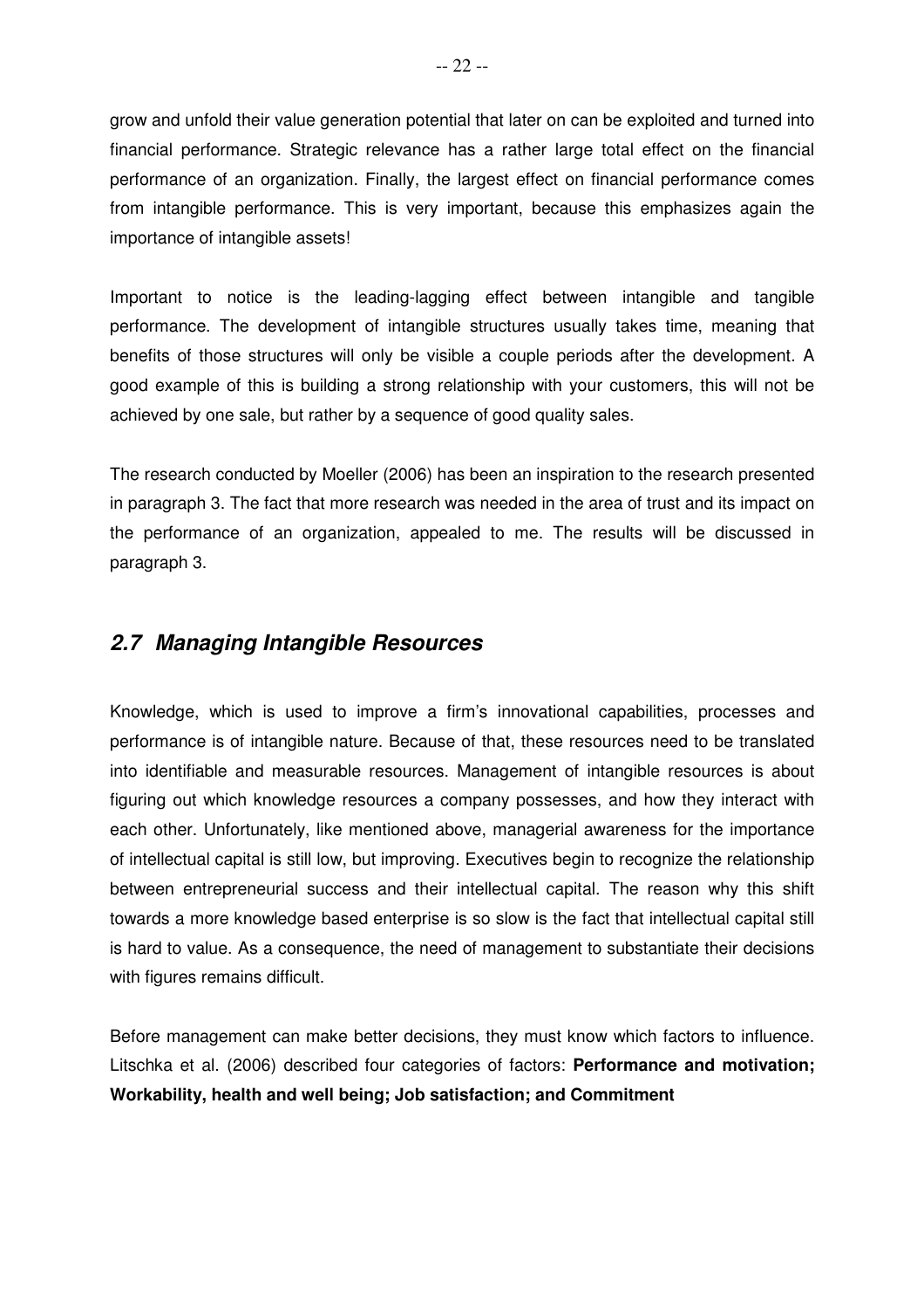grow and unfold their value generation potential that later on can be exploited and turned into financial performance. Strategic relevance has a rather large total effect on the financial performance of an organization. Finally, the largest effect on financial performance comes from intangible performance. This is very important, because this emphasizes again the importance of intangible assets!

Important to notice is the leading-lagging effect between intangible and tangible performance. The development of intangible structures usually takes time, meaning that benefits of those structures will only be visible a couple periods after the development. A good example of this is building a strong relationship with your customers, this will not be achieved by one sale, but rather by a sequence of good quality sales.

The research conducted by Moeller (2006) has been an inspiration to the research presented in paragraph 3. The fact that more research was needed in the area of trust and its impact on the performance of an organization, appealed to me. The results will be discussed in paragraph 3.

## *2.7 Managing Intangible Resources*

Knowledge, which is used to improve a firm's innovational capabilities, processes and performance is of intangible nature. Because of that, these resources need to be translated into identifiable and measurable resources. Management of intangible resources is about figuring out which knowledge resources a company possesses, and how they interact with each other. Unfortunately, like mentioned above, managerial awareness for the importance of intellectual capital is still low, but improving. Executives begin to recognize the relationship between entrepreneurial success and their intellectual capital. The reason why this shift towards a more knowledge based enterprise is so slow is the fact that intellectual capital still is hard to value. As a consequence, the need of management to substantiate their decisions with figures remains difficult.

Before management can make better decisions, they must know which factors to influence. Litschka et al. (2006) described four categories of factors: **Performance and motivation; Workability, health and well being; Job satisfaction; and Commitment**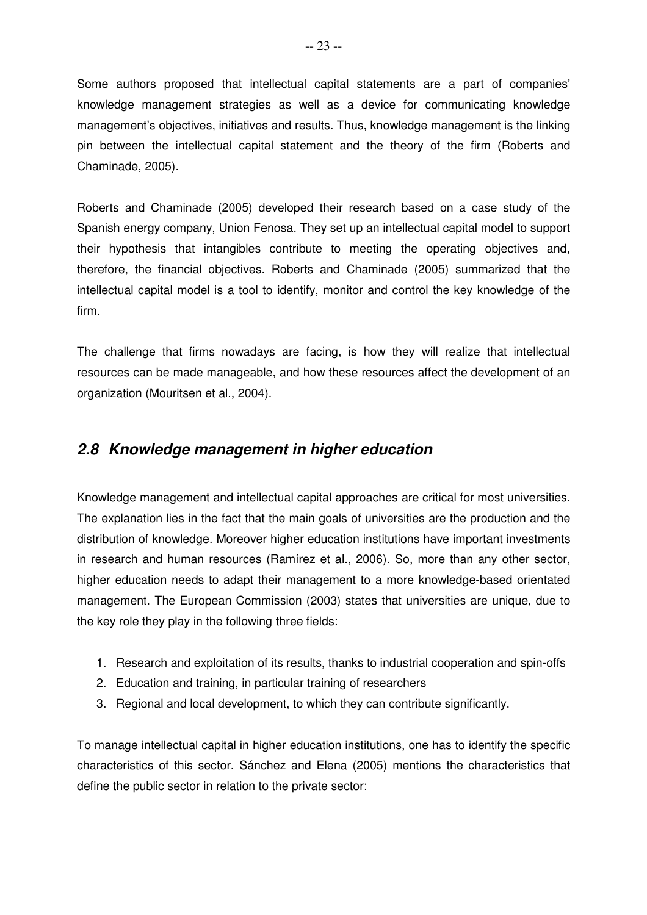Some authors proposed that intellectual capital statements are a part of companies' knowledge management strategies as well as a device for communicating knowledge management's objectives, initiatives and results. Thus, knowledge management is the linking pin between the intellectual capital statement and the theory of the firm (Roberts and Chaminade, 2005).

Roberts and Chaminade (2005) developed their research based on a case study of the Spanish energy company, Union Fenosa. They set up an intellectual capital model to support their hypothesis that intangibles contribute to meeting the operating objectives and, therefore, the financial objectives. Roberts and Chaminade (2005) summarized that the intellectual capital model is a tool to identify, monitor and control the key knowledge of the firm.

The challenge that firms nowadays are facing, is how they will realize that intellectual resources can be made manageable, and how these resources affect the development of an organization (Mouritsen et al., 2004).

## *2.8 Knowledge management in higher education*

Knowledge management and intellectual capital approaches are critical for most universities. The explanation lies in the fact that the main goals of universities are the production and the distribution of knowledge. Moreover higher education institutions have important investments in research and human resources (Ramírez et al., 2006). So, more than any other sector, higher education needs to adapt their management to a more knowledge-based orientated management. The European Commission (2003) states that universities are unique, due to the key role they play in the following three fields:

1. Research and exploitation of its results, thanks to industrial cooperation and spin-offs
2. Education and training, in particular training of researchers
3. Regional and local development, to which they can contribute significantly.

To manage intellectual capital in higher education institutions, one has to identify the specific characteristics of this sector. Sánchez and Elena (2005) mentions the characteristics that define the public sector in relation to the private sector: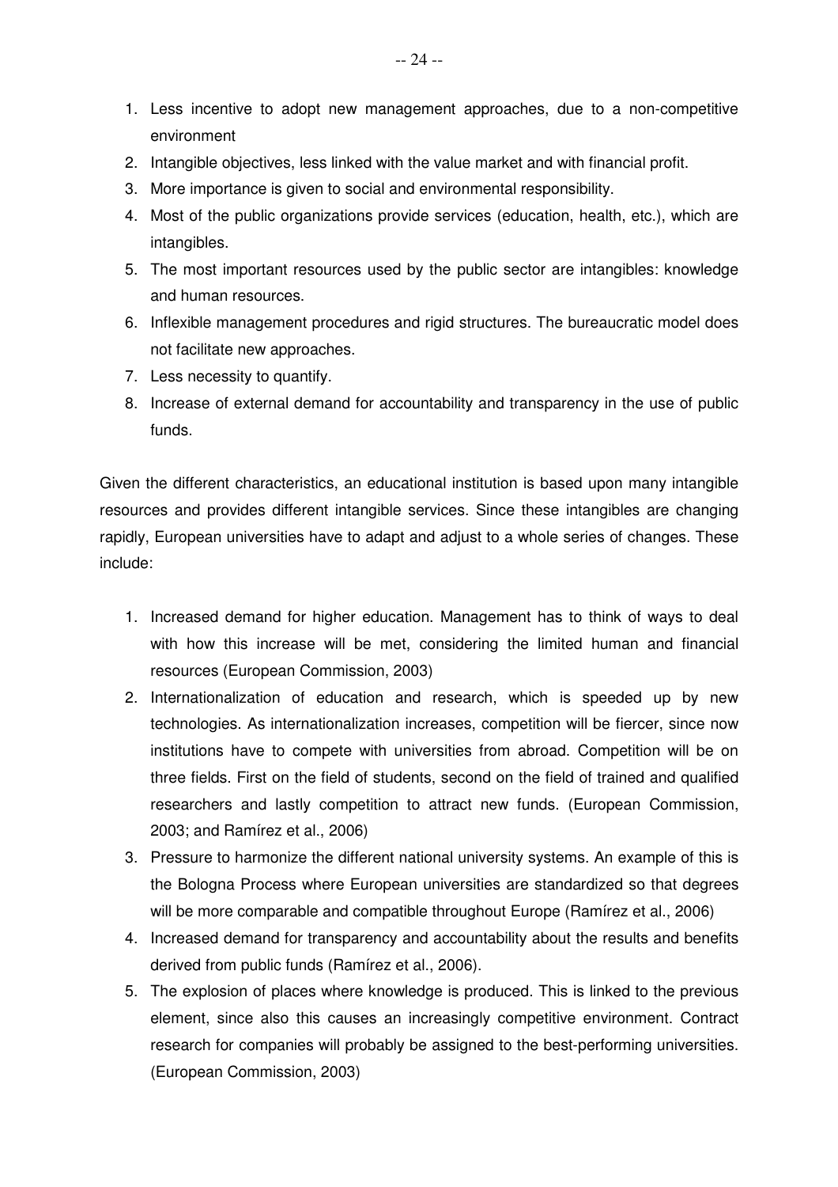1. Less incentive to adopt new management approaches, due to a non-competitive environment
2. Intangible objectives, less linked with the value market and with financial profit.
3. More importance is given to social and environmental responsibility.
4. Most of the public organizations provide services (education, health, etc.), which are intangibles.
5. The most important resources used by the public sector are intangibles: knowledge and human resources.
6. Inflexible management procedures and rigid structures. The bureaucratic model does not facilitate new approaches.
7. Less necessity to quantify.
8. Increase of external demand for accountability and transparency in the use of public funds.

Given the different characteristics, an educational institution is based upon many intangible resources and provides different intangible services. Since these intangibles are changing rapidly, European universities have to adapt and adjust to a whole series of changes. These include:

1. Increased demand for higher education. Management has to think of ways to deal with how this increase will be met, considering the limited human and financial resources (European Commission, 2003)
2. Internationalization of education and research, which is speeded up by new technologies. As internationalization increases, competition will be fiercer, since now institutions have to compete with universities from abroad. Competition will be on three fields. First on the field of students, second on the field of trained and qualified researchers and lastly competition to attract new funds. (European Commission, 2003; and Ramírez et al., 2006)
3. Pressure to harmonize the different national university systems. An example of this is the Bologna Process where European universities are standardized so that degrees will be more comparable and compatible throughout Europe (Ramírez et al., 2006)
4. Increased demand for transparency and accountability about the results and benefits derived from public funds (Ramírez et al., 2006).
5. The explosion of places where knowledge is produced. This is linked to the previous element, since also this causes an increasingly competitive environment. Contract research for companies will probably be assigned to the best-performing universities. (European Commission, 2003)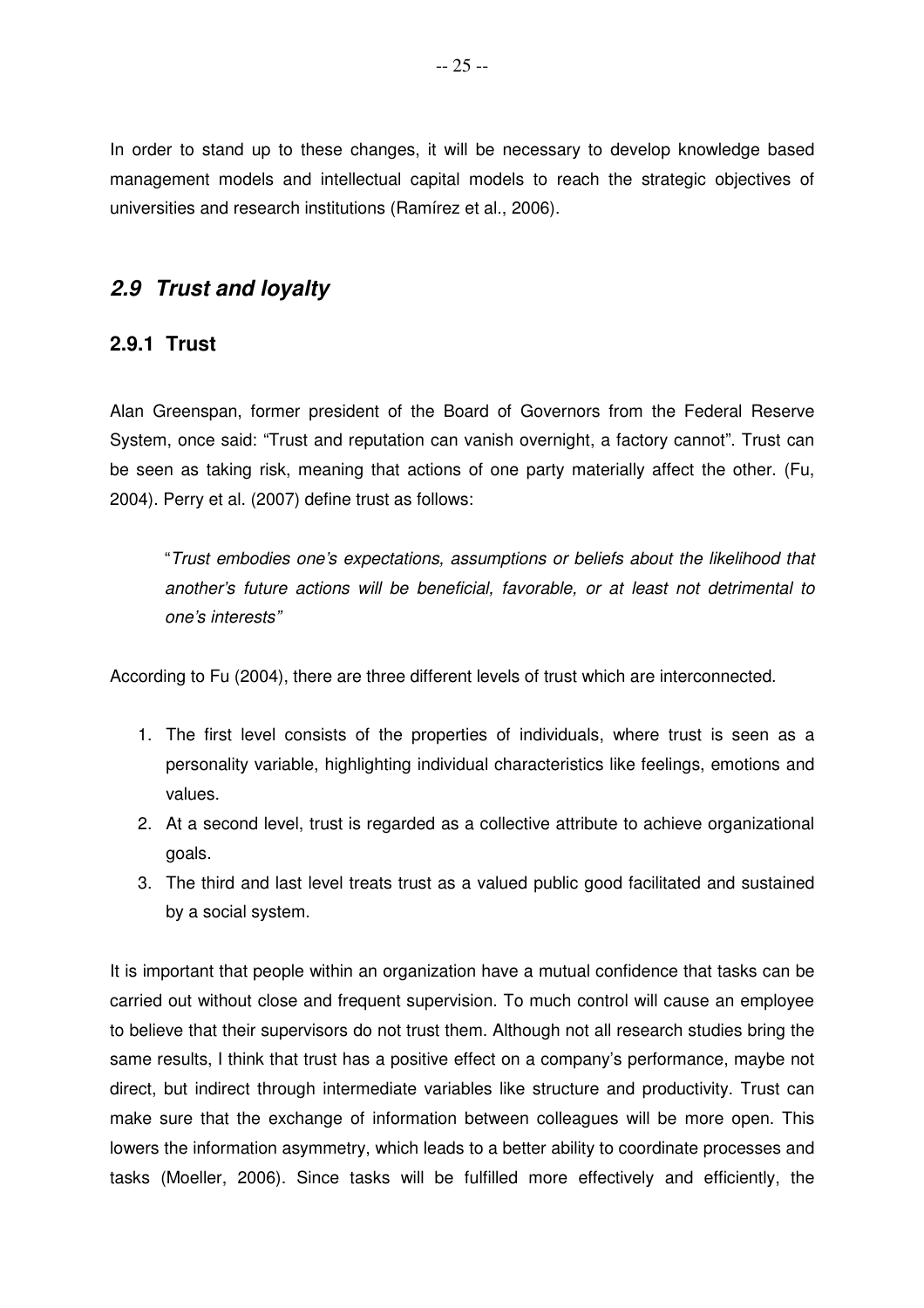In order to stand up to these changes, it will be necessary to develop knowledge based management models and intellectual capital models to reach the strategic objectives of universities and research institutions (Ramírez et al., 2006).

## *2.9 Trust and loyalty*

### 2.9.1 Trust

Alan Greenspan, former president of the Board of Governors from the Federal Reserve System, once said: "Trust and reputation can vanish overnight, a factory cannot". Trust can be seen as taking risk, meaning that actions of one party materially affect the other. (Fu, 2004). Perry et al. (2007) define trust as follows:

> "*Trust embodies one's expectations, assumptions or beliefs about the likelihood that another's future actions will be beneficial, favorable, or at least not detrimental to one's interests"*

According to Fu (2004), there are three different levels of trust which are interconnected.

1. The first level consists of the properties of individuals, where trust is seen as a personality variable, highlighting individual characteristics like feelings, emotions and values.
2. At a second level, trust is regarded as a collective attribute to achieve organizational goals.
3. The third and last level treats trust as a valued public good facilitated and sustained by a social system.

It is important that people within an organization have a mutual confidence that tasks can be carried out without close and frequent supervision. To much control will cause an employee to believe that their supervisors do not trust them. Although not all research studies bring the same results, I think that trust has a positive effect on a company's performance, maybe not direct, but indirect through intermediate variables like structure and productivity. Trust can make sure that the exchange of information between colleagues will be more open. This lowers the information asymmetry, which leads to a better ability to coordinate processes and tasks (Moeller, 2006). Since tasks will be fulfilled more effectively and efficiently, the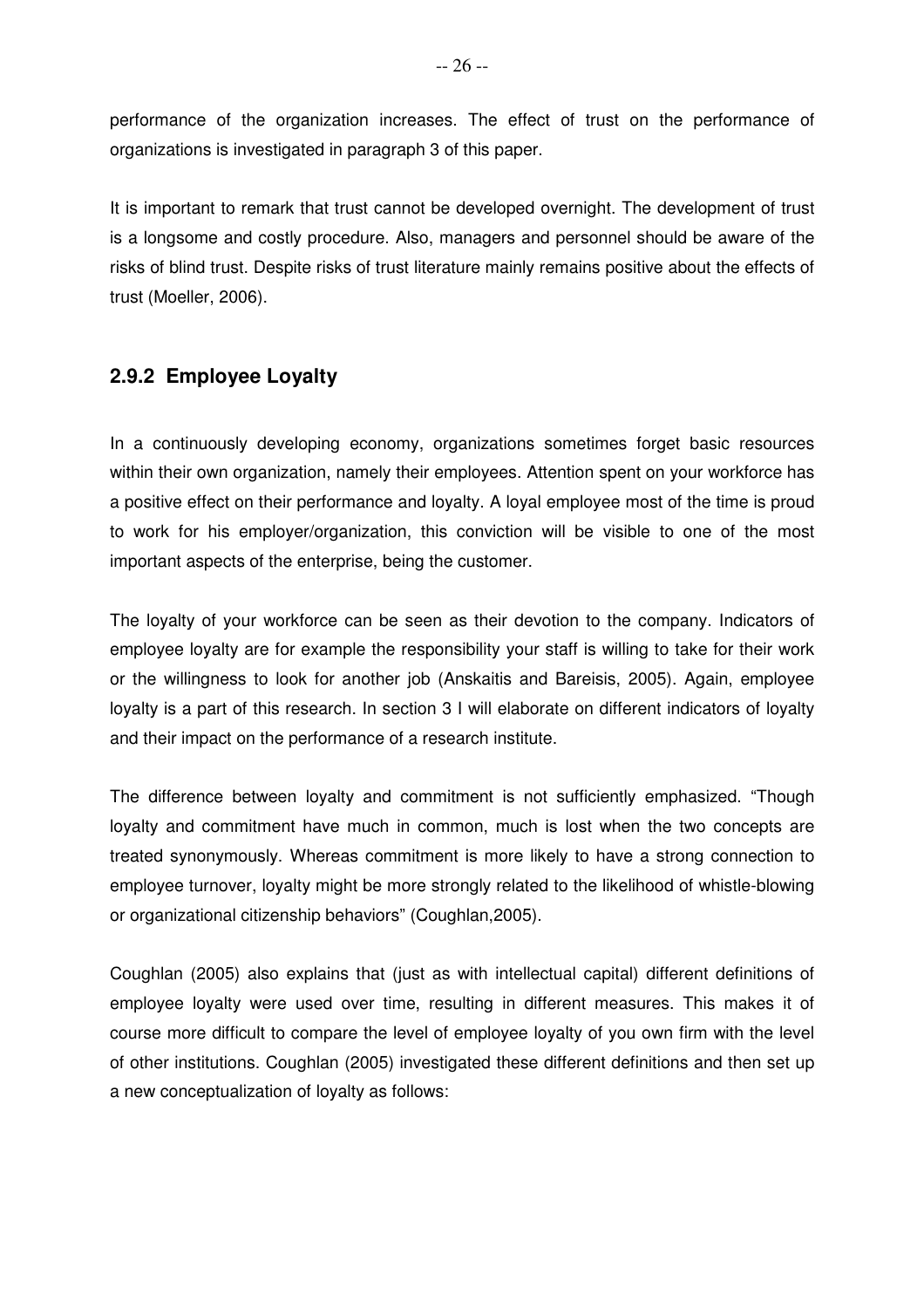performance of the organization increases. The effect of trust on the performance of organizations is investigated in paragraph 3 of this paper.

It is important to remark that trust cannot be developed overnight. The development of trust is a longsome and costly procedure. Also, managers and personnel should be aware of the risks of blind trust. Despite risks of trust literature mainly remains positive about the effects of trust (Moeller, 2006).

### 2.9.2 Employee Loyalty

In a continuously developing economy, organizations sometimes forget basic resources within their own organization, namely their employees. Attention spent on your workforce has a positive effect on their performance and loyalty. A loyal employee most of the time is proud to work for his employer/organization, this conviction will be visible to one of the most important aspects of the enterprise, being the customer.

The loyalty of your workforce can be seen as their devotion to the company. Indicators of employee loyalty are for example the responsibility your staff is willing to take for their work or the willingness to look for another job (Anskaitis and Bareisis, 2005). Again, employee loyalty is a part of this research. In section 3 I will elaborate on different indicators of loyalty and their impact on the performance of a research institute.

The difference between loyalty and commitment is not sufficiently emphasized. "Though loyalty and commitment have much in common, much is lost when the two concepts are treated synonymously. Whereas commitment is more likely to have a strong connection to employee turnover, loyalty might be more strongly related to the likelihood of whistle-blowing or organizational citizenship behaviors" (Coughlan,2005).

Coughlan (2005) also explains that (just as with intellectual capital) different definitions of employee loyalty were used over time, resulting in different measures. This makes it of course more difficult to compare the level of employee loyalty of you own firm with the level of other institutions. Coughlan (2005) investigated these different definitions and then set up a new conceptualization of loyalty as follows: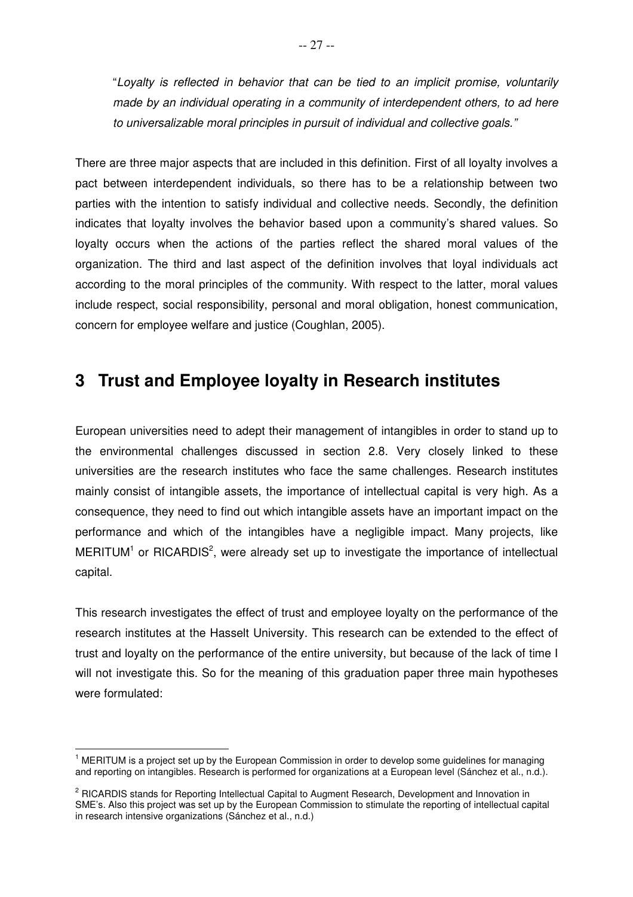"*Loyalty is reflected in behavior that can be tied to an implicit promise, voluntarily made by an individual operating in a community of interdependent others, to ad here to universalizable moral principles in pursuit of individual and collective goals.*"

There are three major aspects that are included in this definition. First of all loyalty involves a pact between interdependent individuals, so there has to be a relationship between two parties with the intention to satisfy individual and collective needs. Secondly, the definition indicates that loyalty involves the behavior based upon a community's shared values. So loyalty occurs when the actions of the parties reflect the shared moral values of the organization. The third and last aspect of the definition involves that loyal individuals act according to the moral principles of the community. With respect to the latter, moral values include respect, social responsibility, personal and moral obligation, honest communication, concern for employee welfare and justice (Coughlan, 2005).

# 3 Trust and Employee loyalty in Research institutes

European universities need to adept their management of intangibles in order to stand up to the environmental challenges discussed in section 2.8. Very closely linked to these universities are the research institutes who face the same challenges. Research institutes mainly consist of intangible assets, the importance of intellectual capital is very high. As a consequence, they need to find out which intangible assets have an important impact on the performance and which of the intangibles have a negligible impact. Many projects, like MERITUM[1] or RICARDIS[2], were already set up to investigate the importance of intellectual capital.

This research investigates the effect of trust and employee loyalty on the performance of the research institutes at the Hasselt University. This research can be extended to the effect of trust and loyalty on the performance of the entire university, but because of the lack of time I will not investigate this. So for the meaning of this graduation paper three main hypotheses were formulated:

---

[1] MERITUM is a project set up by the European Commission in order to develop some guidelines for managing and reporting on intangibles. Research is performed for organizations at a European level (Sánchez et al., n.d.).

[2] RICARDIS stands for Reporting Intellectual Capital to Augment Research, Development and Innovation in SME's. Also this project was set up by the European Commission to stimulate the reporting of intellectual capital in research intensive organizations (Sánchez et al., n.d.)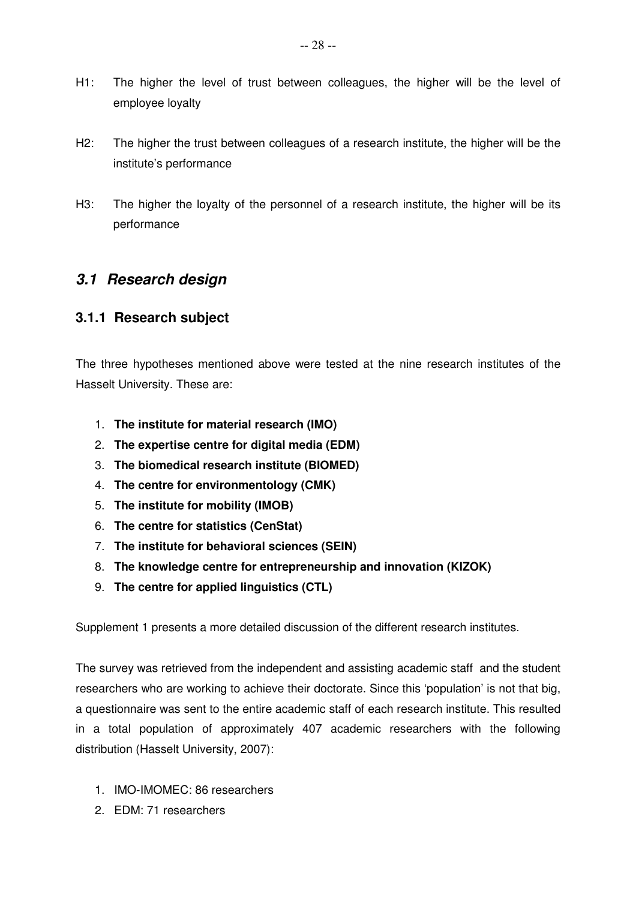H1: The higher the level of trust between colleagues, the higher will be the level of employee loyalty

H2: The higher the trust between colleagues of a research institute, the higher will be the institute's performance

H3: The higher the loyalty of the personnel of a research institute, the higher will be its performance

## *3.1 Research design*

### 3.1.1 Research subject

The three hypotheses mentioned above were tested at the nine research institutes of the Hasselt University. These are:

1. **The institute for material research (IMO)**
2. **The expertise centre for digital media (EDM)**
3. **The biomedical research institute (BIOMED)**
4. **The centre for environmentology (CMK)**
5. **The institute for mobility (IMOB)**
6. **The centre for statistics (CenStat)**
7. **The institute for behavioral sciences (SEIN)**
8. **The knowledge centre for entrepreneurship and innovation (KIZOK)**
9. **The centre for applied linguistics (CTL)**

Supplement 1 presents a more detailed discussion of the different research institutes.

The survey was retrieved from the independent and assisting academic staff and the student researchers who are working to achieve their doctorate. Since this 'population' is not that big, a questionnaire was sent to the entire academic staff of each research institute. This resulted in a total population of approximately 407 academic researchers with the following distribution (Hasselt University, 2007):

1. IMO-IMOMEC: 86 researchers
2. EDM: 71 researchers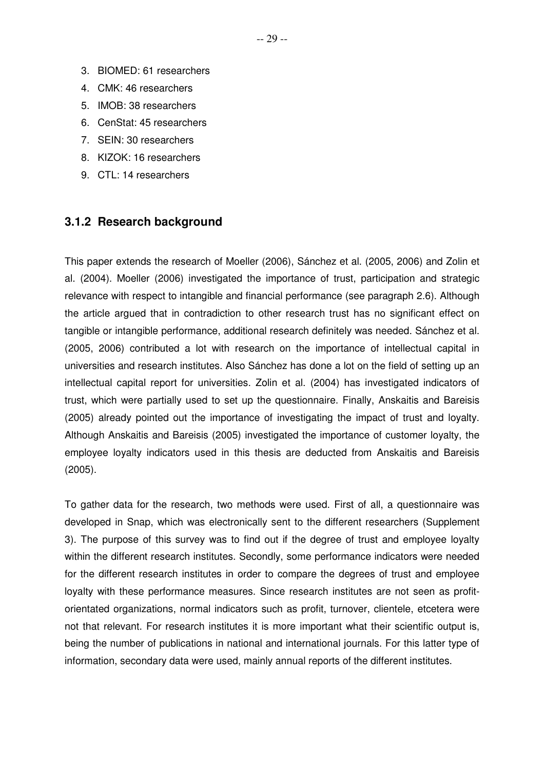3. BIOMED: 61 researchers
4. CMK: 46 researchers
5. IMOB: 38 researchers
6. CenStat: 45 researchers
7. SEIN: 30 researchers
8. KIZOK: 16 researchers
9. CTL: 14 researchers

### 3.1.2 Research background

This paper extends the research of Moeller (2006), Sánchez et al. (2005, 2006) and Zolin et al. (2004). Moeller (2006) investigated the importance of trust, participation and strategic relevance with respect to intangible and financial performance (see paragraph 2.6). Although the article argued that in contradiction to other research trust has no significant effect on tangible or intangible performance, additional research definitely was needed. Sánchez et al. (2005, 2006) contributed a lot with research on the importance of intellectual capital in universities and research institutes. Also Sánchez has done a lot on the field of setting up an intellectual capital report for universities. Zolin et al. (2004) has investigated indicators of trust, which were partially used to set up the questionnaire. Finally, Anskaitis and Bareisis (2005) already pointed out the importance of investigating the impact of trust and loyalty. Although Anskaitis and Bareisis (2005) investigated the importance of customer loyalty, the employee loyalty indicators used in this thesis are deducted from Anskaitis and Bareisis (2005).

To gather data for the research, two methods were used. First of all, a questionnaire was developed in Snap, which was electronically sent to the different researchers (Supplement 3). The purpose of this survey was to find out if the degree of trust and employee loyalty within the different research institutes. Secondly, some performance indicators were needed for the different research institutes in order to compare the degrees of trust and employee loyalty with these performance measures. Since research institutes are not seen as profit-orientated organizations, normal indicators such as profit, turnover, clientele, etcetera were not that relevant. For research institutes it is more important what their scientific output is, being the number of publications in national and international journals. For this latter type of information, secondary data were used, mainly annual reports of the different institutes.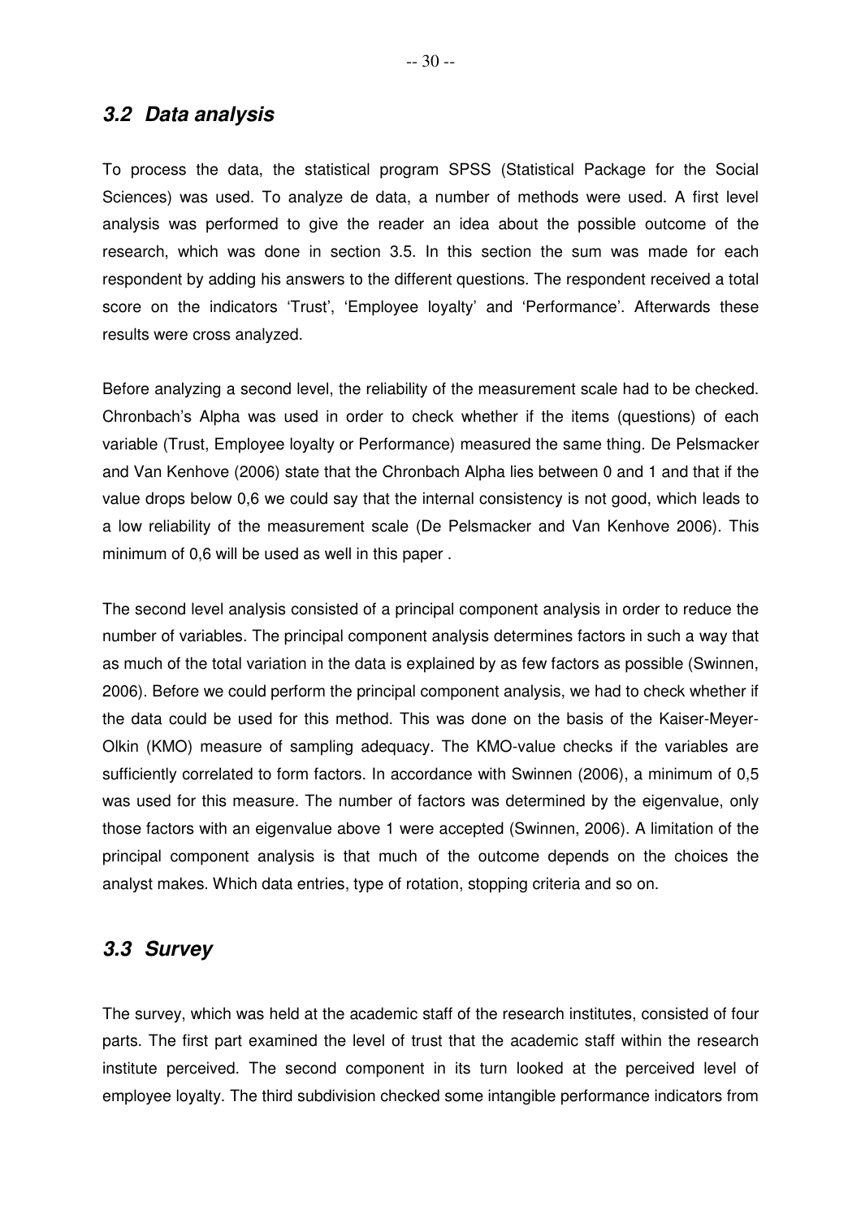## *3.2 Data analysis*

To process the data, the statistical program SPSS (Statistical Package for the Social Sciences) was used. To analyze de data, a number of methods were used. A first level analysis was performed to give the reader an idea about the possible outcome of the research, which was done in section 3.5. In this section the sum was made for each respondent by adding his answers to the different questions. The respondent received a total score on the indicators 'Trust', 'Employee loyalty' and 'Performance'. Afterwards these results were cross analyzed.

Before analyzing a second level, the reliability of the measurement scale had to be checked. Chronbach's Alpha was used in order to check whether if the items (questions) of each variable (Trust, Employee loyalty or Performance) measured the same thing. De Pelsmacker and Van Kenhove (2006) state that the Chronbach Alpha lies between 0 and 1 and that if the value drops below 0,6 we could say that the internal consistency is not good, which leads to a low reliability of the measurement scale (De Pelsmacker and Van Kenhove 2006). This minimum of 0,6 will be used as well in this paper .

The second level analysis consisted of a principal component analysis in order to reduce the number of variables. The principal component analysis determines factors in such a way that as much of the total variation in the data is explained by as few factors as possible (Swinnen, 2006). Before we could perform the principal component analysis, we had to check whether if the data could be used for this method. This was done on the basis of the Kaiser-Meyer-Olkin (KMO) measure of sampling adequacy. The KMO-value checks if the variables are sufficiently correlated to form factors. In accordance with Swinnen (2006), a minimum of 0,5 was used for this measure. The number of factors was determined by the eigenvalue, only those factors with an eigenvalue above 1 were accepted (Swinnen, 2006). A limitation of the principal component analysis is that much of the outcome depends on the choices the analyst makes. Which data entries, type of rotation, stopping criteria and so on.

## *3.3 Survey*

The survey, which was held at the academic staff of the research institutes, consisted of four parts. The first part examined the level of trust that the academic staff within the research institute perceived. The second component in its turn looked at the perceived level of employee loyalty. The third subdivision checked some intangible performance indicators from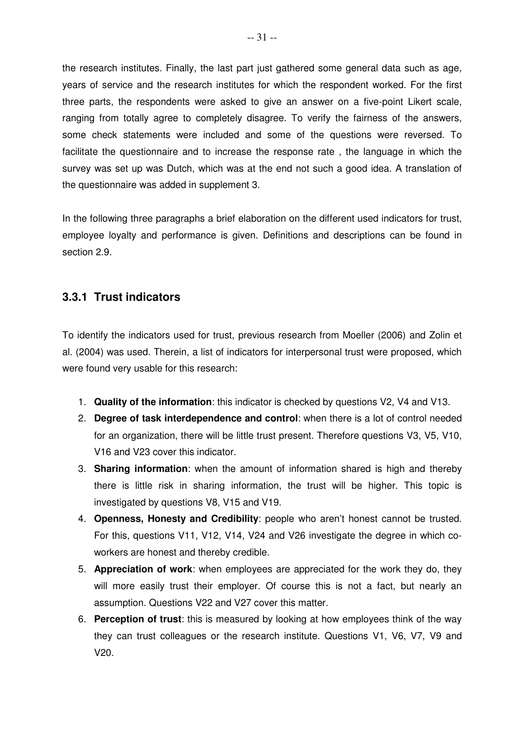the research institutes. Finally, the last part just gathered some general data such as age, years of service and the research institutes for which the respondent worked. For the first three parts, the respondents were asked to give an answer on a five-point Likert scale, ranging from totally agree to completely disagree. To verify the fairness of the answers, some check statements were included and some of the questions were reversed. To facilitate the questionnaire and to increase the response rate , the language in which the survey was set up was Dutch, which was at the end not such a good idea. A translation of the questionnaire was added in supplement 3.

In the following three paragraphs a brief elaboration on the different used indicators for trust, employee loyalty and performance is given. Definitions and descriptions can be found in section 2.9.

### 3.3.1 Trust indicators

To identify the indicators used for trust, previous research from Moeller (2006) and Zolin et al. (2004) was used. Therein, a list of indicators for interpersonal trust were proposed, which were found very usable for this research:

1. **Quality of the information**: this indicator is checked by questions V2, V4 and V13.
2. **Degree of task interdependence and control**: when there is a lot of control needed for an organization, there will be little trust present. Therefore questions V3, V5, V10, V16 and V23 cover this indicator.
3. **Sharing information**: when the amount of information shared is high and thereby there is little risk in sharing information, the trust will be higher. This topic is investigated by questions V8, V15 and V19.
4. **Openness, Honesty and Credibility**: people who aren't honest cannot be trusted. For this, questions V11, V12, V14, V24 and V26 investigate the degree in which co-workers are honest and thereby credible.
5. **Appreciation of work**: when employees are appreciated for the work they do, they will more easily trust their employer. Of course this is not a fact, but nearly an assumption. Questions V22 and V27 cover this matter.
6. **Perception of trust**: this is measured by looking at how employees think of the way they can trust colleagues or the research institute. Questions V1, V6, V7, V9 and V20.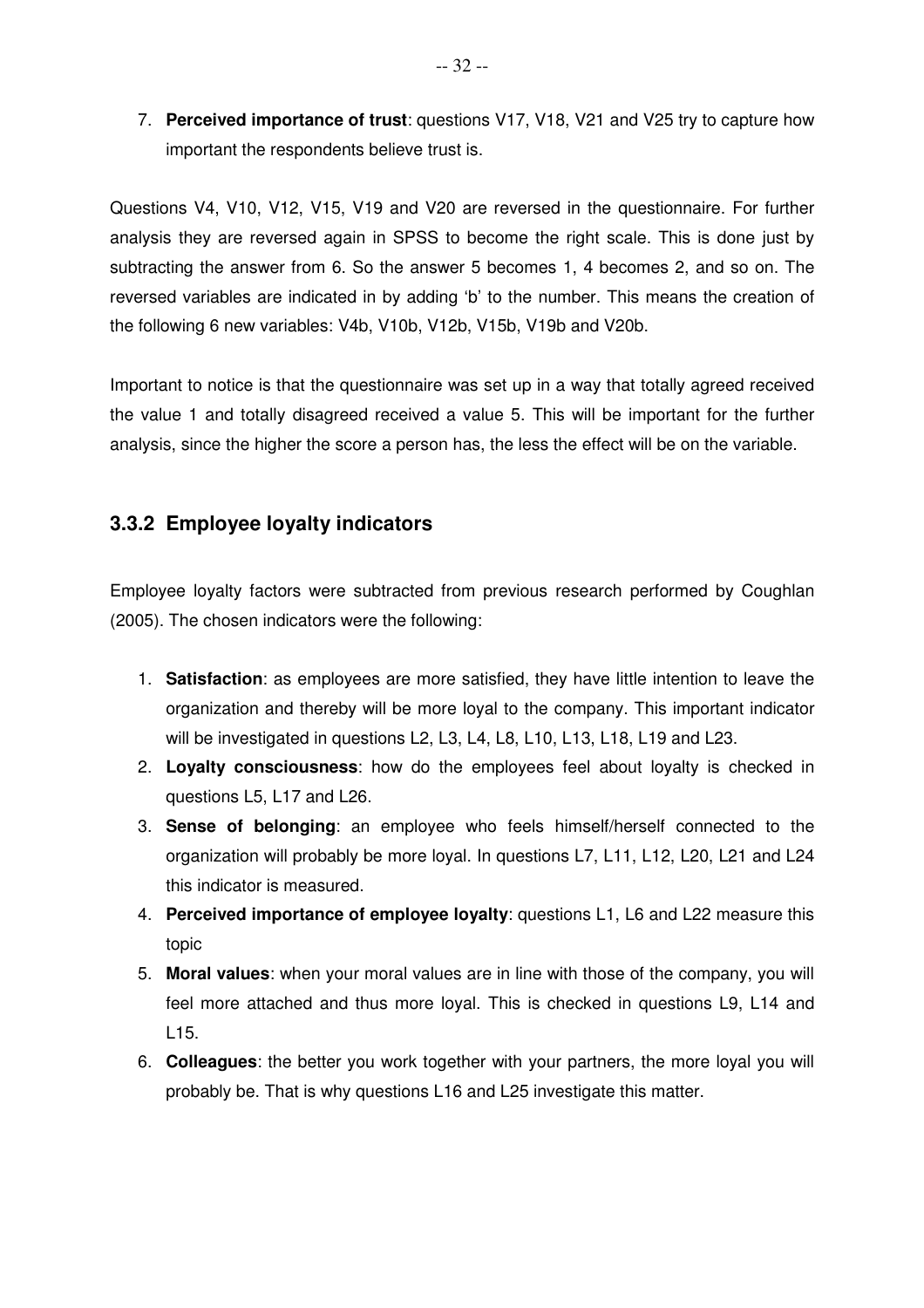7. **Perceived importance of trust**: questions V17, V18, V21 and V25 try to capture how important the respondents believe trust is.

Questions V4, V10, V12, V15, V19 and V20 are reversed in the questionnaire. For further analysis they are reversed again in SPSS to become the right scale. This is done just by subtracting the answer from 6. So the answer 5 becomes 1, 4 becomes 2, and so on. The reversed variables are indicated in by adding 'b' to the number. This means the creation of the following 6 new variables: V4b, V10b, V12b, V15b, V19b and V20b.

Important to notice is that the questionnaire was set up in a way that totally agreed received the value 1 and totally disagreed received a value 5. This will be important for the further analysis, since the higher the score a person has, the less the effect will be on the variable.

### 3.3.2 Employee loyalty indicators

Employee loyalty factors were subtracted from previous research performed by Coughlan (2005). The chosen indicators were the following:

1. **Satisfaction**: as employees are more satisfied, they have little intention to leave the organization and thereby will be more loyal to the company. This important indicator will be investigated in questions L2, L3, L4, L8, L10, L13, L18, L19 and L23.
2. **Loyalty consciousness**: how do the employees feel about loyalty is checked in questions L5, L17 and L26.
3. **Sense of belonging**: an employee who feels himself/herself connected to the organization will probably be more loyal. In questions L7, L11, L12, L20, L21 and L24 this indicator is measured.
4. **Perceived importance of employee loyalty**: questions L1, L6 and L22 measure this topic
5. **Moral values**: when your moral values are in line with those of the company, you will feel more attached and thus more loyal. This is checked in questions L9, L14 and L15.
6. **Colleagues**: the better you work together with your partners, the more loyal you will probably be. That is why questions L16 and L25 investigate this matter.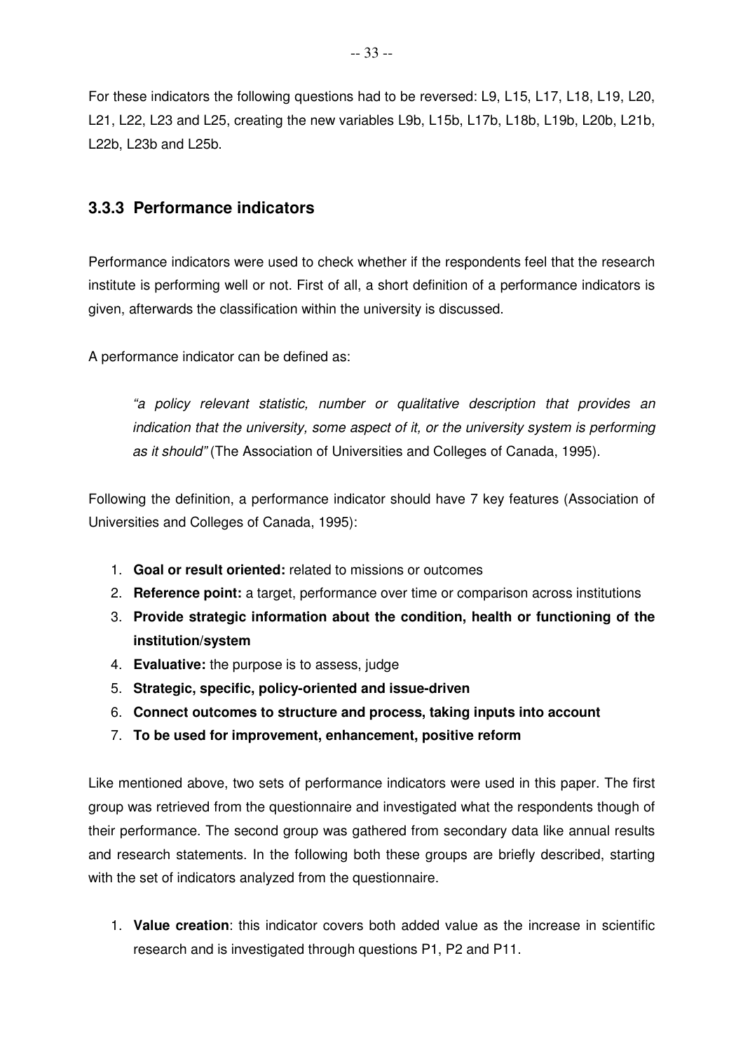For these indicators the following questions had to be reversed: L9, L15, L17, L18, L19, L20, L21, L22, L23 and L25, creating the new variables L9b, L15b, L17b, L18b, L19b, L20b, L21b, L22b, L23b and L25b.

### 3.3.3 Performance indicators

Performance indicators were used to check whether if the respondents feel that the research institute is performing well or not. First of all, a short definition of a performance indicators is given, afterwards the classification within the university is discussed.

A performance indicator can be defined as:

> *"a policy relevant statistic, number or qualitative description that provides an indication that the university, some aspect of it, or the university system is performing as it should"* (The Association of Universities and Colleges of Canada, 1995).

Following the definition, a performance indicator should have 7 key features (Association of Universities and Colleges of Canada, 1995):

1. **Goal or result oriented:** related to missions or outcomes
2. **Reference point:** a target, performance over time or comparison across institutions
3. **Provide strategic information about the condition, health or functioning of the institution/system**
4. **Evaluative:** the purpose is to assess, judge
5. **Strategic, specific, policy-oriented and issue-driven**
6. **Connect outcomes to structure and process, taking inputs into account**
7. **To be used for improvement, enhancement, positive reform**

Like mentioned above, two sets of performance indicators were used in this paper. The first group was retrieved from the questionnaire and investigated what the respondents though of their performance. The second group was gathered from secondary data like annual results and research statements. In the following both these groups are briefly described, starting with the set of indicators analyzed from the questionnaire.

1. **Value creation**: this indicator covers both added value as the increase in scientific research and is investigated through questions P1, P2 and P11.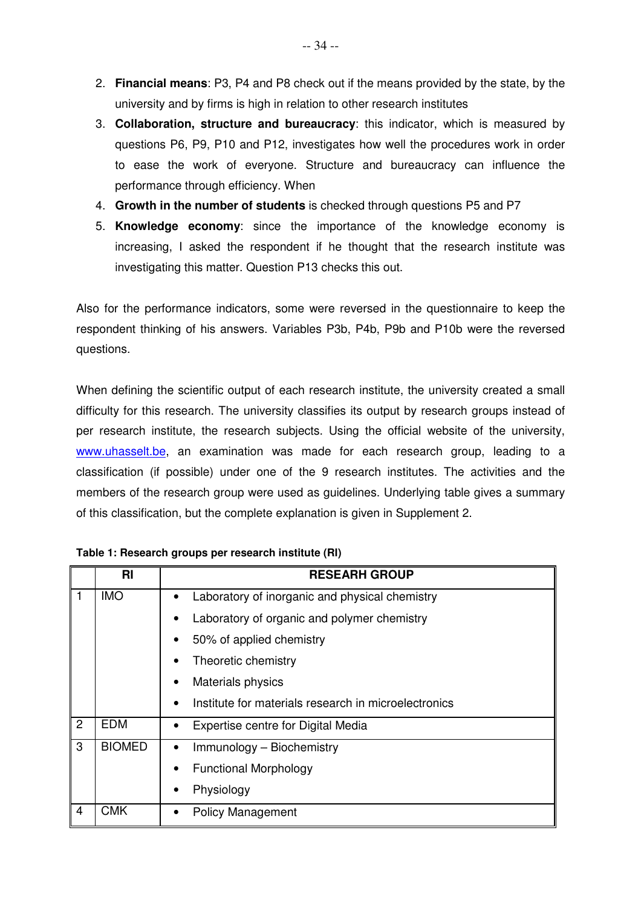2. **Financial means**: P3, P4 and P8 check out if the means provided by the state, by the university and by firms is high in relation to other research institutes
3. **Collaboration, structure and bureaucracy**: this indicator, which is measured by questions P6, P9, P10 and P12, investigates how well the procedures work in order to ease the work of everyone. Structure and bureaucracy can influence the performance through efficiency. When
4. **Growth in the number of students** is checked through questions P5 and P7
5. **Knowledge economy**: since the importance of the knowledge economy is increasing, I asked the respondent if he thought that the research institute was investigating this matter. Question P13 checks this out.

Also for the performance indicators, some were reversed in the questionnaire to keep the respondent thinking of his answers. Variables P3b, P4b, P9b and P10b were the reversed questions.

When defining the scientific output of each research institute, the university created a small difficulty for this research. The university classifies its output by research groups instead of per research institute, the research subjects. Using the official website of the university, www.uhasselt.be, an examination was made for each research group, leading to a classification (if possible) under one of the 9 research institutes. The activities and the members of the research group were used as guidelines. Underlying table gives a summary of this classification, but the complete explanation is given in Supplement 2.

**Table 1: Research groups per research institute (RI)**

| | RI | RESEARH GROUP |
|---|---|---|
| 1 | IMO | • Laboratory of inorganic and physical chemistry<br>• Laboratory of organic and polymer chemistry<br>• 50% of applied chemistry<br>• Theoretic chemistry<br>• Materials physics<br>• Institute for materials research in microelectronics |
| 2 | EDM | • Expertise centre for Digital Media |
| 3 | BIOMED | • Immunology – Biochemistry<br>• Functional Morphology<br>• Physiology |
| 4 | CMK | • Policy Management |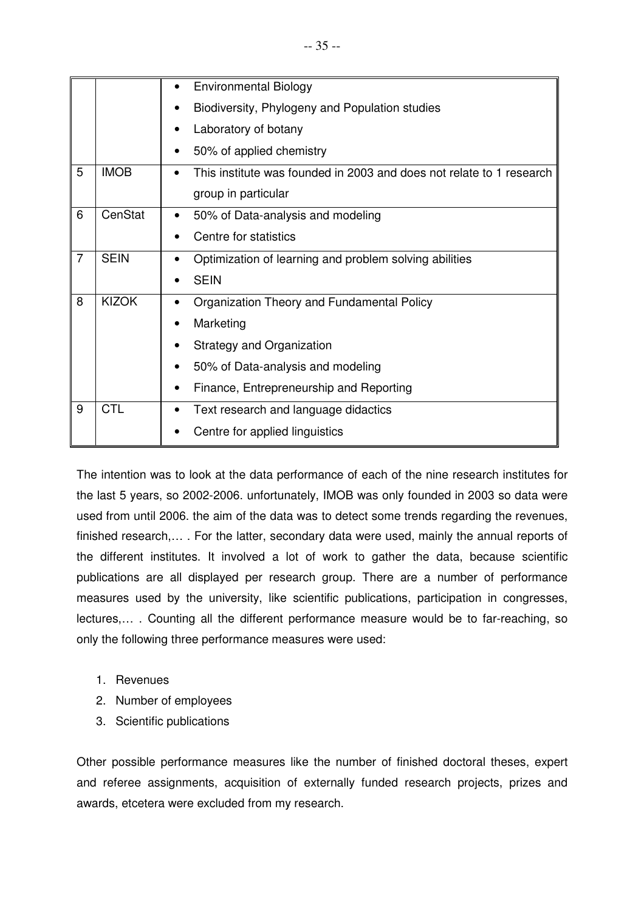| | | |
|---|---|---|
| | | • Environmental Biology<br>• Biodiversity, Phylogeny and Population studies<br>• Laboratory of botany<br>• 50% of applied chemistry |
| 5 | IMOB | • This institute was founded in 2003 and does not relate to 1 research group in particular |
| 6 | CenStat | • 50% of Data-analysis and modeling<br>• Centre for statistics |
| 7 | SEIN | • Optimization of learning and problem solving abilities<br>• SEIN |
| 8 | KIZOK | • Organization Theory and Fundamental Policy<br>• Marketing<br>• Strategy and Organization<br>• 50% of Data-analysis and modeling<br>• Finance, Entrepreneurship and Reporting |
| 9 | CTL | • Text research and language didactics<br>• Centre for applied linguistics |

The intention was to look at the data performance of each of the nine research institutes for the last 5 years, so 2002-2006. unfortunately, IMOB was only founded in 2003 so data were used from until 2006. the aim of the data was to detect some trends regarding the revenues, finished research,… . For the latter, secondary data were used, mainly the annual reports of the different institutes. It involved a lot of work to gather the data, because scientific publications are all displayed per research group. There are a number of performance measures used by the university, like scientific publications, participation in congresses, lectures,… . Counting all the different performance measure would be to far-reaching, so only the following three performance measures were used:

1. Revenues
2. Number of employees
3. Scientific publications

Other possible performance measures like the number of finished doctoral theses, expert and referee assignments, acquisition of externally funded research projects, prizes and awards, etcetera were excluded from my research.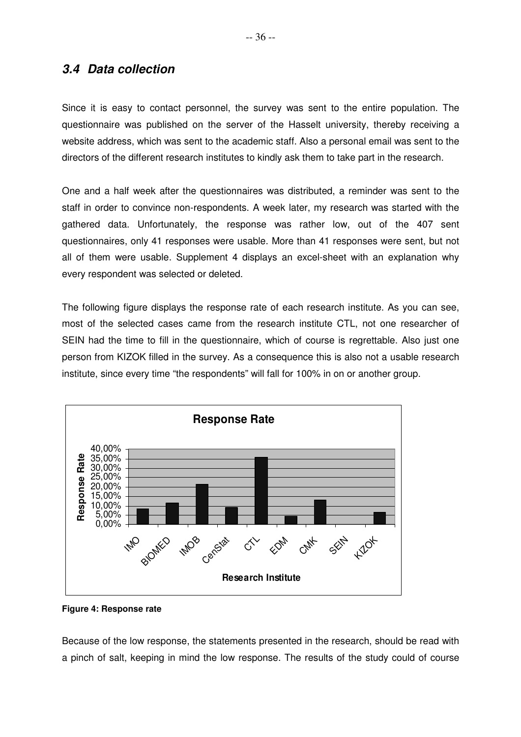### 3.4 Data collection

Since it is easy to contact personnel, the survey was sent to the entire population. The questionnaire was published on the server of the Hasselt university, thereby receiving a website address, which was sent to the academic staff. Also a personal email was sent to the directors of the different research institutes to kindly ask them to take part in the research.

One and a half week after the questionnaires was distributed, a reminder was sent to the staff in order to convince non-respondents. A week later, my research was started with the gathered data. Unfortunately, the response was rather low, out of the 407 sent questionnaires, only 41 responses were usable. More than 41 responses were sent, but not all of them were usable. Supplement 4 displays an excel-sheet with an explanation why every respondent was selected or deleted.

The following figure displays the response rate of each research institute. As you can see, most of the selected cases came from the research institute CTL, not one researcher of SEIN had the time to fill in the questionnaire, which of course is regrettable. Also just one person from KIZOK filled in the survey. As a consequence this is also not a usable research institute, since every time "the respondents" will fall for 100% in on or another group.

**Figure 4: Response rate**

Because of the low response, the statements presented in the research, should be read with a pinch of salt, keeping in mind the low response. The results of the study could of course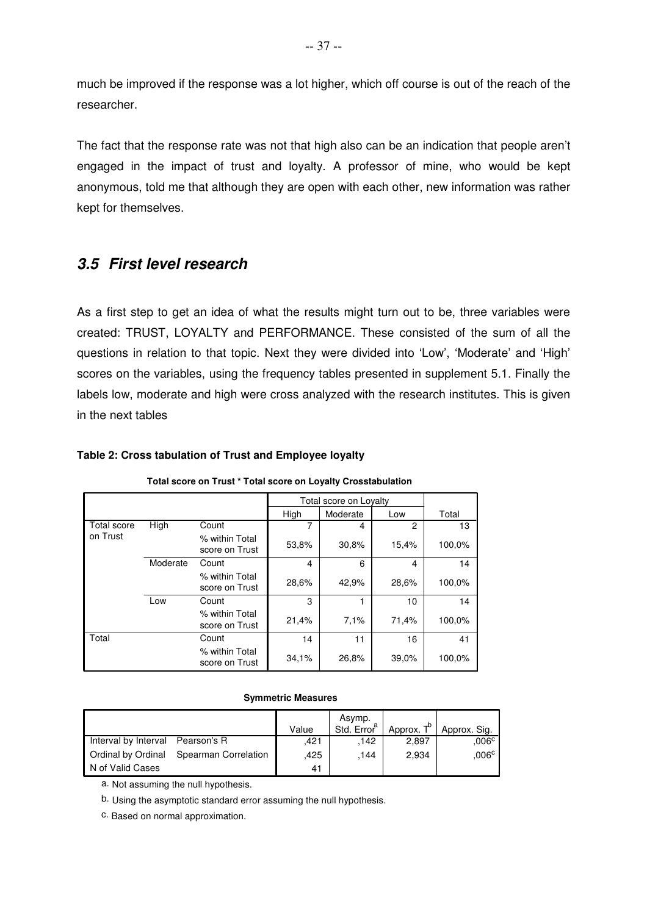much be improved if the response was a lot higher, which off course is out of the reach of the researcher.

The fact that the response rate was not that high also can be an indication that people aren't engaged in the impact of trust and loyalty. A professor of mine, who would be kept anonymous, told me that although they are open with each other, new information was rather kept for themselves.

## *3.5 First level research*

As a first step to get an idea of what the results might turn out to be, three variables were created: TRUST, LOYALTY and PERFORMANCE. These consisted of the sum of all the questions in relation to that topic. Next they were divided into 'Low', 'Moderate' and 'High' scores on the variables, using the frequency tables presented in supplement 5.1. Finally the labels low, moderate and high were cross analyzed with the research institutes. This is given in the next tables

**Table 2: Cross tabulation of Trust and Employee loyalty**

**Total score on Trust * Total score on Loyalty Crosstabulation**

| | | | Total score on Loyalty | | | |
|---|---|---|---|---|---|---|
| | | | High | Moderate | Low | Total |
| Total score on Trust | High | Count | 7 | 4 | 2 | 13 |
| | | % within Total score on Trust | 53,8% | 30,8% | 15,4% | 100,0% |
| | Moderate | Count | 4 | 6 | 4 | 14 |
| | | % within Total score on Trust | 28,6% | 42,9% | 28,6% | 100,0% |
| | Low | Count | 3 | 1 | 10 | 14 |
| | | % within Total score on Trust | 21,4% | 7,1% | 71,4% | 100,0% |
| Total | | Count | 14 | 11 | 16 | 41 |
| | | % within Total score on Trust | 34,1% | 26,8% | 39,0% | 100,0% |

**Symmetric Measures**

| | | Value | Asymp. Std. Error[a] | Approx. T[b] | Approx. Sig. |
|---|---|---|---|---|---|
| Interval by Interval | Pearson's R | ,421 | ,142 | 2,897 | ,006[c] |
| Ordinal by Ordinal | Spearman Correlation | ,425 | ,144 | 2,934 | ,006[c] |
| N of Valid Cases | | 41 | | | |

a. Not assuming the null hypothesis.

b. Using the asymptotic standard error assuming the null hypothesis.

c. Based on normal approximation.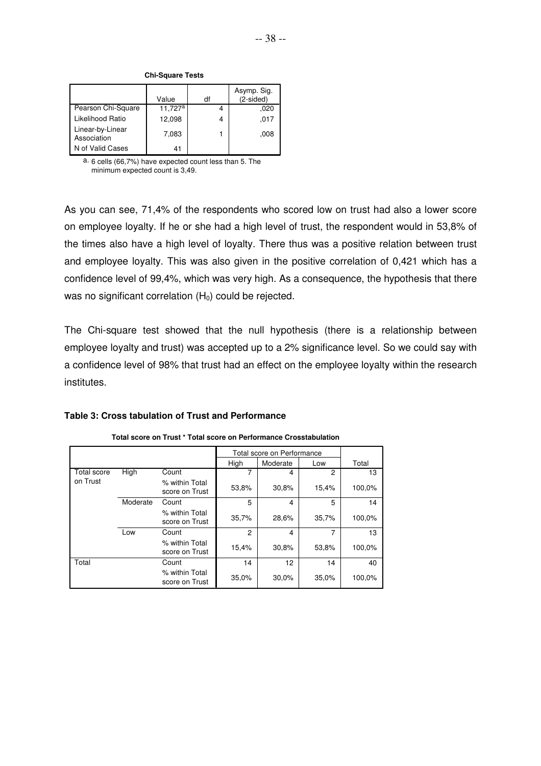**Chi-Square Tests**

| | Value | df | Asymp. Sig. (2-sided) |
|---|---|---|---|
| Pearson Chi-Square | 11,727[a] | 4 | ,020 |
| Likelihood Ratio | 12,098 | 4 | ,017 |
| Linear-by-Linear Association | 7,083 | 1 | ,008 |
| N of Valid Cases | 41 | | |

a. 6 cells (66,7%) have expected count less than 5. The minimum expected count is 3,49.

As you can see, 71,4% of the respondents who scored low on trust had also a lower score on employee loyalty. If he or she had a high level of trust, the respondent would in 53,8% of the times also have a high level of loyalty. There thus was a positive relation between trust and employee loyalty. This was also given in the positive correlation of 0,421 which has a confidence level of 99,4%, which was very high. As a consequence, the hypothesis that there was no significant correlation ($H_0$) could be rejected.

The Chi-square test showed that the null hypothesis (there is a relationship between employee loyalty and trust) was accepted up to a 2% significance level. So we could say with a confidence level of 98% that trust had an effect on the employee loyalty within the research institutes.

**Table 3: Cross tabulation of Trust and Performance**

**Total score on Trust * Total score on Performance Crosstabulation**

| | | | Total score on Performance | | | |
|---|---|---|---|---|---|---|
| | | | High | Moderate | Low | Total |
| Total score on Trust | High | Count | 7 | 4 | 2 | 13 |
| | | % within Total score on Trust | 53,8% | 30,8% | 15,4% | 100,0% |
| | Moderate | Count | 5 | 4 | 5 | 14 |
| | | % within Total score on Trust | 35,7% | 28,6% | 35,7% | 100,0% |
| | Low | Count | 2 | 4 | 7 | 13 |
| | | % within Total score on Trust | 15,4% | 30,8% | 53,8% | 100,0% |
| Total | | Count | 14 | 12 | 14 | 40 |
| | | % within Total score on Trust | 35,0% | 30,0% | 35,0% | 100,0% |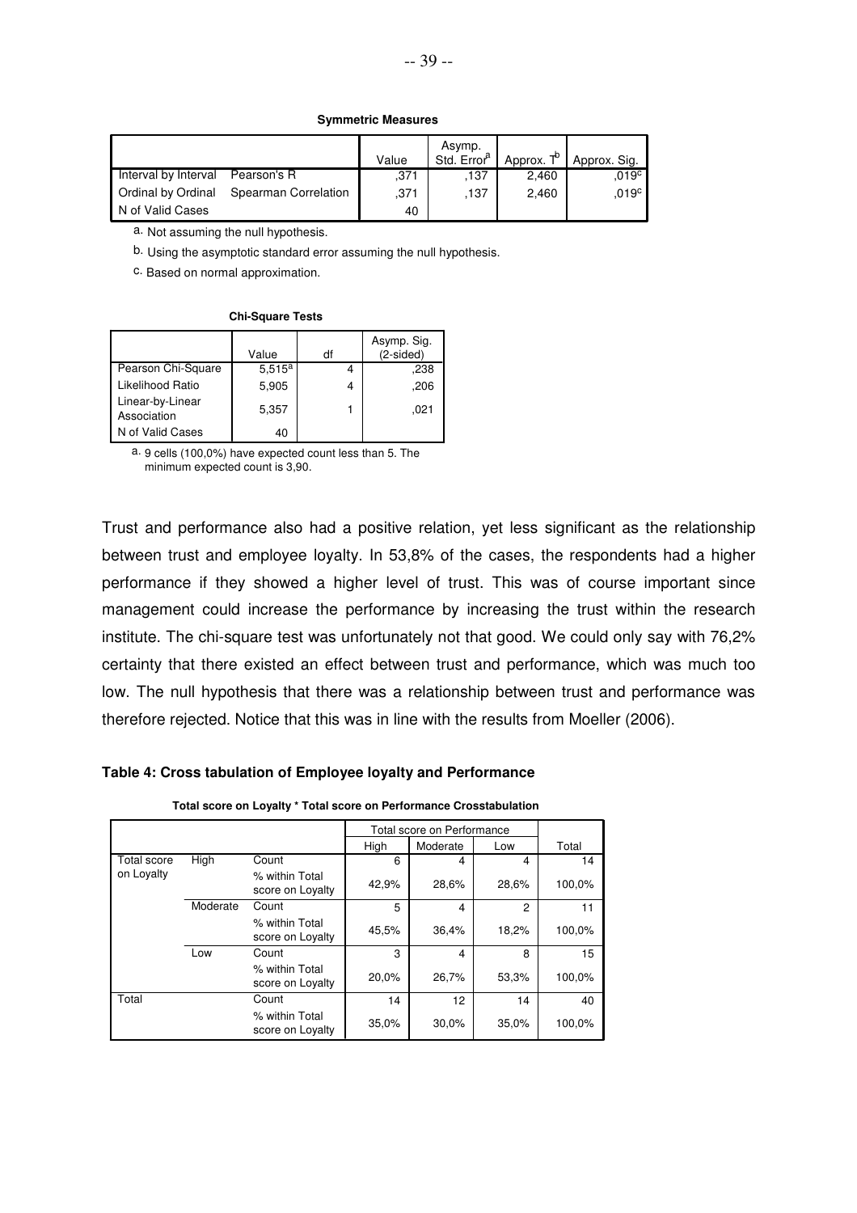**Symmetric Measures**

| | | Value | Asymp. Std. Error[a] | Approx. T[b] | Approx. Sig. |
|---|---|---|---|---|---|
| Interval by Interval | Pearson's R | ,371 | ,137 | 2,460 | ,019[c] |
| Ordinal by Ordinal | Spearman Correlation | ,371 | ,137 | 2,460 | ,019[c] |
| N of Valid Cases | | 40 | | | |

a. Not assuming the null hypothesis.

b. Using the asymptotic standard error assuming the null hypothesis.

c. Based on normal approximation.

**Chi-Square Tests**

| | Value | df | Asymp. Sig. (2-sided) |
|---|---|---|---|
| Pearson Chi-Square | 5,515[a] | 4 | ,238 |
| Likelihood Ratio | 5,905 | 4 | ,206 |
| Linear-by-Linear Association | 5,357 | 1 | ,021 |
| N of Valid Cases | 40 | | |

a. 9 cells (100,0%) have expected count less than 5. The minimum expected count is 3,90.

Trust and performance also had a positive relation, yet less significant as the relationship between trust and employee loyalty. In 53,8% of the cases, the respondents had a higher performance if they showed a higher level of trust. This was of course important since management could increase the performance by increasing the trust within the research institute. The chi-square test was unfortunately not that good. We could only say with 76,2% certainty that there existed an effect between trust and performance, which was much too low. The null hypothesis that there was a relationship between trust and performance was therefore rejected. Notice that this was in line with the results from Moeller (2006).

**Table 4: Cross tabulation of Employee loyalty and Performance**

**Total score on Loyalty * Total score on Performance Crosstabulation**

| | | | Total score on Performance | | | |
|---|---|---|---|---|---|---|
| | | | High | Moderate | Low | Total |
| Total score on Loyalty | High | Count | 6 | 4 | 4 | 14 |
| | | % within Total score on Loyalty | 42,9% | 28,6% | 28,6% | 100,0% |
| | Moderate | Count | 5 | 4 | 2 | 11 |
| | | % within Total score on Loyalty | 45,5% | 36,4% | 18,2% | 100,0% |
| | Low | Count | 3 | 4 | 8 | 15 |
| | | % within Total score on Loyalty | 20,0% | 26,7% | 53,3% | 100,0% |
| Total | | Count | 14 | 12 | 14 | 40 |
| | | % within Total score on Loyalty | 35,0% | 30,0% | 35,0% | 100,0% |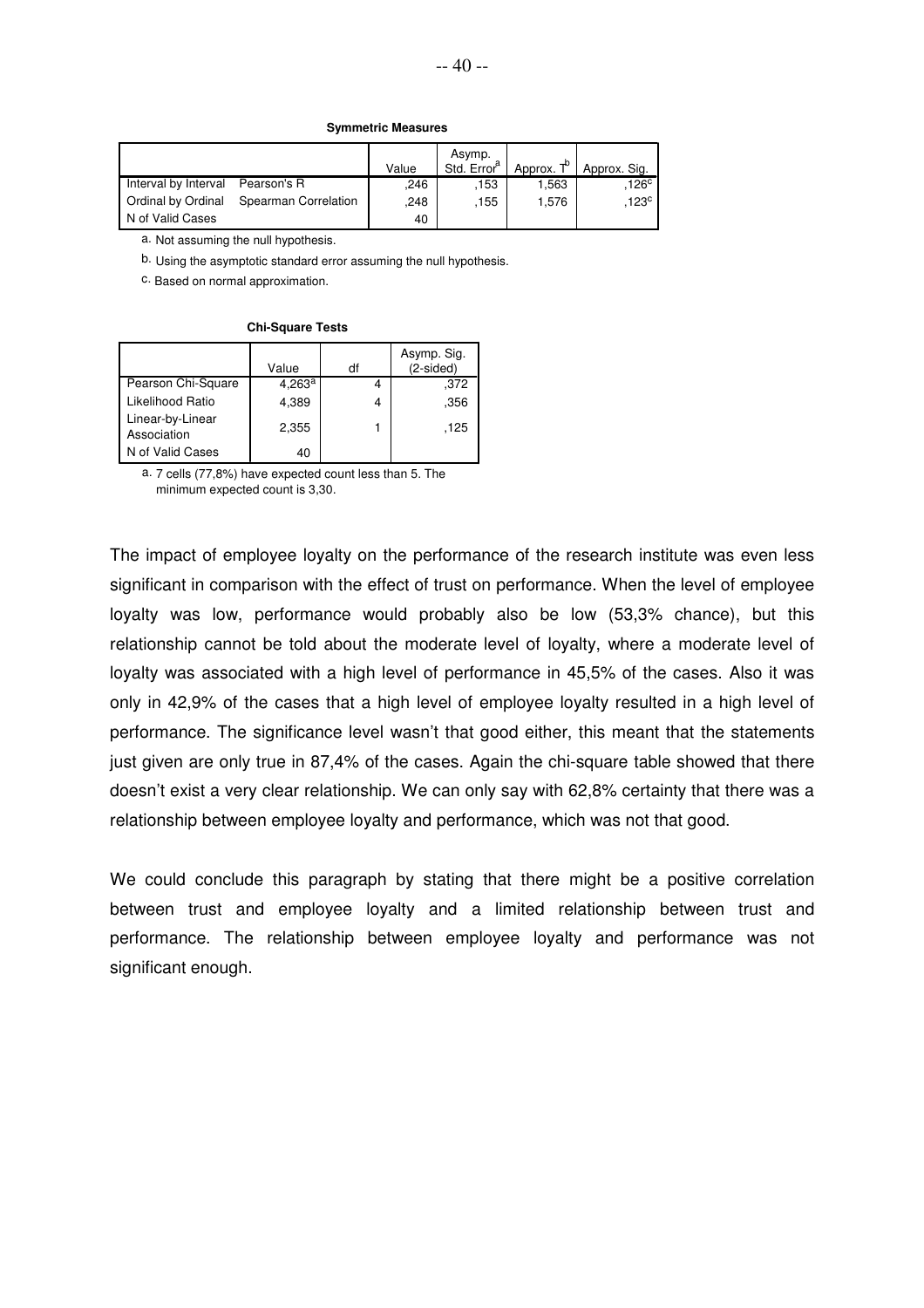**Symmetric Measures**

| | | Value | Asymp. Std. Error[a] | Approx. T[b] | Approx. Sig. |
|---|---|---|---|---|---|
| Interval by Interval | Pearson's R | ,246 | ,153 | 1,563 | ,126[c] |
| Ordinal by Ordinal | Spearman Correlation | ,248 | ,155 | 1,576 | ,123[c] |
| N of Valid Cases | | 40 | | | |

a. Not assuming the null hypothesis.

b. Using the asymptotic standard error assuming the null hypothesis.

c. Based on normal approximation.

**Chi-Square Tests**

| | Value | df | Asymp. Sig. (2-sided) |
|---|---|---|---|
| Pearson Chi-Square | 4,263[a] | 4 | ,372 |
| Likelihood Ratio | 4,389 | 4 | ,356 |
| Linear-by-Linear Association | 2,355 | 1 | ,125 |
| N of Valid Cases | 40 | | |

a. 7 cells (77,8%) have expected count less than 5. The minimum expected count is 3,30.

The impact of employee loyalty on the performance of the research institute was even less significant in comparison with the effect of trust on performance. When the level of employee loyalty was low, performance would probably also be low (53,3% chance), but this relationship cannot be told about the moderate level of loyalty, where a moderate level of loyalty was associated with a high level of performance in 45,5% of the cases. Also it was only in 42,9% of the cases that a high level of employee loyalty resulted in a high level of performance. The significance level wasn't that good either, this meant that the statements just given are only true in 87,4% of the cases. Again the chi-square table showed that there doesn't exist a very clear relationship. We can only say with 62,8% certainty that there was a relationship between employee loyalty and performance, which was not that good.

We could conclude this paragraph by stating that there might be a positive correlation between trust and employee loyalty and a limited relationship between trust and performance. The relationship between employee loyalty and performance was not significant enough.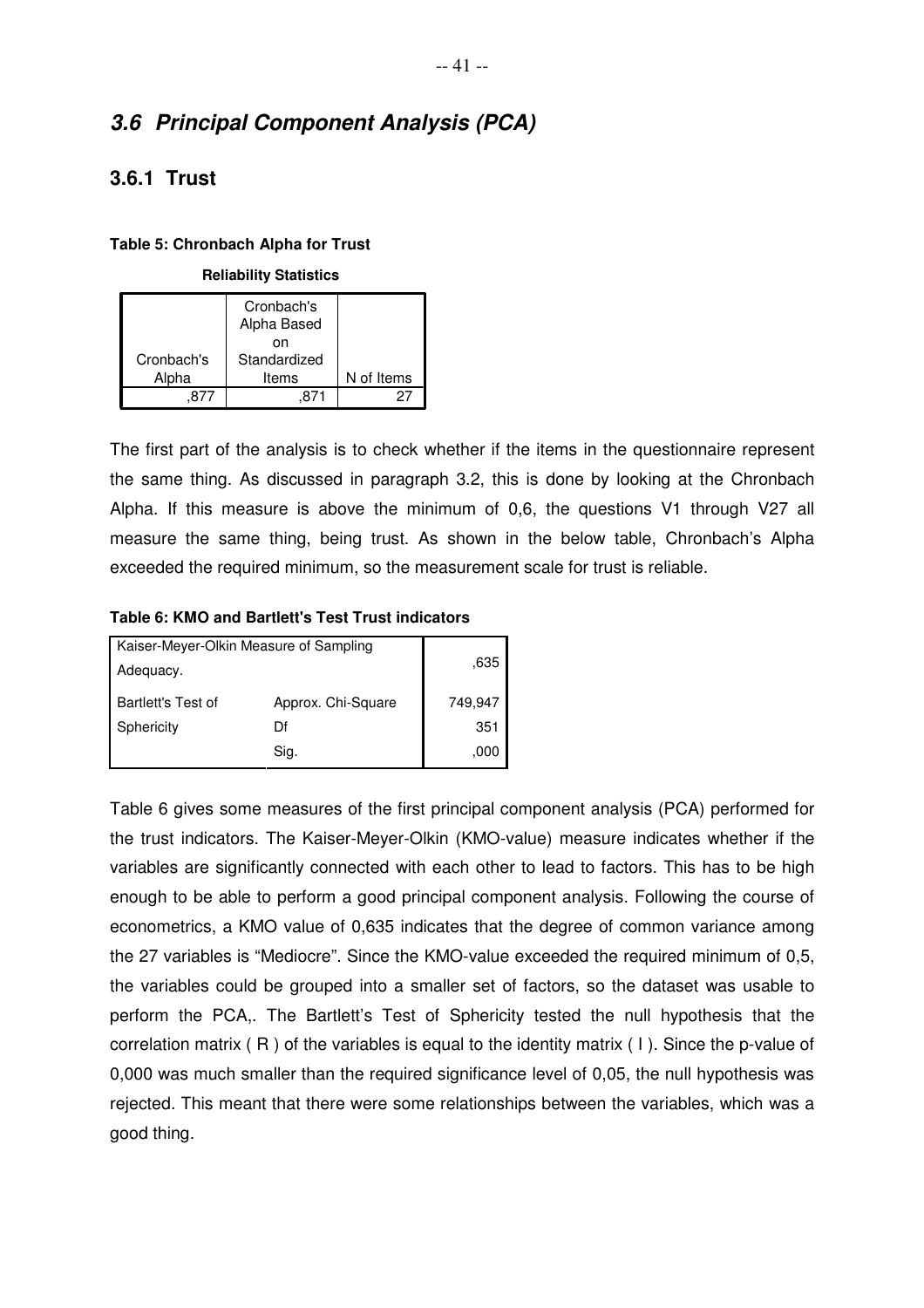## *3.6 Principal Component Analysis (PCA)*

### 3.6.1 Trust

**Table 5: Chronbach Alpha for Trust**

**Reliability Statistics**

| Cronbach's Alpha | Cronbach's Alpha Based on Standardized Items | N of Items |
|---|---|---|
| ,877 | ,871 | 27 |

The first part of the analysis is to check whether if the items in the questionnaire represent the same thing. As discussed in paragraph 3.2, this is done by looking at the Chronbach Alpha. If this measure is above the minimum of 0,6, the questions V1 through V27 all measure the same thing, being trust. As shown in the below table, Chronbach's Alpha exceeded the required minimum, so the measurement scale for trust is reliable.

**Table 6: KMO and Bartlett's Test Trust indicators**

| | | |
|---|---|---|
| Kaiser-Meyer-Olkin Measure of Sampling Adequacy. | | ,635 |
| Bartlett's Test of Sphericity | Approx. Chi-Square | 749,947 |
| | Df | 351 |
| | Sig. | ,000 |

Table 6 gives some measures of the first principal component analysis (PCA) performed for the trust indicators. The Kaiser-Meyer-Olkin (KMO-value) measure indicates whether if the variables are significantly connected with each other to lead to factors. This has to be high enough to be able to perform a good principal component analysis. Following the course of econometrics, a KMO value of 0,635 indicates that the degree of common variance among the 27 variables is "Mediocre". Since the KMO-value exceeded the required minimum of 0,5, the variables could be grouped into a smaller set of factors, so the dataset was usable to perform the PCA,. The Bartlett's Test of Sphericity tested the null hypothesis that the correlation matrix ( R ) of the variables is equal to the identity matrix ( I ). Since the p-value of 0,000 was much smaller than the required significance level of 0,05, the null hypothesis was rejected. This meant that there were some relationships between the variables, which was a good thing.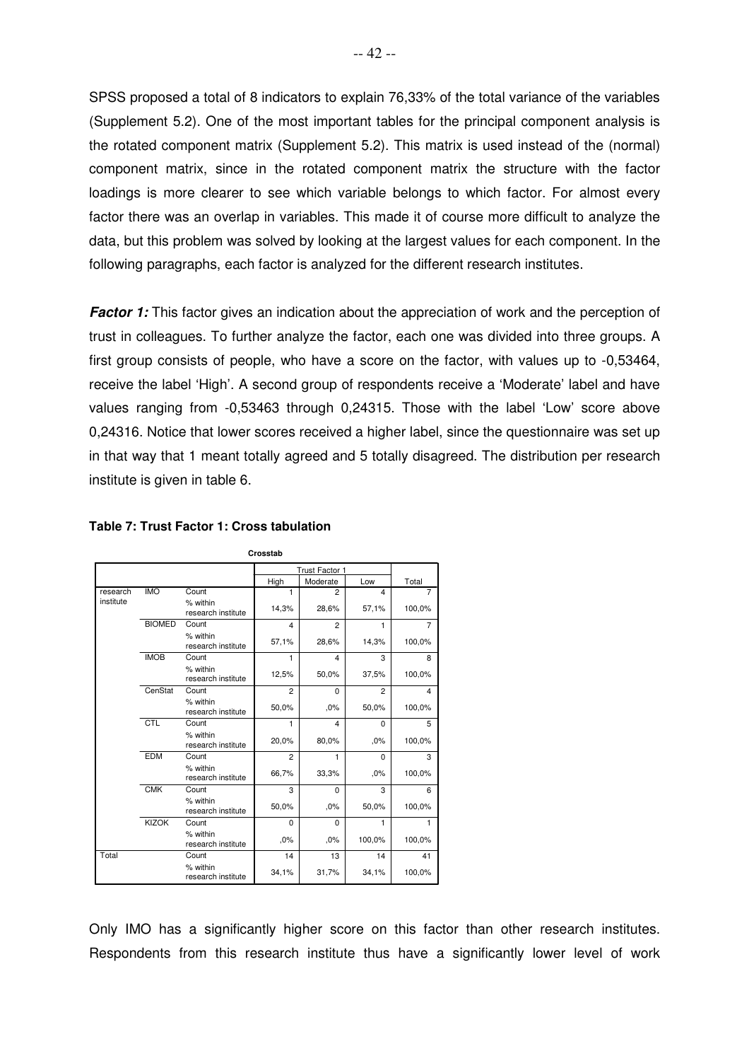SPSS proposed a total of 8 indicators to explain 76,33% of the total variance of the variables (Supplement 5.2). One of the most important tables for the principal component analysis is the rotated component matrix (Supplement 5.2). This matrix is used instead of the (normal) component matrix, since in the rotated component matrix the structure with the factor loadings is more clearer to see which variable belongs to which factor. For almost every factor there was an overlap in variables. This made it of course more difficult to analyze the data, but this problem was solved by looking at the largest values for each component. In the following paragraphs, each factor is analyzed for the different research institutes.

***Factor 1:*** This factor gives an indication about the appreciation of work and the perception of trust in colleagues. To further analyze the factor, each one was divided into three groups. A first group consists of people, who have a score on the factor, with values up to -0,53464, receive the label 'High'. A second group of respondents receive a 'Moderate' label and have values ranging from -0,53463 through 0,24315. Those with the label 'Low' score above 0,24316. Notice that lower scores received a higher label, since the questionnaire was set up in that way that 1 meant totally agreed and 5 totally disagreed. The distribution per research institute is given in table 6.

**Table 7: Trust Factor 1: Cross tabulation**

**Crosstab**

| | | | Trust Factor 1 | | | |
|---|---|---|---|---|---|---|
| | | | High | Moderate | Low | Total |
| research institute | IMO | Count | 1 | 2 | 4 | 7 |
| | | % within research institute | 14,3% | 28,6% | 57,1% | 100,0% |
| | BIOMED | Count | 4 | 2 | 1 | 7 |
| | | % within research institute | 57,1% | 28,6% | 14,3% | 100,0% |
| | IMOB | Count | 1 | 4 | 3 | 8 |
| | | % within research institute | 12,5% | 50,0% | 37,5% | 100,0% |
| | CenStat | Count | 2 | 0 | 2 | 4 |
| | | % within research institute | 50,0% | ,0% | 50,0% | 100,0% |
| | CTL | Count | 1 | 4 | 0 | 5 |
| | | % within research institute | 20,0% | 80,0% | ,0% | 100,0% |
| | EDM | Count | 2 | 1 | 0 | 3 |
| | | % within research institute | 66,7% | 33,3% | ,0% | 100,0% |
| | CMK | Count | 3 | 0 | 3 | 6 |
| | | % within research institute | 50,0% | ,0% | 50,0% | 100,0% |
| | KIZOK | Count | 0 | 0 | 1 | 1 |
| | | % within research institute | ,0% | ,0% | 100,0% | 100,0% |
| Total | | Count | 14 | 13 | 14 | 41 |
| | | % within research institute | 34,1% | 31,7% | 34,1% | 100,0% |

Only IMO has a significantly higher score on this factor than other research institutes. Respondents from this research institute thus have a significantly lower level of work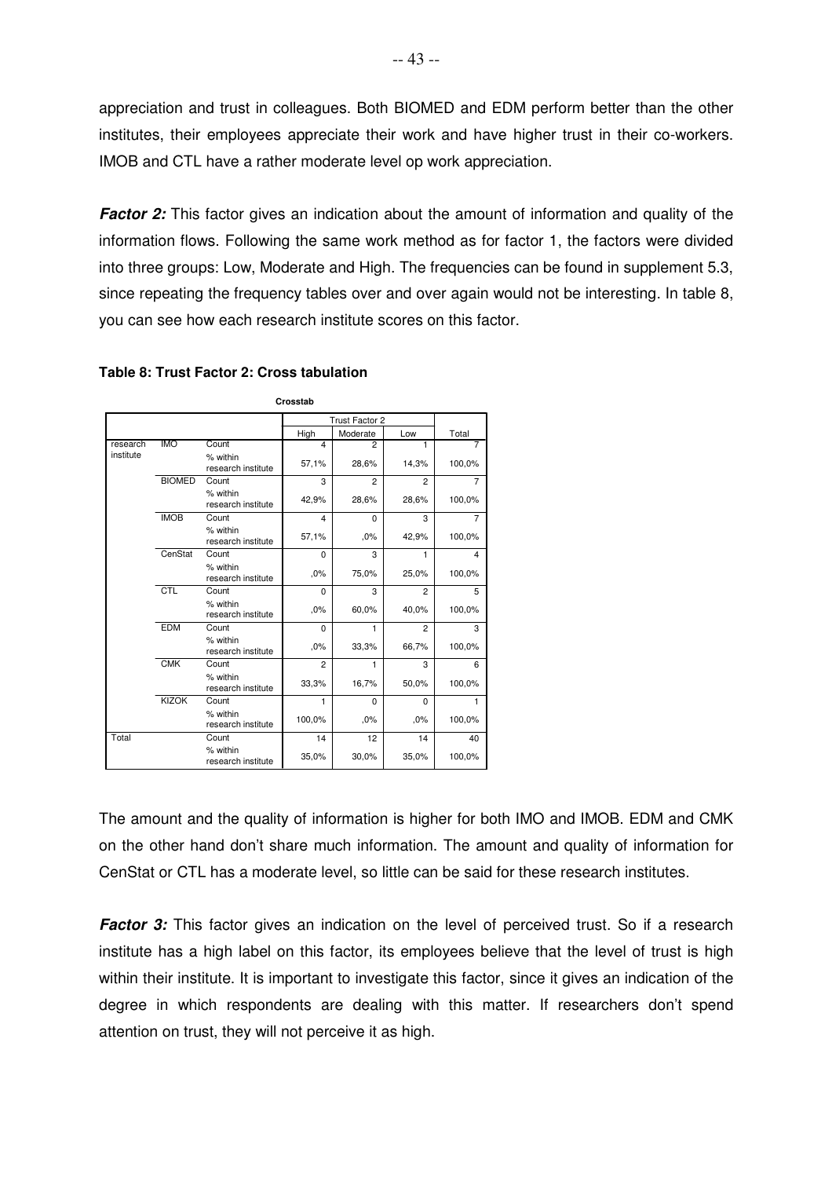appreciation and trust in colleagues. Both BIOMED and EDM perform better than the other institutes, their employees appreciate their work and have higher trust in their co-workers. IMOB and CTL have a rather moderate level op work appreciation.

***Factor 2:*** This factor gives an indication about the amount of information and quality of the information flows. Following the same work method as for factor 1, the factors were divided into three groups: Low, Moderate and High. The frequencies can be found in supplement 5.3, since repeating the frequency tables over and over again would not be interesting. In table 8, you can see how each research institute scores on this factor.

**Table 8: Trust Factor 2: Cross tabulation**

**Crosstab**

| | | | Trust Factor 2 | | | |
|---|---|---|---|---|---|---|
| | | | High | Moderate | Low | Total |
| research institute | IMO | Count | 4 | 2 | 1 | 7 |
| | | % within research institute | 57,1% | 28,6% | 14,3% | 100,0% |
| | BIOMED | Count | 3 | 2 | 2 | 7 |
| | | % within research institute | 42,9% | 28,6% | 28,6% | 100,0% |
| | IMOB | Count | 4 | 0 | 3 | 7 |
| | | % within research institute | 57,1% | ,0% | 42,9% | 100,0% |
| | CenStat | Count | 0 | 3 | 1 | 4 |
| | | % within research institute | ,0% | 75,0% | 25,0% | 100,0% |
| | CTL | Count | 0 | 3 | 2 | 5 |
| | | % within research institute | ,0% | 60,0% | 40,0% | 100,0% |
| | EDM | Count | 0 | 1 | 2 | 3 |
| | | % within research institute | ,0% | 33,3% | 66,7% | 100,0% |
| | CMK | Count | 2 | 1 | 3 | 6 |
| | | % within research institute | 33,3% | 16,7% | 50,0% | 100,0% |
| | KIZOK | Count | 1 | 0 | 0 | 1 |
| | | % within research institute | 100,0% | ,0% | ,0% | 100,0% |
| Total | | Count | 14 | 12 | 14 | 40 |
| | | % within research institute | 35,0% | 30,0% | 35,0% | 100,0% |

The amount and the quality of information is higher for both IMO and IMOB. EDM and CMK on the other hand don't share much information. The amount and quality of information for CenStat or CTL has a moderate level, so little can be said for these research institutes.

***Factor 3:*** This factor gives an indication on the level of perceived trust. So if a research institute has a high label on this factor, its employees believe that the level of trust is high within their institute. It is important to investigate this factor, since it gives an indication of the degree in which respondents are dealing with this matter. If researchers don't spend attention on trust, they will not perceive it as high.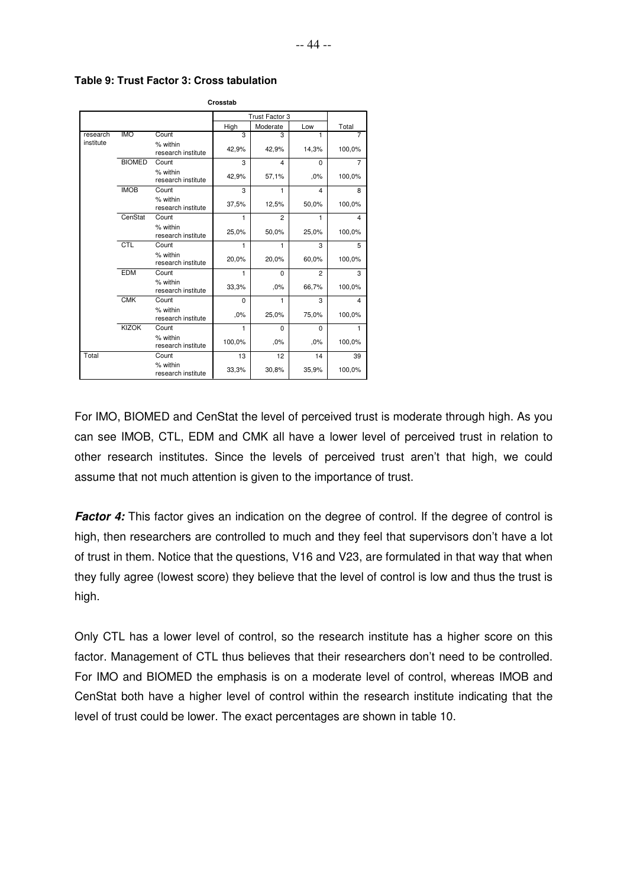**Table 9: Trust Factor 3: Cross tabulation**

**Crosstab**

| | | | Trust Factor 3 | | | |
|---|---|---|---|---|---|---|
| | | | High | Moderate | Low | Total |
| research institute | IMO | Count | 3 | 3 | 1 | 7 |
| | | % within research institute | 42,9% | 42,9% | 14,3% | 100,0% |
| | BIOMED | Count | 3 | 4 | 0 | 7 |
| | | % within research institute | 42,9% | 57,1% | ,0% | 100,0% |
| | IMOB | Count | 3 | 1 | 4 | 8 |
| | | % within research institute | 37,5% | 12,5% | 50,0% | 100,0% |
| | CenStat | Count | 1 | 2 | 1 | 4 |
| | | % within research institute | 25,0% | 50,0% | 25,0% | 100,0% |
| | CTL | Count | 1 | 1 | 3 | 5 |
| | | % within research institute | 20,0% | 20,0% | 60,0% | 100,0% |
| | EDM | Count | 1 | 0 | 2 | 3 |
| | | % within research institute | 33,3% | ,0% | 66,7% | 100,0% |
| | CMK | Count | 0 | 1 | 3 | 4 |
| | | % within research institute | ,0% | 25,0% | 75,0% | 100,0% |
| | KIZOK | Count | 1 | 0 | 0 | 1 |
| | | % within research institute | 100,0% | ,0% | ,0% | 100,0% |
| Total | | Count | 13 | 12 | 14 | 39 |
| | | % within research institute | 33,3% | 30,8% | 35,9% | 100,0% |

For IMO, BIOMED and CenStat the level of perceived trust is moderate through high. As you can see IMOB, CTL, EDM and CMK all have a lower level of perceived trust in relation to other research institutes. Since the levels of perceived trust aren't that high, we could assume that not much attention is given to the importance of trust.

***Factor 4:*** This factor gives an indication on the degree of control. If the degree of control is high, then researchers are controlled to much and they feel that supervisors don't have a lot of trust in them. Notice that the questions, V16 and V23, are formulated in that way that when they fully agree (lowest score) they believe that the level of control is low and thus the trust is high.

Only CTL has a lower level of control, so the research institute has a higher score on this factor. Management of CTL thus believes that their researchers don't need to be controlled. For IMO and BIOMED the emphasis is on a moderate level of control, whereas IMOB and CenStat both have a higher level of control within the research institute indicating that the level of trust could be lower. The exact percentages are shown in table 10.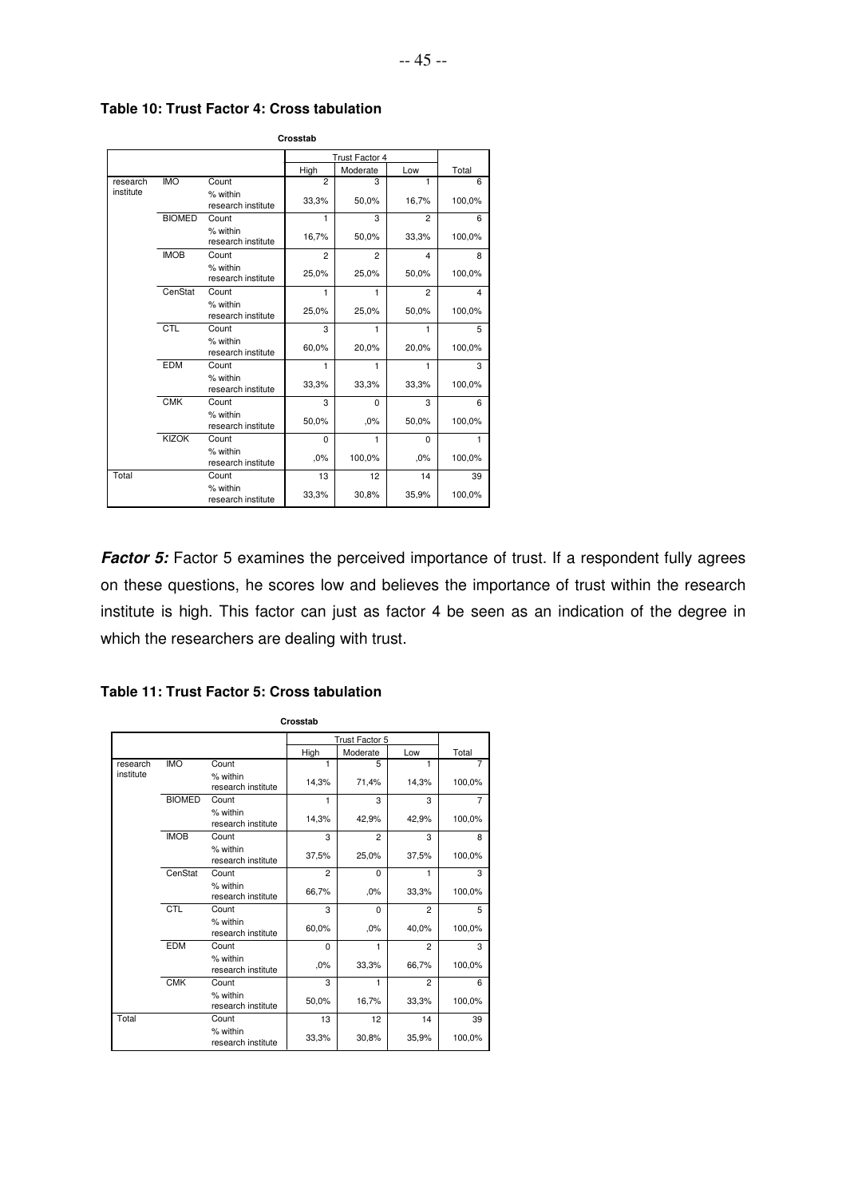**Table 10: Trust Factor 4: Cross tabulation**

**Crosstab**

| | | | Trust Factor 4 | | | |
|---|---|---|---|---|---|---|
| | | | High | Moderate | Low | Total |
| research institute | IMO | Count | 2 | 3 | 1 | 6 |
| | | % within research institute | 33,3% | 50,0% | 16,7% | 100,0% |
| | BIOMED | Count | 1 | 3 | 2 | 6 |
| | | % within research institute | 16,7% | 50,0% | 33,3% | 100,0% |
| | IMOB | Count | 2 | 2 | 4 | 8 |
| | | % within research institute | 25,0% | 25,0% | 50,0% | 100,0% |
| | CenStat | Count | 1 | 1 | 2 | 4 |
| | | % within research institute | 25,0% | 25,0% | 50,0% | 100,0% |
| | CTL | Count | 3 | 1 | 1 | 5 |
| | | % within research institute | 60,0% | 20,0% | 20,0% | 100,0% |
| | EDM | Count | 1 | 1 | 1 | 3 |
| | | % within research institute | 33,3% | 33,3% | 33,3% | 100,0% |
| | CMK | Count | 3 | 0 | 3 | 6 |
| | | % within research institute | 50,0% | ,0% | 50,0% | 100,0% |
| | KIZOK | Count | 0 | 1 | 0 | 1 |
| | | % within research institute | ,0% | 100,0% | ,0% | 100,0% |
| Total | | Count | 13 | 12 | 14 | 39 |
| | | % within research institute | 33,3% | 30,8% | 35,9% | 100,0% |

***Factor 5:*** Factor 5 examines the perceived importance of trust. If a respondent fully agrees on these questions, he scores low and believes the importance of trust within the research institute is high. This factor can just as factor 4 be seen as an indication of the degree in which the researchers are dealing with trust.

**Table 11: Trust Factor 5: Cross tabulation**

**Crosstab**

| | | | Trust Factor 5 | | | |
|---|---|---|---|---|---|---|
| | | | High | Moderate | Low | Total |
| research institute | IMO | Count | 1 | 5 | 1 | 7 |
| | | % within research institute | 14,3% | 71,4% | 14,3% | 100,0% |
| | BIOMED | Count | 1 | 3 | 3 | 7 |
| | | % within research institute | 14,3% | 42,9% | 42,9% | 100,0% |
| | IMOB | Count | 3 | 2 | 3 | 8 |
| | | % within research institute | 37,5% | 25,0% | 37,5% | 100,0% |
| | CenStat | Count | 2 | 0 | 1 | 3 |
| | | % within research institute | 66,7% | ,0% | 33,3% | 100,0% |
| | CTL | Count | 3 | 0 | 2 | 5 |
| | | % within research institute | 60,0% | ,0% | 40,0% | 100,0% |
| | EDM | Count | 0 | 1 | 2 | 3 |
| | | % within research institute | ,0% | 33,3% | 66,7% | 100,0% |
| | CMK | Count | 3 | 1 | 2 | 6 |
| | | % within research institute | 50,0% | 16,7% | 33,3% | 100,0% |
| Total | | Count | 13 | 12 | 14 | 39 |
| | | % within research institute | 33,3% | 30,8% | 35,9% | 100,0% |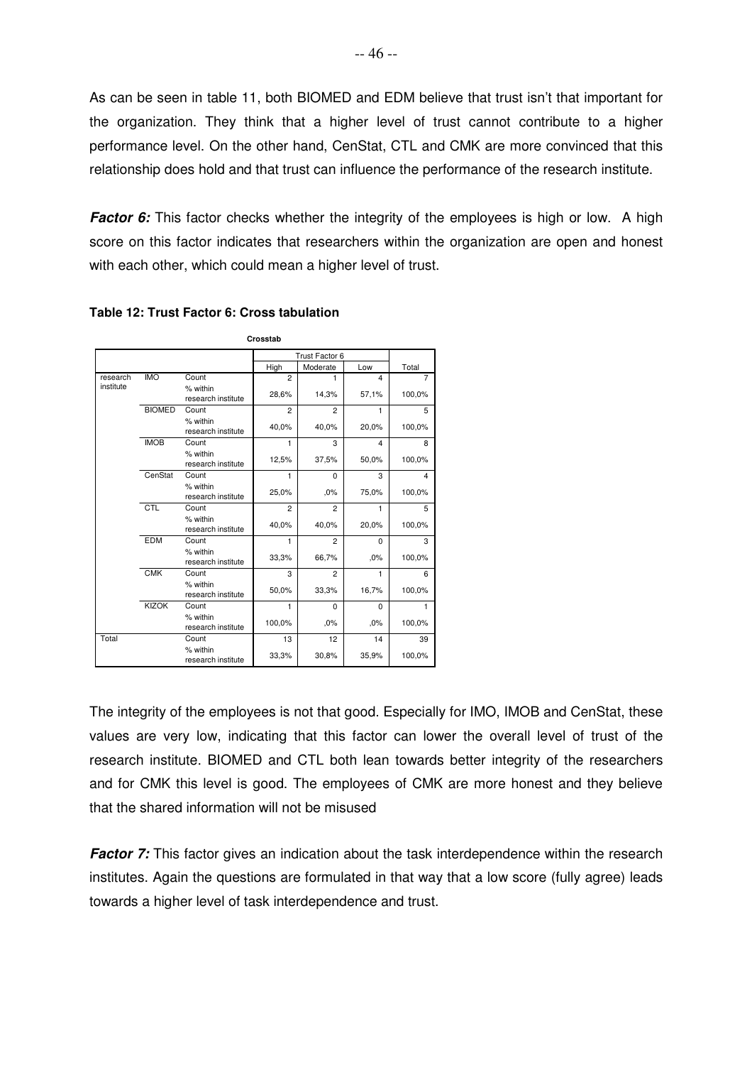As can be seen in table 11, both BIOMED and EDM believe that trust isn't that important for the organization. They think that a higher level of trust cannot contribute to a higher performance level. On the other hand, CenStat, CTL and CMK are more convinced that this relationship does hold and that trust can influence the performance of the research institute.

***Factor 6:*** This factor checks whether the integrity of the employees is high or low. A high score on this factor indicates that researchers within the organization are open and honest with each other, which could mean a higher level of trust.

**Table 12: Trust Factor 6: Cross tabulation**

**Crosstab**

| | | | Trust Factor 6 | | | |
|---|---|---|---|---|---|---|
| | | | High | Moderate | Low | Total |
| research institute | IMO | Count | 2 | 1 | 4 | 7 |
| | | % within research institute | 28,6% | 14,3% | 57,1% | 100,0% |
| | BIOMED | Count | 2 | 2 | 1 | 5 |
| | | % within research institute | 40,0% | 40,0% | 20,0% | 100,0% |
| | IMOB | Count | 1 | 3 | 4 | 8 |
| | | % within research institute | 12,5% | 37,5% | 50,0% | 100,0% |
| | CenStat | Count | 1 | 0 | 3 | 4 |
| | | % within research institute | 25,0% | ,0% | 75,0% | 100,0% |
| | CTL | Count | 2 | 2 | 1 | 5 |
| | | % within research institute | 40,0% | 40,0% | 20,0% | 100,0% |
| | EDM | Count | 1 | 2 | 0 | 3 |
| | | % within research institute | 33,3% | 66,7% | ,0% | 100,0% |
| | CMK | Count | 3 | 2 | 1 | 6 |
| | | % within research institute | 50,0% | 33,3% | 16,7% | 100,0% |
| | KIZOK | Count | 1 | 0 | 0 | 1 |
| | | % within research institute | 100,0% | ,0% | ,0% | 100,0% |
| Total | | Count | 13 | 12 | 14 | 39 |
| | | % within research institute | 33,3% | 30,8% | 35,9% | 100,0% |

The integrity of the employees is not that good. Especially for IMO, IMOB and CenStat, these values are very low, indicating that this factor can lower the overall level of trust of the research institute. BIOMED and CTL both lean towards better integrity of the researchers and for CMK this level is good. The employees of CMK are more honest and they believe that the shared information will not be misused

***Factor 7:*** This factor gives an indication about the task interdependence within the research institutes. Again the questions are formulated in that way that a low score (fully agree) leads towards a higher level of task interdependence and trust.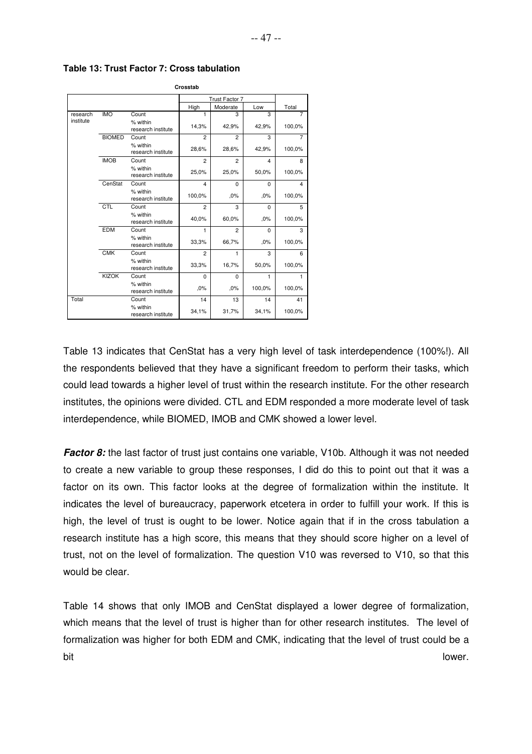**Table 13: Trust Factor 7: Cross tabulation**

**Crosstab**

| | | | Trust Factor 7 | | | Total |
|---|---|---|---|---|---|---|
| | | | High | Moderate | Low | |
| research institute | IMO | Count | 1 | 3 | 3 | 7 |
| | | % within research institute | 14,3% | 42,9% | 42,9% | 100,0% |
| | BIOMED | Count | 2 | 2 | 3 | 7 |
| | | % within research institute | 28,6% | 28,6% | 42,9% | 100,0% |
| | IMOB | Count | 2 | 2 | 4 | 8 |
| | | % within research institute | 25,0% | 25,0% | 50,0% | 100,0% |
| | CenStat | Count | 4 | 0 | 0 | 4 |
| | | % within research institute | 100,0% | ,0% | ,0% | 100,0% |
| | CTL | Count | 2 | 3 | 0 | 5 |
| | | % within research institute | 40,0% | 60,0% | ,0% | 100,0% |
| | EDM | Count | 1 | 2 | 0 | 3 |
| | | % within research institute | 33,3% | 66,7% | ,0% | 100,0% |
| | CMK | Count | 2 | 1 | 3 | 6 |
| | | % within research institute | 33,3% | 16,7% | 50,0% | 100,0% |
| | KIZOK | Count | 0 | 0 | 1 | 1 |
| | | % within research institute | ,0% | ,0% | 100,0% | 100,0% |
| Total | | Count | 14 | 13 | 14 | 41 |
| | | % within research institute | 34,1% | 31,7% | 34,1% | 100,0% |

Table 13 indicates that CenStat has a very high level of task interdependence (100%!). All the respondents believed that they have a significant freedom to perform their tasks, which could lead towards a higher level of trust within the research institute. For the other research institutes, the opinions were divided. CTL and EDM responded a more moderate level of task interdependence, while BIOMED, IMOB and CMK showed a lower level.

***Factor 8:*** the last factor of trust just contains one variable, V10b. Although it was not needed to create a new variable to group these responses, I did do this to point out that it was a factor on its own. This factor looks at the degree of formalization within the institute. It indicates the level of bureaucracy, paperwork etcetera in order to fulfill your work. If this is high, the level of trust is ought to be lower. Notice again that if in the cross tabulation a research institute has a high score, this means that they should score higher on a level of trust, not on the level of formalization. The question V10 was reversed to V10, so that this would be clear.

Table 14 shows that only IMOB and CenStat displayed a lower degree of formalization, which means that the level of trust is higher than for other research institutes. The level of formalization was higher for both EDM and CMK, indicating that the level of trust could be a bit lower.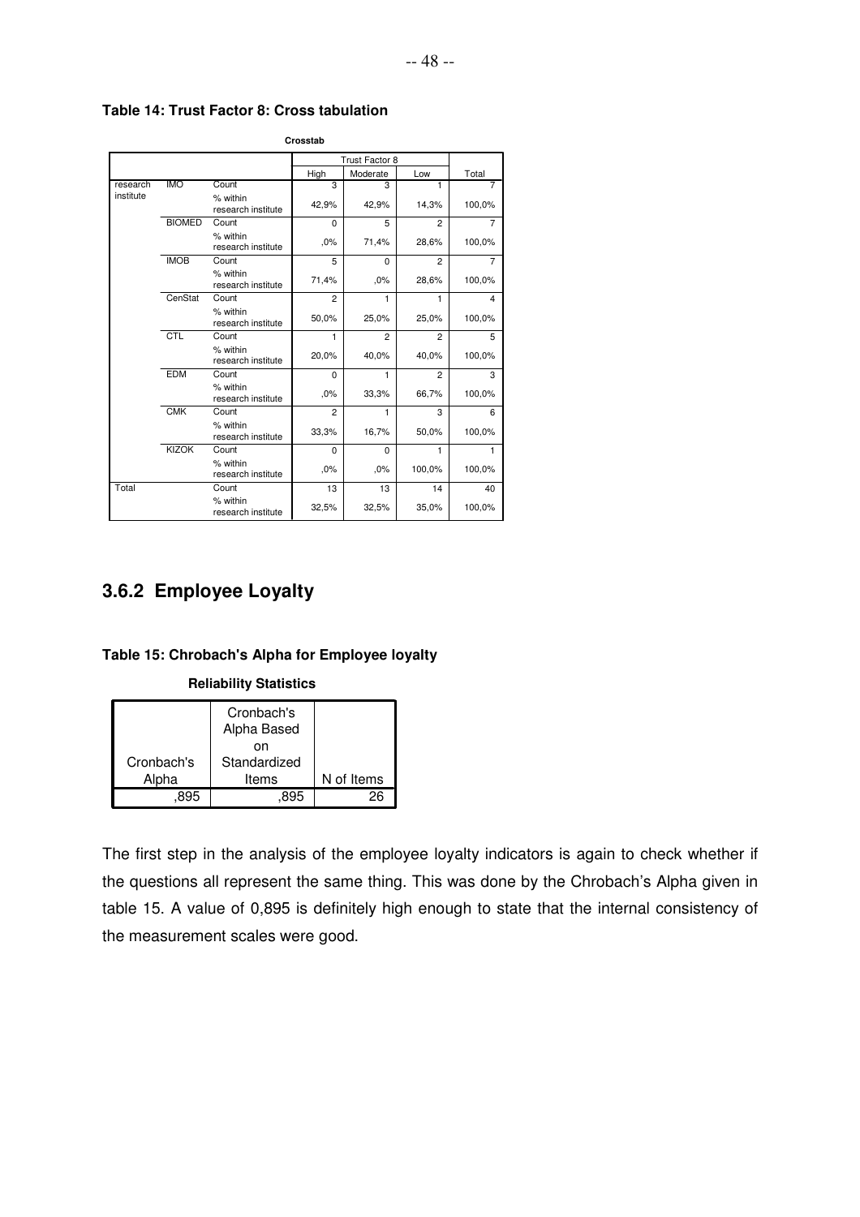**Table 14: Trust Factor 8: Cross tabulation**

**Crosstab**

| | | | Trust Factor 8 | | | |
|---|---|---|---|---|---|---|
| | | | High | Moderate | Low | Total |
| research institute | IMO | Count | 3 | 3 | 1 | 7 |
| | | % within research institute | 42,9% | 42,9% | 14,3% | 100,0% |
| | BIOMED | Count | 0 | 5 | 2 | 7 |
| | | % within research institute | ,0% | 71,4% | 28,6% | 100,0% |
| | IMOB | Count | 5 | 0 | 2 | 7 |
| | | % within research institute | 71,4% | ,0% | 28,6% | 100,0% |
| | CenStat | Count | 2 | 1 | 1 | 4 |
| | | % within research institute | 50,0% | 25,0% | 25,0% | 100,0% |
| | CTL | Count | 1 | 2 | 2 | 5 |
| | | % within research institute | 20,0% | 40,0% | 40,0% | 100,0% |
| | EDM | Count | 0 | 1 | 2 | 3 |
| | | % within research institute | ,0% | 33,3% | 66,7% | 100,0% |
| | CMK | Count | 2 | 1 | 3 | 6 |
| | | % within research institute | 33,3% | 16,7% | 50,0% | 100,0% |
| | KIZOK | Count | 0 | 0 | 1 | 1 |
| | | % within research institute | ,0% | ,0% | 100,0% | 100,0% |
| Total | | Count | 13 | 13 | 14 | 40 |
| | | % within research institute | 32,5% | 32,5% | 35,0% | 100,0% |

## 3.6.2 Employee Loyalty

**Table 15: Chrobach's Alpha for Employee loyalty**

**Reliability Statistics**

| Cronbach's Alpha | Cronbach's Alpha Based on Standardized Items | N of Items |
|---|---|---|
| ,895 | ,895 | 26 |

The first step in the analysis of the employee loyalty indicators is again to check whether if the questions all represent the same thing. This was done by the Chrobach's Alpha given in table 15. A value of 0,895 is definitely high enough to state that the internal consistency of the measurement scales were good.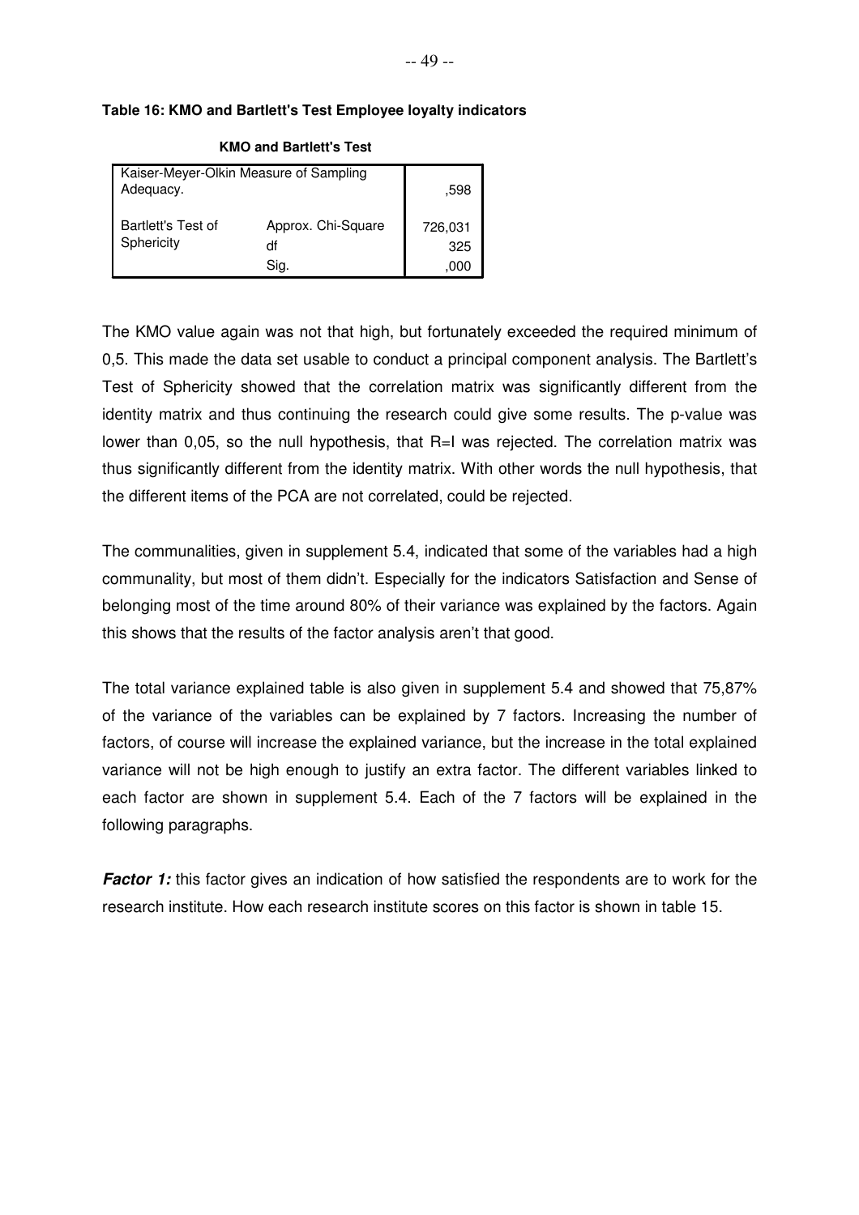**Table 16: KMO and Bartlett's Test Employee loyalty indicators**

**KMO and Bartlett's Test**

| | | |
|---|---|---|
| Kaiser-Meyer-Olkin Measure of Sampling Adequacy. | | ,598 |
| Bartlett's Test of Sphericity | Approx. Chi-Square | 726,031 |
| | df | 325 |
| | Sig. | ,000 |

The KMO value again was not that high, but fortunately exceeded the required minimum of 0,5. This made the data set usable to conduct a principal component analysis. The Bartlett's Test of Sphericity showed that the correlation matrix was significantly different from the identity matrix and thus continuing the research could give some results. The p-value was lower than 0,05, so the null hypothesis, that R=I was rejected. The correlation matrix was thus significantly different from the identity matrix. With other words the null hypothesis, that the different items of the PCA are not correlated, could be rejected.

The communalities, given in supplement 5.4, indicated that some of the variables had a high communality, but most of them didn't. Especially for the indicators Satisfaction and Sense of belonging most of the time around 80% of their variance was explained by the factors. Again this shows that the results of the factor analysis aren't that good.

The total variance explained table is also given in supplement 5.4 and showed that 75,87% of the variance of the variables can be explained by 7 factors. Increasing the number of factors, of course will increase the explained variance, but the increase in the total explained variance will not be high enough to justify an extra factor. The different variables linked to each factor are shown in supplement 5.4. Each of the 7 factors will be explained in the following paragraphs.

***Factor 1:*** this factor gives an indication of how satisfied the respondents are to work for the research institute. How each research institute scores on this factor is shown in table 15.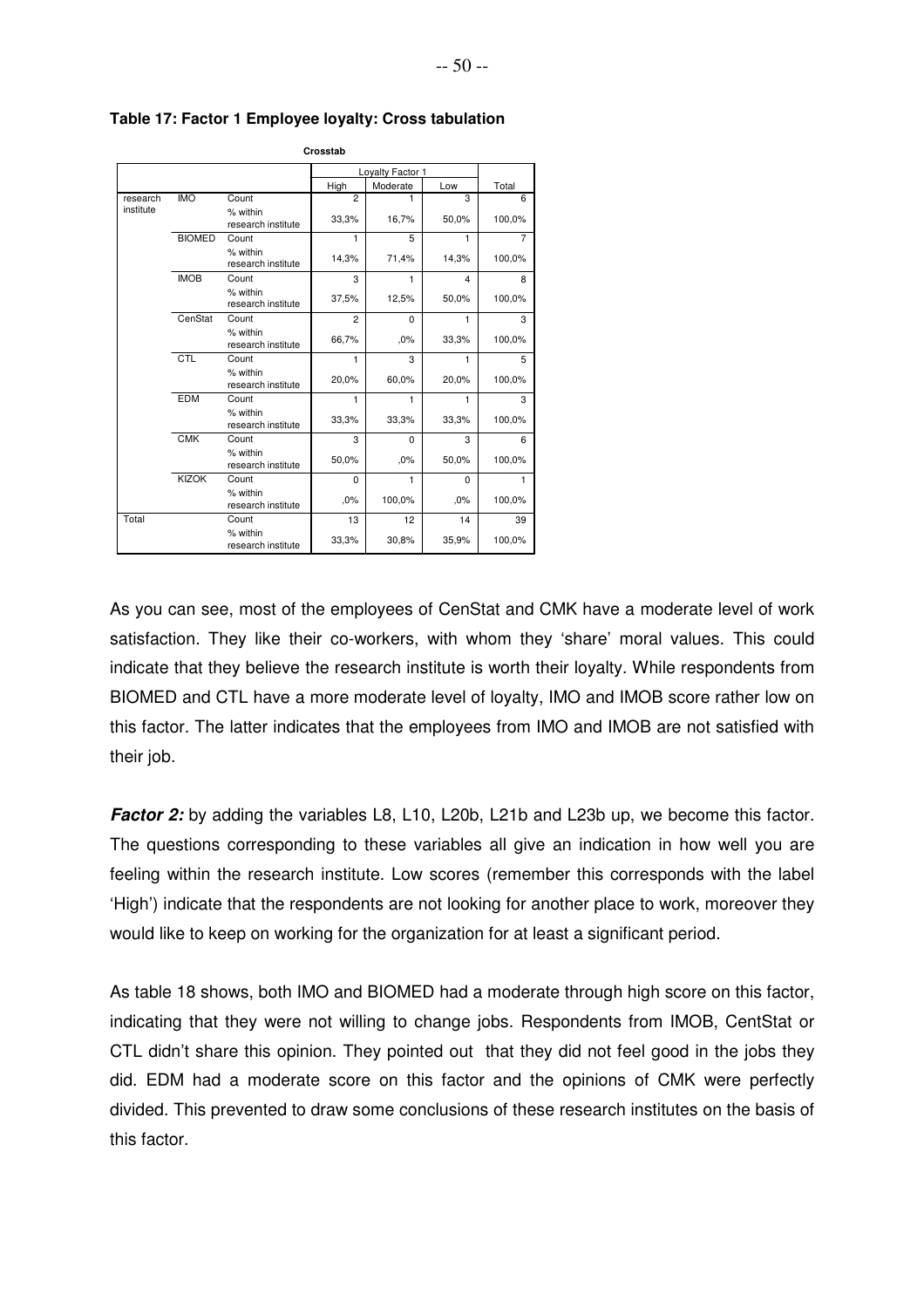**Table 17: Factor 1 Employee loyalty: Cross tabulation**

**Crosstab**

| | | | Loyalty Factor 1 | | | |
|---|---|---|---|---|---|---|
| | | | High | Moderate | Low | Total |
| research institute | IMO | Count | 2 | 1 | 3 | 6 |
| | | % within research institute | 33,3% | 16,7% | 50,0% | 100,0% |
| | BIOMED | Count | 1 | 5 | 1 | 7 |
| | | % within research institute | 14,3% | 71,4% | 14,3% | 100,0% |
| | IMOB | Count | 3 | 1 | 4 | 8 |
| | | % within research institute | 37,5% | 12,5% | 50,0% | 100,0% |
| | CenStat | Count | 2 | 0 | 1 | 3 |
| | | % within research institute | 66,7% | ,0% | 33,3% | 100,0% |
| | CTL | Count | 1 | 3 | 1 | 5 |
| | | % within research institute | 20,0% | 60,0% | 20,0% | 100,0% |
| | EDM | Count | 1 | 1 | 1 | 3 |
| | | % within research institute | 33,3% | 33,3% | 33,3% | 100,0% |
| | CMK | Count | 3 | 0 | 3 | 6 |
| | | % within research institute | 50,0% | ,0% | 50,0% | 100,0% |
| | KIZOK | Count | 0 | 1 | 0 | 1 |
| | | % within research institute | ,0% | 100,0% | ,0% | 100,0% |
| Total | | Count | 13 | 12 | 14 | 39 |
| | | % within research institute | 33,3% | 30,8% | 35,9% | 100,0% |

As you can see, most of the employees of CenStat and CMK have a moderate level of work satisfaction. They like their co-workers, with whom they 'share' moral values. This could indicate that they believe the research institute is worth their loyalty. While respondents from BIOMED and CTL have a more moderate level of loyalty, IMO and IMOB score rather low on this factor. The latter indicates that the employees from IMO and IMOB are not satisfied with their job.

***Factor 2:*** by adding the variables L8, L10, L20b, L21b and L23b up, we become this factor. The questions corresponding to these variables all give an indication in how well you are feeling within the research institute. Low scores (remember this corresponds with the label 'High') indicate that the respondents are not looking for another place to work, moreover they would like to keep on working for the organization for at least a significant period.

As table 18 shows, both IMO and BIOMED had a moderate through high score on this factor, indicating that they were not willing to change jobs. Respondents from IMOB, CentStat or CTL didn't share this opinion. They pointed out that they did not feel good in the jobs they did. EDM had a moderate score on this factor and the opinions of CMK were perfectly divided. This prevented to draw some conclusions of these research institutes on the basis of this factor.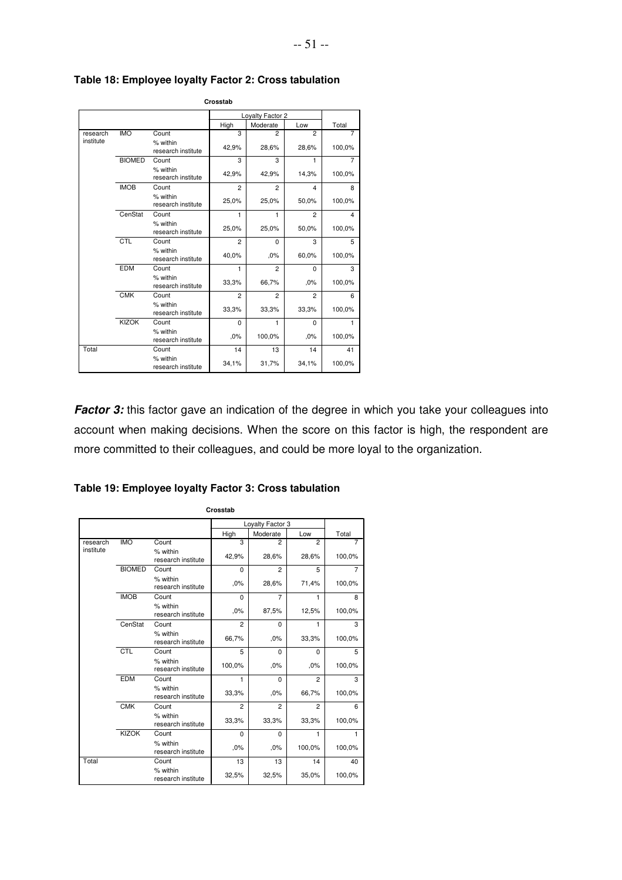**Table 18: Employee loyalty Factor 2: Cross tabulation**

**Crosstab**

| | | | Loyalty Factor 2 | | | |
|---|---|---|---|---|---|---|
| | | | High | Moderate | Low | Total |
| research institute | IMO | Count | 3 | 2 | 2 | 7 |
| | | % within research institute | 42,9% | 28,6% | 28,6% | 100,0% |
| | BIOMED | Count | 3 | 3 | 1 | 7 |
| | | % within research institute | 42,9% | 42,9% | 14,3% | 100,0% |
| | IMOB | Count | 2 | 2 | 4 | 8 |
| | | % within research institute | 25,0% | 25,0% | 50,0% | 100,0% |
| | CenStat | Count | 1 | 1 | 2 | 4 |
| | | % within research institute | 25,0% | 25,0% | 50,0% | 100,0% |
| | CTL | Count | 2 | 0 | 3 | 5 |
| | | % within research institute | 40,0% | ,0% | 60,0% | 100,0% |
| | EDM | Count | 1 | 2 | 0 | 3 |
| | | % within research institute | 33,3% | 66,7% | ,0% | 100,0% |
| | CMK | Count | 2 | 2 | 2 | 6 |
| | | % within research institute | 33,3% | 33,3% | 33,3% | 100,0% |
| | KIZOK | Count | 0 | 1 | 0 | 1 |
| | | % within research institute | ,0% | 100,0% | ,0% | 100,0% |
| Total | | Count | 14 | 13 | 14 | 41 |
| | | % within research institute | 34,1% | 31,7% | 34,1% | 100,0% |

***Factor 3:*** this factor gave an indication of the degree in which you take your colleagues into account when making decisions. When the score on this factor is high, the respondent are more committed to their colleagues, and could be more loyal to the organization.

**Table 19: Employee loyalty Factor 3: Cross tabulation**

**Crosstab**

| | | | Loyalty Factor 3 | | | |
|---|---|---|---|---|---|---|
| | | | High | Moderate | Low | Total |
| research institute | IMO | Count | 3 | 2 | 2 | 7 |
| | | % within research institute | 42,9% | 28,6% | 28,6% | 100,0% |
| | BIOMED | Count | 0 | 2 | 5 | 7 |
| | | % within research institute | ,0% | 28,6% | 71,4% | 100,0% |
| | IMOB | Count | 0 | 7 | 1 | 8 |
| | | % within research institute | ,0% | 87,5% | 12,5% | 100,0% |
| | CenStat | Count | 2 | 0 | 1 | 3 |
| | | % within research institute | 66,7% | ,0% | 33,3% | 100,0% |
| | CTL | Count | 5 | 0 | 0 | 5 |
| | | % within research institute | 100,0% | ,0% | ,0% | 100,0% |
| | EDM | Count | 1 | 0 | 2 | 3 |
| | | % within research institute | 33,3% | ,0% | 66,7% | 100,0% |
| | CMK | Count | 2 | 2 | 2 | 6 |
| | | % within research institute | 33,3% | 33,3% | 33,3% | 100,0% |
| | KIZOK | Count | 0 | 0 | 1 | 1 |
| | | % within research institute | ,0% | ,0% | 100,0% | 100,0% |
| Total | | Count | 13 | 13 | 14 | 40 |
| | | % within research institute | 32,5% | 32,5% | 35,0% | 100,0% |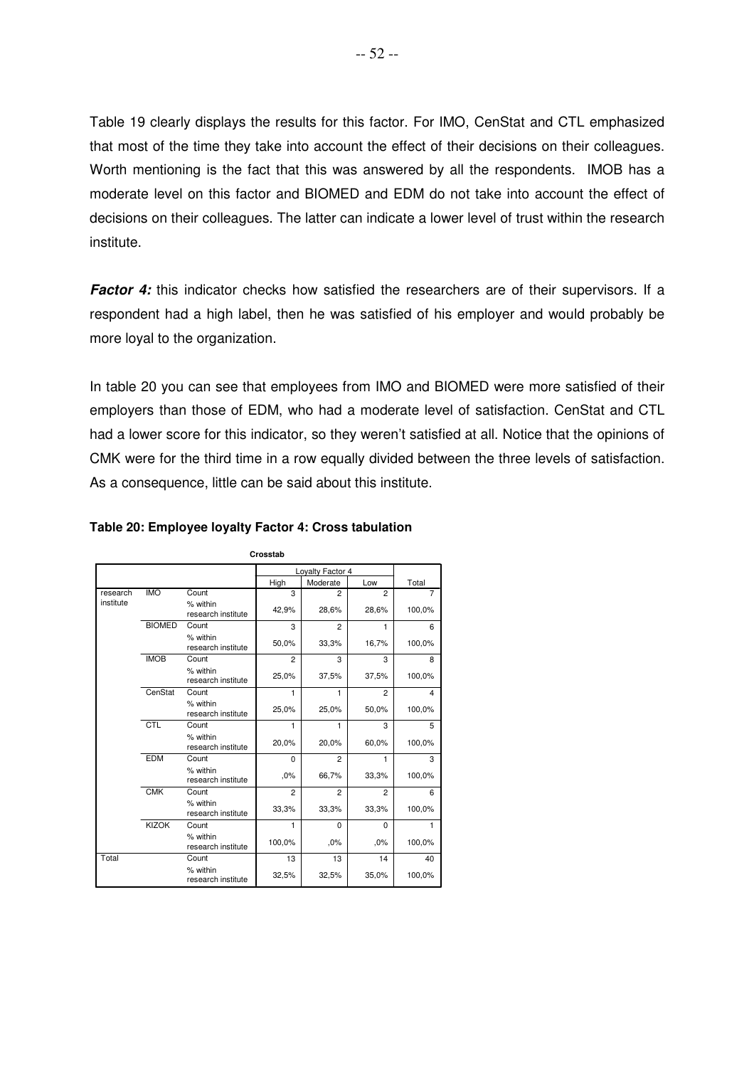Table 19 clearly displays the results for this factor. For IMO, CenStat and CTL emphasized that most of the time they take into account the effect of their decisions on their colleagues. Worth mentioning is the fact that this was answered by all the respondents. IMOB has a moderate level on this factor and BIOMED and EDM do not take into account the effect of decisions on their colleagues. The latter can indicate a lower level of trust within the research institute.

***Factor 4:*** this indicator checks how satisfied the researchers are of their supervisors. If a respondent had a high label, then he was satisfied of his employer and would probably be more loyal to the organization.

In table 20 you can see that employees from IMO and BIOMED were more satisfied of their employers than those of EDM, who had a moderate level of satisfaction. CenStat and CTL had a lower score for this indicator, so they weren't satisfied at all. Notice that the opinions of CMK were for the third time in a row equally divided between the three levels of satisfaction. As a consequence, little can be said about this institute.

**Table 20: Employee loyalty Factor 4: Cross tabulation**

**Crosstab**

| | | | Loyalty Factor 4 | | | |
|---|---|---|---|---|---|---|
| | | | High | Moderate | Low | Total |
| research institute | IMO | Count | 3 | 2 | 2 | 7 |
| | | % within research institute | 42,9% | 28,6% | 28,6% | 100,0% |
| | BIOMED | Count | 3 | 2 | 1 | 6 |
| | | % within research institute | 50,0% | 33,3% | 16,7% | 100,0% |
| | IMOB | Count | 2 | 3 | 3 | 8 |
| | | % within research institute | 25,0% | 37,5% | 37,5% | 100,0% |
| | CenStat | Count | 1 | 1 | 2 | 4 |
| | | % within research institute | 25,0% | 25,0% | 50,0% | 100,0% |
| | CTL | Count | 1 | 1 | 3 | 5 |
| | | % within research institute | 20,0% | 20,0% | 60,0% | 100,0% |
| | EDM | Count | 0 | 2 | 1 | 3 |
| | | % within research institute | ,0% | 66,7% | 33,3% | 100,0% |
| | CMK | Count | 2 | 2 | 2 | 6 |
| | | % within research institute | 33,3% | 33,3% | 33,3% | 100,0% |
| | KIZOK | Count | 1 | 0 | 0 | 1 |
| | | % within research institute | 100,0% | ,0% | ,0% | 100,0% |
| Total | | Count | 13 | 13 | 14 | 40 |
| | | % within research institute | 32,5% | 32,5% | 35,0% | 100,0% |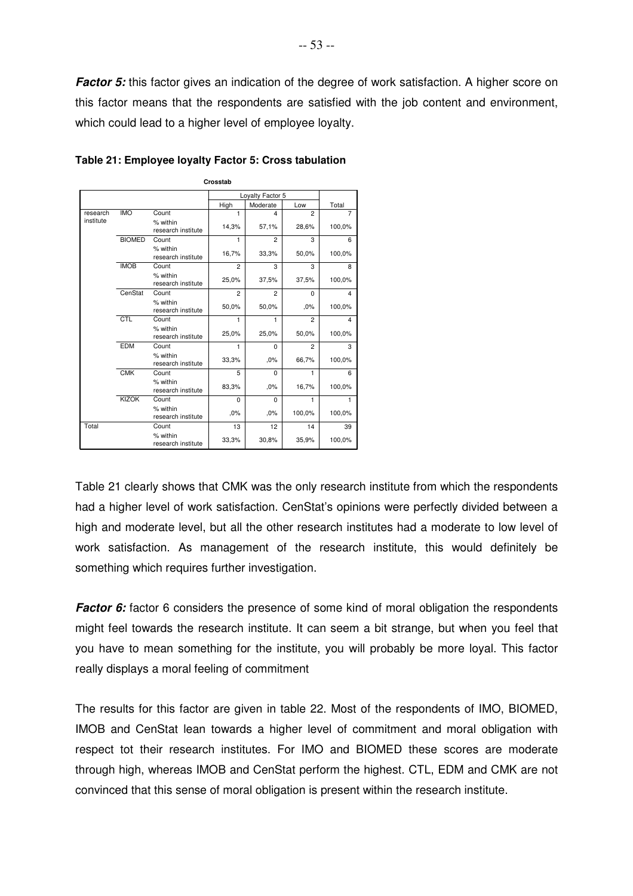***Factor 5:*** this factor gives an indication of the degree of work satisfaction. A higher score on this factor means that the respondents are satisfied with the job content and environment, which could lead to a higher level of employee loyalty.

**Table 21: Employee loyalty Factor 5: Cross tabulation**

**Crosstab**

| | | | Loyalty Factor 5 | | | |
|---|---|---|---|---|---|---|
| | | | High | Moderate | Low | Total |
| research institute | IMO | Count | 1 | 4 | 2 | 7 |
| | | % within research institute | 14,3% | 57,1% | 28,6% | 100,0% |
| | BIOMED | Count | 1 | 2 | 3 | 6 |
| | | % within research institute | 16,7% | 33,3% | 50,0% | 100,0% |
| | IMOB | Count | 2 | 3 | 3 | 8 |
| | | % within research institute | 25,0% | 37,5% | 37,5% | 100,0% |
| | CenStat | Count | 2 | 2 | 0 | 4 |
| | | % within research institute | 50,0% | 50,0% | ,0% | 100,0% |
| | CTL | Count | 1 | 1 | 2 | 4 |
| | | % within research institute | 25,0% | 25,0% | 50,0% | 100,0% |
| | EDM | Count | 1 | 0 | 2 | 3 |
| | | % within research institute | 33,3% | ,0% | 66,7% | 100,0% |
| | CMK | Count | 5 | 0 | 1 | 6 |
| | | % within research institute | 83,3% | ,0% | 16,7% | 100,0% |
| | KIZOK | Count | 0 | 0 | 1 | 1 |
| | | % within research institute | ,0% | ,0% | 100,0% | 100,0% |
| Total | | Count | 13 | 12 | 14 | 39 |
| | | % within research institute | 33,3% | 30,8% | 35,9% | 100,0% |

Table 21 clearly shows that CMK was the only research institute from which the respondents had a higher level of work satisfaction. CenStat's opinions were perfectly divided between a high and moderate level, but all the other research institutes had a moderate to low level of work satisfaction. As management of the research institute, this would definitely be something which requires further investigation.

***Factor 6:*** factor 6 considers the presence of some kind of moral obligation the respondents might feel towards the research institute. It can seem a bit strange, but when you feel that you have to mean something for the institute, you will probably be more loyal. This factor really displays a moral feeling of commitment

The results for this factor are given in table 22. Most of the respondents of IMO, BIOMED, IMOB and CenStat lean towards a higher level of commitment and moral obligation with respect tot their research institutes. For IMO and BIOMED these scores are moderate through high, whereas IMOB and CenStat perform the highest. CTL, EDM and CMK are not convinced that this sense of moral obligation is present within the research institute.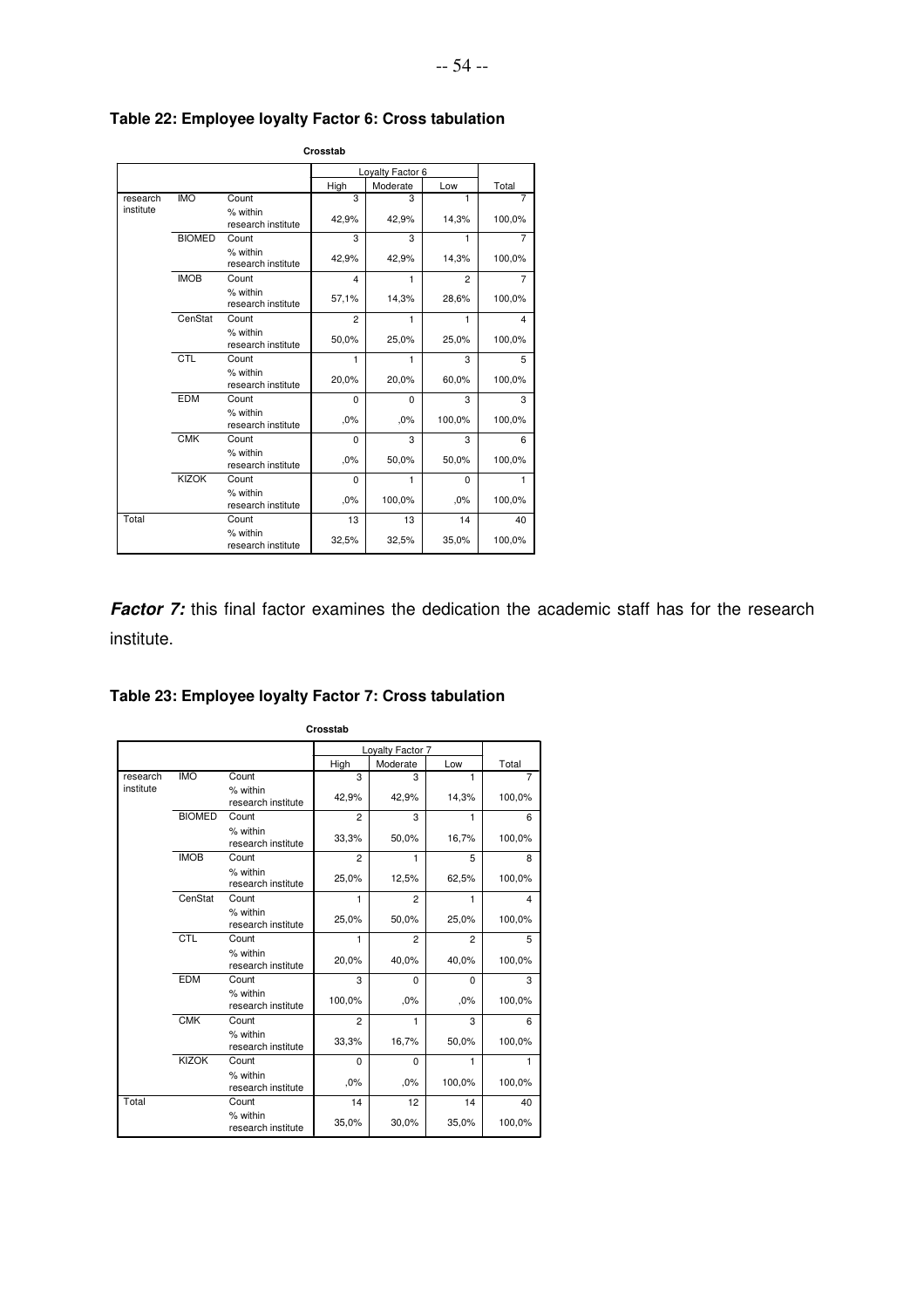## Table 22: Employee loyalty Factor 6: Cross tabulation

**Crosstab**

| | | | Loyalty Factor 6 | | | |
|---|---|---|---|---|---|---|
| | | | High | Moderate | Low | Total |
| research institute | IMO | Count | 3 | 3 | 1 | 7 |
| | | % within research institute | 42,9% | 42,9% | 14,3% | 100,0% |
| | BIOMED | Count | 3 | 3 | 1 | 7 |
| | | % within research institute | 42,9% | 42,9% | 14,3% | 100,0% |
| | IMOB | Count | 4 | 1 | 2 | 7 |
| | | % within research institute | 57,1% | 14,3% | 28,6% | 100,0% |
| | CenStat | Count | 2 | 1 | 1 | 4 |
| | | % within research institute | 50,0% | 25,0% | 25,0% | 100,0% |
| | CTL | Count | 1 | 1 | 3 | 5 |
| | | % within research institute | 20,0% | 20,0% | 60,0% | 100,0% |
| | EDM | Count | 0 | 0 | 3 | 3 |
| | | % within research institute | ,0% | ,0% | 100,0% | 100,0% |
| | CMK | Count | 0 | 3 | 3 | 6 |
| | | % within research institute | ,0% | 50,0% | 50,0% | 100,0% |
| | KIZOK | Count | 0 | 1 | 0 | 1 |
| | | % within research institute | ,0% | 100,0% | ,0% | 100,0% |
| Total | | Count | 13 | 13 | 14 | 40 |
| | | % within research institute | 32,5% | 32,5% | 35,0% | 100,0% |

***Factor 7:*** this final factor examines the dedication the academic staff has for the research institute.

## Table 23: Employee loyalty Factor 7: Cross tabulation

**Crosstab**

| | | | Loyalty Factor 7 | | | |
|---|---|---|---|---|---|---|
| | | | High | Moderate | Low | Total |
| research institute | IMO | Count | 3 | 3 | 1 | 7 |
| | | % within research institute | 42,9% | 42,9% | 14,3% | 100,0% |
| | BIOMED | Count | 2 | 3 | 1 | 6 |
| | | % within research institute | 33,3% | 50,0% | 16,7% | 100,0% |
| | IMOB | Count | 2 | 1 | 5 | 8 |
| | | % within research institute | 25,0% | 12,5% | 62,5% | 100,0% |
| | CenStat | Count | 1 | 2 | 1 | 4 |
| | | % within research institute | 25,0% | 50,0% | 25,0% | 100,0% |
| | CTL | Count | 1 | 2 | 2 | 5 |
| | | % within research institute | 20,0% | 40,0% | 40,0% | 100,0% |
| | EDM | Count | 3 | 0 | 0 | 3 |
| | | % within research institute | 100,0% | ,0% | ,0% | 100,0% |
| | CMK | Count | 2 | 1 | 3 | 6 |
| | | % within research institute | 33,3% | 16,7% | 50,0% | 100,0% |
| | KIZOK | Count | 0 | 0 | 1 | 1 |
| | | % within research institute | ,0% | ,0% | 100,0% | 100,0% |
| Total | | Count | 14 | 12 | 14 | 40 |
| | | % within research institute | 35,0% | 30,0% | 35,0% | 100,0% |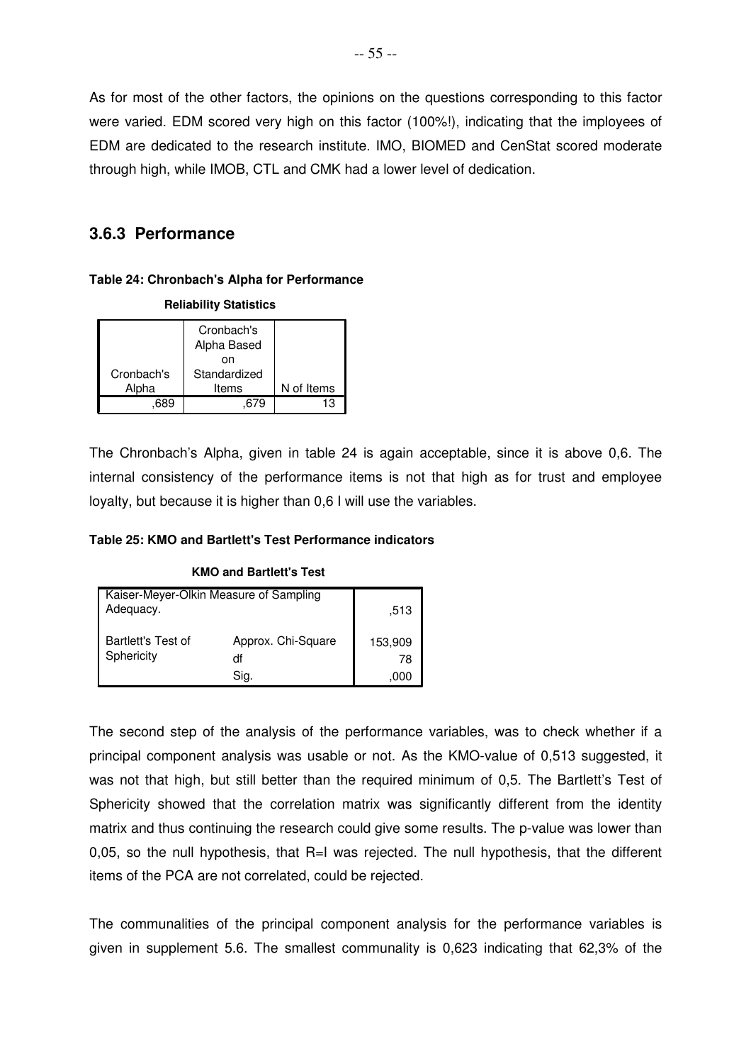As for most of the other factors, the opinions on the questions corresponding to this factor were varied. EDM scored very high on this factor (100%!), indicating that the imployees of EDM are dedicated to the research institute. IMO, BIOMED and CenStat scored moderate through high, while IMOB, CTL and CMK had a lower level of dedication.

### 3.6.3 Performance

**Table 24: Chronbach's Alpha for Performance**

**Reliability Statistics**

| Cronbach's Alpha | Cronbach's Alpha Based on Standardized Items | N of Items |
|---|---|---|
| ,689 | ,679 | 13 |

The Chronbach's Alpha, given in table 24 is again acceptable, since it is above 0,6. The internal consistency of the performance items is not that high as for trust and employee loyalty, but because it is higher than 0,6 I will use the variables.

**Table 25: KMO and Bartlett's Test Performance indicators**

**KMO and Bartlett's Test**

| | | |
|---|---|---|
| Kaiser-Meyer-Olkin Measure of Sampling Adequacy. | | ,513 |
| Bartlett's Test of Sphericity | Approx. Chi-Square | 153,909 |
| | df | 78 |
| | Sig. | ,000 |

The second step of the analysis of the performance variables, was to check whether if a principal component analysis was usable or not. As the KMO-value of 0,513 suggested, it was not that high, but still better than the required minimum of 0,5. The Bartlett's Test of Sphericity showed that the correlation matrix was significantly different from the identity matrix and thus continuing the research could give some results. The p-value was lower than 0,05, so the null hypothesis, that R=I was rejected. The null hypothesis, that the different items of the PCA are not correlated, could be rejected.

The communalities of the principal component analysis for the performance variables is given in supplement 5.6. The smallest communality is 0,623 indicating that 62,3% of the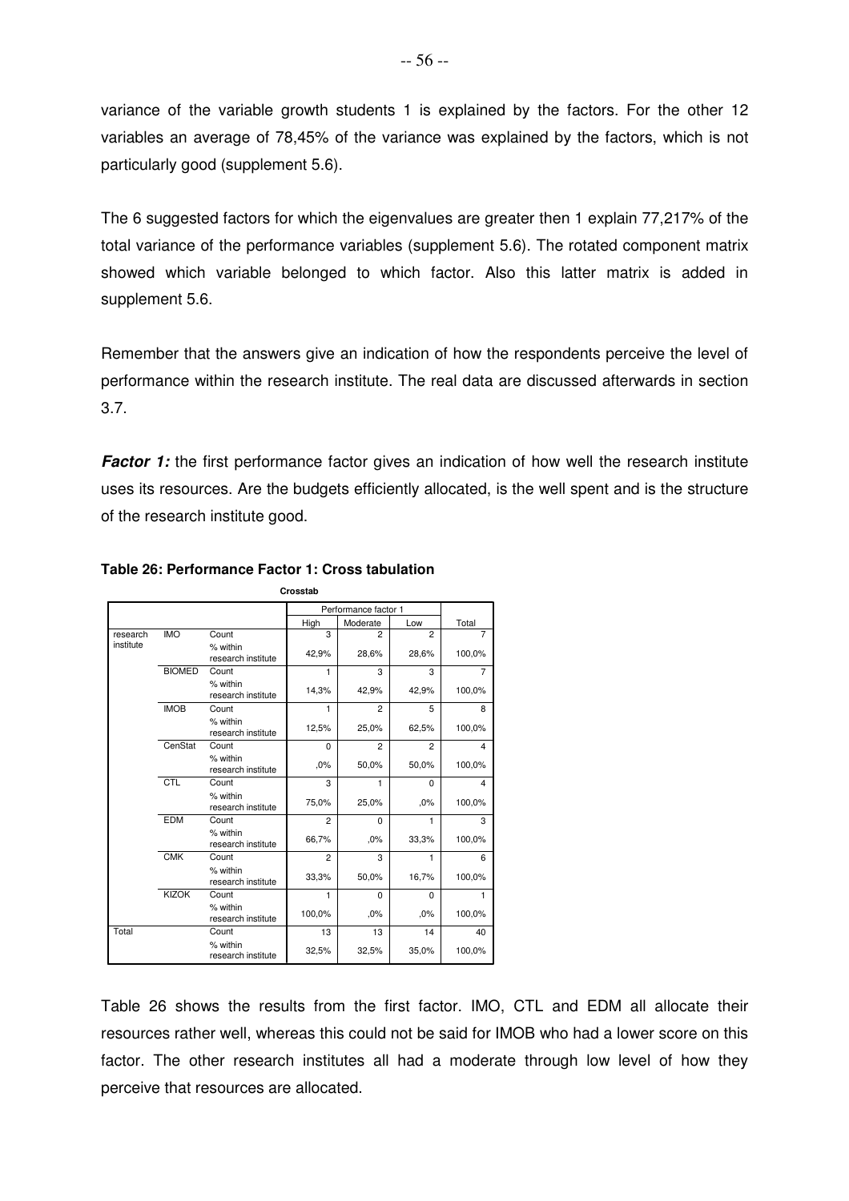variance of the variable growth students 1 is explained by the factors. For the other 12 variables an average of 78,45% of the variance was explained by the factors, which is not particularly good (supplement 5.6).

The 6 suggested factors for which the eigenvalues are greater then 1 explain 77,217% of the total variance of the performance variables (supplement 5.6). The rotated component matrix showed which variable belonged to which factor. Also this latter matrix is added in supplement 5.6.

Remember that the answers give an indication of how the respondents perceive the level of performance within the research institute. The real data are discussed afterwards in section 3.7.

***Factor 1:*** the first performance factor gives an indication of how well the research institute uses its resources. Are the budgets efficiently allocated, is the well spent and is the structure of the research institute good.

**Table 26: Performance Factor 1: Cross tabulation**

**Crosstab**

| | | | Performance factor 1 | | | |
|---|---|---|---|---|---|---|
| | | | High | Moderate | Low | Total |
| research institute | IMO | Count | 3 | 2 | 2 | 7 |
| | | % within research institute | 42,9% | 28,6% | 28,6% | 100,0% |
| | BIOMED | Count | 1 | 3 | 3 | 7 |
| | | % within research institute | 14,3% | 42,9% | 42,9% | 100,0% |
| | IMOB | Count | 1 | 2 | 5 | 8 |
| | | % within research institute | 12,5% | 25,0% | 62,5% | 100,0% |
| | CenStat | Count | 0 | 2 | 2 | 4 |
| | | % within research institute | ,0% | 50,0% | 50,0% | 100,0% |
| | CTL | Count | 3 | 1 | 0 | 4 |
| | | % within research institute | 75,0% | 25,0% | ,0% | 100,0% |
| | EDM | Count | 2 | 0 | 1 | 3 |
| | | % within research institute | 66,7% | ,0% | 33,3% | 100,0% |
| | CMK | Count | 2 | 3 | 1 | 6 |
| | | % within research institute | 33,3% | 50,0% | 16,7% | 100,0% |
| | KIZOK | Count | 1 | 0 | 0 | 1 |
| | | % within research institute | 100,0% | ,0% | ,0% | 100,0% |
| Total | | Count | 13 | 13 | 14 | 40 |
| | | % within research institute | 32,5% | 32,5% | 35,0% | 100,0% |

Table 26 shows the results from the first factor. IMO, CTL and EDM all allocate their resources rather well, whereas this could not be said for IMOB who had a lower score on this factor. The other research institutes all had a moderate through low level of how they perceive that resources are allocated.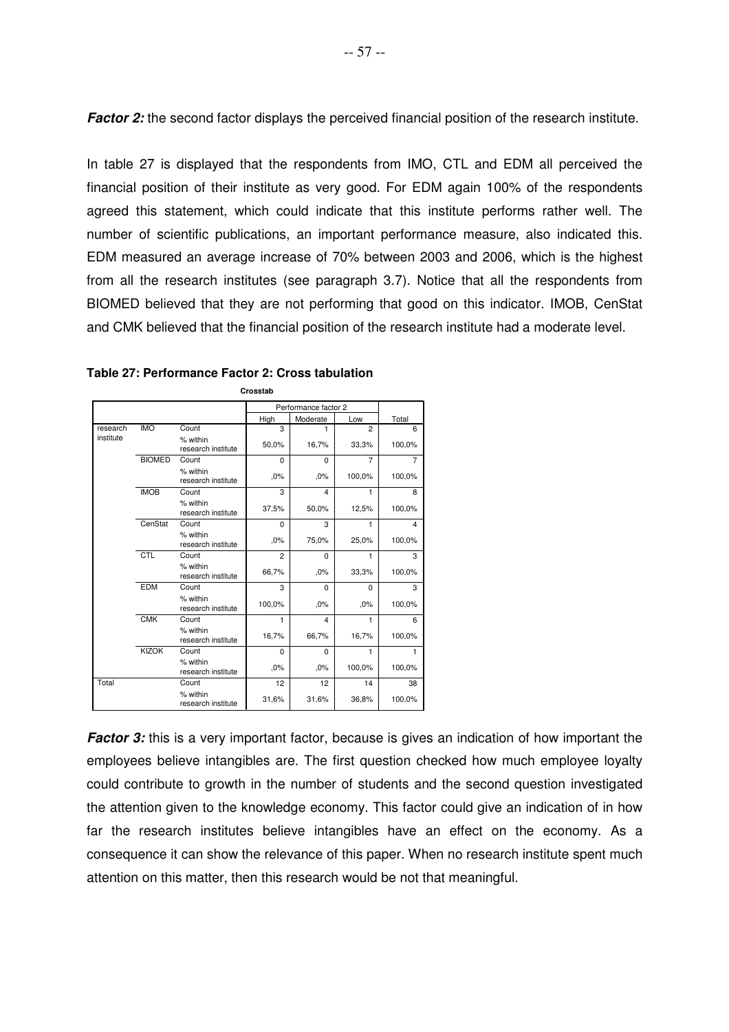**Factor 2:** the second factor displays the perceived financial position of the research institute.

In table 27 is displayed that the respondents from IMO, CTL and EDM all perceived the financial position of their institute as very good. For EDM again 100% of the respondents agreed this statement, which could indicate that this institute performs rather well. The number of scientific publications, an important performance measure, also indicated this. EDM measured an average increase of 70% between 2003 and 2006, which is the highest from all the research institutes (see paragraph 3.7). Notice that all the respondents from BIOMED believed that they are not performing that good on this indicator. IMOB, CenStat and CMK believed that the financial position of the research institute had a moderate level.

**Table 27: Performance Factor 2: Cross tabulation**

**Crosstab**

| | | | Performance factor 2 | | | |
|---|---|---|---|---|---|---|
| | | | High | Moderate | Low | Total |
| research institute | IMO | Count | 3 | 1 | 2 | 6 |
| | | % within research institute | 50,0% | 16,7% | 33,3% | 100,0% |
| | BIOMED | Count | 0 | 0 | 7 | 7 |
| | | % within research institute | ,0% | ,0% | 100,0% | 100,0% |
| | IMOB | Count | 3 | 4 | 1 | 8 |
| | | % within research institute | 37,5% | 50,0% | 12,5% | 100,0% |
| | CenStat | Count | 0 | 3 | 1 | 4 |
| | | % within research institute | ,0% | 75,0% | 25,0% | 100,0% |
| | CTL | Count | 2 | 0 | 1 | 3 |
| | | % within research institute | 66,7% | ,0% | 33,3% | 100,0% |
| | EDM | Count | 3 | 0 | 0 | 3 |
| | | % within research institute | 100,0% | ,0% | ,0% | 100,0% |
| | CMK | Count | 1 | 4 | 1 | 6 |
| | | % within research institute | 16,7% | 66,7% | 16,7% | 100,0% |
| | KIZOK | Count | 0 | 0 | 1 | 1 |
| | | % within research institute | ,0% | ,0% | 100,0% | 100,0% |
| Total | | Count | 12 | 12 | 14 | 38 |
| | | % within research institute | 31,6% | 31,6% | 36,8% | 100,0% |

**Factor 3:** this is a very important factor, because is gives an indication of how important the employees believe intangibles are. The first question checked how much employee loyalty could contribute to growth in the number of students and the second question investigated the attention given to the knowledge economy. This factor could give an indication of in how far the research institutes believe intangibles have an effect on the economy. As a consequence it can show the relevance of this paper. When no research institute spent much attention on this matter, then this research would be not that meaningful.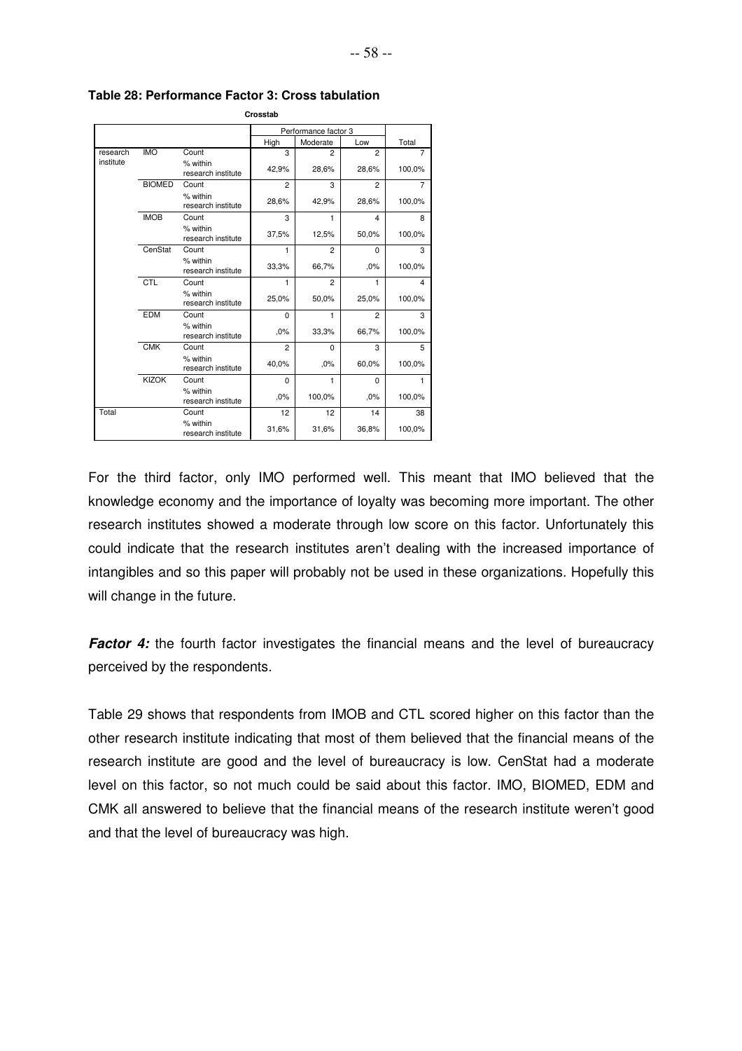**Table 28: Performance Factor 3: Cross tabulation**

**Crosstab**

| | | | Performance factor 3 | | | Total |
|---|---|---|---|---|---|---|
| | | | High | Moderate | Low | |
| research institute | IMO | Count | 3 | 2 | 2 | 7 |
| | | % within research institute | 42,9% | 28,6% | 28,6% | 100,0% |
| | BIOMED | Count | 2 | 3 | 2 | 7 |
| | | % within research institute | 28,6% | 42,9% | 28,6% | 100,0% |
| | IMOB | Count | 3 | 1 | 4 | 8 |
| | | % within research institute | 37,5% | 12,5% | 50,0% | 100,0% |
| | CenStat | Count | 1 | 2 | 0 | 3 |
| | | % within research institute | 33,3% | 66,7% | ,0% | 100,0% |
| | CTL | Count | 1 | 2 | 1 | 4 |
| | | % within research institute | 25,0% | 50,0% | 25,0% | 100,0% |
| | EDM | Count | 0 | 1 | 2 | 3 |
| | | % within research institute | ,0% | 33,3% | 66,7% | 100,0% |
| | CMK | Count | 2 | 0 | 3 | 5 |
| | | % within research institute | 40,0% | ,0% | 60,0% | 100,0% |
| | KIZOK | Count | 0 | 1 | 0 | 1 |
| | | % within research institute | ,0% | 100,0% | ,0% | 100,0% |
| Total | | Count | 12 | 12 | 14 | 38 |
| | | % within research institute | 31,6% | 31,6% | 36,8% | 100,0% |

For the third factor, only IMO performed well. This meant that IMO believed that the knowledge economy and the importance of loyalty was becoming more important. The other research institutes showed a moderate through low score on this factor. Unfortunately this could indicate that the research institutes aren't dealing with the increased importance of intangibles and so this paper will probably not be used in these organizations. Hopefully this will change in the future.

***Factor 4:*** the fourth factor investigates the financial means and the level of bureaucracy perceived by the respondents.

Table 29 shows that respondents from IMOB and CTL scored higher on this factor than the other research institute indicating that most of them believed that the financial means of the research institute are good and the level of bureaucracy is low. CenStat had a moderate level on this factor, so not much could be said about this factor. IMO, BIOMED, EDM and CMK all answered to believe that the financial means of the research institute weren't good and that the level of bureaucracy was high.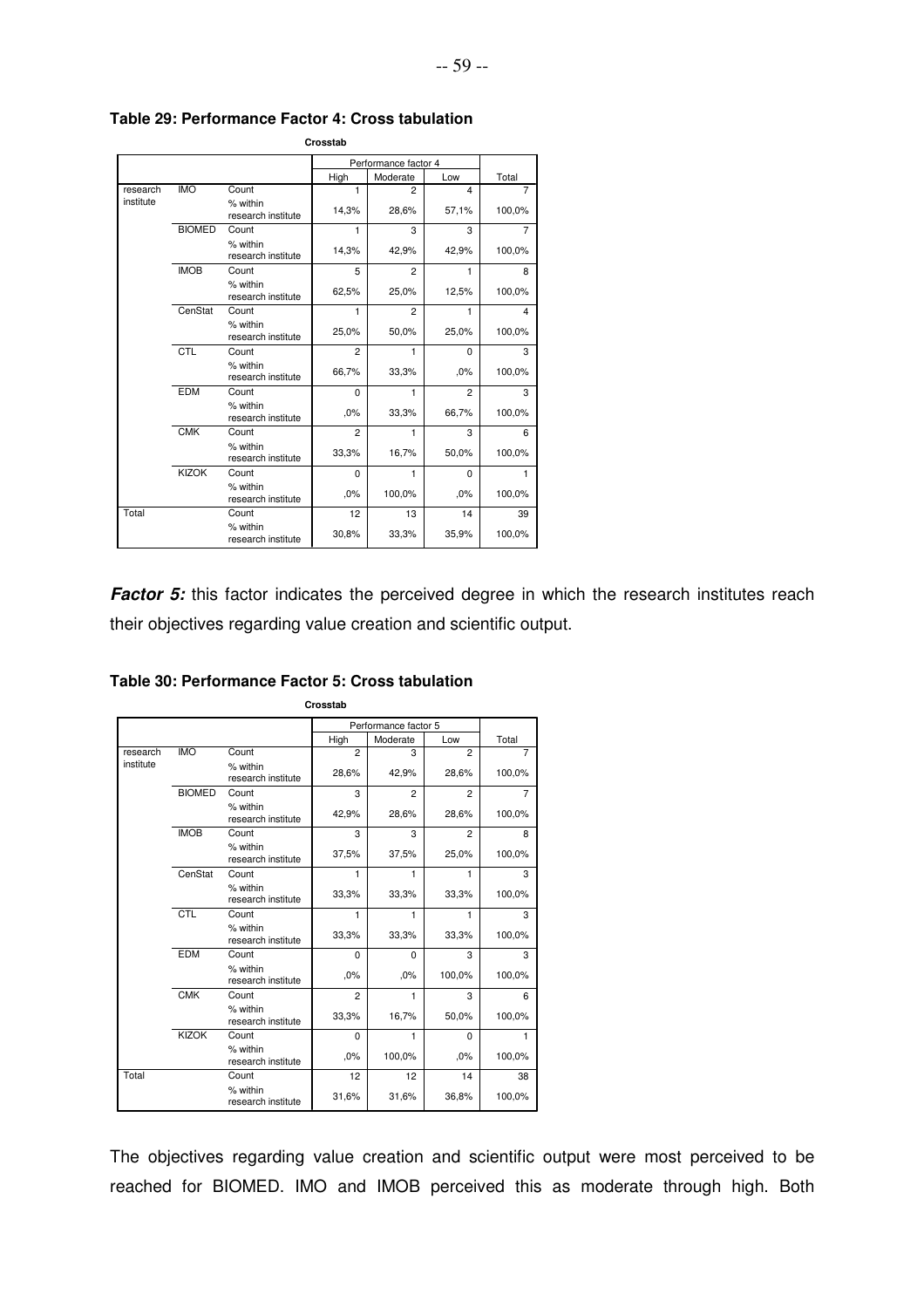**Table 29: Performance Factor 4: Cross tabulation**

**Crosstab**

| | | | Performance factor 4 | | | |
|---|---|---|---|---|---|---|
| | | | High | Moderate | Low | Total |
| research institute | IMO | Count | 1 | 2 | 4 | 7 |
| | | % within research institute | 14,3% | 28,6% | 57,1% | 100,0% |
| | BIOMED | Count | 1 | 3 | 3 | 7 |
| | | % within research institute | 14,3% | 42,9% | 42,9% | 100,0% |
| | IMOB | Count | 5 | 2 | 1 | 8 |
| | | % within research institute | 62,5% | 25,0% | 12,5% | 100,0% |
| | CenStat | Count | 1 | 2 | 1 | 4 |
| | | % within research institute | 25,0% | 50,0% | 25,0% | 100,0% |
| | CTL | Count | 2 | 1 | 0 | 3 |
| | | % within research institute | 66,7% | 33,3% | ,0% | 100,0% |
| | EDM | Count | 0 | 1 | 2 | 3 |
| | | % within research institute | ,0% | 33,3% | 66,7% | 100,0% |
| | CMK | Count | 2 | 1 | 3 | 6 |
| | | % within research institute | 33,3% | 16,7% | 50,0% | 100,0% |
| | KIZOK | Count | 0 | 1 | 0 | 1 |
| | | % within research institute | ,0% | 100,0% | ,0% | 100,0% |
| Total | | Count | 12 | 13 | 14 | 39 |
| | | % within research institute | 30,8% | 33,3% | 35,9% | 100,0% |

***Factor 5:*** this factor indicates the perceived degree in which the research institutes reach their objectives regarding value creation and scientific output.

**Table 30: Performance Factor 5: Cross tabulation**

**Crosstab**

| | | | Performance factor 5 | | | |
|---|---|---|---|---|---|---|
| | | | High | Moderate | Low | Total |
| research institute | IMO | Count | 2 | 3 | 2 | 7 |
| | | % within research institute | 28,6% | 42,9% | 28,6% | 100,0% |
| | BIOMED | Count | 3 | 2 | 2 | 7 |
| | | % within research institute | 42,9% | 28,6% | 28,6% | 100,0% |
| | IMOB | Count | 3 | 3 | 2 | 8 |
| | | % within research institute | 37,5% | 37,5% | 25,0% | 100,0% |
| | CenStat | Count | 1 | 1 | 1 | 3 |
| | | % within research institute | 33,3% | 33,3% | 33,3% | 100,0% |
| | CTL | Count | 1 | 1 | 1 | 3 |
| | | % within research institute | 33,3% | 33,3% | 33,3% | 100,0% |
| | EDM | Count | 0 | 0 | 3 | 3 |
| | | % within research institute | ,0% | ,0% | 100,0% | 100,0% |
| | CMK | Count | 2 | 1 | 3 | 6 |
| | | % within research institute | 33,3% | 16,7% | 50,0% | 100,0% |
| | KIZOK | Count | 0 | 1 | 0 | 1 |
| | | % within research institute | ,0% | 100,0% | ,0% | 100,0% |
| Total | | Count | 12 | 12 | 14 | 38 |
| | | % within research institute | 31,6% | 31,6% | 36,8% | 100,0% |

The objectives regarding value creation and scientific output were most perceived to be reached for BIOMED. IMO and IMOB perceived this as moderate through high. Both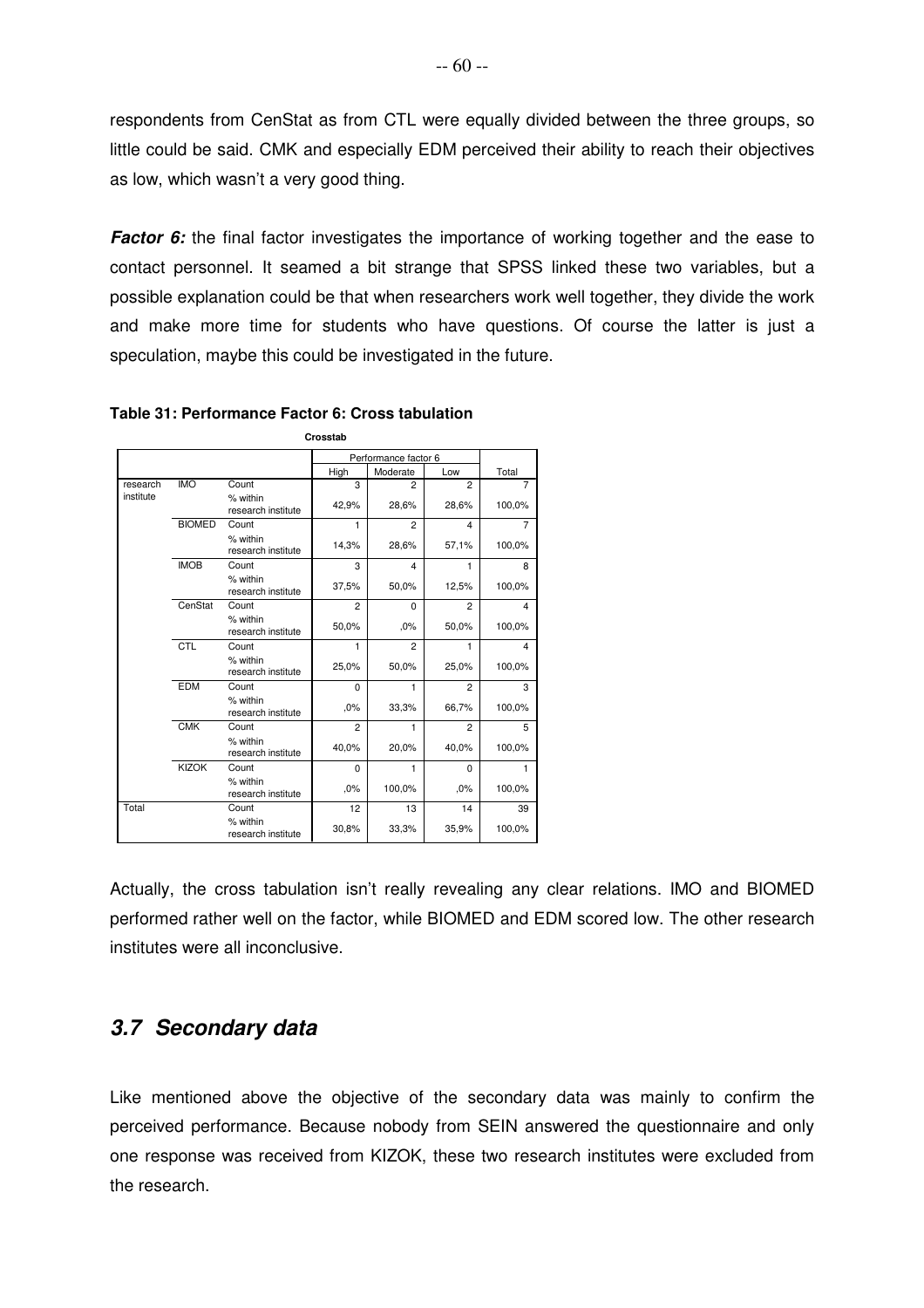respondents from CenStat as from CTL were equally divided between the three groups, so little could be said. CMK and especially EDM perceived their ability to reach their objectives as low, which wasn't a very good thing.

***Factor 6:*** the final factor investigates the importance of working together and the ease to contact personnel. It seamed a bit strange that SPSS linked these two variables, but a possible explanation could be that when researchers work well together, they divide the work and make more time for students who have questions. Of course the latter is just a speculation, maybe this could be investigated in the future.

**Table 31: Performance Factor 6: Cross tabulation**

**Crosstab**

| | | | Performance factor 6 | | | |
|---|---|---|---|---|---|---|
| | | | High | Moderate | Low | Total |
| research institute | IMO | Count | 3 | 2 | 2 | 7 |
| | | % within research institute | 42,9% | 28,6% | 28,6% | 100,0% |
| | BIOMED | Count | 1 | 2 | 4 | 7 |
| | | % within research institute | 14,3% | 28,6% | 57,1% | 100,0% |
| | IMOB | Count | 3 | 4 | 1 | 8 |
| | | % within research institute | 37,5% | 50,0% | 12,5% | 100,0% |
| | CenStat | Count | 2 | 0 | 2 | 4 |
| | | % within research institute | 50,0% | ,0% | 50,0% | 100,0% |
| | CTL | Count | 1 | 2 | 1 | 4 |
| | | % within research institute | 25,0% | 50,0% | 25,0% | 100,0% |
| | EDM | Count | 0 | 1 | 2 | 3 |
| | | % within research institute | ,0% | 33,3% | 66,7% | 100,0% |
| | CMK | Count | 2 | 1 | 2 | 5 |
| | | % within research institute | 40,0% | 20,0% | 40,0% | 100,0% |
| | KIZOK | Count | 0 | 1 | 0 | 1 |
| | | % within research institute | ,0% | 100,0% | ,0% | 100,0% |
| Total | | Count | 12 | 13 | 14 | 39 |
| | | % within research institute | 30,8% | 33,3% | 35,9% | 100,0% |

Actually, the cross tabulation isn't really revealing any clear relations. IMO and BIOMED performed rather well on the factor, while BIOMED and EDM scored low. The other research institutes were all inconclusive.

## *3.7 Secondary data*

Like mentioned above the objective of the secondary data was mainly to confirm the perceived performance. Because nobody from SEIN answered the questionnaire and only one response was received from KIZOK, these two research institutes were excluded from the research.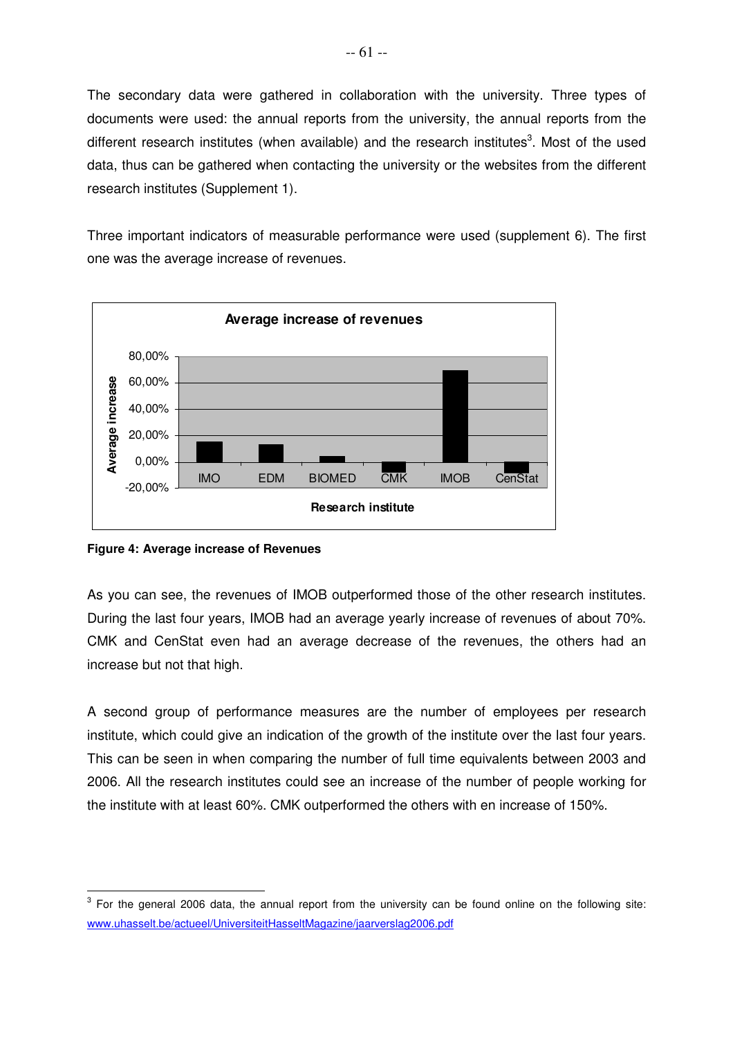The secondary data were gathered in collaboration with the university. Three types of documents were used: the annual reports from the university, the annual reports from the different research institutes (when available) and the research institutes[3]. Most of the used data, thus can be gathered when contacting the university or the websites from the different research institutes (Supplement 1).

Three important indicators of measurable performance were used (supplement 6). The first one was the average increase of revenues.

**Figure 4: Average increase of Revenues**

As you can see, the revenues of IMOB outperformed those of the other research institutes. During the last four years, IMOB had an average yearly increase of revenues of about 70%. CMK and CenStat even had an average decrease of the revenues, the others had an increase but not that high.

A second group of performance measures are the number of employees per research institute, which could give an indication of the growth of the institute over the last four years. This can be seen in when comparing the number of full time equivalents between 2003 and 2006. All the research institutes could see an increase of the number of people working for the institute with at least 60%. CMK outperformed the others with en increase of 150%.

[3] For the general 2006 data, the annual report from the university can be found online on the following site: www.uhasselt.be/actueel/UniversiteitHasseltMagazine/jaarverslag2006.pdf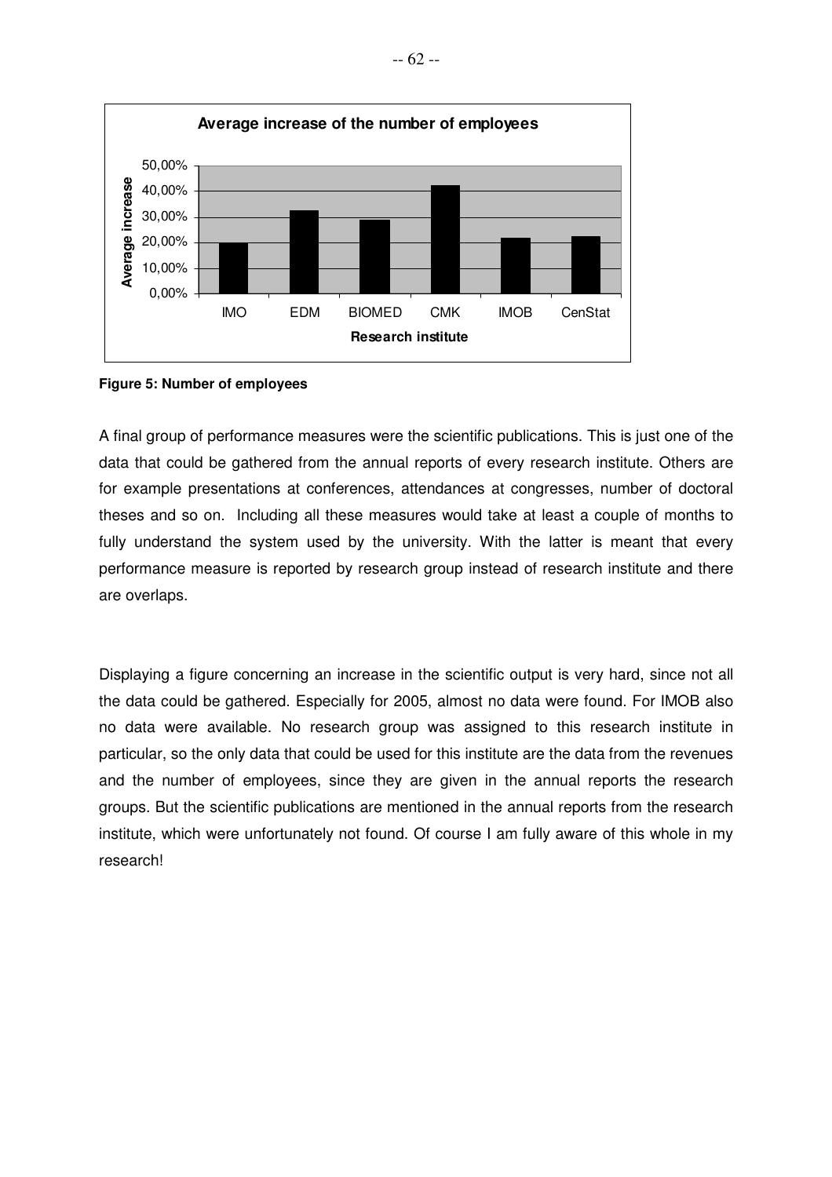**Figure 5: Number of employees**

A final group of performance measures were the scientific publications. This is just one of the data that could be gathered from the annual reports of every research institute. Others are for example presentations at conferences, attendances at congresses, number of doctoral theses and so on.  Including all these measures would take at least a couple of months to fully understand the system used by the university. With the latter is meant that every performance measure is reported by research group instead of research institute and there are overlaps.

Displaying a figure concerning an increase in the scientific output is very hard, since not all the data could be gathered. Especially for 2005, almost no data were found. For IMOB also no data were available. No research group was assigned to this research institute in particular, so the only data that could be used for this institute are the data from the revenues and the number of employees, since they are given in the annual reports the research groups. But the scientific publications are mentioned in the annual reports from the research institute, which were unfortunately not found. Of course I am fully aware of this whole in my research!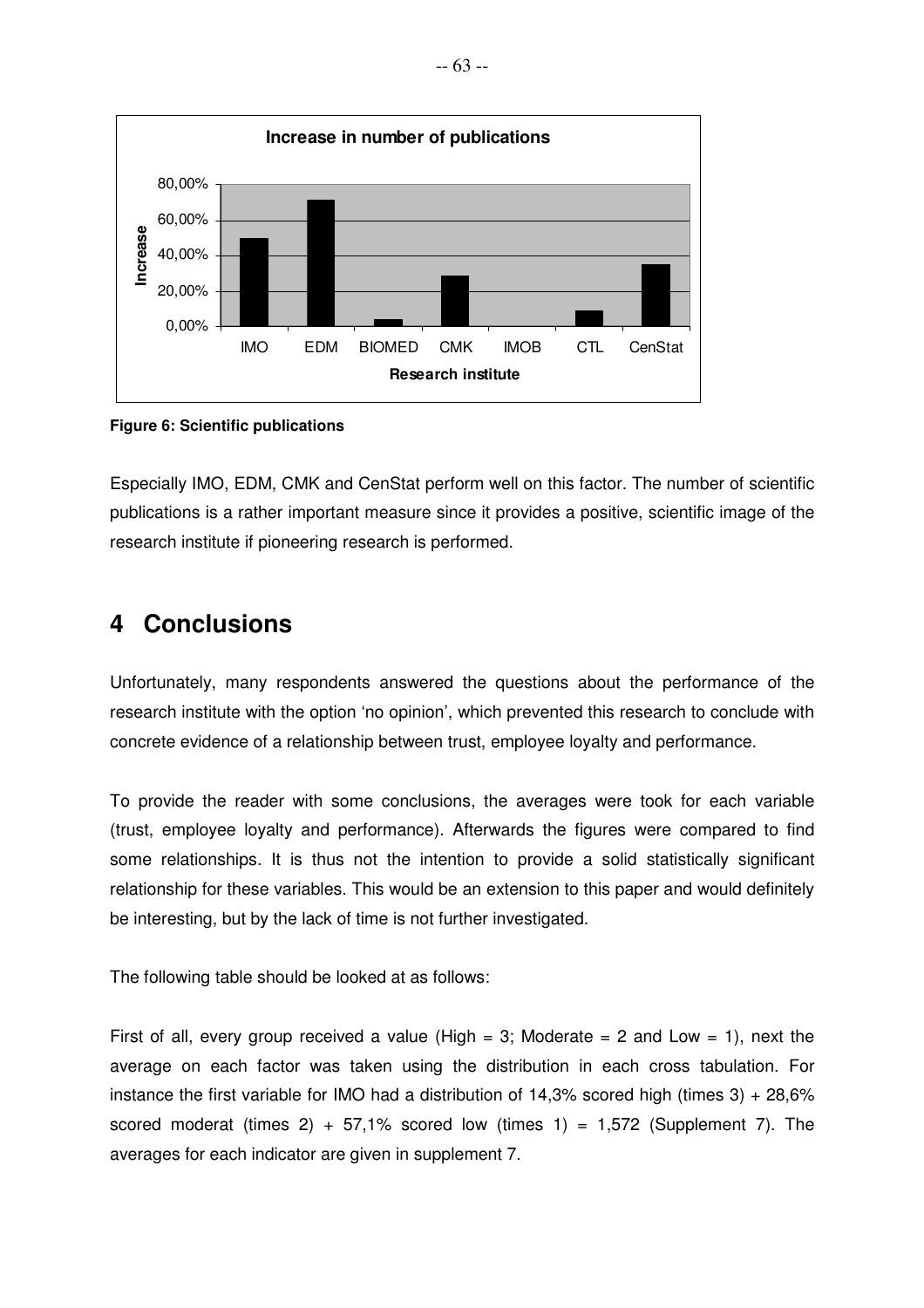**Figure 6: Scientific publications**

Especially IMO, EDM, CMK and CenStat perform well on this factor. The number of scientific publications is a rather important measure since it provides a positive, scientific image of the research institute if pioneering research is performed.

# 4 Conclusions

Unfortunately, many respondents answered the questions about the performance of the research institute with the option 'no opinion', which prevented this research to conclude with concrete evidence of a relationship between trust, employee loyalty and performance.

To provide the reader with some conclusions, the averages were took for each variable (trust, employee loyalty and performance). Afterwards the figures were compared to find some relationships. It is thus not the intention to provide a solid statistically significant relationship for these variables. This would be an extension to this paper and would definitely be interesting, but by the lack of time is not further investigated.

The following table should be looked at as follows:

First of all, every group received a value (High = 3; Moderate = 2 and Low = 1), next the average on each factor was taken using the distribution in each cross tabulation. For instance the first variable for IMO had a distribution of 14,3% scored high (times 3) + 28,6% scored moderat (times 2) + 57,1% scored low (times 1) = 1,572 (Supplement 7). The averages for each indicator are given in supplement 7.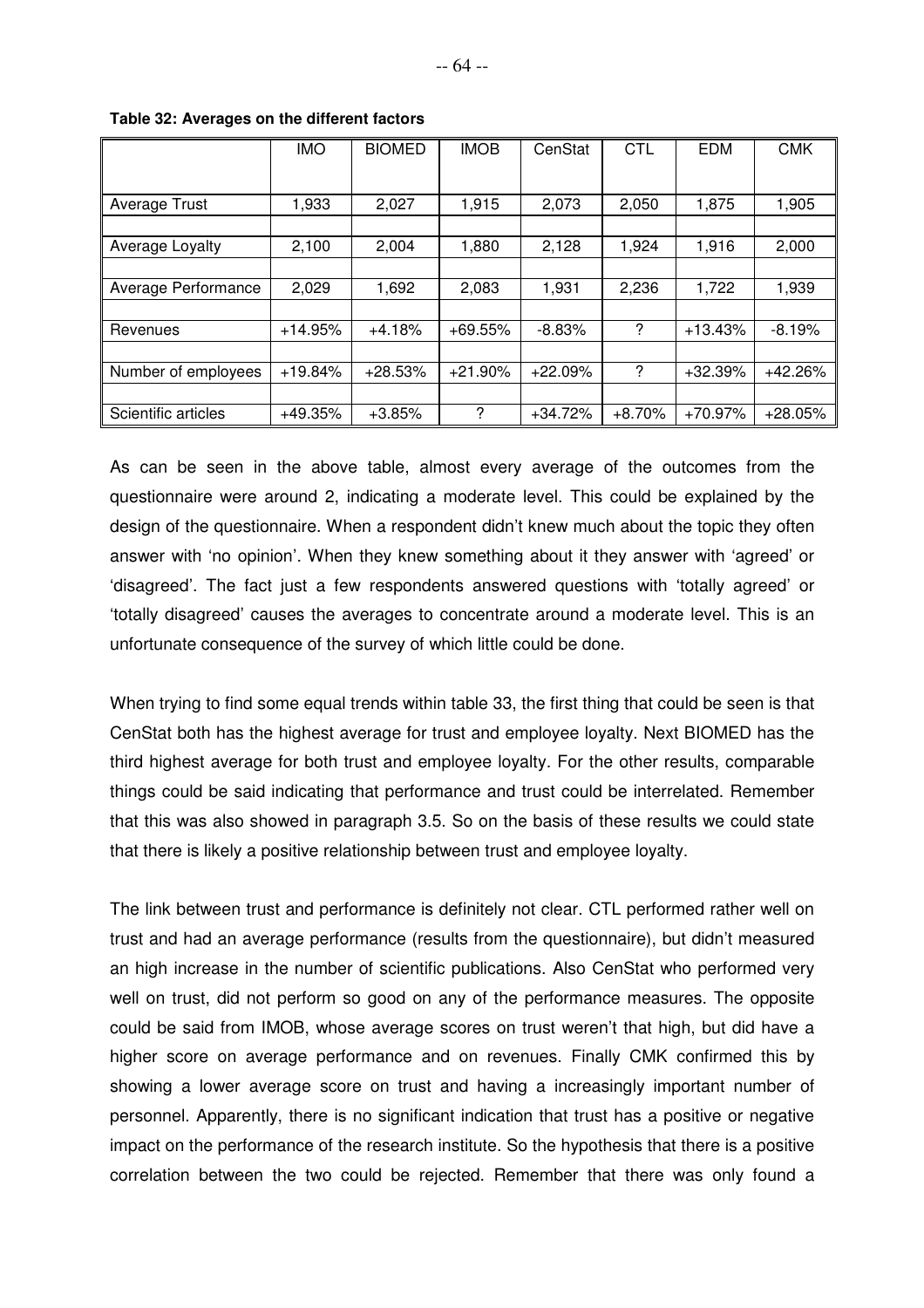**Table 32: Averages on the different factors**

| | IMO | BIOMED | IMOB | CenStat | CTL | EDM | CMK |
|---|---|---|---|---|---|---|---|
| Average Trust | 1,933 | 2,027 | 1,915 | 2,073 | 2,050 | 1,875 | 1,905 |
| Average Loyalty | 2,100 | 2,004 | 1,880 | 2,128 | 1,924 | 1,916 | 2,000 |
| Average Performance | 2,029 | 1,692 | 2,083 | 1,931 | 2,236 | 1,722 | 1,939 |
| Revenues | +14.95% | +4.18% | +69.55% | -8.83% | ? | +13.43% | -8.19% |
| Number of employees | +19.84% | +28.53% | +21.90% | +22.09% | ? | +32.39% | +42.26% |
| Scientific articles | +49.35% | +3.85% | ? | +34.72% | +8.70% | +70.97% | +28.05% |

As can be seen in the above table, almost every average of the outcomes from the questionnaire were around 2, indicating a moderate level. This could be explained by the design of the questionnaire. When a respondent didn't knew much about the topic they often answer with 'no opinion'. When they knew something about it they answer with 'agreed' or 'disagreed'. The fact just a few respondents answered questions with 'totally agreed' or 'totally disagreed' causes the averages to concentrate around a moderate level. This is an unfortunate consequence of the survey of which little could be done.

When trying to find some equal trends within table 33, the first thing that could be seen is that CenStat both has the highest average for trust and employee loyalty. Next BIOMED has the third highest average for both trust and employee loyalty. For the other results, comparable things could be said indicating that performance and trust could be interrelated. Remember that this was also showed in paragraph 3.5. So on the basis of these results we could state that there is likely a positive relationship between trust and employee loyalty.

The link between trust and performance is definitely not clear. CTL performed rather well on trust and had an average performance (results from the questionnaire), but didn't measured an high increase in the number of scientific publications. Also CenStat who performed very well on trust, did not perform so good on any of the performance measures. The opposite could be said from IMOB, whose average scores on trust weren't that high, but did have a higher score on average performance and on revenues. Finally CMK confirmed this by showing a lower average score on trust and having a increasingly important number of personnel. Apparently, there is no significant indication that trust has a positive or negative impact on the performance of the research institute. So the hypothesis that there is a positive correlation between the two could be rejected. Remember that there was only found a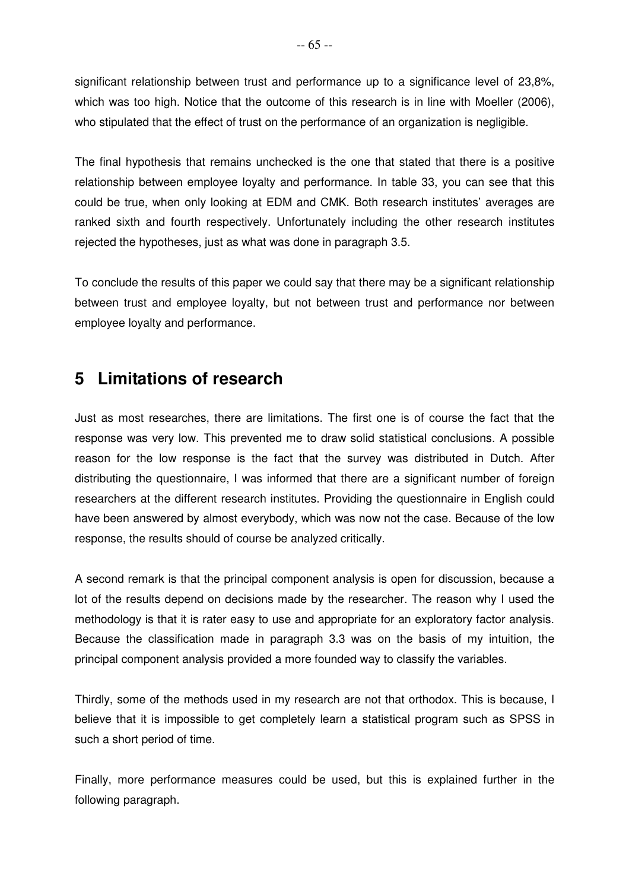significant relationship between trust and performance up to a significance level of 23,8%, which was too high. Notice that the outcome of this research is in line with Moeller (2006), who stipulated that the effect of trust on the performance of an organization is negligible.

The final hypothesis that remains unchecked is the one that stated that there is a positive relationship between employee loyalty and performance. In table 33, you can see that this could be true, when only looking at EDM and CMK. Both research institutes' averages are ranked sixth and fourth respectively. Unfortunately including the other research institutes rejected the hypotheses, just as what was done in paragraph 3.5.

To conclude the results of this paper we could say that there may be a significant relationship between trust and employee loyalty, but not between trust and performance nor between employee loyalty and performance.

# 5 Limitations of research

Just as most researches, there are limitations. The first one is of course the fact that the response was very low. This prevented me to draw solid statistical conclusions. A possible reason for the low response is the fact that the survey was distributed in Dutch. After distributing the questionnaire, I was informed that there are a significant number of foreign researchers at the different research institutes. Providing the questionnaire in English could have been answered by almost everybody, which was now not the case. Because of the low response, the results should of course be analyzed critically.

A second remark is that the principal component analysis is open for discussion, because a lot of the results depend on decisions made by the researcher. The reason why I used the methodology is that it is rater easy to use and appropriate for an exploratory factor analysis. Because the classification made in paragraph 3.3 was on the basis of my intuition, the principal component analysis provided a more founded way to classify the variables.

Thirdly, some of the methods used in my research are not that orthodox. This is because, I believe that it is impossible to get completely learn a statistical program such as SPSS in such a short period of time.

Finally, more performance measures could be used, but this is explained further in the following paragraph.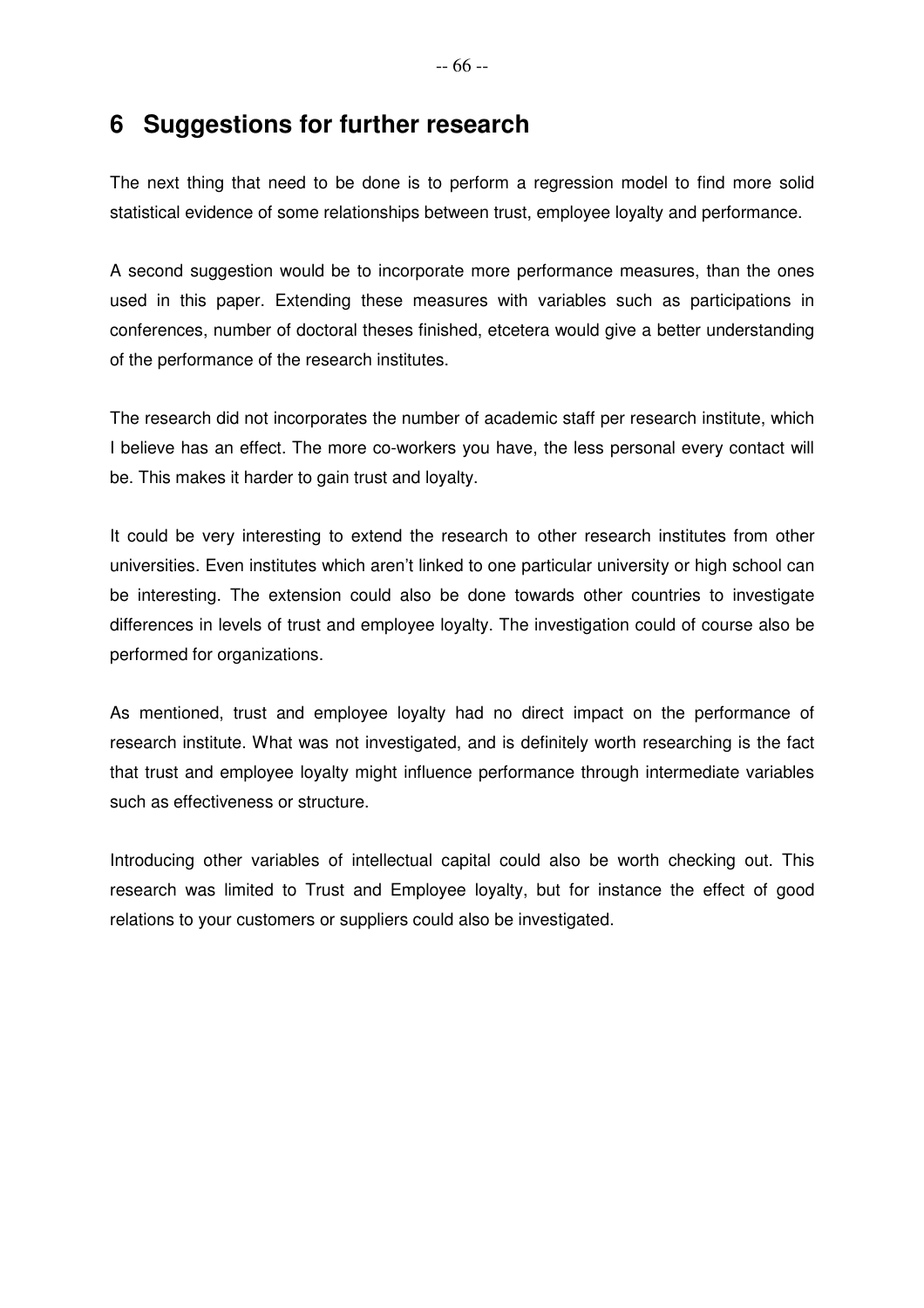# 6 Suggestions for further research

The next thing that need to be done is to perform a regression model to find more solid statistical evidence of some relationships between trust, employee loyalty and performance.

A second suggestion would be to incorporate more performance measures, than the ones used in this paper. Extending these measures with variables such as participations in conferences, number of doctoral theses finished, etcetera would give a better understanding of the performance of the research institutes.

The research did not incorporates the number of academic staff per research institute, which I believe has an effect. The more co-workers you have, the less personal every contact will be. This makes it harder to gain trust and loyalty.

It could be very interesting to extend the research to other research institutes from other universities. Even institutes which aren't linked to one particular university or high school can be interesting. The extension could also be done towards other countries to investigate differences in levels of trust and employee loyalty. The investigation could of course also be performed for organizations.

As mentioned, trust and employee loyalty had no direct impact on the performance of research institute. What was not investigated, and is definitely worth researching is the fact that trust and employee loyalty might influence performance through intermediate variables such as effectiveness or structure.

Introducing other variables of intellectual capital could also be worth checking out. This research was limited to Trust and Employee loyalty, but for instance the effect of good relations to your customers or suppliers could also be investigated.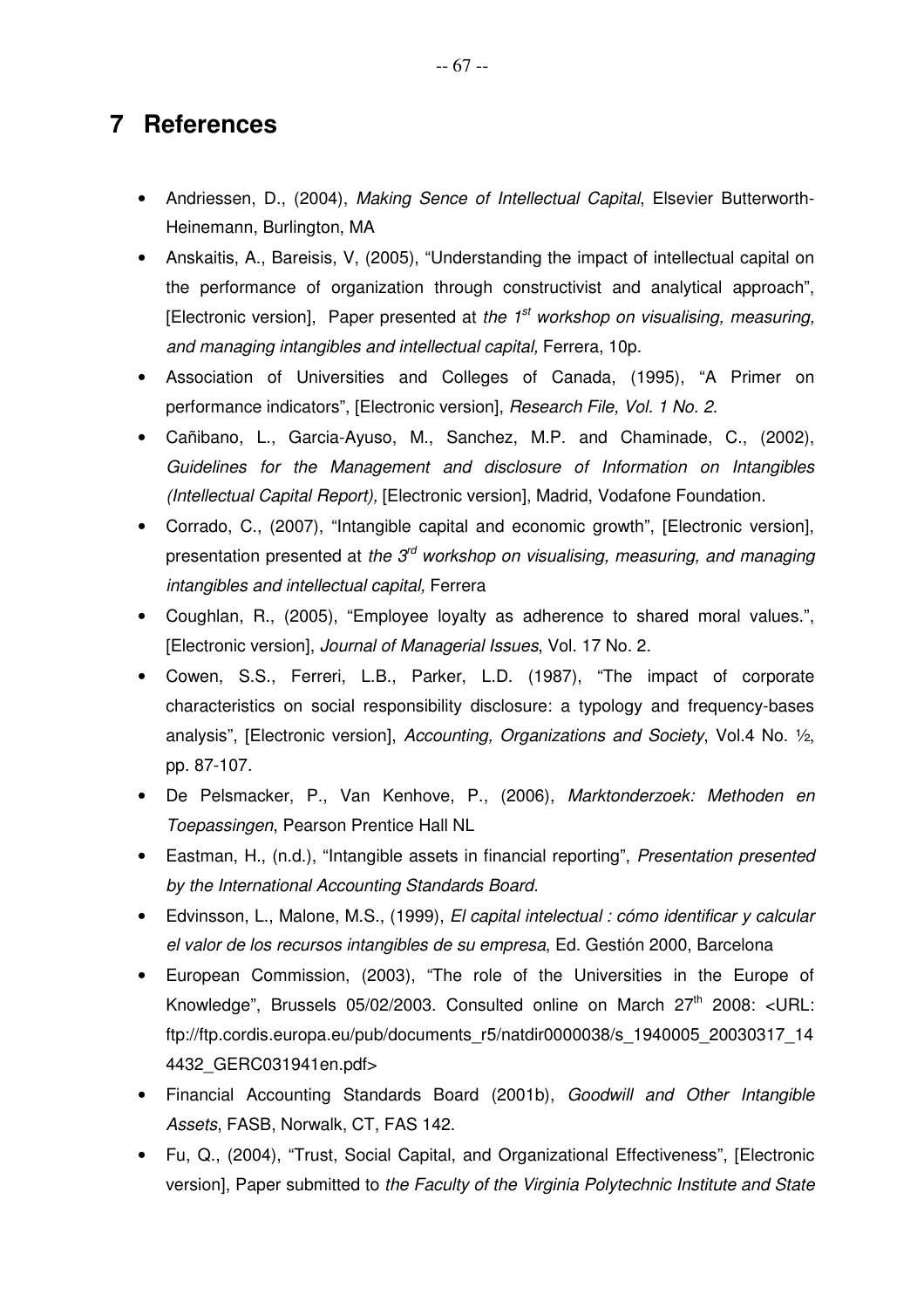# 7 References

- Andriessen, D., (2004), *Making Sence of Intellectual Capital*, Elsevier Butterworth-Heinemann, Burlington, MA
- Anskaitis, A., Bareisis, V, (2005), "Understanding the impact of intellectual capital on the performance of organization through constructivist and analytical approach", [Electronic version], Paper presented at *the 1st workshop on visualising, measuring, and managing intangibles and intellectual capital,* Ferrera, 10p.
- Association of Universities and Colleges of Canada, (1995), "A Primer on performance indicators", [Electronic version], *Research File, Vol. 1 No. 2.*
- Cañibano, L., Garcia-Ayuso, M., Sanchez, M.P. and Chaminade, C., (2002), *Guidelines for the Management and disclosure of Information on Intangibles (Intellectual Capital Report),* [Electronic version], Madrid, Vodafone Foundation.
- Corrado, C., (2007), "Intangible capital and economic growth", [Electronic version], presentation presented at *the 3rd workshop on visualising, measuring, and managing intangibles and intellectual capital,* Ferrera
- Coughlan, R., (2005), "Employee loyalty as adherence to shared moral values.", [Electronic version], *Journal of Managerial Issues*, Vol. 17 No. 2.
- Cowen, S.S., Ferreri, L.B., Parker, L.D. (1987), "The impact of corporate characteristics on social responsibility disclosure: a typology and frequency-bases analysis", [Electronic version], *Accounting, Organizations and Society*, Vol.4 No. ½, pp. 87-107.
- De Pelsmacker, P., Van Kenhove, P., (2006), *Marktonderzoek: Methoden en Toepassingen*, Pearson Prentice Hall NL
- Eastman, H., (n.d.), "Intangible assets in financial reporting", *Presentation presented by the International Accounting Standards Board.*
- Edvinsson, L., Malone, M.S., (1999), *El capital intelectual : cómo identificar y calcular el valor de los recursos intangibles de su empresa*, Ed. Gestión 2000, Barcelona
- European Commission, (2003), "The role of the Universities in the Europe of Knowledge", Brussels 05/02/2003. Consulted online on March 27th 2008: <URL: ftp://ftp.cordis.europa.eu/pub/documents_r5/natdir0000038/s_1940005_20030317_144432_GERC031941en.pdf>
- Financial Accounting Standards Board (2001b), *Goodwill and Other Intangible Assets*, FASB, Norwalk, CT, FAS 142.
- Fu, Q., (2004), "Trust, Social Capital, and Organizational Effectiveness", [Electronic version], Paper submitted to *the Faculty of the Virginia Polytechnic Institute and State*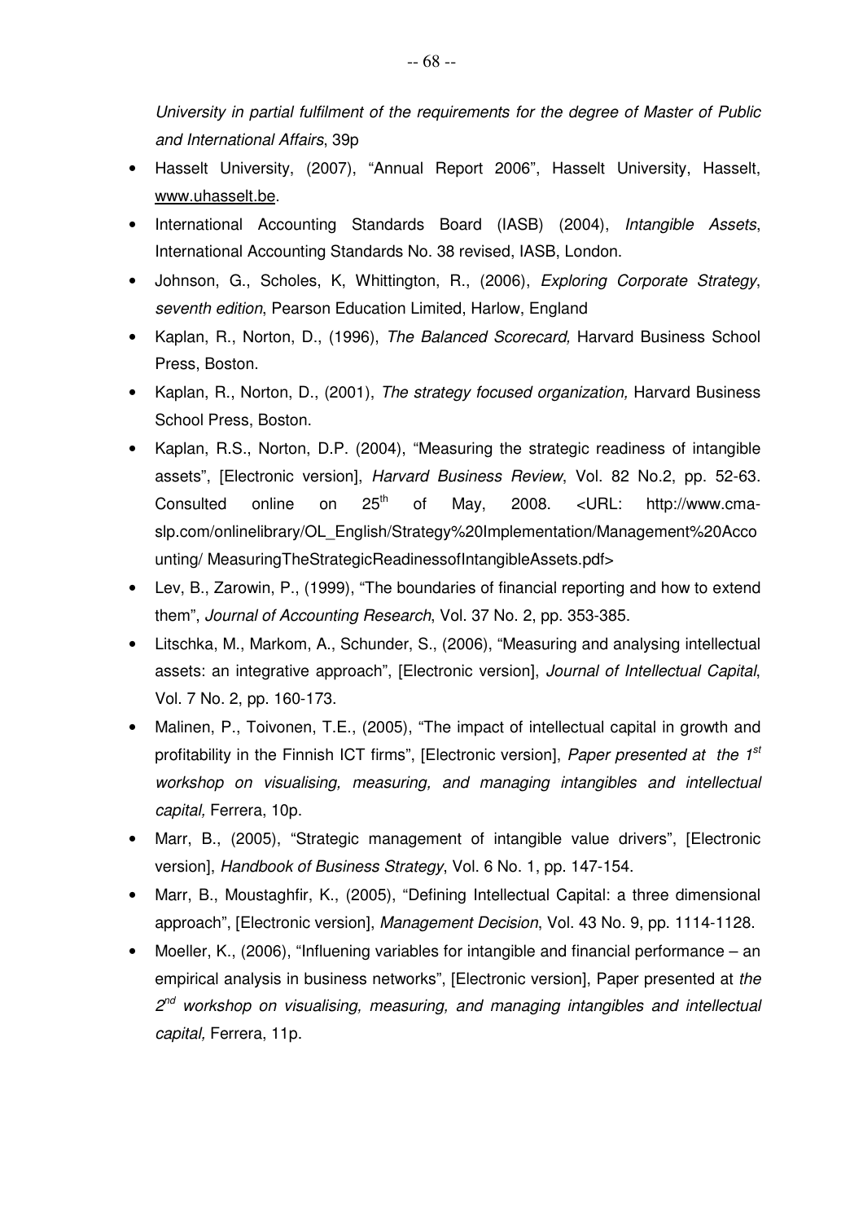*University in partial fulfilment of the requirements for the degree of Master of Public and International Affairs*, 39p

- Hasselt University, (2007), "Annual Report 2006", Hasselt University, Hasselt, www.uhasselt.be.
- International Accounting Standards Board (IASB) (2004), *Intangible Assets*, International Accounting Standards No. 38 revised, IASB, London.
- Johnson, G., Scholes, K, Whittington, R., (2006), *Exploring Corporate Strategy, seventh edition*, Pearson Education Limited, Harlow, England
- Kaplan, R., Norton, D., (1996), *The Balanced Scorecard,* Harvard Business School Press, Boston.
- Kaplan, R., Norton, D., (2001), *The strategy focused organization,* Harvard Business School Press, Boston.
- Kaplan, R.S., Norton, D.P. (2004), "Measuring the strategic readiness of intangible assets", [Electronic version], *Harvard Business Review*, Vol. 82 No.2, pp. 52-63. Consulted online on 25th of May, 2008. <URL: http://www.cma-slp.com/onlinelibrary/OL_English/Strategy%20Implementation/Management%20Accounting/ MeasuringTheStrategicReadinessofIntangibleAssets.pdf>
- Lev, B., Zarowin, P., (1999), "The boundaries of financial reporting and how to extend them", *Journal of Accounting Research*, Vol. 37 No. 2, pp. 353-385.
- Litschka, M., Markom, A., Schunder, S., (2006), "Measuring and analysing intellectual assets: an integrative approach", [Electronic version], *Journal of Intellectual Capital*, Vol. 7 No. 2, pp. 160-173.
- Malinen, P., Toivonen, T.E., (2005), "The impact of intellectual capital in growth and profitability in the Finnish ICT firms", [Electronic version], *Paper presented at the 1st workshop on visualising, measuring, and managing intangibles and intellectual capital,* Ferrera, 10p.
- Marr, B., (2005), "Strategic management of intangible value drivers", [Electronic version], *Handbook of Business Strategy*, Vol. 6 No. 1, pp. 147-154.
- Marr, B., Moustaghfir, K., (2005), "Defining Intellectual Capital: a three dimensional approach", [Electronic version], *Management Decision*, Vol. 43 No. 9, pp. 1114-1128.
- Moeller, K., (2006), "Influening variables for intangible and financial performance – an empirical analysis in business networks", [Electronic version], Paper presented at *the 2nd workshop on visualising, measuring, and managing intangibles and intellectual capital,* Ferrera, 11p.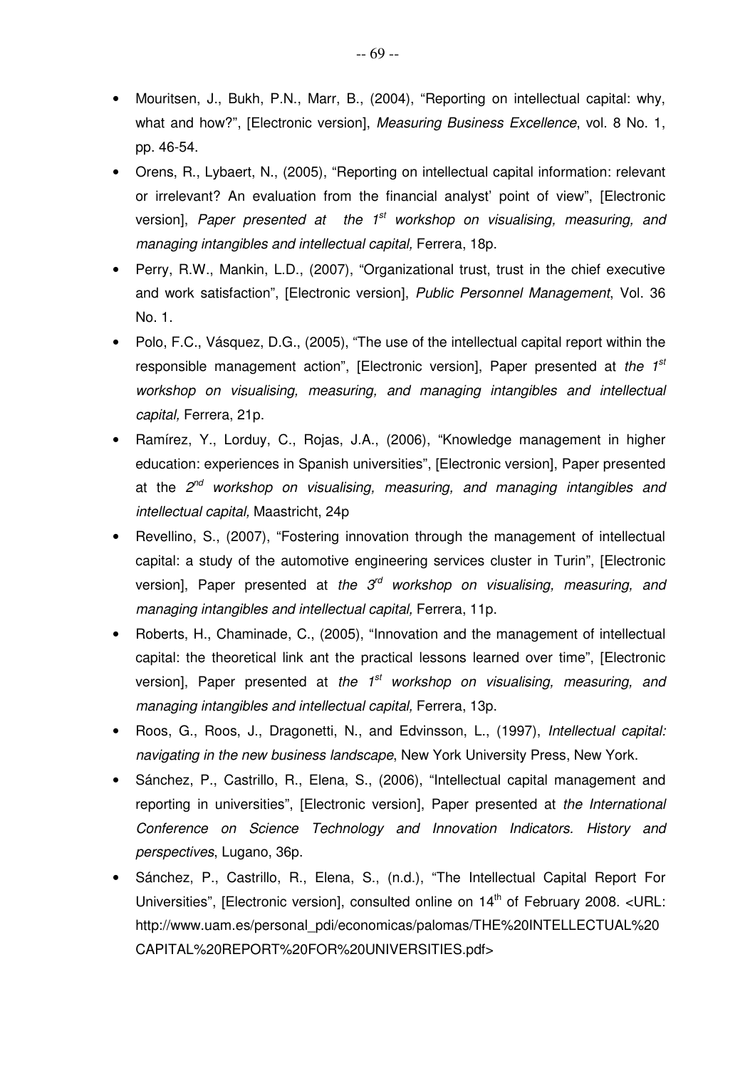- Mouritsen, J., Bukh, P.N., Marr, B., (2004), "Reporting on intellectual capital: why, what and how?", [Electronic version], *Measuring Business Excellence*, vol. 8 No. 1, pp. 46-54.
- Orens, R., Lybaert, N., (2005), "Reporting on intellectual capital information: relevant or irrelevant? An evaluation from the financial analyst' point of view", [Electronic version], *Paper presented at the 1st workshop on visualising, measuring, and managing intangibles and intellectual capital,* Ferrera, 18p.
- Perry, R.W., Mankin, L.D., (2007), "Organizational trust, trust in the chief executive and work satisfaction", [Electronic version], *Public Personnel Management*, Vol. 36 No. 1.
- Polo, F.C., Vásquez, D.G., (2005), "The use of the intellectual capital report within the responsible management action", [Electronic version], Paper presented at *the 1st workshop on visualising, measuring, and managing intangibles and intellectual capital,* Ferrera, 21p.
- Ramírez, Y., Lorduy, C., Rojas, J.A., (2006), "Knowledge management in higher education: experiences in Spanish universities", [Electronic version], Paper presented at the *2nd workshop on visualising, measuring, and managing intangibles and intellectual capital,* Maastricht, 24p
- Revellino, S., (2007), "Fostering innovation through the management of intellectual capital: a study of the automotive engineering services cluster in Turin", [Electronic version], Paper presented at *the 3rd workshop on visualising, measuring, and managing intangibles and intellectual capital,* Ferrera, 11p.
- Roberts, H., Chaminade, C., (2005), "Innovation and the management of intellectual capital: the theoretical link ant the practical lessons learned over time", [Electronic version], Paper presented at *the 1st workshop on visualising, measuring, and managing intangibles and intellectual capital,* Ferrera, 13p.
- Roos, G., Roos, J., Dragonetti, N., and Edvinsson, L., (1997), *Intellectual capital: navigating in the new business landscape*, New York University Press, New York.
- Sánchez, P., Castrillo, R., Elena, S., (2006), "Intellectual capital management and reporting in universities", [Electronic version], Paper presented at *the International Conference on Science Technology and Innovation Indicators. History and perspectives*, Lugano, 36p.
- Sánchez, P., Castrillo, R., Elena, S., (n.d.), "The Intellectual Capital Report For Universities", [Electronic version], consulted online on 14th of February 2008. <URL: http://www.uam.es/personal_pdi/economicas/palomas/THE%20INTELLECTUAL%20CAPITAL%20REPORT%20FOR%20UNIVERSITIES.pdf>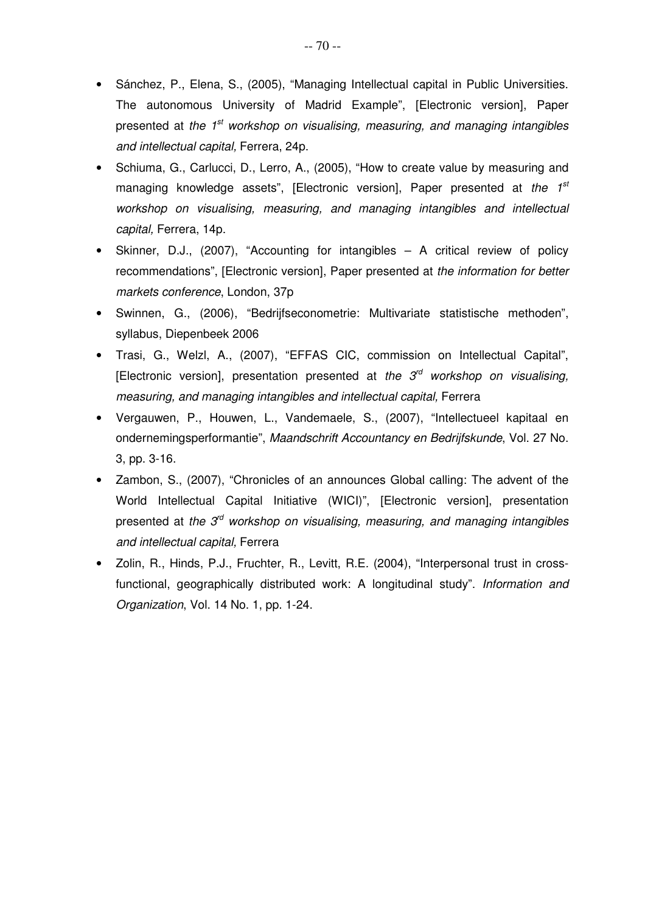- Sánchez, P., Elena, S., (2005), “Managing Intellectual capital in Public Universities. The autonomous University of Madrid Example”, [Electronic version], Paper presented at *the 1st workshop on visualising, measuring, and managing intangibles and intellectual capital,* Ferrera, 24p.
- Schiuma, G., Carlucci, D., Lerro, A., (2005), “How to create value by measuring and managing knowledge assets”, [Electronic version], Paper presented at *the 1st workshop on visualising, measuring, and managing intangibles and intellectual capital,* Ferrera, 14p.
- Skinner, D.J., (2007), “Accounting for intangibles – A critical review of policy recommendations”, [Electronic version], Paper presented at *the information for better markets conference*, London, 37p
- Swinnen, G., (2006), “Bedrijfseconometrie: Multivariate statistische methoden”, syllabus, Diepenbeek 2006
- Trasi, G., Welzl, A., (2007), “EFFAS CIC, commission on Intellectual Capital”, [Electronic version], presentation presented at *the 3rd workshop on visualising, measuring, and managing intangibles and intellectual capital,* Ferrera
- Vergauwen, P., Houwen, L., Vandemaele, S., (2007), “Intellectueel kapitaal en ondernemingsperformantie”, *Maandschrift Accountancy en Bedrijfskunde*, Vol. 27 No. 3, pp. 3-16.
- Zambon, S., (2007), “Chronicles of an announces Global calling: The advent of the World Intellectual Capital Initiative (WICI)”, [Electronic version], presentation presented at *the 3rd workshop on visualising, measuring, and managing intangibles and intellectual capital,* Ferrera
- Zolin, R., Hinds, P.J., Fruchter, R., Levitt, R.E. (2004), “Interpersonal trust in cross-functional, geographically distributed work: A longitudinal study”. *Information and Organization*, Vol. 14 No. 1, pp. 1-24.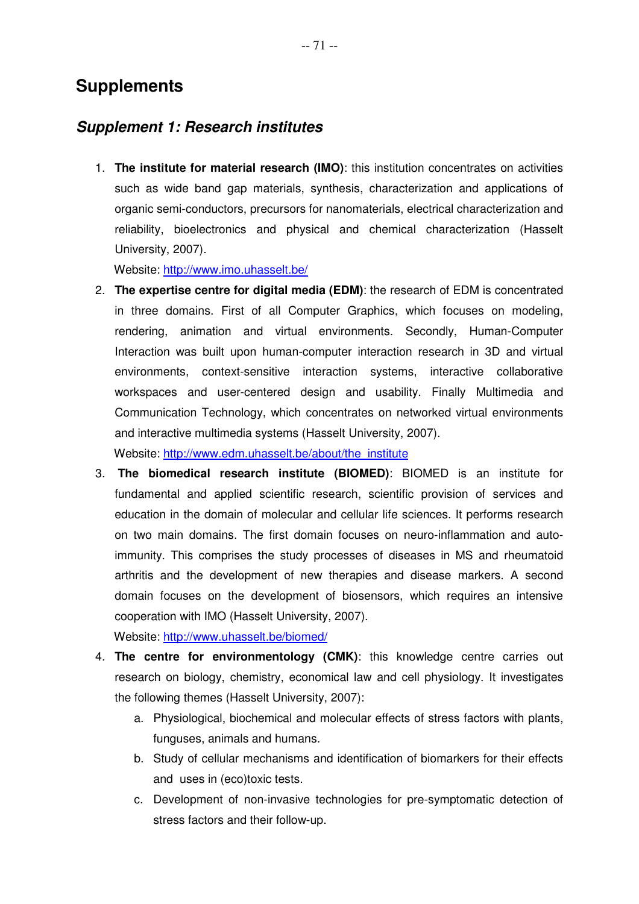# Supplements

## *Supplement 1: Research institutes*

1. **The institute for material research (IMO)**: this institution concentrates on activities such as wide band gap materials, synthesis, characterization and applications of organic semi-conductors, precursors for nanomaterials, electrical characterization and reliability, bioelectronics and physical and chemical characterization (Hasselt University, 2007).
   Website: http://www.imo.uhasselt.be/
2. **The expertise centre for digital media (EDM)**: the research of EDM is concentrated in three domains. First of all Computer Graphics, which focuses on modeling, rendering, animation and virtual environments. Secondly, Human-Computer Interaction was built upon human-computer interaction research in 3D and virtual environments, context-sensitive interaction systems, interactive collaborative workspaces and user-centered design and usability. Finally Multimedia and Communication Technology, which concentrates on networked virtual environments and interactive multimedia systems (Hasselt University, 2007).
   Website: http://www.edm.uhasselt.be/about/the_institute
3. **The biomedical research institute (BIOMED)**: BIOMED is an institute for fundamental and applied scientific research, scientific provision of services and education in the domain of molecular and cellular life sciences. It performs research on two main domains. The first domain focuses on neuro-inflammation and auto-immunity. This comprises the study processes of diseases in MS and rheumatoid arthritis and the development of new therapies and disease markers. A second domain focuses on the development of biosensors, which requires an intensive cooperation with IMO (Hasselt University, 2007).
   Website: http://www.uhasselt.be/biomed/
4. **The centre for environmentology (CMK)**: this knowledge centre carries out research on biology, chemistry, economical law and cell physiology. It investigates the following themes (Hasselt University, 2007):
   a. Physiological, biochemical and molecular effects of stress factors with plants, funguses, animals and humans.
   b. Study of cellular mechanisms and identification of biomarkers for their effects and uses in (eco)toxic tests.
   c. Development of non-invasive technologies for pre-symptomatic detection of stress factors and their follow-up.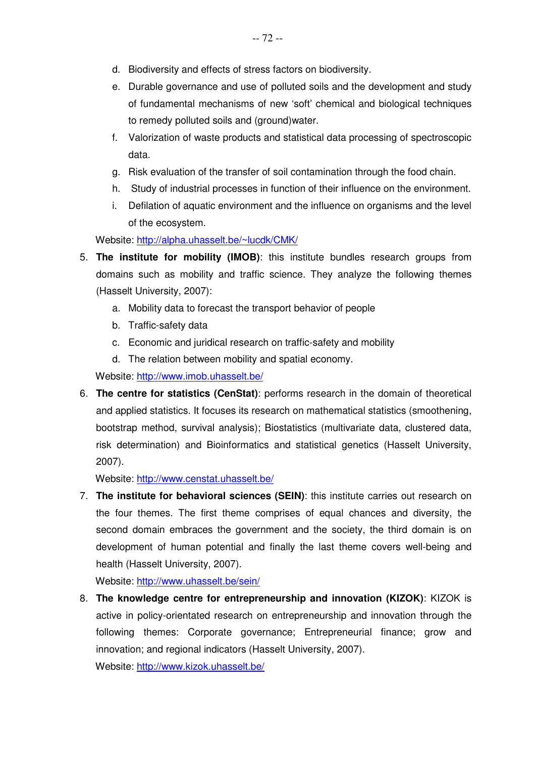d. Biodiversity and effects of stress factors on biodiversity.
e. Durable governance and use of polluted soils and the development and study of fundamental mechanisms of new 'soft' chemical and biological techniques to remedy polluted soils and (ground)water.
f. Valorization of waste products and statistical data processing of spectroscopic data.
g. Risk evaluation of the transfer of soil contamination through the food chain.
h. Study of industrial processes in function of their influence on the environment.
i. Defilation of aquatic environment and the influence on organisms and the level of the ecosystem.

Website: http://alpha.uhasselt.be/~lucdk/CMK/

5. **The institute for mobility (IMOB)**: this institute bundles research groups from domains such as mobility and traffic science. They analyze the following themes (Hasselt University, 2007):
   a. Mobility data to forecast the transport behavior of people
   b. Traffic-safety data
   c. Economic and juridical research on traffic-safety and mobility
   d. The relation between mobility and spatial economy.

   Website: http://www.imob.uhasselt.be/

6. **The centre for statistics (CenStat)**: performs research in the domain of theoretical and applied statistics. It focuses its research on mathematical statistics (smoothening, bootstrap method, survival analysis); Biostatistics (multivariate data, clustered data, risk determination) and Bioinformatics and statistical genetics (Hasselt University, 2007).

   Website: http://www.censtat.uhasselt.be/

7. **The institute for behavioral sciences (SEIN)**: this institute carries out research on the four themes. The first theme comprises of equal chances and diversity, the second domain embraces the government and the society, the third domain is on development of human potential and finally the last theme covers well-being and health (Hasselt University, 2007).

   Website: http://www.uhasselt.be/sein/

8. **The knowledge centre for entrepreneurship and innovation (KIZOK)**: KIZOK is active in policy-orientated research on entrepreneurship and innovation through the following themes: Corporate governance; Entrepreneurial finance; grow and innovation; and regional indicators (Hasselt University, 2007).

   Website: http://www.kizok.uhasselt.be/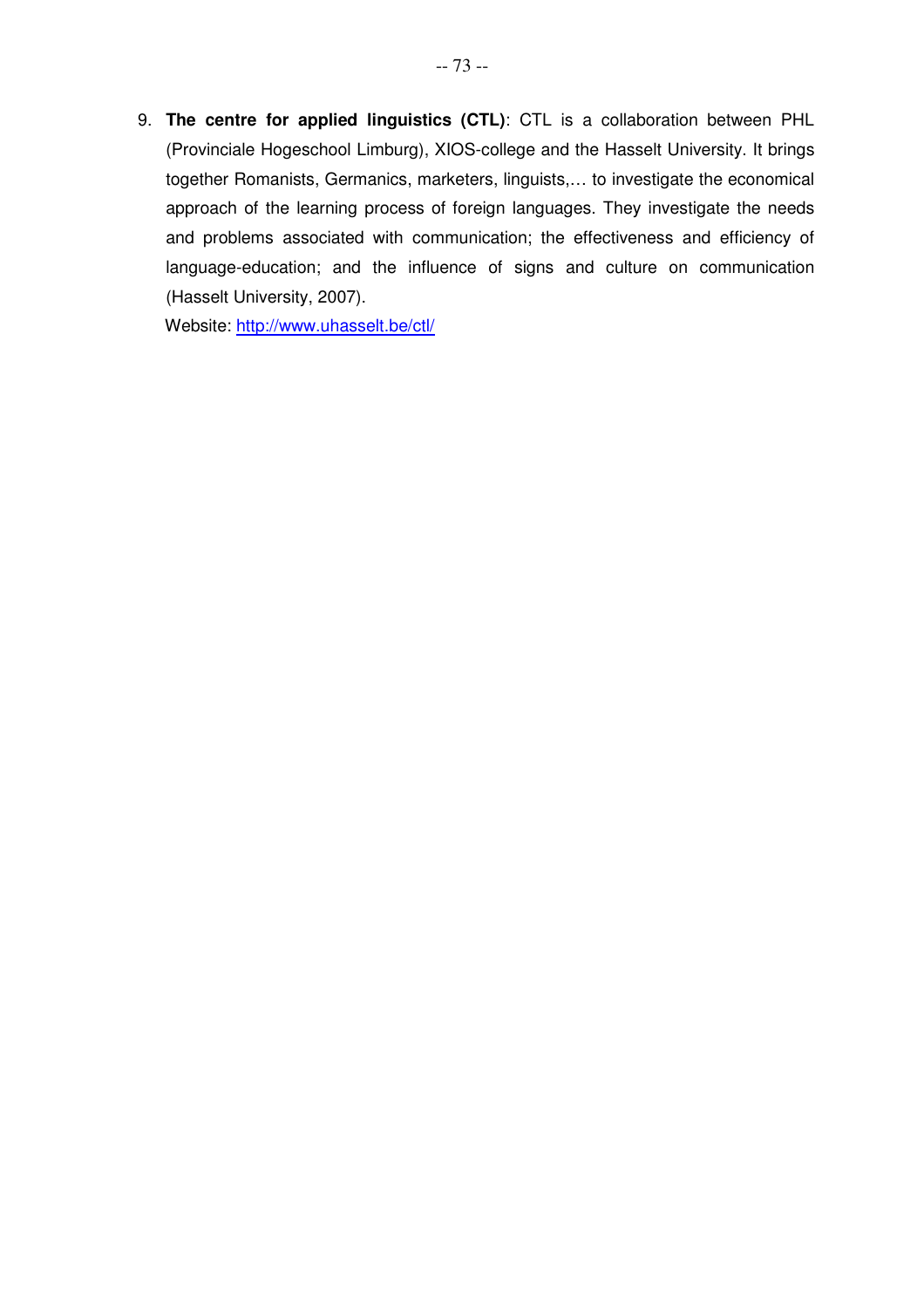9. **The centre for applied linguistics (CTL)**: CTL is a collaboration between PHL (Provinciale Hogeschool Limburg), XIOS-college and the Hasselt University. It brings together Romanists, Germanics, marketers, linguists,… to investigate the economical approach of the learning process of foreign languages. They investigate the needs and problems associated with communication; the effectiveness and efficiency of language-education; and the influence of signs and culture on communication (Hasselt University, 2007).

   Website: http://www.uhasselt.be/ctl/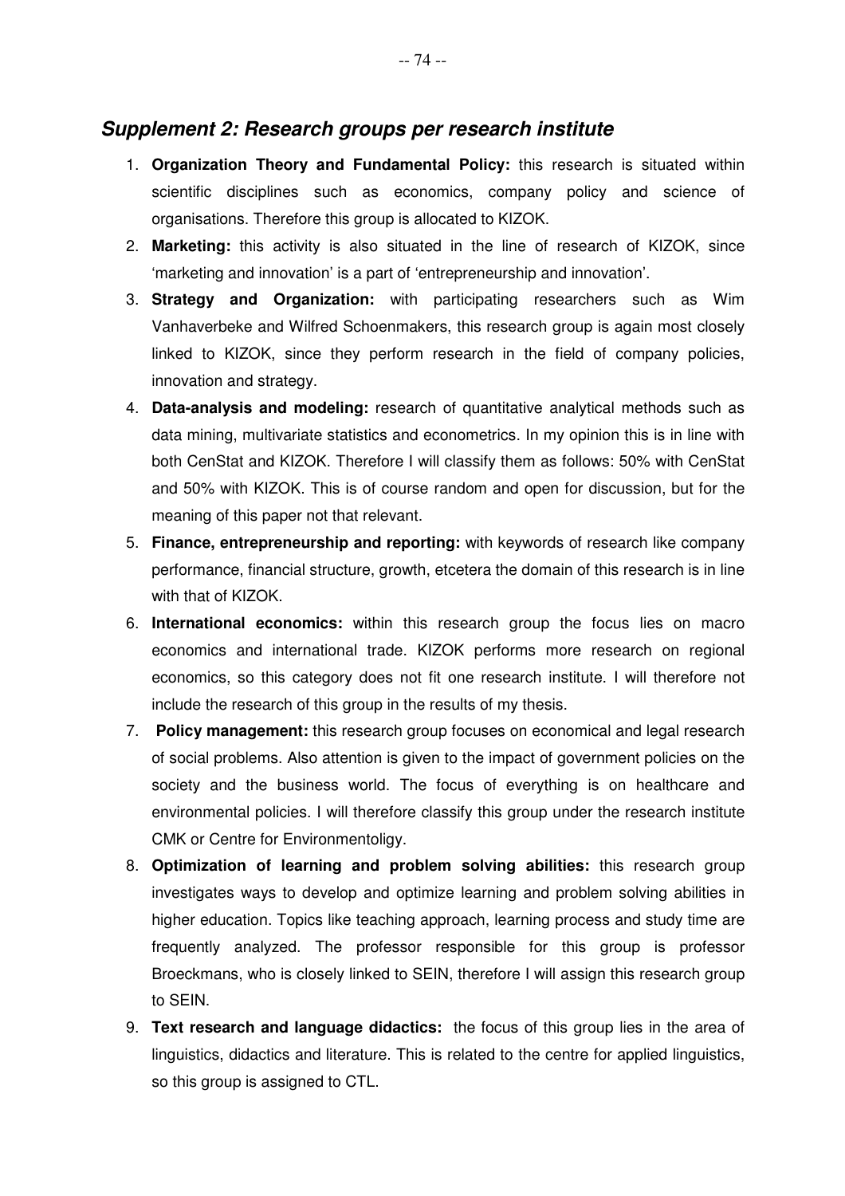## *Supplement 2: Research groups per research institute*

1. **Organization Theory and Fundamental Policy:** this research is situated within scientific disciplines such as economics, company policy and science of organisations. Therefore this group is allocated to KIZOK.
2. **Marketing:** this activity is also situated in the line of research of KIZOK, since 'marketing and innovation' is a part of 'entrepreneurship and innovation'.
3. **Strategy and Organization:** with participating researchers such as Wim Vanhaverbeke and Wilfred Schoenmakers, this research group is again most closely linked to KIZOK, since they perform research in the field of company policies, innovation and strategy.
4. **Data-analysis and modeling:** research of quantitative analytical methods such as data mining, multivariate statistics and econometrics. In my opinion this is in line with both CenStat and KIZOK. Therefore I will classify them as follows: 50% with CenStat and 50% with KIZOK. This is of course random and open for discussion, but for the meaning of this paper not that relevant.
5. **Finance, entrepreneurship and reporting:** with keywords of research like company performance, financial structure, growth, etcetera the domain of this research is in line with that of KIZOK.
6. **International economics:** within this research group the focus lies on macro economics and international trade. KIZOK performs more research on regional economics, so this category does not fit one research institute. I will therefore not include the research of this group in the results of my thesis.
7. **Policy management:** this research group focuses on economical and legal research of social problems. Also attention is given to the impact of government policies on the society and the business world. The focus of everything is on healthcare and environmental policies. I will therefore classify this group under the research institute CMK or Centre for Environmentoligy.
8. **Optimization of learning and problem solving abilities:** this research group investigates ways to develop and optimize learning and problem solving abilities in higher education. Topics like teaching approach, learning process and study time are frequently analyzed. The professor responsible for this group is professor Broeckmans, who is closely linked to SEIN, therefore I will assign this research group to SEIN.
9. **Text research and language didactics:** the focus of this group lies in the area of linguistics, didactics and literature. This is related to the centre for applied linguistics, so this group is assigned to CTL.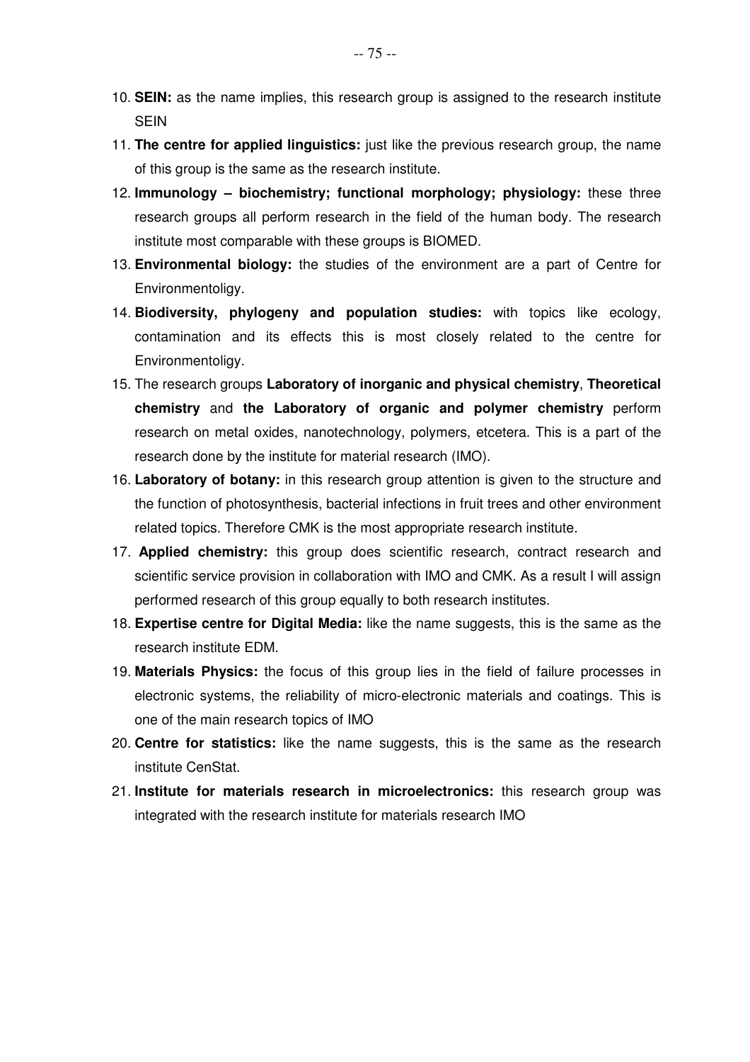10. **SEIN:** as the name implies, this research group is assigned to the research institute SEIN
11. **The centre for applied linguistics:** just like the previous research group, the name of this group is the same as the research institute.
12. **Immunology – biochemistry; functional morphology; physiology:** these three research groups all perform research in the field of the human body. The research institute most comparable with these groups is BIOMED.
13. **Environmental biology:** the studies of the environment are a part of Centre for Environmentoligy.
14. **Biodiversity, phylogeny and population studies:** with topics like ecology, contamination and its effects this is most closely related to the centre for Environmentoligy.
15. The research groups **Laboratory of inorganic and physical chemistry**, **Theoretical chemistry** and **the Laboratory of organic and polymer chemistry** perform research on metal oxides, nanotechnology, polymers, etcetera. This is a part of the research done by the institute for material research (IMO).
16. **Laboratory of botany:** in this research group attention is given to the structure and the function of photosynthesis, bacterial infections in fruit trees and other environment related topics. Therefore CMK is the most appropriate research institute.
17. **Applied chemistry:** this group does scientific research, contract research and scientific service provision in collaboration with IMO and CMK. As a result I will assign performed research of this group equally to both research institutes.
18. **Expertise centre for Digital Media:** like the name suggests, this is the same as the research institute EDM.
19. **Materials Physics:** the focus of this group lies in the field of failure processes in electronic systems, the reliability of micro-electronic materials and coatings. This is one of the main research topics of IMO
20. **Centre for statistics:** like the name suggests, this is the same as the research institute CenStat.
21. **Institute for materials research in microelectronics:** this research group was integrated with the research institute for materials research IMO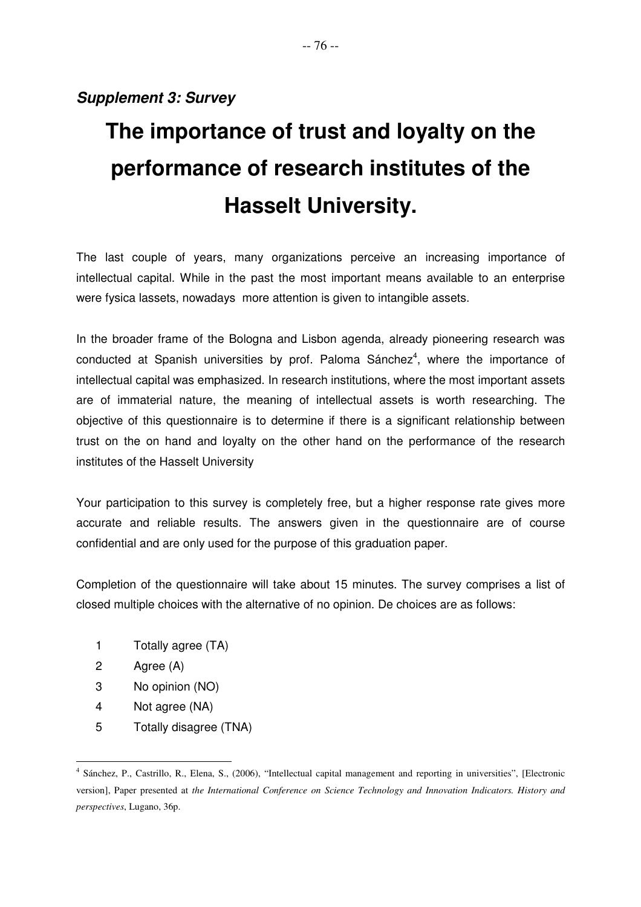***Supplement 3: Survey***

# The importance of trust and loyalty on the performance of research institutes of the Hasselt University.

The last couple of years, many organizations perceive an increasing importance of intellectual capital. While in the past the most important means available to an enterprise were fysica lassets, nowadays more attention is given to intangible assets.

In the broader frame of the Bologna and Lisbon agenda, already pioneering research was conducted at Spanish universities by prof. Paloma Sánchez[4], where the importance of intellectual capital was emphasized. In research institutions, where the most important assets are of immaterial nature, the meaning of intellectual assets is worth researching. The objective of this questionnaire is to determine if there is a significant relationship between trust on the on hand and loyalty on the other hand on the performance of the research institutes of the Hasselt University

Your participation to this survey is completely free, but a higher response rate gives more accurate and reliable results. The answers given in the questionnaire are of course confidential and are only used for the purpose of this graduation paper.

Completion of the questionnaire will take about 15 minutes. The survey comprises a list of closed multiple choices with the alternative of no opinion. De choices are as follows:

1 Totally agree (TA)
2 Agree (A)
3 No opinion (NO)
4 Not agree (NA)
5 Totally disagree (TNA)

[4] Sánchez, P., Castrillo, R., Elena, S., (2006), "Intellectual capital management and reporting in universities", [Electronic version], Paper presented at *the International Conference on Science Technology and Innovation Indicators. History and perspectives*, Lugano, 36p.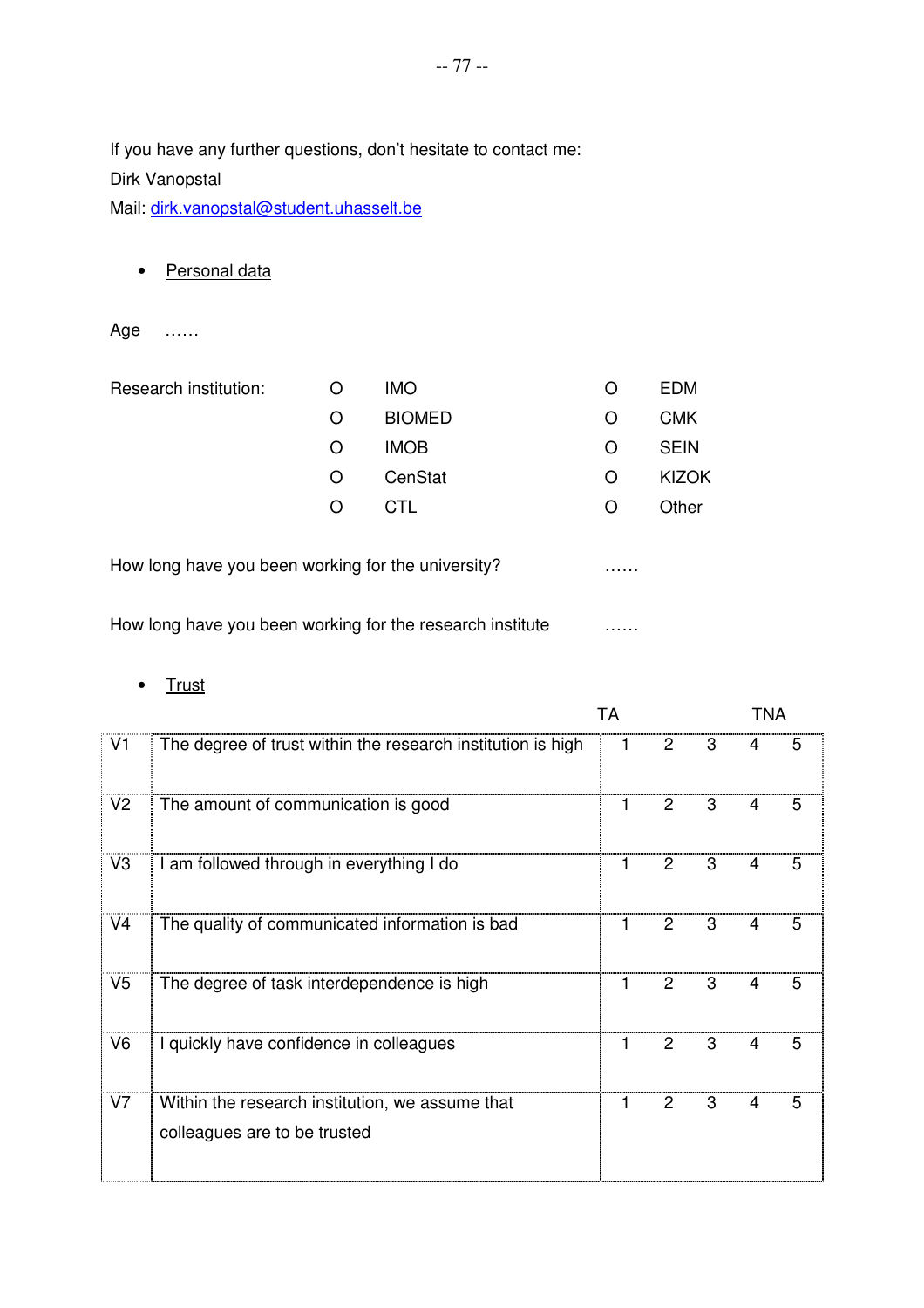If you have any further questions, don't hesitate to contact me:
Dirk Vanopstal
Mail: dirk.vanopstal@student.uhasselt.be

- Personal data

Age ……

Research institution:

| | | | |
|---|---|---|---|
| O | IMO | O | EDM |
| O | BIOMED | O | CMK |
| O | IMOB | O | SEIN |
| O | CenStat | O | KIZOK |
| O | CTL | O | Other |

How long have you been working for the university? ……

How long have you been working for the research institute ……

- Trust

| | | TA | | | | TNA |
|---|---|---|---|---|---|---|
| V1 | The degree of trust within the research institution is high | 1 | 2 | 3 | 4 | 5 |
| V2 | The amount of communication is good | 1 | 2 | 3 | 4 | 5 |
| V3 | I am followed through in everything I do | 1 | 2 | 3 | 4 | 5 |
| V4 | The quality of communicated information is bad | 1 | 2 | 3 | 4 | 5 |
| V5 | The degree of task interdependence is high | 1 | 2 | 3 | 4 | 5 |
| V6 | I quickly have confidence in colleagues | 1 | 2 | 3 | 4 | 5 |
| V7 | Within the research institution, we assume that colleagues are to be trusted | 1 | 2 | 3 | 4 | 5 |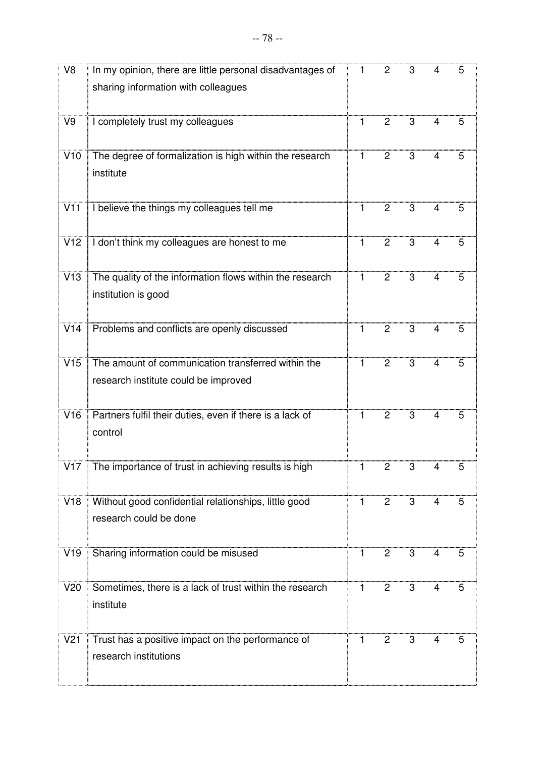| V8 | In my opinion, there are little personal disadvantages of sharing information with colleagues | 1 | 2 | 3 | 4 | 5 |
|---|---|---|---|---|---|---|
| V9 | I completely trust my colleagues | 1 | 2 | 3 | 4 | 5 |
| V10 | The degree of formalization is high within the research institute | 1 | 2 | 3 | 4 | 5 |
| V11 | I believe the things my colleagues tell me | 1 | 2 | 3 | 4 | 5 |
| V12 | I don't think my colleagues are honest to me | 1 | 2 | 3 | 4 | 5 |
| V13 | The quality of the information flows within the research institution is good | 1 | 2 | 3 | 4 | 5 |
| V14 | Problems and conflicts are openly discussed | 1 | 2 | 3 | 4 | 5 |
| V15 | The amount of communication transferred within the research institute could be improved | 1 | 2 | 3 | 4 | 5 |
| V16 | Partners fulfil their duties, even if there is a lack of control | 1 | 2 | 3 | 4 | 5 |
| V17 | The importance of trust in achieving results is high | 1 | 2 | 3 | 4 | 5 |
| V18 | Without good confidential relationships, little good research could be done | 1 | 2 | 3 | 4 | 5 |
| V19 | Sharing information could be misused | 1 | 2 | 3 | 4 | 5 |
| V20 | Sometimes, there is a lack of trust within the research institute | 1 | 2 | 3 | 4 | 5 |
| V21 | Trust has a positive impact on the performance of research institutions | 1 | 2 | 3 | 4 | 5 |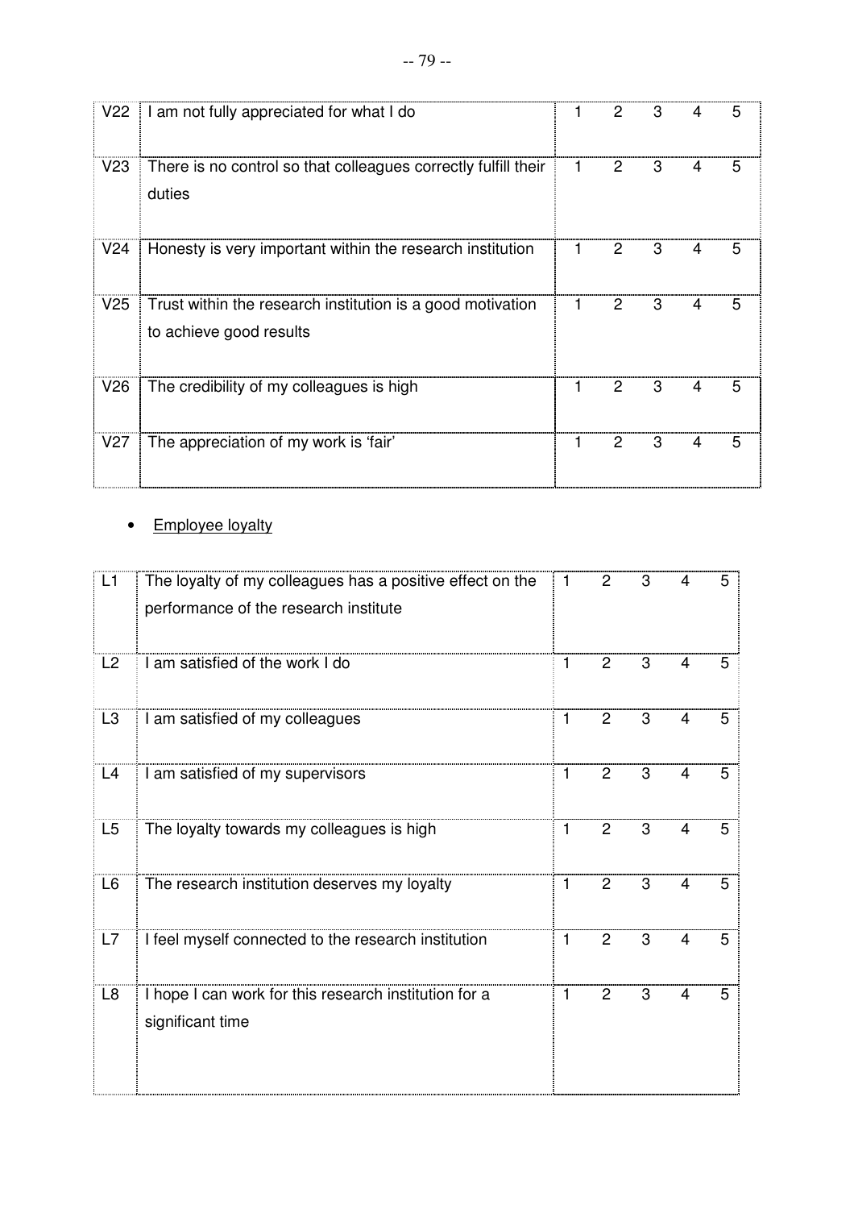| | | | | | | |
|---|---|---|---|---|---|---|
| V22 | I am not fully appreciated for what I do | 1 | 2 | 3 | 4 | 5 |
| V23 | There is no control so that colleagues correctly fulfill their duties | 1 | 2 | 3 | 4 | 5 |
| V24 | Honesty is very important within the research institution | 1 | 2 | 3 | 4 | 5 |
| V25 | Trust within the research institution is a good motivation to achieve good results | 1 | 2 | 3 | 4 | 5 |
| V26 | The credibility of my colleagues is high | 1 | 2 | 3 | 4 | 5 |
| V27 | The appreciation of my work is 'fair' | 1 | 2 | 3 | 4 | 5 |

- Employee loyalty

| | | | | | | |
|---|---|---|---|---|---|---|
| L1 | The loyalty of my colleagues has a positive effect on the performance of the research institute | 1 | 2 | 3 | 4 | 5 |
| L2 | I am satisfied of the work I do | 1 | 2 | 3 | 4 | 5 |
| L3 | I am satisfied of my colleagues | 1 | 2 | 3 | 4 | 5 |
| L4 | I am satisfied of my supervisors | 1 | 2 | 3 | 4 | 5 |
| L5 | The loyalty towards my colleagues is high | 1 | 2 | 3 | 4 | 5 |
| L6 | The research institution deserves my loyalty | 1 | 2 | 3 | 4 | 5 |
| L7 | I feel myself connected to the research institution | 1 | 2 | 3 | 4 | 5 |
| L8 | I hope I can work for this research institution for a significant time | 1 | 2 | 3 | 4 | 5 |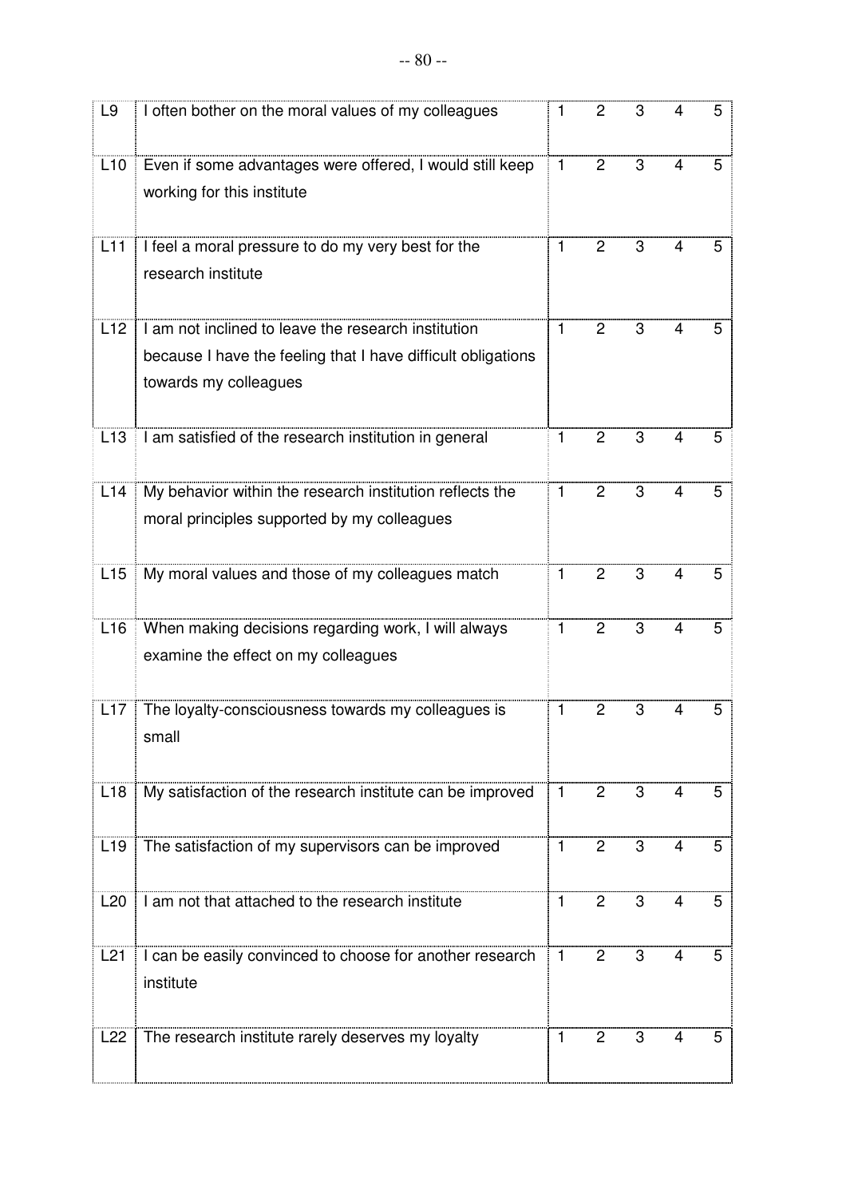| L9 | I often bother on the moral values of my colleagues | 1 | 2 | 3 | 4 | 5 |
|---|---|---|---|---|---|---|
| L10 | Even if some advantages were offered, I would still keep working for this institute | 1 | 2 | 3 | 4 | 5 |
| L11 | I feel a moral pressure to do my very best for the research institute | 1 | 2 | 3 | 4 | 5 |
| L12 | I am not inclined to leave the research institution because I have the feeling that I have difficult obligations towards my colleagues | 1 | 2 | 3 | 4 | 5 |
| L13 | I am satisfied of the research institution in general | 1 | 2 | 3 | 4 | 5 |
| L14 | My behavior within the research institution reflects the moral principles supported by my colleagues | 1 | 2 | 3 | 4 | 5 |
| L15 | My moral values and those of my colleagues match | 1 | 2 | 3 | 4 | 5 |
| L16 | When making decisions regarding work, I will always examine the effect on my colleagues | 1 | 2 | 3 | 4 | 5 |
| L17 | The loyalty-consciousness towards my colleagues is small | 1 | 2 | 3 | 4 | 5 |
| L18 | My satisfaction of the research institute can be improved | 1 | 2 | 3 | 4 | 5 |
| L19 | The satisfaction of my supervisors can be improved | 1 | 2 | 3 | 4 | 5 |
| L20 | I am not that attached to the research institute | 1 | 2 | 3 | 4 | 5 |
| L21 | I can be easily convinced to choose for another research institute | 1 | 2 | 3 | 4 | 5 |
| L22 | The research institute rarely deserves my loyalty | 1 | 2 | 3 | 4 | 5 |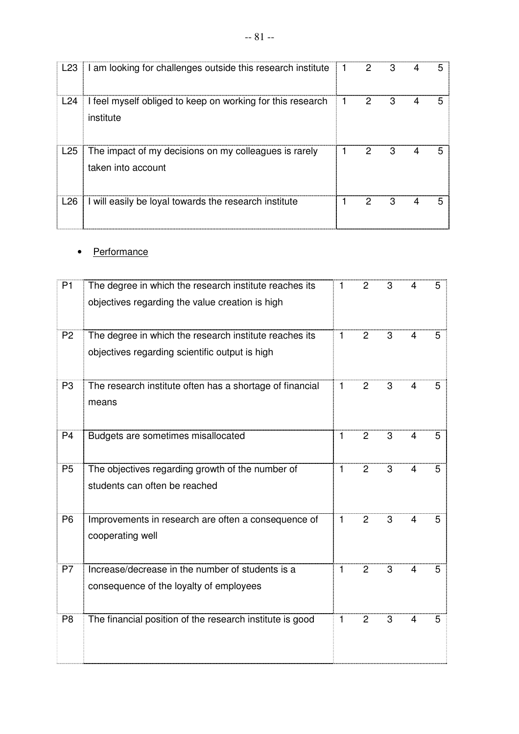| | | | | | | |
|---|---|---|---|---|---|---|
| L23 | I am looking for challenges outside this research institute | 1 | 2 | 3 | 4 | 5 |
| L24 | I feel myself obliged to keep on working for this research institute | 1 | 2 | 3 | 4 | 5 |
| L25 | The impact of my decisions on my colleagues is rarely taken into account | 1 | 2 | 3 | 4 | 5 |
| L26 | I will easily be loyal towards the research institute | 1 | 2 | 3 | 4 | 5 |

- Performance

| | | | | | | |
|---|---|---|---|---|---|---|
| P1 | The degree in which the research institute reaches its objectives regarding the value creation is high | 1 | 2 | 3 | 4 | 5 |
| P2 | The degree in which the research institute reaches its objectives regarding scientific output is high | 1 | 2 | 3 | 4 | 5 |
| P3 | The research institute often has a shortage of financial means | 1 | 2 | 3 | 4 | 5 |
| P4 | Budgets are sometimes misallocated | 1 | 2 | 3 | 4 | 5 |
| P5 | The objectives regarding growth of the number of students can often be reached | 1 | 2 | 3 | 4 | 5 |
| P6 | Improvements in research are often a consequence of cooperating well | 1 | 2 | 3 | 4 | 5 |
| P7 | Increase/decrease in the number of students is a consequence of the loyalty of employees | 1 | 2 | 3 | 4 | 5 |
| P8 | The financial position of the research institute is good | 1 | 2 | 3 | 4 | 5 |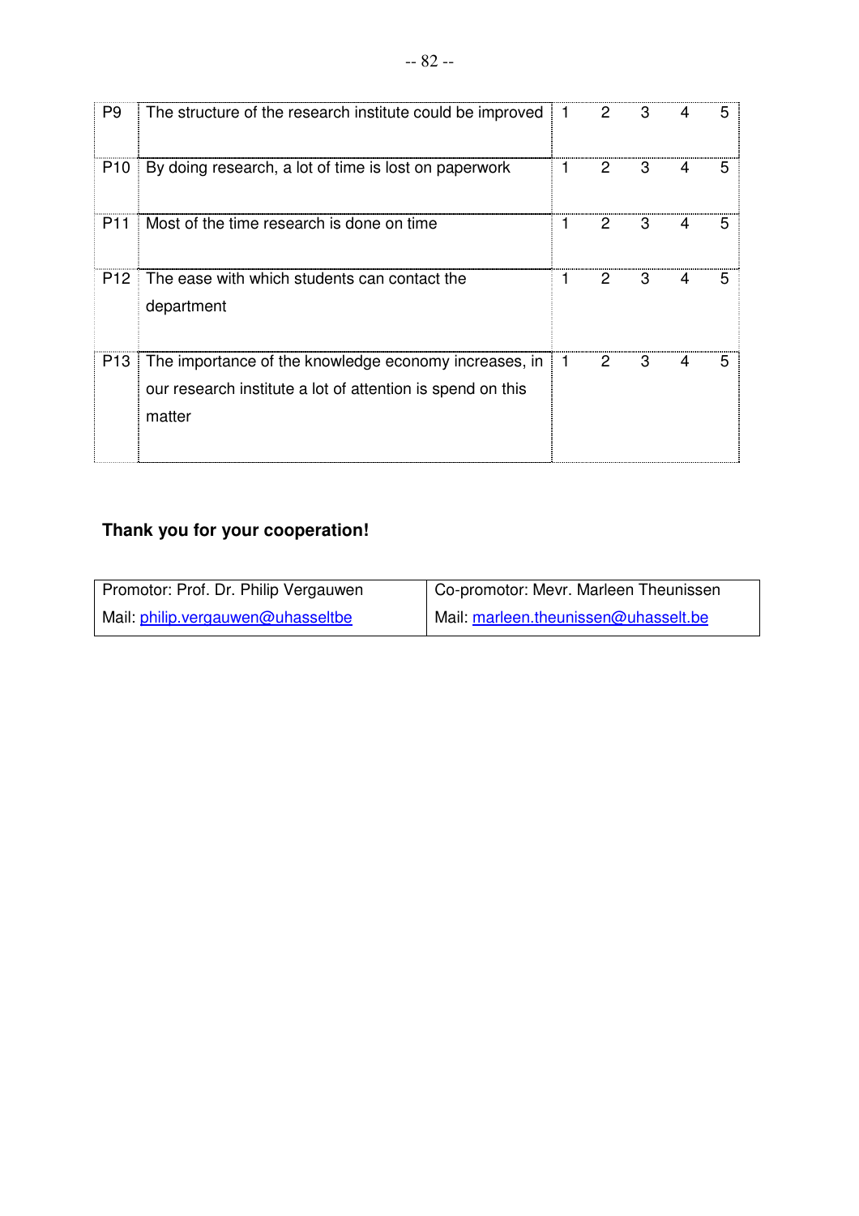| | | | | | | |
|---|---|---|---|---|---|---|
| P9 | The structure of the research institute could be improved | 1 | 2 | 3 | 4 | 5 |
| P10 | By doing research, a lot of time is lost on paperwork | 1 | 2 | 3 | 4 | 5 |
| P11 | Most of the time research is done on time | 1 | 2 | 3 | 4 | 5 |
| P12 | The ease with which students can contact the department | 1 | 2 | 3 | 4 | 5 |
| P13 | The importance of the knowledge economy increases, in our research institute a lot of attention is spend on this matter | 1 | 2 | 3 | 4 | 5 |

**Thank you for your cooperation!**

| Promotor: Prof. Dr. Philip Vergauwen | Co-promotor: Mevr. Marleen Theunissen |
|---|---|
| Mail: philip.vergauwen@uhasseltbe | Mail: marleen.theunissen@uhasselt.be |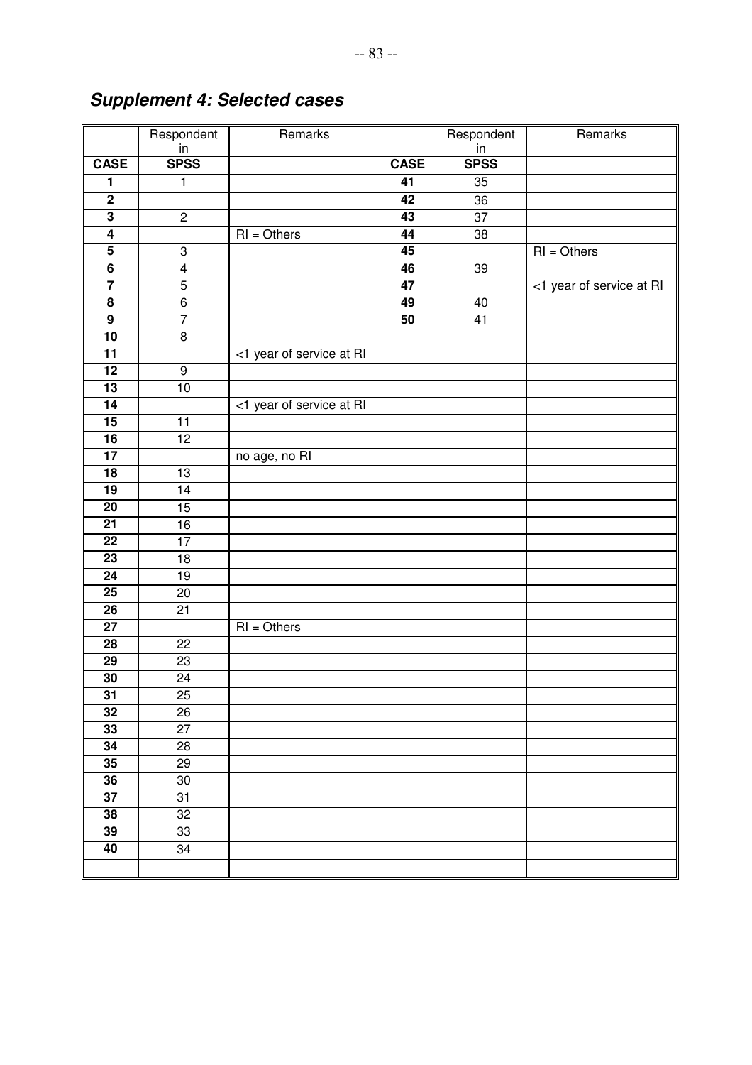## *Supplement 4: Selected cases*

| CASE | Respondent in SPSS | Remarks | CASE | Respondent in SPSS | Remarks |
|---|---|---|---|---|---|
| **1** | 1 | | **41** | 35 | |
| **2** | | | **42** | 36 | |
| **3** | 2 | | **43** | 37 | |
| **4** | | RI = Others | **44** | 38 | |
| **5** | 3 | | **45** | | RI = Others |
| **6** | 4 | | **46** | 39 | |
| **7** | 5 | | **47** | | <1 year of service at RI |
| **8** | 6 | | **49** | 40 | |
| **9** | 7 | | **50** | 41 | |
| **10** | 8 | | | | |
| **11** | | <1 year of service at RI | | | |
| **12** | 9 | | | | |
| **13** | 10 | | | | |
| **14** | | <1 year of service at RI | | | |
| **15** | 11 | | | | |
| **16** | 12 | | | | |
| **17** | | no age, no RI | | | |
| **18** | 13 | | | | |
| **19** | 14 | | | | |
| **20** | 15 | | | | |
| **21** | 16 | | | | |
| **22** | 17 | | | | |
| **23** | 18 | | | | |
| **24** | 19 | | | | |
| **25** | 20 | | | | |
| **26** | 21 | | | | |
| **27** | | RI = Others | | | |
| **28** | 22 | | | | |
| **29** | 23 | | | | |
| **30** | 24 | | | | |
| **31** | 25 | | | | |
| **32** | 26 | | | | |
| **33** | 27 | | | | |
| **34** | 28 | | | | |
| **35** | 29 | | | | |
| **36** | 30 | | | | |
| **37** | 31 | | | | |
| **38** | 32 | | | | |
| **39** | 33 | | | | |
| **40** | 34 | | | | |
| | | | | | |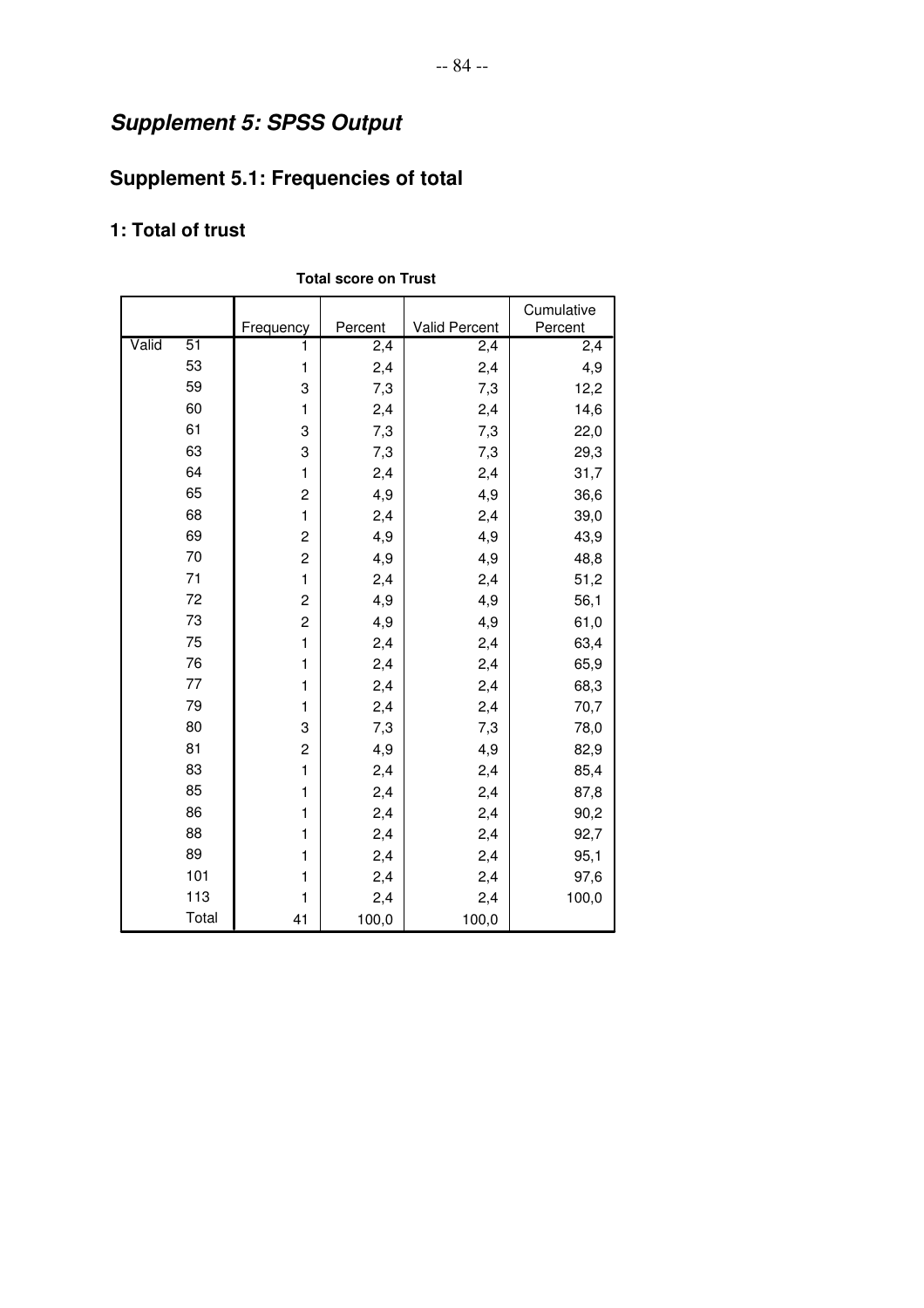# *Supplement 5: SPSS Output*

## Supplement 5.1: Frequencies of total

### 1: Total of trust

**Total score on Trust**

| | | Frequency | Percent | Valid Percent | Cumulative Percent |
|---|---|---|---|---|---|
| Valid | 51 | 1 | 2,4 | 2,4 | 2,4 |
| | 53 | 1 | 2,4 | 2,4 | 4,9 |
| | 59 | 3 | 7,3 | 7,3 | 12,2 |
| | 60 | 1 | 2,4 | 2,4 | 14,6 |
| | 61 | 3 | 7,3 | 7,3 | 22,0 |
| | 63 | 3 | 7,3 | 7,3 | 29,3 |
| | 64 | 1 | 2,4 | 2,4 | 31,7 |
| | 65 | 2 | 4,9 | 4,9 | 36,6 |
| | 68 | 1 | 2,4 | 2,4 | 39,0 |
| | 69 | 2 | 4,9 | 4,9 | 43,9 |
| | 70 | 2 | 4,9 | 4,9 | 48,8 |
| | 71 | 1 | 2,4 | 2,4 | 51,2 |
| | 72 | 2 | 4,9 | 4,9 | 56,1 |
| | 73 | 2 | 4,9 | 4,9 | 61,0 |
| | 75 | 1 | 2,4 | 2,4 | 63,4 |
| | 76 | 1 | 2,4 | 2,4 | 65,9 |
| | 77 | 1 | 2,4 | 2,4 | 68,3 |
| | 79 | 1 | 2,4 | 2,4 | 70,7 |
| | 80 | 3 | 7,3 | 7,3 | 78,0 |
| | 81 | 2 | 4,9 | 4,9 | 82,9 |
| | 83 | 1 | 2,4 | 2,4 | 85,4 |
| | 85 | 1 | 2,4 | 2,4 | 87,8 |
| | 86 | 1 | 2,4 | 2,4 | 90,2 |
| | 88 | 1 | 2,4 | 2,4 | 92,7 |
| | 89 | 1 | 2,4 | 2,4 | 95,1 |
| | 101 | 1 | 2,4 | 2,4 | 97,6 |
| | 113 | 1 | 2,4 | 2,4 | 100,0 |
| | Total | 41 | 100,0 | 100,0 | |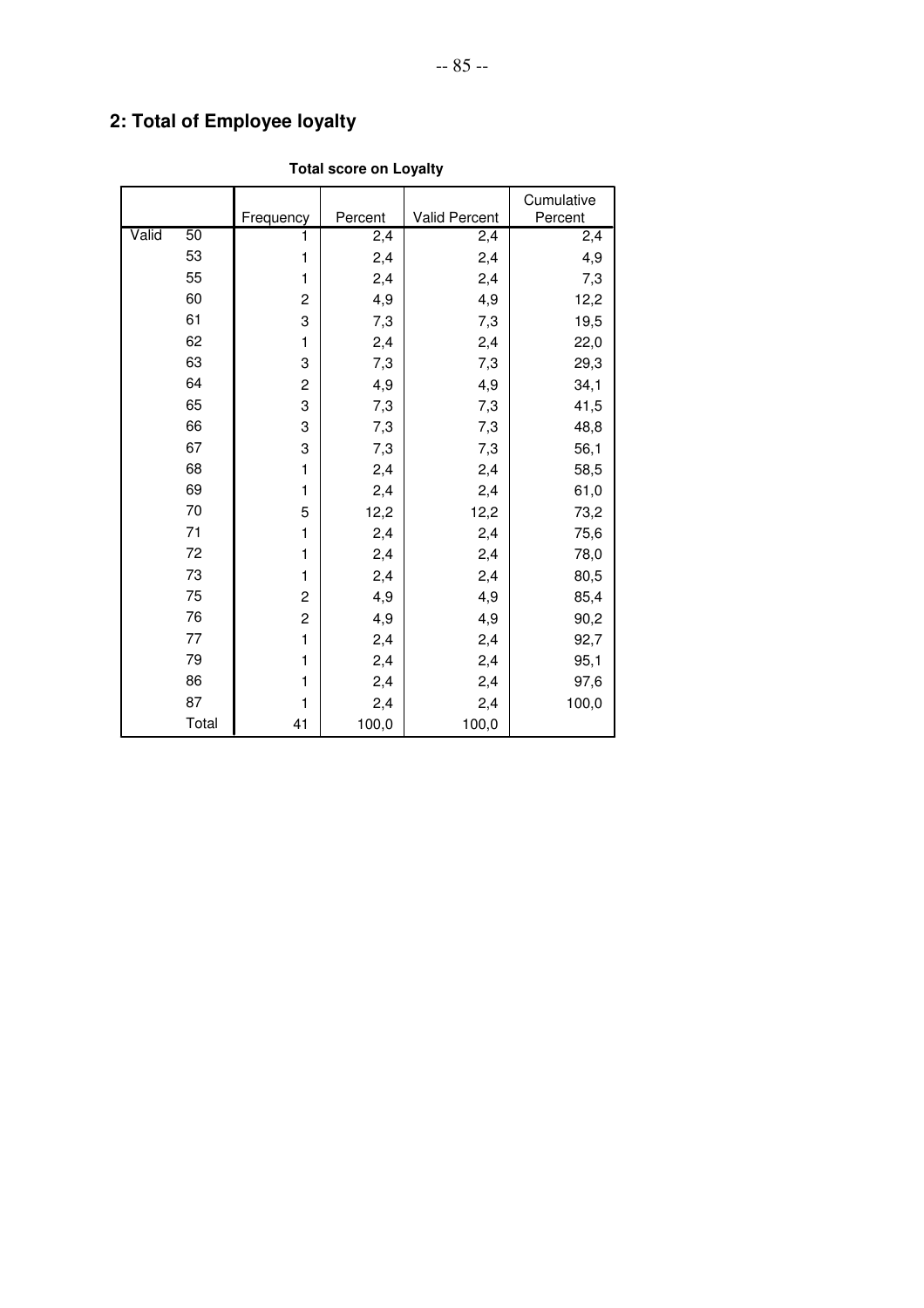## 2: Total of Employee loyalty

**Total score on Loyalty**

| | | Frequency | Percent | Valid Percent | Cumulative Percent |
|---|---|---|---|---|---|
| Valid | 50 | 1 | 2,4 | 2,4 | 2,4 |
| | 53 | 1 | 2,4 | 2,4 | 4,9 |
| | 55 | 1 | 2,4 | 2,4 | 7,3 |
| | 60 | 2 | 4,9 | 4,9 | 12,2 |
| | 61 | 3 | 7,3 | 7,3 | 19,5 |
| | 62 | 1 | 2,4 | 2,4 | 22,0 |
| | 63 | 3 | 7,3 | 7,3 | 29,3 |
| | 64 | 2 | 4,9 | 4,9 | 34,1 |
| | 65 | 3 | 7,3 | 7,3 | 41,5 |
| | 66 | 3 | 7,3 | 7,3 | 48,8 |
| | 67 | 3 | 7,3 | 7,3 | 56,1 |
| | 68 | 1 | 2,4 | 2,4 | 58,5 |
| | 69 | 1 | 2,4 | 2,4 | 61,0 |
| | 70 | 5 | 12,2 | 12,2 | 73,2 |
| | 71 | 1 | 2,4 | 2,4 | 75,6 |
| | 72 | 1 | 2,4 | 2,4 | 78,0 |
| | 73 | 1 | 2,4 | 2,4 | 80,5 |
| | 75 | 2 | 4,9 | 4,9 | 85,4 |
| | 76 | 2 | 4,9 | 4,9 | 90,2 |
| | 77 | 1 | 2,4 | 2,4 | 92,7 |
| | 79 | 1 | 2,4 | 2,4 | 95,1 |
| | 86 | 1 | 2,4 | 2,4 | 97,6 |
| | 87 | 1 | 2,4 | 2,4 | 100,0 |
| | Total | 41 | 100,0 | 100,0 | |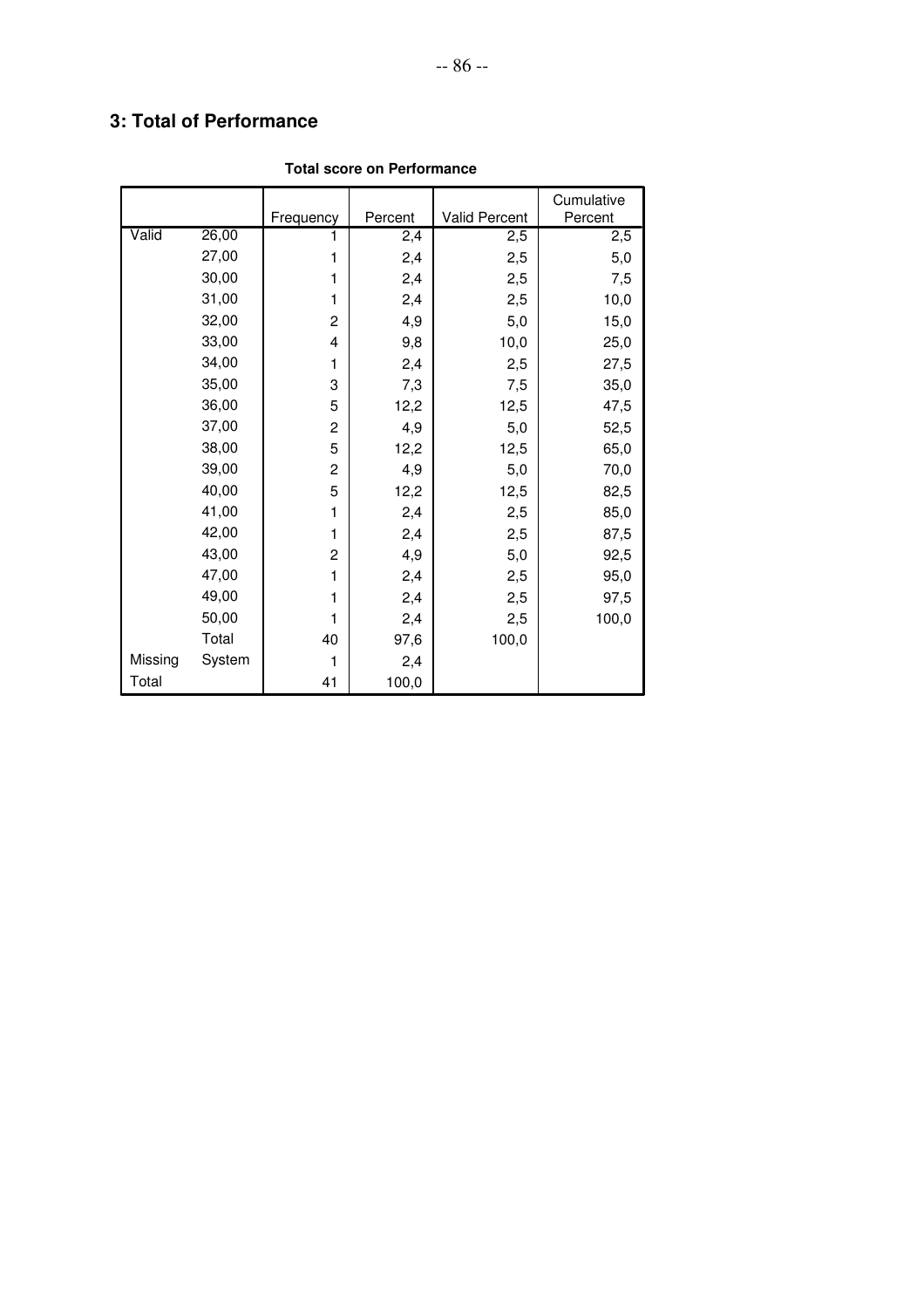## 3: Total of Performance

**Total score on Performance**

| | | Frequency | Percent | Valid Percent | Cumulative Percent |
|---|---|---|---|---|---|
| Valid | 26,00 | 1 | 2,4 | 2,5 | 2,5 |
| | 27,00 | 1 | 2,4 | 2,5 | 5,0 |
| | 30,00 | 1 | 2,4 | 2,5 | 7,5 |
| | 31,00 | 1 | 2,4 | 2,5 | 10,0 |
| | 32,00 | 2 | 4,9 | 5,0 | 15,0 |
| | 33,00 | 4 | 9,8 | 10,0 | 25,0 |
| | 34,00 | 1 | 2,4 | 2,5 | 27,5 |
| | 35,00 | 3 | 7,3 | 7,5 | 35,0 |
| | 36,00 | 5 | 12,2 | 12,5 | 47,5 |
| | 37,00 | 2 | 4,9 | 5,0 | 52,5 |
| | 38,00 | 5 | 12,2 | 12,5 | 65,0 |
| | 39,00 | 2 | 4,9 | 5,0 | 70,0 |
| | 40,00 | 5 | 12,2 | 12,5 | 82,5 |
| | 41,00 | 1 | 2,4 | 2,5 | 85,0 |
| | 42,00 | 1 | 2,4 | 2,5 | 87,5 |
| | 43,00 | 2 | 4,9 | 5,0 | 92,5 |
| | 47,00 | 1 | 2,4 | 2,5 | 95,0 |
| | 49,00 | 1 | 2,4 | 2,5 | 97,5 |
| | 50,00 | 1 | 2,4 | 2,5 | 100,0 |
| | Total | 40 | 97,6 | 100,0 | |
| Missing | System | 1 | 2,4 | | |
| Total | | 41 | 100,0 | | |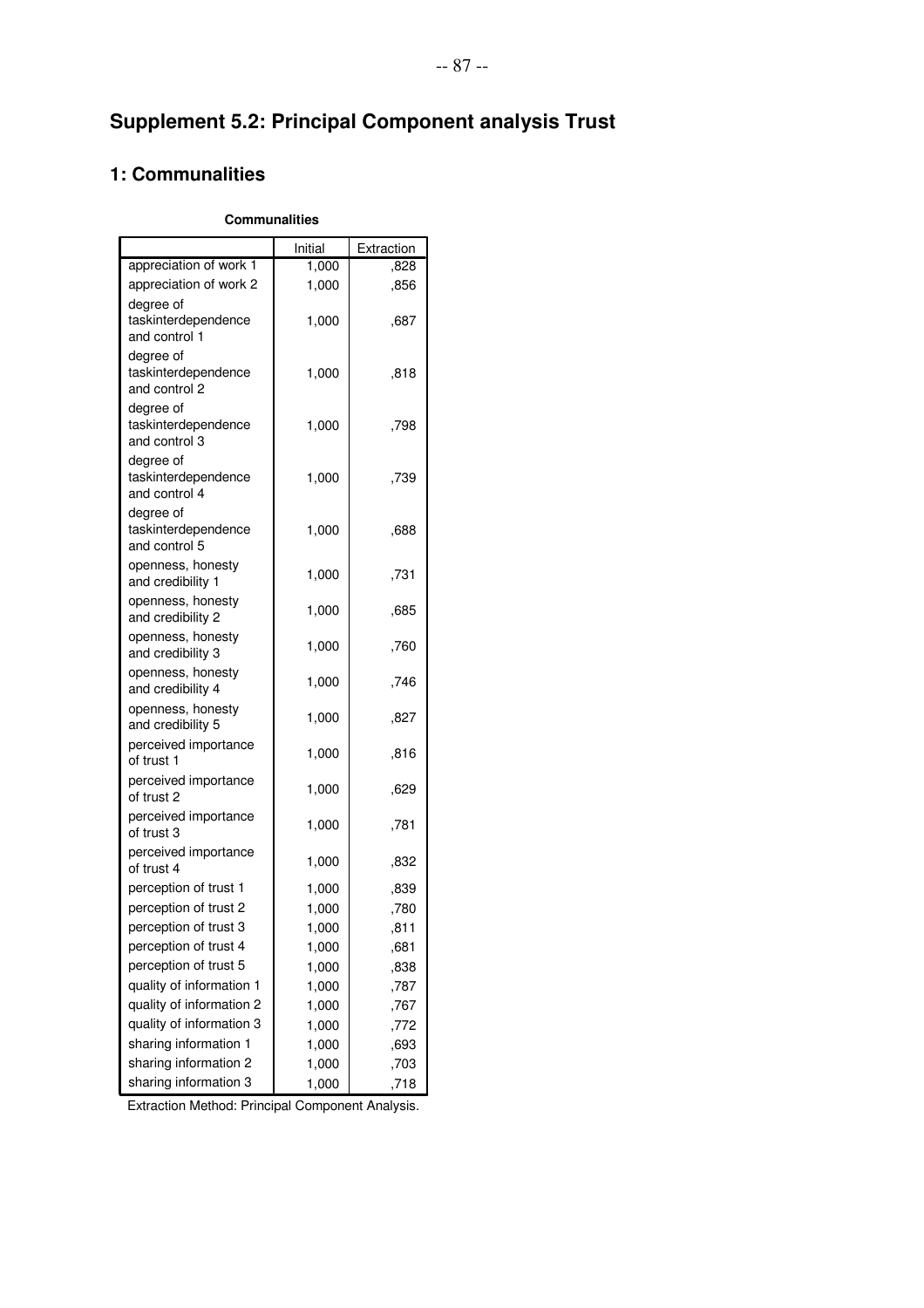# Supplement 5.2: Principal Component analysis Trust

## 1: Communalities

**Communalities**

| | Initial | Extraction |
|---|---|---|
| appreciation of work 1 | 1,000 | ,828 |
| appreciation of work 2 | 1,000 | ,856 |
| degree of taskinterdependence and control 1 | 1,000 | ,687 |
| degree of taskinterdependence and control 2 | 1,000 | ,818 |
| degree of taskinterdependence and control 3 | 1,000 | ,798 |
| degree of taskinterdependence and control 4 | 1,000 | ,739 |
| degree of taskinterdependence and control 5 | 1,000 | ,688 |
| openness, honesty and credibility 1 | 1,000 | ,731 |
| openness, honesty and credibility 2 | 1,000 | ,685 |
| openness, honesty and credibility 3 | 1,000 | ,760 |
| openness, honesty and credibility 4 | 1,000 | ,746 |
| openness, honesty and credibility 5 | 1,000 | ,827 |
| perceived importance of trust 1 | 1,000 | ,816 |
| perceived importance of trust 2 | 1,000 | ,629 |
| perceived importance of trust 3 | 1,000 | ,781 |
| perceived importance of trust 4 | 1,000 | ,832 |
| perception of trust 1 | 1,000 | ,839 |
| perception of trust 2 | 1,000 | ,780 |
| perception of trust 3 | 1,000 | ,811 |
| perception of trust 4 | 1,000 | ,681 |
| perception of trust 5 | 1,000 | ,838 |
| quality of information 1 | 1,000 | ,787 |
| quality of information 2 | 1,000 | ,767 |
| quality of information 3 | 1,000 | ,772 |
| sharing information 1 | 1,000 | ,693 |
| sharing information 2 | 1,000 | ,703 |
| sharing information 3 | 1,000 | ,718 |

Extraction Method: Principal Component Analysis.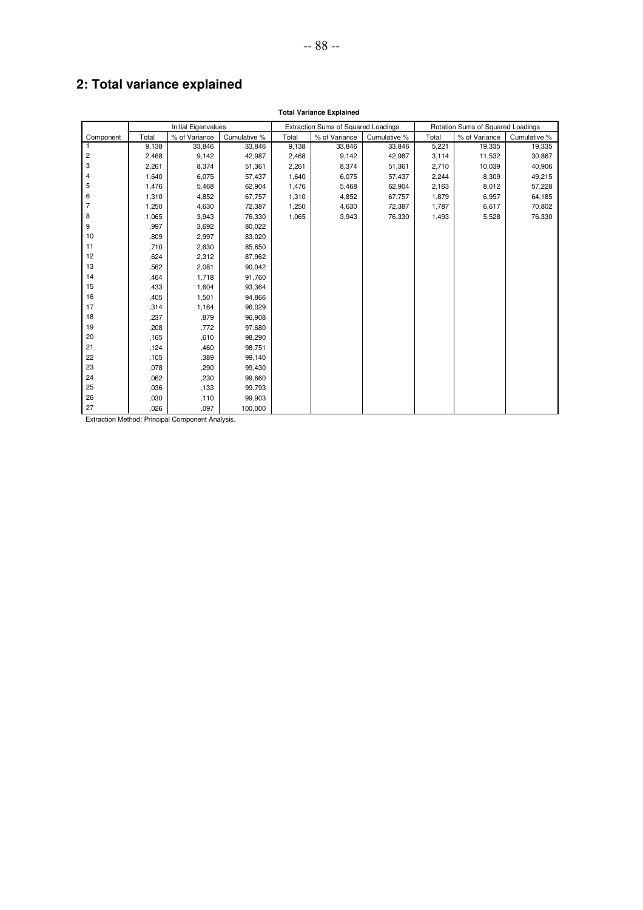## 2: Total variance explained

**Total Variance Explained**

| Component | Initial Eigenvalues | | | Extraction Sums of Squared Loadings | | | Rotation Sums of Squared Loadings | | |
|---|---|---|---|---|---|---|---|---|---|
| | Total | % of Variance | Cumulative % | Total | % of Variance | Cumulative % | Total | % of Variance | Cumulative % |
| 1 | 9,138 | 33,846 | 33,846 | 9,138 | 33,846 | 33,846 | 5,221 | 19,335 | 19,335 |
| 2 | 2,468 | 9,142 | 42,987 | 2,468 | 9,142 | 42,987 | 3,114 | 11,532 | 30,867 |
| 3 | 2,261 | 8,374 | 51,361 | 2,261 | 8,374 | 51,361 | 2,710 | 10,039 | 40,906 |
| 4 | 1,640 | 6,075 | 57,437 | 1,640 | 6,075 | 57,437 | 2,244 | 8,309 | 49,215 |
| 5 | 1,476 | 5,468 | 62,904 | 1,476 | 5,468 | 62,904 | 2,163 | 8,012 | 57,228 |
| 6 | 1,310 | 4,852 | 67,757 | 1,310 | 4,852 | 67,757 | 1,879 | 6,957 | 64,185 |
| 7 | 1,250 | 4,630 | 72,387 | 1,250 | 4,630 | 72,387 | 1,787 | 6,617 | 70,802 |
| 8 | 1,065 | 3,943 | 76,330 | 1,065 | 3,943 | 76,330 | 1,493 | 5,528 | 76,330 |
| 9 | ,997 | 3,692 | 80,022 | | | | | | |
| 10 | ,809 | 2,997 | 83,020 | | | | | | |
| 11 | ,710 | 2,630 | 85,650 | | | | | | |
| 12 | ,624 | 2,312 | 87,962 | | | | | | |
| 13 | ,562 | 2,081 | 90,042 | | | | | | |
| 14 | ,464 | 1,718 | 91,760 | | | | | | |
| 15 | ,433 | 1,604 | 93,364 | | | | | | |
| 16 | ,405 | 1,501 | 94,866 | | | | | | |
| 17 | ,314 | 1,164 | 96,029 | | | | | | |
| 18 | ,237 | ,879 | 96,908 | | | | | | |
| 19 | ,208 | ,772 | 97,680 | | | | | | |
| 20 | ,165 | ,610 | 98,290 | | | | | | |
| 21 | ,124 | ,460 | 98,751 | | | | | | |
| 22 | ,105 | ,389 | 99,140 | | | | | | |
| 23 | ,078 | ,290 | 99,430 | | | | | | |
| 24 | ,062 | ,230 | 99,660 | | | | | | |
| 25 | ,036 | ,133 | 99,793 | | | | | | |
| 26 | ,030 | ,110 | 99,903 | | | | | | |
| 27 | ,026 | ,097 | 100,000 | | | | | | |

Extraction Method: Principal Component Analysis.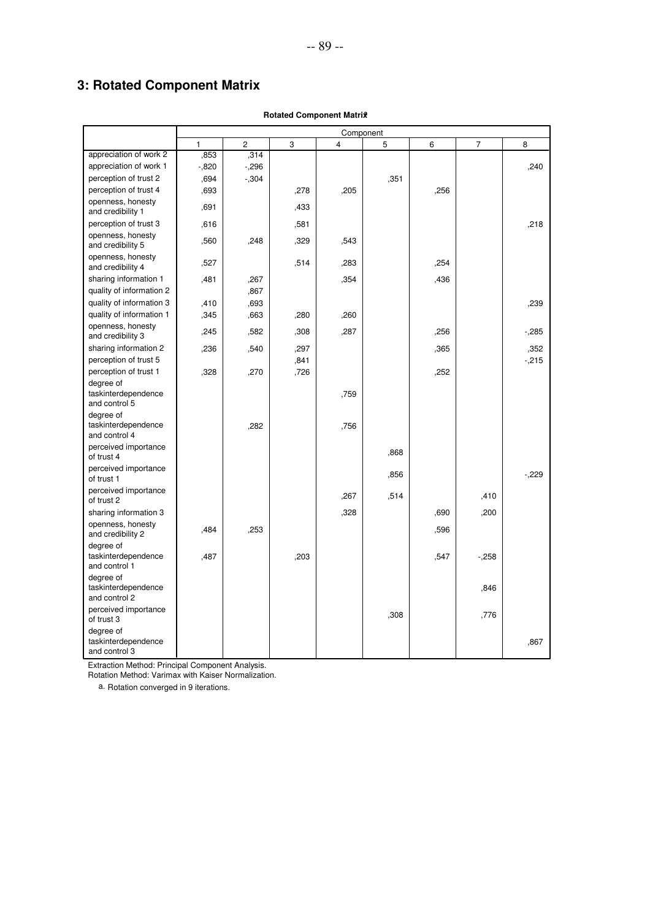# 3: Rotated Component Matrix

**Rotated Component Matrix**[a]

| | Component | | | | | | | |
|---|---|---|---|---|---|---|---|---|
| | 1 | 2 | 3 | 4 | 5 | 6 | 7 | 8 |
| appreciation of work 2 | ,853 | ,314 | | | | | | |
| appreciation of work 1 | -,820 | -,296 | | | | | | ,240 |
| perception of trust 2 | ,694 | -,304 | | | ,351 | | | |
| perception of trust 4 | ,693 | | ,278 | ,205 | | ,256 | | |
| openness, honesty and credibility 1 | ,691 | | ,433 | | | | | |
| perception of trust 3 | ,616 | | ,581 | | | | | ,218 |
| openness, honesty and credibility 5 | ,560 | ,248 | ,329 | ,543 | | | | |
| openness, honesty and credibility 4 | ,527 | | ,514 | ,283 | | ,254 | | |
| sharing information 1 | ,481 | ,267 | | ,354 | | ,436 | | |
| quality of information 2 | | ,867 | | | | | | |
| quality of information 3 | ,410 | ,693 | | | | | | ,239 |
| quality of information 1 | ,345 | ,663 | ,280 | ,260 | | | | |
| openness, honesty and credibility 3 | ,245 | ,582 | ,308 | ,287 | | ,256 | | -,285 |
| sharing information 2 | ,236 | ,540 | ,297 | | | ,365 | | ,352 |
| perception of trust 5 | | | ,841 | | | | | -,215 |
| perception of trust 1 | ,328 | ,270 | ,726 | | | ,252 | | |
| degree of taskinterdependence and control 5 | | | | ,759 | | | | |
| degree of taskinterdependence and control 4 | | ,282 | | ,756 | | | | |
| perceived importance of trust 4 | | | | | ,868 | | | |
| perceived importance of trust 1 | | | | | ,856 | | | -,229 |
| perceived importance of trust 2 | | | | ,267 | ,514 | | ,410 | |
| sharing information 3 | | | | ,328 | | ,690 | ,200 | |
| openness, honesty and credibility 2 | ,484 | ,253 | | | | ,596 | | |
| degree of taskinterdependence and control 1 | ,487 | | ,203 | | | ,547 | -,258 | |
| degree of taskinterdependence and control 2 | | | | | | | ,846 | |
| perceived importance of trust 3 | | | | | ,308 | | ,776 | |
| degree of taskinterdependence and control 3 | | | | | | | | ,867 |

Extraction Method: Principal Component Analysis.
Rotation Method: Varimax with Kaiser Normalization.

a. Rotation converged in 9 iterations.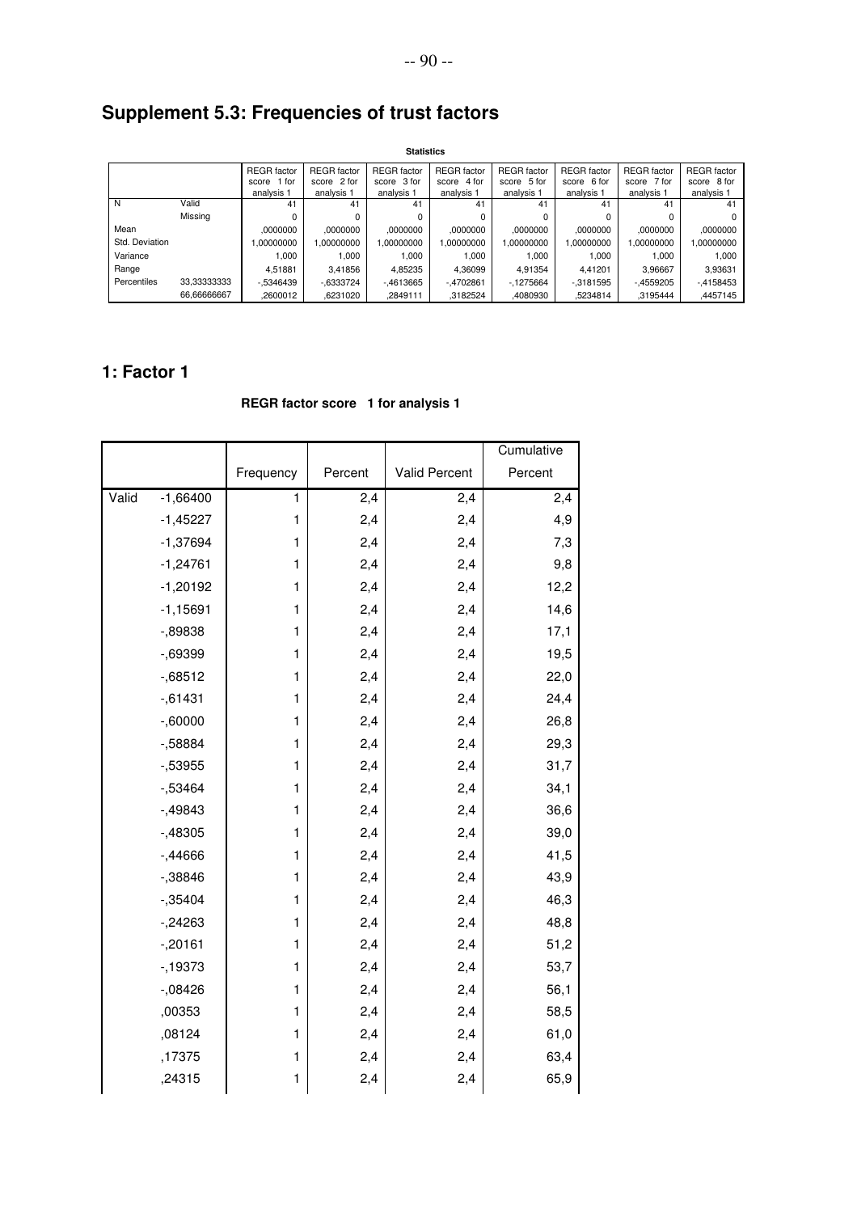# Supplement 5.3: Frequencies of trust factors

**Statistics**

| | | REGR factor score 1 for analysis 1 | REGR factor score 2 for analysis 1 | REGR factor score 3 for analysis 1 | REGR factor score 4 for analysis 1 | REGR factor score 5 for analysis 1 | REGR factor score 6 for analysis 1 | REGR factor score 7 for analysis 1 | REGR factor score 8 for analysis 1 |
|---|---|---|---|---|---|---|---|---|---|
| N | Valid | 41 | 41 | 41 | 41 | 41 | 41 | 41 | 41 |
| | Missing | 0 | 0 | 0 | 0 | 0 | 0 | 0 | 0 |
| Mean | | ,0000000 | ,0000000 | ,0000000 | ,0000000 | ,0000000 | ,0000000 | ,0000000 | ,0000000 |
| Std. Deviation | | 1,00000000 | 1,00000000 | 1,00000000 | 1,00000000 | 1,00000000 | 1,00000000 | 1,00000000 | 1,00000000 |
| Variance | | 1,000 | 1,000 | 1,000 | 1,000 | 1,000 | 1,000 | 1,000 | 1,000 |
| Range | | 4,51881 | 3,41856 | 4,85235 | 4,36099 | 4,91354 | 4,41201 | 3,96667 | 3,93631 |
| Percentiles | 33,33333333 | -,5346439 | -,6333724 | -,4613665 | -,4702861 | -,1275664 | -,3181595 | -,4559205 | -,4158453 |
| | 66,66666667 | ,2600012 | ,6231020 | ,2849111 | ,3182524 | ,4080930 | ,5234814 | ,3195444 | ,4457145 |

## 1: Factor 1

**REGR factor score 1 for analysis 1**

| | | Frequency | Percent | Valid Percent | Cumulative Percent |
|---|---|---|---|---|---|
| Valid | -1,66400 | 1 | 2,4 | 2,4 | 2,4 |
| | -1,45227 | 1 | 2,4 | 2,4 | 4,9 |
| | -1,37694 | 1 | 2,4 | 2,4 | 7,3 |
| | -1,24761 | 1 | 2,4 | 2,4 | 9,8 |
| | -1,20192 | 1 | 2,4 | 2,4 | 12,2 |
| | -1,15691 | 1 | 2,4 | 2,4 | 14,6 |
| | -,89838 | 1 | 2,4 | 2,4 | 17,1 |
| | -,69399 | 1 | 2,4 | 2,4 | 19,5 |
| | -,68512 | 1 | 2,4 | 2,4 | 22,0 |
| | -,61431 | 1 | 2,4 | 2,4 | 24,4 |
| | -,60000 | 1 | 2,4 | 2,4 | 26,8 |
| | -,58884 | 1 | 2,4 | 2,4 | 29,3 |
| | -,53955 | 1 | 2,4 | 2,4 | 31,7 |
| | -,53464 | 1 | 2,4 | 2,4 | 34,1 |
| | -,49843 | 1 | 2,4 | 2,4 | 36,6 |
| | -,48305 | 1 | 2,4 | 2,4 | 39,0 |
| | -,44666 | 1 | 2,4 | 2,4 | 41,5 |
| | -,38846 | 1 | 2,4 | 2,4 | 43,9 |
| | -,35404 | 1 | 2,4 | 2,4 | 46,3 |
| | -,24263 | 1 | 2,4 | 2,4 | 48,8 |
| | -,20161 | 1 | 2,4 | 2,4 | 51,2 |
| | -,19373 | 1 | 2,4 | 2,4 | 53,7 |
| | -,08426 | 1 | 2,4 | 2,4 | 56,1 |
| | ,00353 | 1 | 2,4 | 2,4 | 58,5 |
| | ,08124 | 1 | 2,4 | 2,4 | 61,0 |
| | ,17375 | 1 | 2,4 | 2,4 | 63,4 |
| | ,24315 | 1 | 2,4 | 2,4 | 65,9 |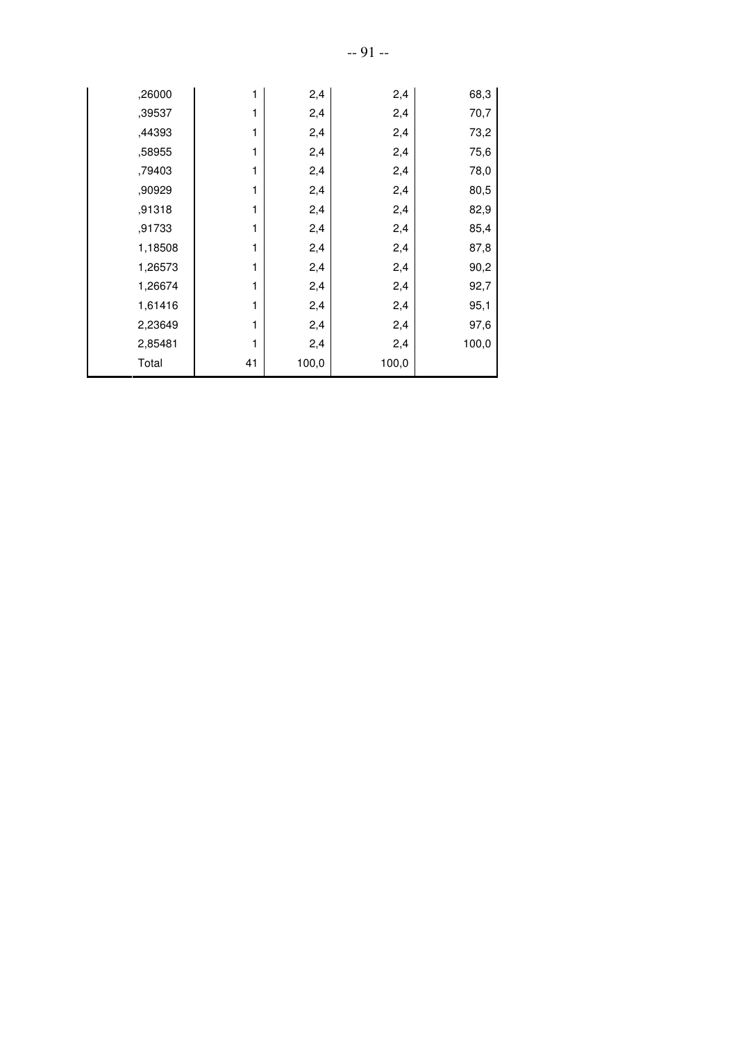| | | | | | |
|---|---|---|---|---|---|
| | ,26000 | 1 | 2,4 | 2,4 | 68,3 |
| | ,39537 | 1 | 2,4 | 2,4 | 70,7 |
| | ,44393 | 1 | 2,4 | 2,4 | 73,2 |
| | ,58955 | 1 | 2,4 | 2,4 | 75,6 |
| | ,79403 | 1 | 2,4 | 2,4 | 78,0 |
| | ,90929 | 1 | 2,4 | 2,4 | 80,5 |
| | ,91318 | 1 | 2,4 | 2,4 | 82,9 |
| | ,91733 | 1 | 2,4 | 2,4 | 85,4 |
| | 1,18508 | 1 | 2,4 | 2,4 | 87,8 |
| | 1,26573 | 1 | 2,4 | 2,4 | 90,2 |
| | 1,26674 | 1 | 2,4 | 2,4 | 92,7 |
| | 1,61416 | 1 | 2,4 | 2,4 | 95,1 |
| | 2,23649 | 1 | 2,4 | 2,4 | 97,6 |
| | 2,85481 | 1 | 2,4 | 2,4 | 100,0 |
| | Total | 41 | 100,0 | 100,0 | |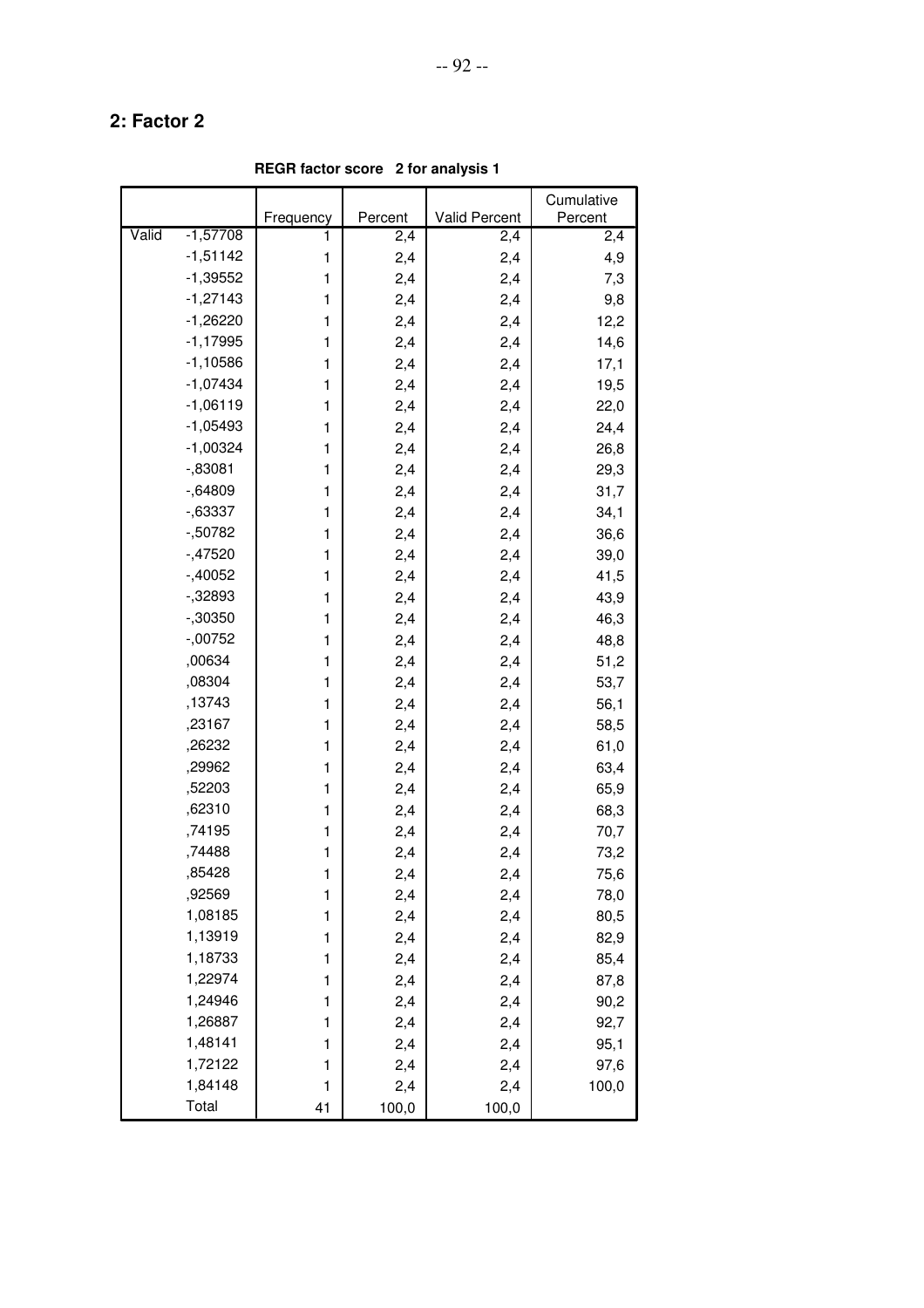## 2: Factor 2

**REGR factor score 2 for analysis 1**

| | | Frequency | Percent | Valid Percent | Cumulative Percent |
|---|---|---|---|---|---|
| Valid | -1,57708 | 1 | 2,4 | 2,4 | 2,4 |
| | -1,51142 | 1 | 2,4 | 2,4 | 4,9 |
| | -1,39552 | 1 | 2,4 | 2,4 | 7,3 |
| | -1,27143 | 1 | 2,4 | 2,4 | 9,8 |
| | -1,26220 | 1 | 2,4 | 2,4 | 12,2 |
| | -1,17995 | 1 | 2,4 | 2,4 | 14,6 |
| | -1,10586 | 1 | 2,4 | 2,4 | 17,1 |
| | -1,07434 | 1 | 2,4 | 2,4 | 19,5 |
| | -1,06119 | 1 | 2,4 | 2,4 | 22,0 |
| | -1,05493 | 1 | 2,4 | 2,4 | 24,4 |
| | -1,00324 | 1 | 2,4 | 2,4 | 26,8 |
| | -,83081 | 1 | 2,4 | 2,4 | 29,3 |
| | -,64809 | 1 | 2,4 | 2,4 | 31,7 |
| | -,63337 | 1 | 2,4 | 2,4 | 34,1 |
| | -,50782 | 1 | 2,4 | 2,4 | 36,6 |
| | -,47520 | 1 | 2,4 | 2,4 | 39,0 |
| | -,40052 | 1 | 2,4 | 2,4 | 41,5 |
| | -,32893 | 1 | 2,4 | 2,4 | 43,9 |
| | -,30350 | 1 | 2,4 | 2,4 | 46,3 |
| | -,00752 | 1 | 2,4 | 2,4 | 48,8 |
| | ,00634 | 1 | 2,4 | 2,4 | 51,2 |
| | ,08304 | 1 | 2,4 | 2,4 | 53,7 |
| | ,13743 | 1 | 2,4 | 2,4 | 56,1 |
| | ,23167 | 1 | 2,4 | 2,4 | 58,5 |
| | ,26232 | 1 | 2,4 | 2,4 | 61,0 |
| | ,29962 | 1 | 2,4 | 2,4 | 63,4 |
| | ,52203 | 1 | 2,4 | 2,4 | 65,9 |
| | ,62310 | 1 | 2,4 | 2,4 | 68,3 |
| | ,74195 | 1 | 2,4 | 2,4 | 70,7 |
| | ,74488 | 1 | 2,4 | 2,4 | 73,2 |
| | ,85428 | 1 | 2,4 | 2,4 | 75,6 |
| | ,92569 | 1 | 2,4 | 2,4 | 78,0 |
| | 1,08185 | 1 | 2,4 | 2,4 | 80,5 |
| | 1,13919 | 1 | 2,4 | 2,4 | 82,9 |
| | 1,18733 | 1 | 2,4 | 2,4 | 85,4 |
| | 1,22974 | 1 | 2,4 | 2,4 | 87,8 |
| | 1,24946 | 1 | 2,4 | 2,4 | 90,2 |
| | 1,26887 | 1 | 2,4 | 2,4 | 92,7 |
| | 1,48141 | 1 | 2,4 | 2,4 | 95,1 |
| | 1,72122 | 1 | 2,4 | 2,4 | 97,6 |
| | 1,84148 | 1 | 2,4 | 2,4 | 100,0 |
| | Total | 41 | 100,0 | 100,0 | |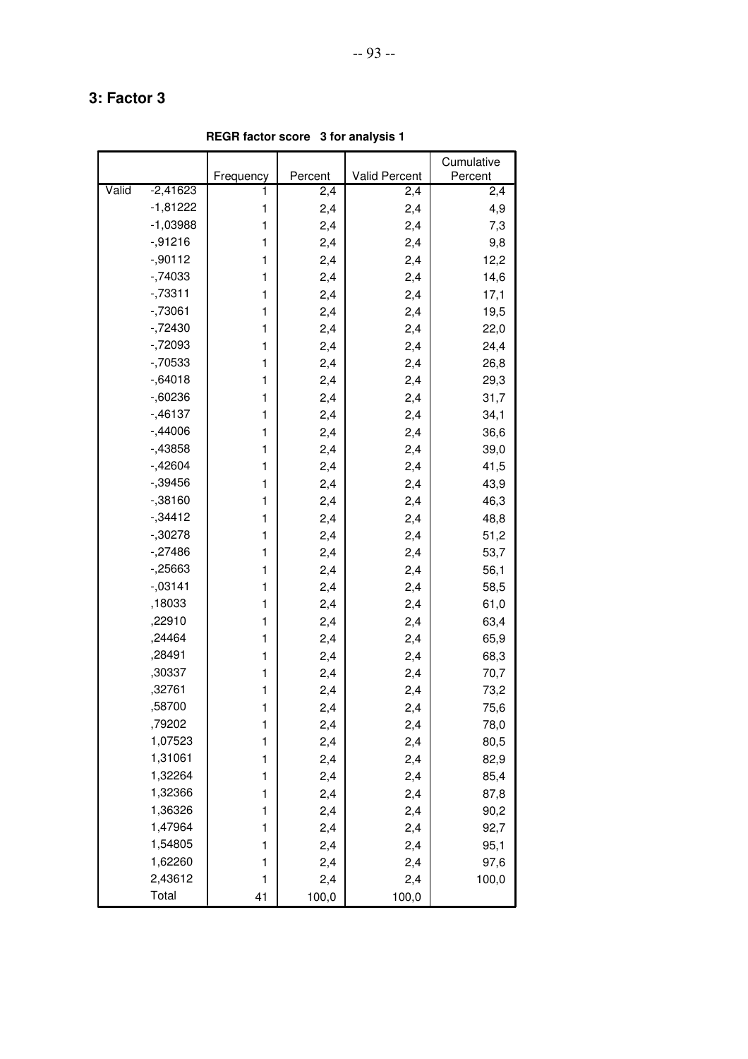## 3: Factor 3

**REGR factor score 3 for analysis 1**

| | | Frequency | Percent | Valid Percent | Cumulative Percent |
|---|---|---|---|---|---|
| Valid | -2,41623 | 1 | 2,4 | 2,4 | 2,4 |
| | -1,81222 | 1 | 2,4 | 2,4 | 4,9 |
| | -1,03988 | 1 | 2,4 | 2,4 | 7,3 |
| | -,91216 | 1 | 2,4 | 2,4 | 9,8 |
| | -,90112 | 1 | 2,4 | 2,4 | 12,2 |
| | -,74033 | 1 | 2,4 | 2,4 | 14,6 |
| | -,73311 | 1 | 2,4 | 2,4 | 17,1 |
| | -,73061 | 1 | 2,4 | 2,4 | 19,5 |
| | -,72430 | 1 | 2,4 | 2,4 | 22,0 |
| | -,72093 | 1 | 2,4 | 2,4 | 24,4 |
| | -,70533 | 1 | 2,4 | 2,4 | 26,8 |
| | -,64018 | 1 | 2,4 | 2,4 | 29,3 |
| | -,60236 | 1 | 2,4 | 2,4 | 31,7 |
| | -,46137 | 1 | 2,4 | 2,4 | 34,1 |
| | -,44006 | 1 | 2,4 | 2,4 | 36,6 |
| | -,43858 | 1 | 2,4 | 2,4 | 39,0 |
| | -,42604 | 1 | 2,4 | 2,4 | 41,5 |
| | -,39456 | 1 | 2,4 | 2,4 | 43,9 |
| | -,38160 | 1 | 2,4 | 2,4 | 46,3 |
| | -,34412 | 1 | 2,4 | 2,4 | 48,8 |
| | -,30278 | 1 | 2,4 | 2,4 | 51,2 |
| | -,27486 | 1 | 2,4 | 2,4 | 53,7 |
| | -,25663 | 1 | 2,4 | 2,4 | 56,1 |
| | -,03141 | 1 | 2,4 | 2,4 | 58,5 |
| | ,18033 | 1 | 2,4 | 2,4 | 61,0 |
| | ,22910 | 1 | 2,4 | 2,4 | 63,4 |
| | ,24464 | 1 | 2,4 | 2,4 | 65,9 |
| | ,28491 | 1 | 2,4 | 2,4 | 68,3 |
| | ,30337 | 1 | 2,4 | 2,4 | 70,7 |
| | ,32761 | 1 | 2,4 | 2,4 | 73,2 |
| | ,58700 | 1 | 2,4 | 2,4 | 75,6 |
| | ,79202 | 1 | 2,4 | 2,4 | 78,0 |
| | 1,07523 | 1 | 2,4 | 2,4 | 80,5 |
| | 1,31061 | 1 | 2,4 | 2,4 | 82,9 |
| | 1,32264 | 1 | 2,4 | 2,4 | 85,4 |
| | 1,32366 | 1 | 2,4 | 2,4 | 87,8 |
| | 1,36326 | 1 | 2,4 | 2,4 | 90,2 |
| | 1,47964 | 1 | 2,4 | 2,4 | 92,7 |
| | 1,54805 | 1 | 2,4 | 2,4 | 95,1 |
| | 1,62260 | 1 | 2,4 | 2,4 | 97,6 |
| | 2,43612 | 1 | 2,4 | 2,4 | 100,0 |
| | Total | 41 | 100,0 | 100,0 | |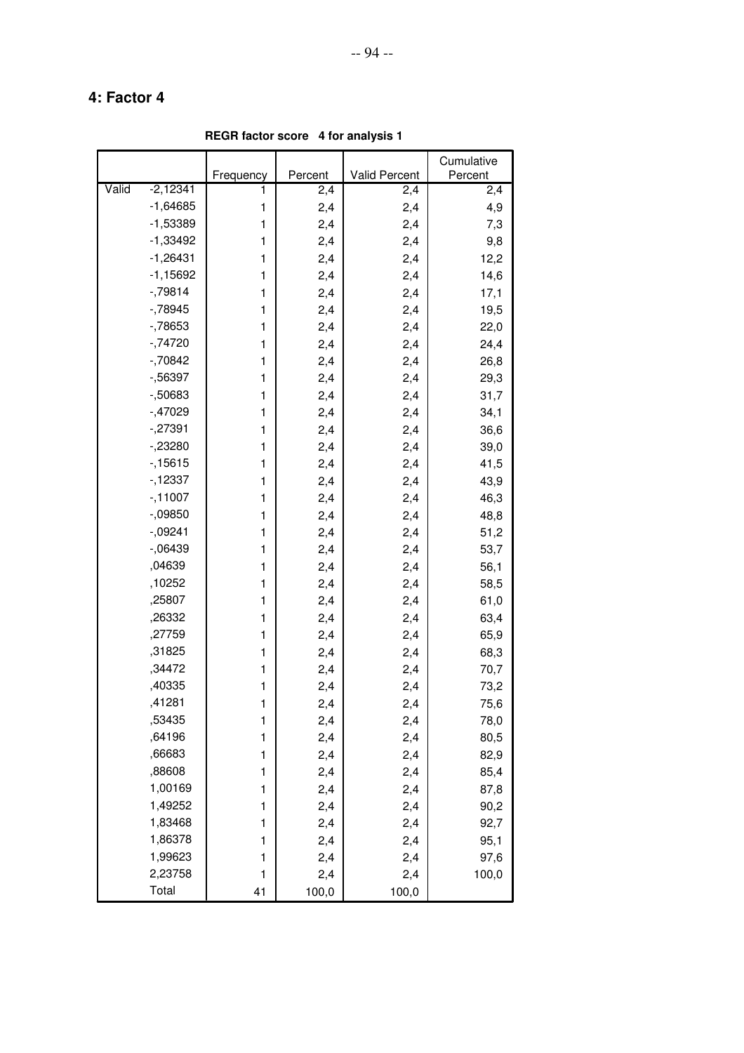## 4: Factor 4

**REGR factor score 4 for analysis 1**

| | | Frequency | Percent | Valid Percent | Cumulative Percent |
|---|---|---|---|---|---|
| Valid | -2,12341 | 1 | 2,4 | 2,4 | 2,4 |
| | -1,64685 | 1 | 2,4 | 2,4 | 4,9 |
| | -1,53389 | 1 | 2,4 | 2,4 | 7,3 |
| | -1,33492 | 1 | 2,4 | 2,4 | 9,8 |
| | -1,26431 | 1 | 2,4 | 2,4 | 12,2 |
| | -1,15692 | 1 | 2,4 | 2,4 | 14,6 |
| | -,79814 | 1 | 2,4 | 2,4 | 17,1 |
| | -,78945 | 1 | 2,4 | 2,4 | 19,5 |
| | -,78653 | 1 | 2,4 | 2,4 | 22,0 |
| | -,74720 | 1 | 2,4 | 2,4 | 24,4 |
| | -,70842 | 1 | 2,4 | 2,4 | 26,8 |
| | -,56397 | 1 | 2,4 | 2,4 | 29,3 |
| | -,50683 | 1 | 2,4 | 2,4 | 31,7 |
| | -,47029 | 1 | 2,4 | 2,4 | 34,1 |
| | -,27391 | 1 | 2,4 | 2,4 | 36,6 |
| | -,23280 | 1 | 2,4 | 2,4 | 39,0 |
| | -,15615 | 1 | 2,4 | 2,4 | 41,5 |
| | -,12337 | 1 | 2,4 | 2,4 | 43,9 |
| | -,11007 | 1 | 2,4 | 2,4 | 46,3 |
| | -,09850 | 1 | 2,4 | 2,4 | 48,8 |
| | -,09241 | 1 | 2,4 | 2,4 | 51,2 |
| | -,06439 | 1 | 2,4 | 2,4 | 53,7 |
| | ,04639 | 1 | 2,4 | 2,4 | 56,1 |
| | ,10252 | 1 | 2,4 | 2,4 | 58,5 |
| | ,25807 | 1 | 2,4 | 2,4 | 61,0 |
| | ,26332 | 1 | 2,4 | 2,4 | 63,4 |
| | ,27759 | 1 | 2,4 | 2,4 | 65,9 |
| | ,31825 | 1 | 2,4 | 2,4 | 68,3 |
| | ,34472 | 1 | 2,4 | 2,4 | 70,7 |
| | ,40335 | 1 | 2,4 | 2,4 | 73,2 |
| | ,41281 | 1 | 2,4 | 2,4 | 75,6 |
| | ,53435 | 1 | 2,4 | 2,4 | 78,0 |
| | ,64196 | 1 | 2,4 | 2,4 | 80,5 |
| | ,66683 | 1 | 2,4 | 2,4 | 82,9 |
| | ,88608 | 1 | 2,4 | 2,4 | 85,4 |
| | 1,00169 | 1 | 2,4 | 2,4 | 87,8 |
| | 1,49252 | 1 | 2,4 | 2,4 | 90,2 |
| | 1,83468 | 1 | 2,4 | 2,4 | 92,7 |
| | 1,86378 | 1 | 2,4 | 2,4 | 95,1 |
| | 1,99623 | 1 | 2,4 | 2,4 | 97,6 |
| | 2,23758 | 1 | 2,4 | 2,4 | 100,0 |
| | Total | 41 | 100,0 | 100,0 | |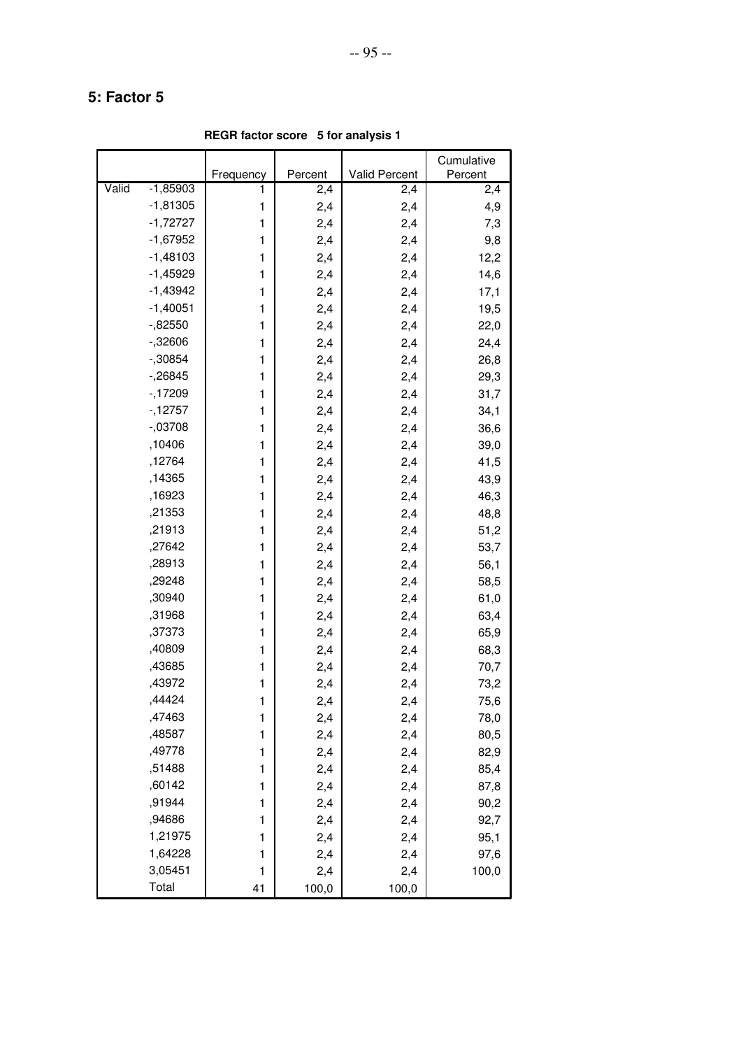## 5: Factor 5

**REGR factor score 5 for analysis 1**

| | | Frequency | Percent | Valid Percent | Cumulative Percent |
|---|---|---|---|---|---|
| Valid | -1,85903 | 1 | 2,4 | 2,4 | 2,4 |
| | -1,81305 | 1 | 2,4 | 2,4 | 4,9 |
| | -1,72727 | 1 | 2,4 | 2,4 | 7,3 |
| | -1,67952 | 1 | 2,4 | 2,4 | 9,8 |
| | -1,48103 | 1 | 2,4 | 2,4 | 12,2 |
| | -1,45929 | 1 | 2,4 | 2,4 | 14,6 |
| | -1,43942 | 1 | 2,4 | 2,4 | 17,1 |
| | -1,40051 | 1 | 2,4 | 2,4 | 19,5 |
| | -,82550 | 1 | 2,4 | 2,4 | 22,0 |
| | -,32606 | 1 | 2,4 | 2,4 | 24,4 |
| | -,30854 | 1 | 2,4 | 2,4 | 26,8 |
| | -,26845 | 1 | 2,4 | 2,4 | 29,3 |
| | -,17209 | 1 | 2,4 | 2,4 | 31,7 |
| | -,12757 | 1 | 2,4 | 2,4 | 34,1 |
| | -,03708 | 1 | 2,4 | 2,4 | 36,6 |
| | ,10406 | 1 | 2,4 | 2,4 | 39,0 |
| | ,12764 | 1 | 2,4 | 2,4 | 41,5 |
| | ,14365 | 1 | 2,4 | 2,4 | 43,9 |
| | ,16923 | 1 | 2,4 | 2,4 | 46,3 |
| | ,21353 | 1 | 2,4 | 2,4 | 48,8 |
| | ,21913 | 1 | 2,4 | 2,4 | 51,2 |
| | ,27642 | 1 | 2,4 | 2,4 | 53,7 |
| | ,28913 | 1 | 2,4 | 2,4 | 56,1 |
| | ,29248 | 1 | 2,4 | 2,4 | 58,5 |
| | ,30940 | 1 | 2,4 | 2,4 | 61,0 |
| | ,31968 | 1 | 2,4 | 2,4 | 63,4 |
| | ,37373 | 1 | 2,4 | 2,4 | 65,9 |
| | ,40809 | 1 | 2,4 | 2,4 | 68,3 |
| | ,43685 | 1 | 2,4 | 2,4 | 70,7 |
| | ,43972 | 1 | 2,4 | 2,4 | 73,2 |
| | ,44424 | 1 | 2,4 | 2,4 | 75,6 |
| | ,47463 | 1 | 2,4 | 2,4 | 78,0 |
| | ,48587 | 1 | 2,4 | 2,4 | 80,5 |
| | ,49778 | 1 | 2,4 | 2,4 | 82,9 |
| | ,51488 | 1 | 2,4 | 2,4 | 85,4 |
| | ,60142 | 1 | 2,4 | 2,4 | 87,8 |
| | ,91944 | 1 | 2,4 | 2,4 | 90,2 |
| | ,94686 | 1 | 2,4 | 2,4 | 92,7 |
| | 1,21975 | 1 | 2,4 | 2,4 | 95,1 |
| | 1,64228 | 1 | 2,4 | 2,4 | 97,6 |
| | 3,05451 | 1 | 2,4 | 2,4 | 100,0 |
| | Total | 41 | 100,0 | 100,0 | |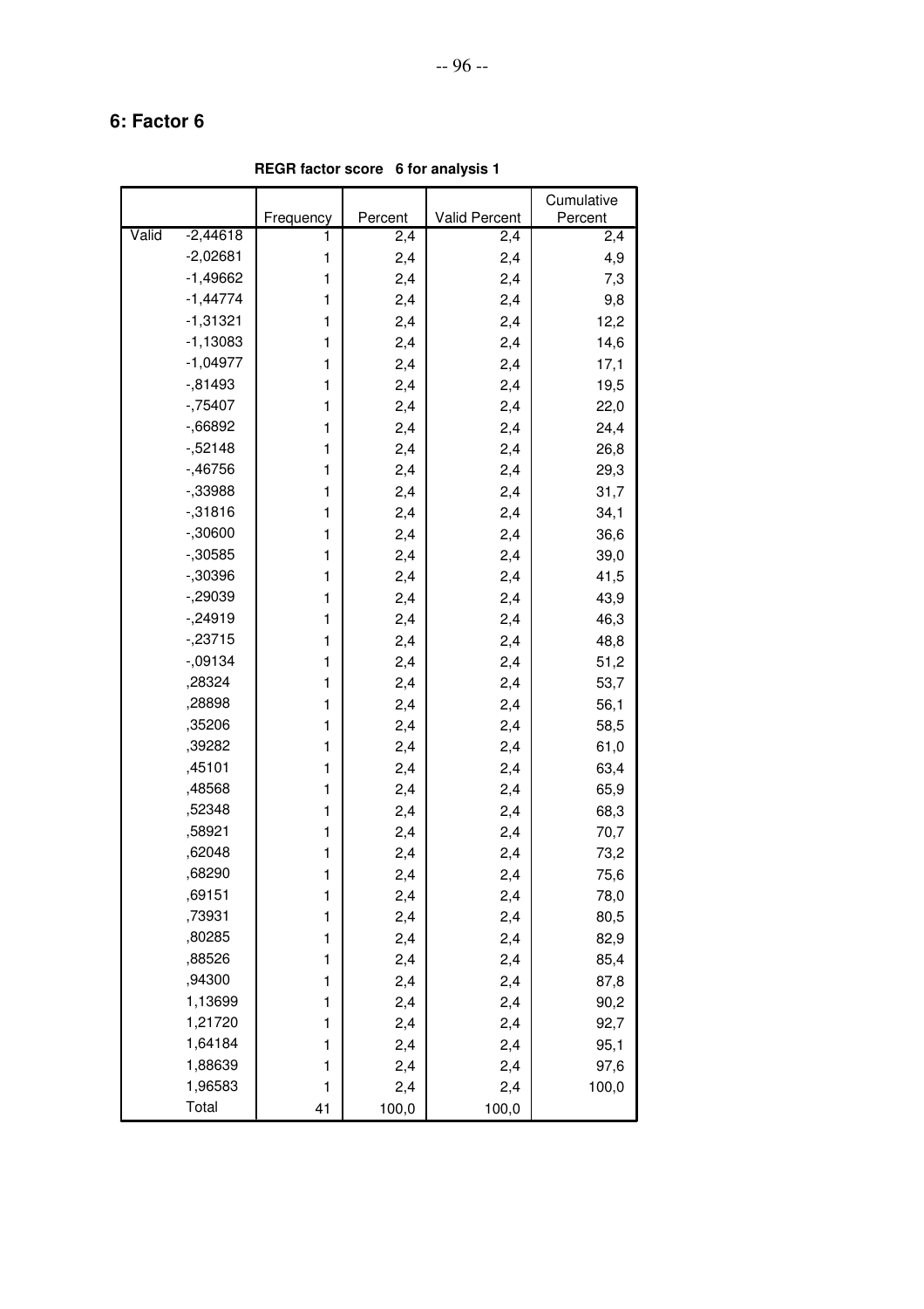## 6: Factor 6

**REGR factor score 6 for analysis 1**

| | | Frequency | Percent | Valid Percent | Cumulative Percent |
|---|---|---|---|---|---|
| Valid | -2,44618 | 1 | 2,4 | 2,4 | 2,4 |
| | -2,02681 | 1 | 2,4 | 2,4 | 4,9 |
| | -1,49662 | 1 | 2,4 | 2,4 | 7,3 |
| | -1,44774 | 1 | 2,4 | 2,4 | 9,8 |
| | -1,31321 | 1 | 2,4 | 2,4 | 12,2 |
| | -1,13083 | 1 | 2,4 | 2,4 | 14,6 |
| | -1,04977 | 1 | 2,4 | 2,4 | 17,1 |
| | -,81493 | 1 | 2,4 | 2,4 | 19,5 |
| | -,75407 | 1 | 2,4 | 2,4 | 22,0 |
| | -,66892 | 1 | 2,4 | 2,4 | 24,4 |
| | -,52148 | 1 | 2,4 | 2,4 | 26,8 |
| | -,46756 | 1 | 2,4 | 2,4 | 29,3 |
| | -,33988 | 1 | 2,4 | 2,4 | 31,7 |
| | -,31816 | 1 | 2,4 | 2,4 | 34,1 |
| | -,30600 | 1 | 2,4 | 2,4 | 36,6 |
| | -,30585 | 1 | 2,4 | 2,4 | 39,0 |
| | -,30396 | 1 | 2,4 | 2,4 | 41,5 |
| | -,29039 | 1 | 2,4 | 2,4 | 43,9 |
| | -,24919 | 1 | 2,4 | 2,4 | 46,3 |
| | -,23715 | 1 | 2,4 | 2,4 | 48,8 |
| | -,09134 | 1 | 2,4 | 2,4 | 51,2 |
| | ,28324 | 1 | 2,4 | 2,4 | 53,7 |
| | ,28898 | 1 | 2,4 | 2,4 | 56,1 |
| | ,35206 | 1 | 2,4 | 2,4 | 58,5 |
| | ,39282 | 1 | 2,4 | 2,4 | 61,0 |
| | ,45101 | 1 | 2,4 | 2,4 | 63,4 |
| | ,48568 | 1 | 2,4 | 2,4 | 65,9 |
| | ,52348 | 1 | 2,4 | 2,4 | 68,3 |
| | ,58921 | 1 | 2,4 | 2,4 | 70,7 |
| | ,62048 | 1 | 2,4 | 2,4 | 73,2 |
| | ,68290 | 1 | 2,4 | 2,4 | 75,6 |
| | ,69151 | 1 | 2,4 | 2,4 | 78,0 |
| | ,73931 | 1 | 2,4 | 2,4 | 80,5 |
| | ,80285 | 1 | 2,4 | 2,4 | 82,9 |
| | ,88526 | 1 | 2,4 | 2,4 | 85,4 |
| | ,94300 | 1 | 2,4 | 2,4 | 87,8 |
| | 1,13699 | 1 | 2,4 | 2,4 | 90,2 |
| | 1,21720 | 1 | 2,4 | 2,4 | 92,7 |
| | 1,64184 | 1 | 2,4 | 2,4 | 95,1 |
| | 1,88639 | 1 | 2,4 | 2,4 | 97,6 |
| | 1,96583 | 1 | 2,4 | 2,4 | 100,0 |
| | Total | 41 | 100,0 | 100,0 | |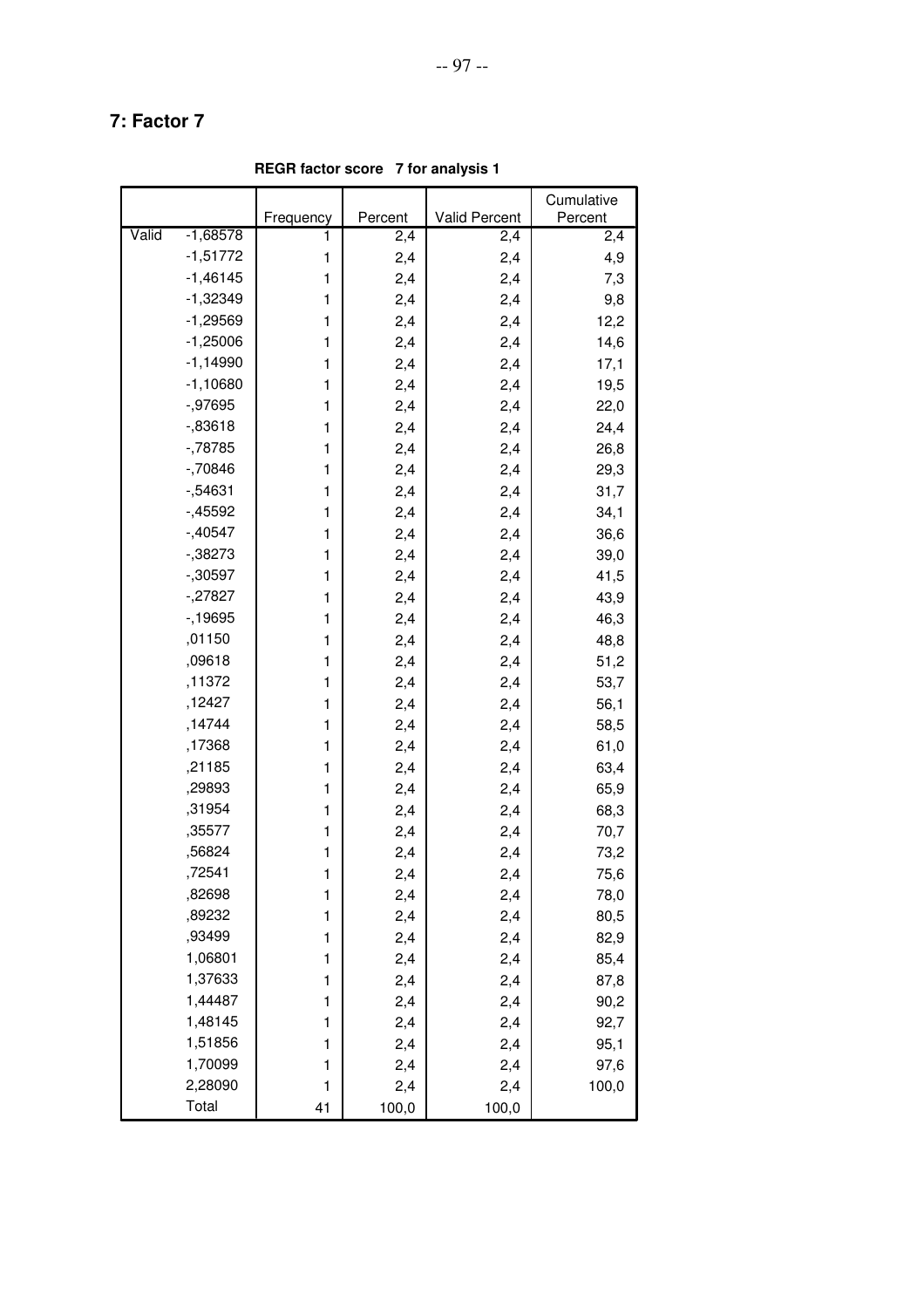## 7: Factor 7

**REGR factor score 7 for analysis 1**

| | | Frequency | Percent | Valid Percent | Cumulative Percent |
|---|---|---|---|---|---|
| Valid | -1,68578 | 1 | 2,4 | 2,4 | 2,4 |
| | -1,51772 | 1 | 2,4 | 2,4 | 4,9 |
| | -1,46145 | 1 | 2,4 | 2,4 | 7,3 |
| | -1,32349 | 1 | 2,4 | 2,4 | 9,8 |
| | -1,29569 | 1 | 2,4 | 2,4 | 12,2 |
| | -1,25006 | 1 | 2,4 | 2,4 | 14,6 |
| | -1,14990 | 1 | 2,4 | 2,4 | 17,1 |
| | -1,10680 | 1 | 2,4 | 2,4 | 19,5 |
| | -,97695 | 1 | 2,4 | 2,4 | 22,0 |
| | -,83618 | 1 | 2,4 | 2,4 | 24,4 |
| | -,78785 | 1 | 2,4 | 2,4 | 26,8 |
| | -,70846 | 1 | 2,4 | 2,4 | 29,3 |
| | -,54631 | 1 | 2,4 | 2,4 | 31,7 |
| | -,45592 | 1 | 2,4 | 2,4 | 34,1 |
| | -,40547 | 1 | 2,4 | 2,4 | 36,6 |
| | -,38273 | 1 | 2,4 | 2,4 | 39,0 |
| | -,30597 | 1 | 2,4 | 2,4 | 41,5 |
| | -,27827 | 1 | 2,4 | 2,4 | 43,9 |
| | -,19695 | 1 | 2,4 | 2,4 | 46,3 |
| | ,01150 | 1 | 2,4 | 2,4 | 48,8 |
| | ,09618 | 1 | 2,4 | 2,4 | 51,2 |
| | ,11372 | 1 | 2,4 | 2,4 | 53,7 |
| | ,12427 | 1 | 2,4 | 2,4 | 56,1 |
| | ,14744 | 1 | 2,4 | 2,4 | 58,5 |
| | ,17368 | 1 | 2,4 | 2,4 | 61,0 |
| | ,21185 | 1 | 2,4 | 2,4 | 63,4 |
| | ,29893 | 1 | 2,4 | 2,4 | 65,9 |
| | ,31954 | 1 | 2,4 | 2,4 | 68,3 |
| | ,35577 | 1 | 2,4 | 2,4 | 70,7 |
| | ,56824 | 1 | 2,4 | 2,4 | 73,2 |
| | ,72541 | 1 | 2,4 | 2,4 | 75,6 |
| | ,82698 | 1 | 2,4 | 2,4 | 78,0 |
| | ,89232 | 1 | 2,4 | 2,4 | 80,5 |
| | ,93499 | 1 | 2,4 | 2,4 | 82,9 |
| | 1,06801 | 1 | 2,4 | 2,4 | 85,4 |
| | 1,37633 | 1 | 2,4 | 2,4 | 87,8 |
| | 1,44487 | 1 | 2,4 | 2,4 | 90,2 |
| | 1,48145 | 1 | 2,4 | 2,4 | 92,7 |
| | 1,51856 | 1 | 2,4 | 2,4 | 95,1 |
| | 1,70099 | 1 | 2,4 | 2,4 | 97,6 |
| | 2,28090 | 1 | 2,4 | 2,4 | 100,0 |
| | Total | 41 | 100,0 | 100,0 | |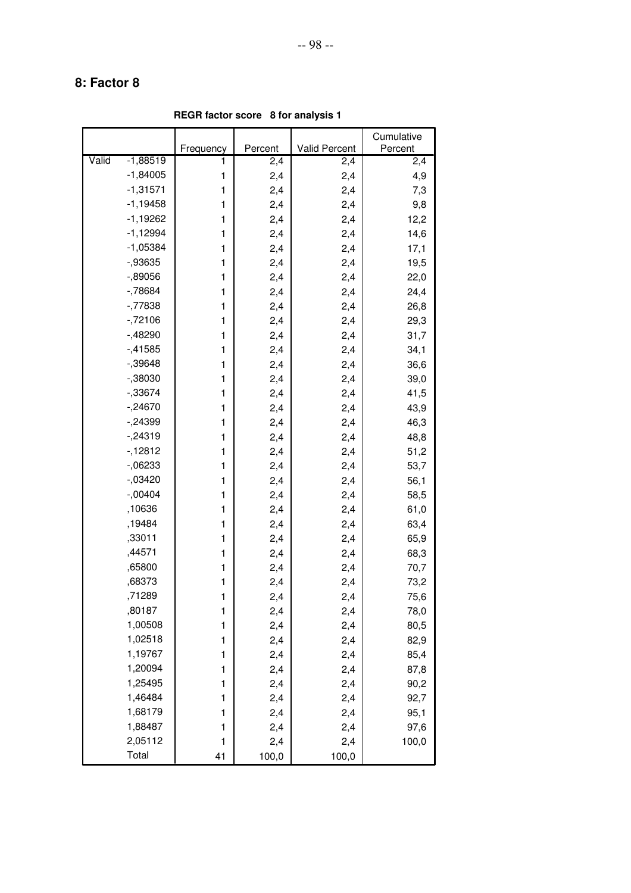## 8: Factor 8

**REGR factor score 8 for analysis 1**

| | | Frequency | Percent | Valid Percent | Cumulative Percent |
|---|---|---|---|---|---|
| Valid | -1,88519 | 1 | 2,4 | 2,4 | 2,4 |
| | -1,84005 | 1 | 2,4 | 2,4 | 4,9 |
| | -1,31571 | 1 | 2,4 | 2,4 | 7,3 |
| | -1,19458 | 1 | 2,4 | 2,4 | 9,8 |
| | -1,19262 | 1 | 2,4 | 2,4 | 12,2 |
| | -1,12994 | 1 | 2,4 | 2,4 | 14,6 |
| | -1,05384 | 1 | 2,4 | 2,4 | 17,1 |
| | -,93635 | 1 | 2,4 | 2,4 | 19,5 |
| | -,89056 | 1 | 2,4 | 2,4 | 22,0 |
| | -,78684 | 1 | 2,4 | 2,4 | 24,4 |
| | -,77838 | 1 | 2,4 | 2,4 | 26,8 |
| | -,72106 | 1 | 2,4 | 2,4 | 29,3 |
| | -,48290 | 1 | 2,4 | 2,4 | 31,7 |
| | -,41585 | 1 | 2,4 | 2,4 | 34,1 |
| | -,39648 | 1 | 2,4 | 2,4 | 36,6 |
| | -,38030 | 1 | 2,4 | 2,4 | 39,0 |
| | -,33674 | 1 | 2,4 | 2,4 | 41,5 |
| | -,24670 | 1 | 2,4 | 2,4 | 43,9 |
| | -,24399 | 1 | 2,4 | 2,4 | 46,3 |
| | -,24319 | 1 | 2,4 | 2,4 | 48,8 |
| | -,12812 | 1 | 2,4 | 2,4 | 51,2 |
| | -,06233 | 1 | 2,4 | 2,4 | 53,7 |
| | -,03420 | 1 | 2,4 | 2,4 | 56,1 |
| | -,00404 | 1 | 2,4 | 2,4 | 58,5 |
| | ,10636 | 1 | 2,4 | 2,4 | 61,0 |
| | ,19484 | 1 | 2,4 | 2,4 | 63,4 |
| | ,33011 | 1 | 2,4 | 2,4 | 65,9 |
| | ,44571 | 1 | 2,4 | 2,4 | 68,3 |
| | ,65800 | 1 | 2,4 | 2,4 | 70,7 |
| | ,68373 | 1 | 2,4 | 2,4 | 73,2 |
| | ,71289 | 1 | 2,4 | 2,4 | 75,6 |
| | ,80187 | 1 | 2,4 | 2,4 | 78,0 |
| | 1,00508 | 1 | 2,4 | 2,4 | 80,5 |
| | 1,02518 | 1 | 2,4 | 2,4 | 82,9 |
| | 1,19767 | 1 | 2,4 | 2,4 | 85,4 |
| | 1,20094 | 1 | 2,4 | 2,4 | 87,8 |
| | 1,25495 | 1 | 2,4 | 2,4 | 90,2 |
| | 1,46484 | 1 | 2,4 | 2,4 | 92,7 |
| | 1,68179 | 1 | 2,4 | 2,4 | 95,1 |
| | 1,88487 | 1 | 2,4 | 2,4 | 97,6 |
| | 2,05112 | 1 | 2,4 | 2,4 | 100,0 |
| | Total | 41 | 100,0 | 100,0 | |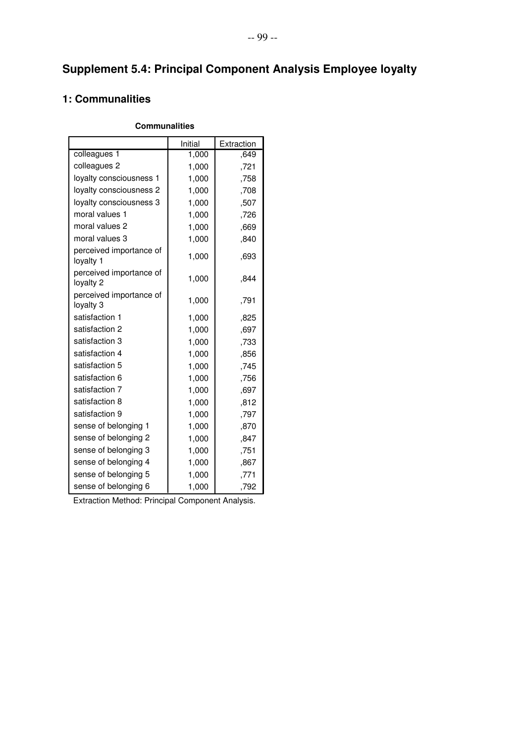# Supplement 5.4: Principal Component Analysis Employee loyalty

## 1: Communalities

**Communalities**

| | Initial | Extraction |
|---|---|---|
| colleagues 1 | 1,000 | ,649 |
| colleagues 2 | 1,000 | ,721 |
| loyalty consciousness 1 | 1,000 | ,758 |
| loyalty consciousness 2 | 1,000 | ,708 |
| loyalty consciousness 3 | 1,000 | ,507 |
| moral values 1 | 1,000 | ,726 |
| moral values 2 | 1,000 | ,669 |
| moral values 3 | 1,000 | ,840 |
| perceived importance of loyalty 1 | 1,000 | ,693 |
| perceived importance of loyalty 2 | 1,000 | ,844 |
| perceived importance of loyalty 3 | 1,000 | ,791 |
| satisfaction 1 | 1,000 | ,825 |
| satisfaction 2 | 1,000 | ,697 |
| satisfaction 3 | 1,000 | ,733 |
| satisfaction 4 | 1,000 | ,856 |
| satisfaction 5 | 1,000 | ,745 |
| satisfaction 6 | 1,000 | ,756 |
| satisfaction 7 | 1,000 | ,697 |
| satisfaction 8 | 1,000 | ,812 |
| satisfaction 9 | 1,000 | ,797 |
| sense of belonging 1 | 1,000 | ,870 |
| sense of belonging 2 | 1,000 | ,847 |
| sense of belonging 3 | 1,000 | ,751 |
| sense of belonging 4 | 1,000 | ,867 |
| sense of belonging 5 | 1,000 | ,771 |
| sense of belonging 6 | 1,000 | ,792 |

Extraction Method: Principal Component Analysis.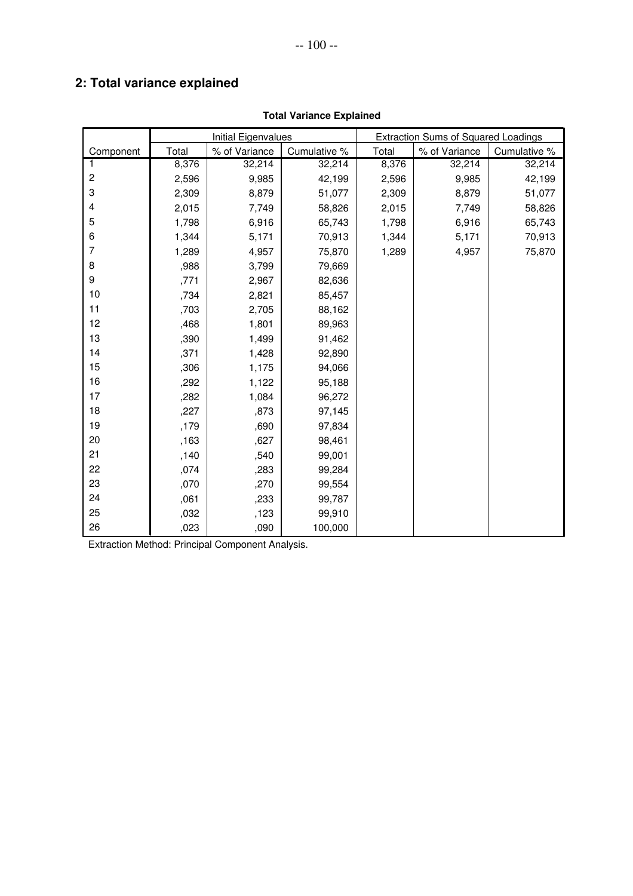## 2: Total variance explained

**Total Variance Explained**

| | Initial Eigenvalues | | | Extraction Sums of Squared Loadings | | |
|---|---|---|---|---|---|---|
| Component | Total | % of Variance | Cumulative % | Total | % of Variance | Cumulative % |
| 1 | 8,376 | 32,214 | 32,214 | 8,376 | 32,214 | 32,214 |
| 2 | 2,596 | 9,985 | 42,199 | 2,596 | 9,985 | 42,199 |
| 3 | 2,309 | 8,879 | 51,077 | 2,309 | 8,879 | 51,077 |
| 4 | 2,015 | 7,749 | 58,826 | 2,015 | 7,749 | 58,826 |
| 5 | 1,798 | 6,916 | 65,743 | 1,798 | 6,916 | 65,743 |
| 6 | 1,344 | 5,171 | 70,913 | 1,344 | 5,171 | 70,913 |
| 7 | 1,289 | 4,957 | 75,870 | 1,289 | 4,957 | 75,870 |
| 8 | ,988 | 3,799 | 79,669 | | | |
| 9 | ,771 | 2,967 | 82,636 | | | |
| 10 | ,734 | 2,821 | 85,457 | | | |
| 11 | ,703 | 2,705 | 88,162 | | | |
| 12 | ,468 | 1,801 | 89,963 | | | |
| 13 | ,390 | 1,499 | 91,462 | | | |
| 14 | ,371 | 1,428 | 92,890 | | | |
| 15 | ,306 | 1,175 | 94,066 | | | |
| 16 | ,292 | 1,122 | 95,188 | | | |
| 17 | ,282 | 1,084 | 96,272 | | | |
| 18 | ,227 | ,873 | 97,145 | | | |
| 19 | ,179 | ,690 | 97,834 | | | |
| 20 | ,163 | ,627 | 98,461 | | | |
| 21 | ,140 | ,540 | 99,001 | | | |
| 22 | ,074 | ,283 | 99,284 | | | |
| 23 | ,070 | ,270 | 99,554 | | | |
| 24 | ,061 | ,233 | 99,787 | | | |
| 25 | ,032 | ,123 | 99,910 | | | |
| 26 | ,023 | ,090 | 100,000 | | | |

Extraction Method: Principal Component Analysis.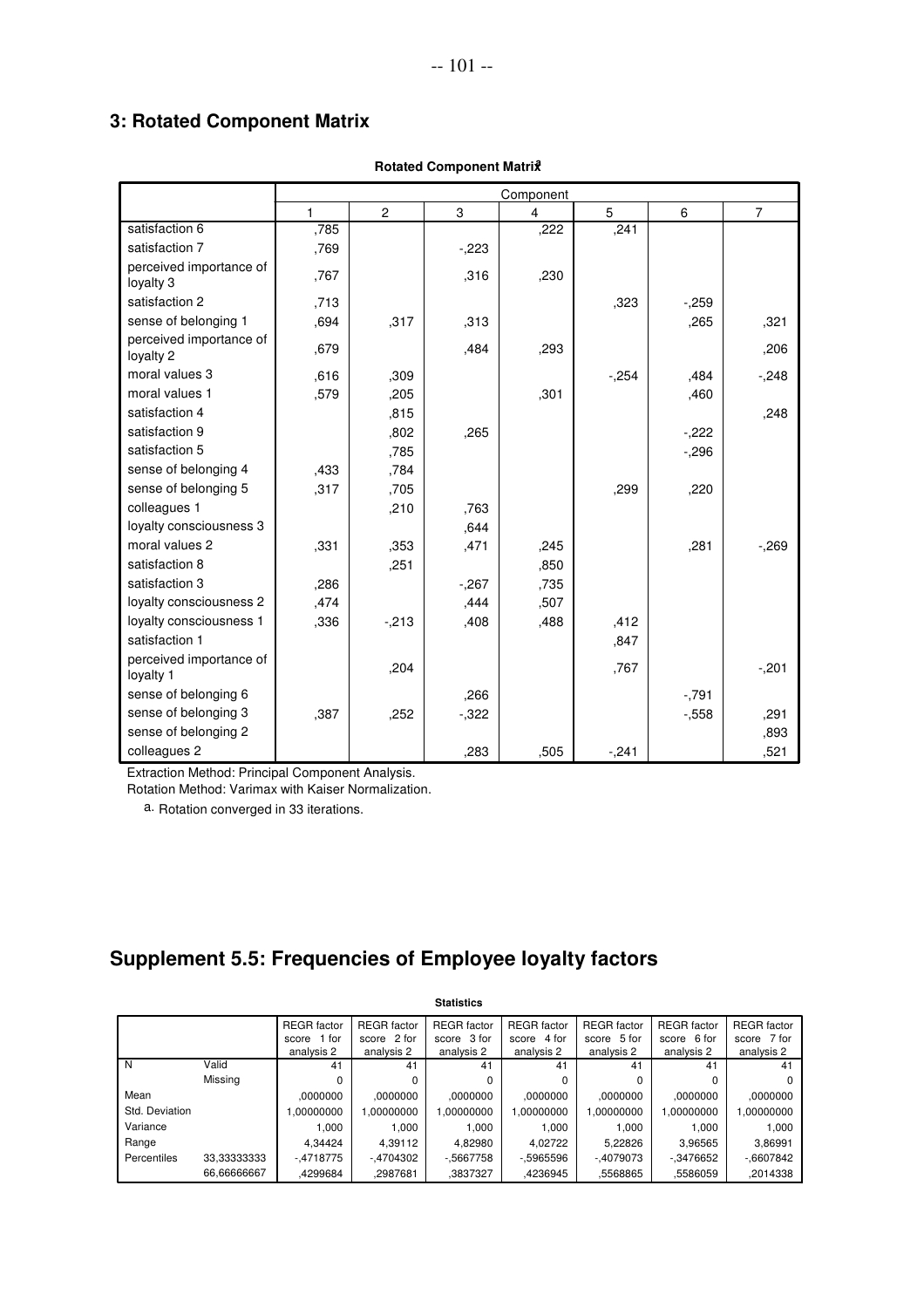## 3: Rotated Component Matrix

**Rotated Component Matrix[a]**

| | Component | | | | | | |
|---|---|---|---|---|---|---|---|
| | 1 | 2 | 3 | 4 | 5 | 6 | 7 |
| satisfaction 6 | ,785 | | | ,222 | ,241 | | |
| satisfaction 7 | ,769 | | -,223 | | | | |
| perceived importance of loyalty 3 | ,767 | | ,316 | ,230 | | | |
| satisfaction 2 | ,713 | | | | ,323 | -,259 | |
| sense of belonging 1 | ,694 | ,317 | ,313 | | | ,265 | ,321 |
| perceived importance of loyalty 2 | ,679 | | ,484 | ,293 | | | ,206 |
| moral values 3 | ,616 | ,309 | | | -,254 | ,484 | -,248 |
| moral values 1 | ,579 | ,205 | | ,301 | | ,460 | |
| satisfaction 4 | | ,815 | | | | | ,248 |
| satisfaction 9 | | ,802 | ,265 | | | -,222 | |
| satisfaction 5 | | ,785 | | | | -,296 | |
| sense of belonging 4 | ,433 | ,784 | | | | | |
| sense of belonging 5 | ,317 | ,705 | | | ,299 | ,220 | |
| colleagues 1 | | ,210 | ,763 | | | | |
| loyalty consciousness 3 | | | ,644 | | | | |
| moral values 2 | ,331 | ,353 | ,471 | ,245 | | ,281 | -,269 |
| satisfaction 8 | | ,251 | | ,850 | | | |
| satisfaction 3 | ,286 | | -,267 | ,735 | | | |
| loyalty consciousness 2 | ,474 | | ,444 | ,507 | | | |
| loyalty consciousness 1 | ,336 | -,213 | ,408 | ,488 | ,412 | | |
| satisfaction 1 | | | | | ,847 | | |
| perceived importance of loyalty 1 | | ,204 | | | ,767 | | -,201 |
| sense of belonging 6 | | | ,266 | | | -,791 | |
| sense of belonging 3 | ,387 | ,252 | -,322 | | | -,558 | ,291 |
| sense of belonging 2 | | | | | | | ,893 |
| colleagues 2 | | | ,283 | ,505 | -,241 | | ,521 |

Extraction Method: Principal Component Analysis.
Rotation Method: Varimax with Kaiser Normalization.

a. Rotation converged in 33 iterations.

## Supplement 5.5: Frequencies of Employee loyalty factors

**Statistics**

| | | REGR factor score 1 for analysis 2 | REGR factor score 2 for analysis 2 | REGR factor score 3 for analysis 2 | REGR factor score 4 for analysis 2 | REGR factor score 5 for analysis 2 | REGR factor score 6 for analysis 2 | REGR factor score 7 for analysis 2 |
|---|---|---|---|---|---|---|---|---|
| N | Valid | 41 | 41 | 41 | 41 | 41 | 41 | 41 |
| | Missing | 0 | 0 | 0 | 0 | 0 | 0 | 0 |
| Mean | | ,0000000 | ,0000000 | ,0000000 | ,0000000 | ,0000000 | ,0000000 | ,0000000 |
| Std. Deviation | | 1,00000000 | 1,00000000 | 1,00000000 | 1,00000000 | 1,00000000 | 1,00000000 | 1,00000000 |
| Variance | | 1,000 | 1,000 | 1,000 | 1,000 | 1,000 | 1,000 | 1,000 |
| Range | | 4,34424 | 4,39112 | 4,82980 | 4,02722 | 5,22826 | 3,96565 | 3,86991 |
| Percentiles | 33,33333333 | -,4718775 | -,4704302 | -,5667758 | -,5965596 | -,4079073 | -,3476652 | -,6607842 |
| | 66,66666667 | ,4299684 | ,2987681 | ,3837327 | ,4236945 | ,5568865 | ,5586059 | ,2014338 |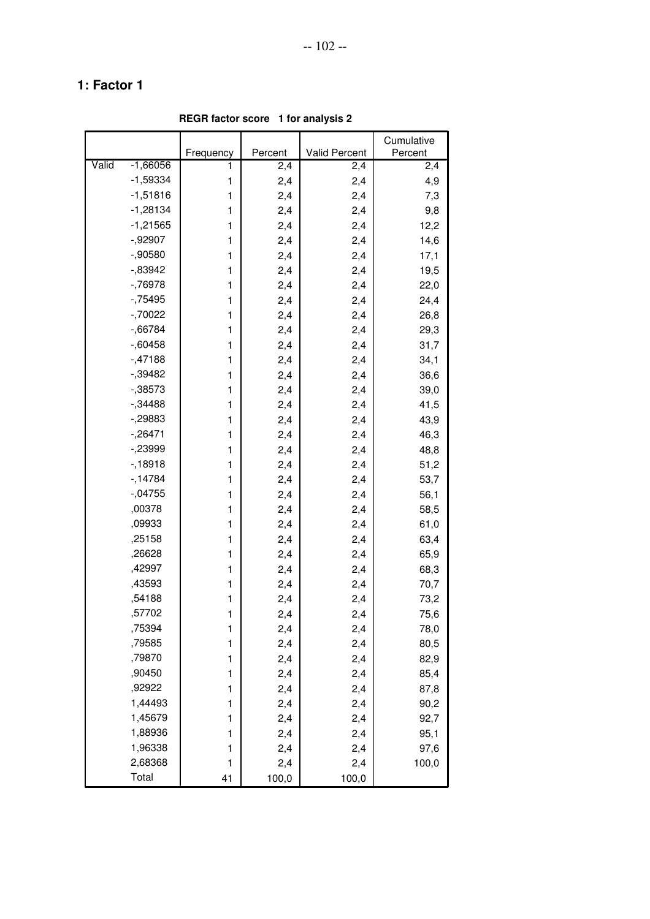## 1: Factor 1

**REGR factor score 1 for analysis 2**

| | | Frequency | Percent | Valid Percent | Cumulative Percent |
|---|---|---|---|---|---|
| Valid | -1,66056 | 1 | 2,4 | 2,4 | 2,4 |
| | -1,59334 | 1 | 2,4 | 2,4 | 4,9 |
| | -1,51816 | 1 | 2,4 | 2,4 | 7,3 |
| | -1,28134 | 1 | 2,4 | 2,4 | 9,8 |
| | -1,21565 | 1 | 2,4 | 2,4 | 12,2 |
| | -,92907 | 1 | 2,4 | 2,4 | 14,6 |
| | -,90580 | 1 | 2,4 | 2,4 | 17,1 |
| | -,83942 | 1 | 2,4 | 2,4 | 19,5 |
| | -,76978 | 1 | 2,4 | 2,4 | 22,0 |
| | -,75495 | 1 | 2,4 | 2,4 | 24,4 |
| | -,70022 | 1 | 2,4 | 2,4 | 26,8 |
| | -,66784 | 1 | 2,4 | 2,4 | 29,3 |
| | -,60458 | 1 | 2,4 | 2,4 | 31,7 |
| | -,47188 | 1 | 2,4 | 2,4 | 34,1 |
| | -,39482 | 1 | 2,4 | 2,4 | 36,6 |
| | -,38573 | 1 | 2,4 | 2,4 | 39,0 |
| | -,34488 | 1 | 2,4 | 2,4 | 41,5 |
| | -,29883 | 1 | 2,4 | 2,4 | 43,9 |
| | -,26471 | 1 | 2,4 | 2,4 | 46,3 |
| | -,23999 | 1 | 2,4 | 2,4 | 48,8 |
| | -,18918 | 1 | 2,4 | 2,4 | 51,2 |
| | -,14784 | 1 | 2,4 | 2,4 | 53,7 |
| | -,04755 | 1 | 2,4 | 2,4 | 56,1 |
| | ,00378 | 1 | 2,4 | 2,4 | 58,5 |
| | ,09933 | 1 | 2,4 | 2,4 | 61,0 |
| | ,25158 | 1 | 2,4 | 2,4 | 63,4 |
| | ,26628 | 1 | 2,4 | 2,4 | 65,9 |
| | ,42997 | 1 | 2,4 | 2,4 | 68,3 |
| | ,43593 | 1 | 2,4 | 2,4 | 70,7 |
| | ,54188 | 1 | 2,4 | 2,4 | 73,2 |
| | ,57702 | 1 | 2,4 | 2,4 | 75,6 |
| | ,75394 | 1 | 2,4 | 2,4 | 78,0 |
| | ,79585 | 1 | 2,4 | 2,4 | 80,5 |
| | ,79870 | 1 | 2,4 | 2,4 | 82,9 |
| | ,90450 | 1 | 2,4 | 2,4 | 85,4 |
| | ,92922 | 1 | 2,4 | 2,4 | 87,8 |
| | 1,44493 | 1 | 2,4 | 2,4 | 90,2 |
| | 1,45679 | 1 | 2,4 | 2,4 | 92,7 |
| | 1,88936 | 1 | 2,4 | 2,4 | 95,1 |
| | 1,96338 | 1 | 2,4 | 2,4 | 97,6 |
| | 2,68368 | 1 | 2,4 | 2,4 | 100,0 |
| | Total | 41 | 100,0 | 100,0 | |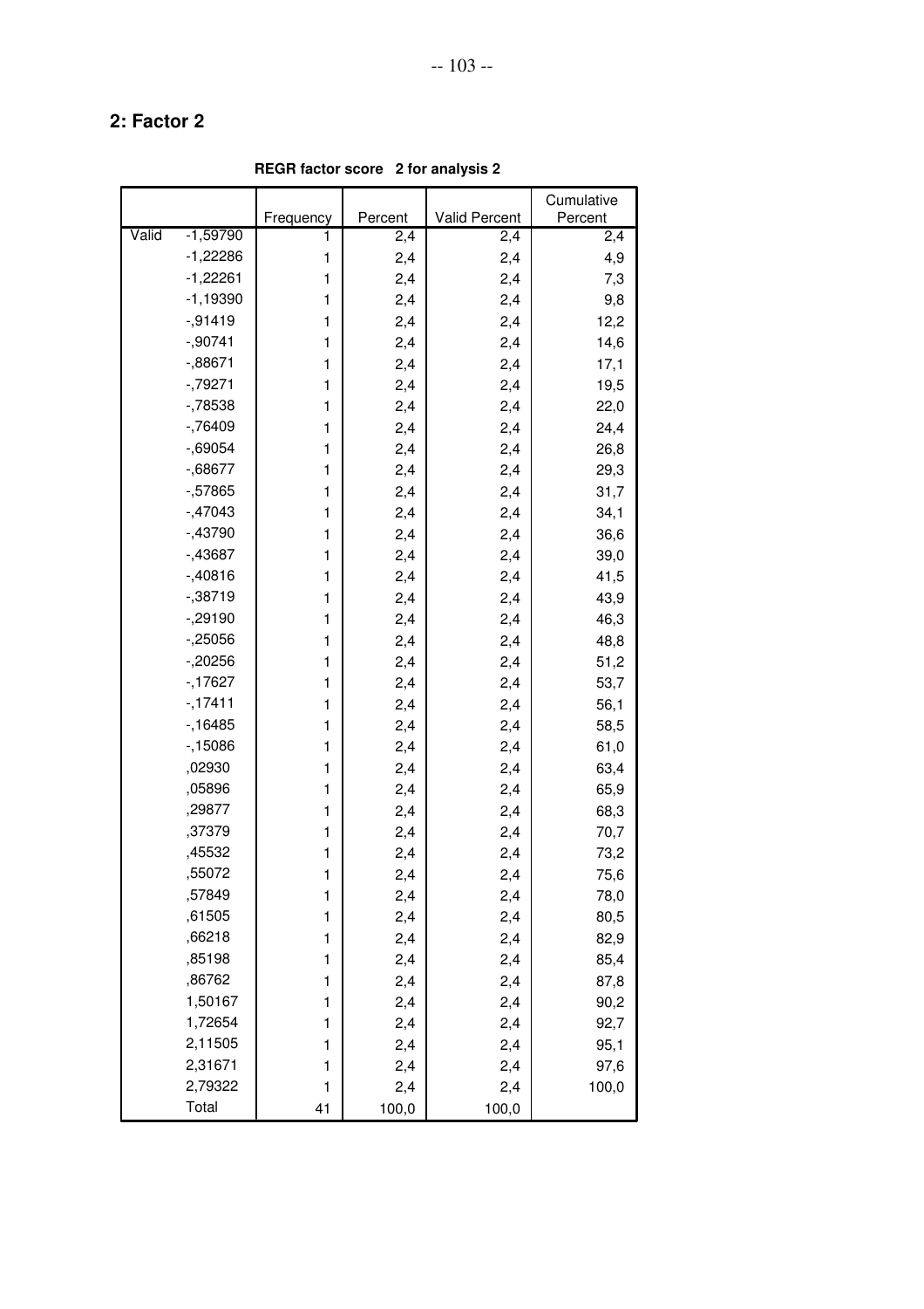## 2: Factor 2

**REGR factor score 2 for analysis 2**

| | | Frequency | Percent | Valid Percent | Cumulative Percent |
|---|---|---|---|---|---|
| Valid | -1,59790 | 1 | 2,4 | 2,4 | 2,4 |
| | -1,22286 | 1 | 2,4 | 2,4 | 4,9 |
| | -1,22261 | 1 | 2,4 | 2,4 | 7,3 |
| | -1,19390 | 1 | 2,4 | 2,4 | 9,8 |
| | -,91419 | 1 | 2,4 | 2,4 | 12,2 |
| | -,90741 | 1 | 2,4 | 2,4 | 14,6 |
| | -,88671 | 1 | 2,4 | 2,4 | 17,1 |
| | -,79271 | 1 | 2,4 | 2,4 | 19,5 |
| | -,78538 | 1 | 2,4 | 2,4 | 22,0 |
| | -,76409 | 1 | 2,4 | 2,4 | 24,4 |
| | -,69054 | 1 | 2,4 | 2,4 | 26,8 |
| | -,68677 | 1 | 2,4 | 2,4 | 29,3 |
| | -,57865 | 1 | 2,4 | 2,4 | 31,7 |
| | -,47043 | 1 | 2,4 | 2,4 | 34,1 |
| | -,43790 | 1 | 2,4 | 2,4 | 36,6 |
| | -,43687 | 1 | 2,4 | 2,4 | 39,0 |
| | -,40816 | 1 | 2,4 | 2,4 | 41,5 |
| | -,38719 | 1 | 2,4 | 2,4 | 43,9 |
| | -,29190 | 1 | 2,4 | 2,4 | 46,3 |
| | -,25056 | 1 | 2,4 | 2,4 | 48,8 |
| | -,20256 | 1 | 2,4 | 2,4 | 51,2 |
| | -,17627 | 1 | 2,4 | 2,4 | 53,7 |
| | -,17411 | 1 | 2,4 | 2,4 | 56,1 |
| | -,16485 | 1 | 2,4 | 2,4 | 58,5 |
| | -,15086 | 1 | 2,4 | 2,4 | 61,0 |
| | ,02930 | 1 | 2,4 | 2,4 | 63,4 |
| | ,05896 | 1 | 2,4 | 2,4 | 65,9 |
| | ,29877 | 1 | 2,4 | 2,4 | 68,3 |
| | ,37379 | 1 | 2,4 | 2,4 | 70,7 |
| | ,45532 | 1 | 2,4 | 2,4 | 73,2 |
| | ,55072 | 1 | 2,4 | 2,4 | 75,6 |
| | ,57849 | 1 | 2,4 | 2,4 | 78,0 |
| | ,61505 | 1 | 2,4 | 2,4 | 80,5 |
| | ,66218 | 1 | 2,4 | 2,4 | 82,9 |
| | ,85198 | 1 | 2,4 | 2,4 | 85,4 |
| | ,86762 | 1 | 2,4 | 2,4 | 87,8 |
| | 1,50167 | 1 | 2,4 | 2,4 | 90,2 |
| | 1,72654 | 1 | 2,4 | 2,4 | 92,7 |
| | 2,11505 | 1 | 2,4 | 2,4 | 95,1 |
| | 2,31671 | 1 | 2,4 | 2,4 | 97,6 |
| | 2,79322 | 1 | 2,4 | 2,4 | 100,0 |
| | Total | 41 | 100,0 | 100,0 | |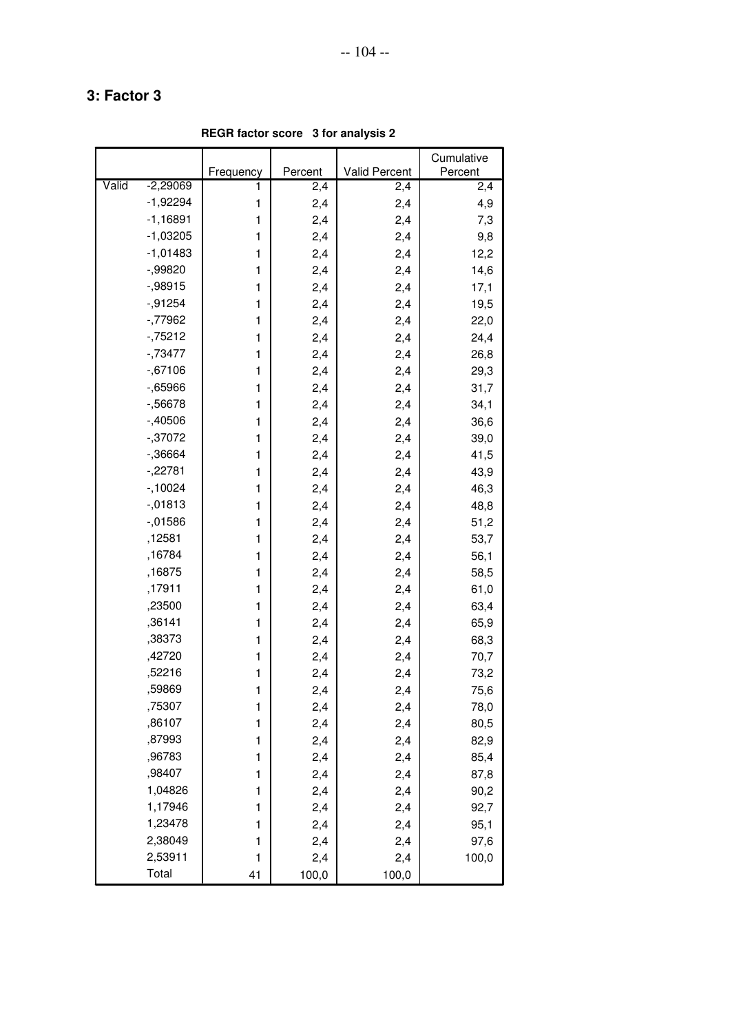## 3: Factor 3

**REGR factor score 3 for analysis 2**

| | | Frequency | Percent | Valid Percent | Cumulative Percent |
|---|---|---|---|---|---|
| Valid | -2,29069 | 1 | 2,4 | 2,4 | 2,4 |
| | -1,92294 | 1 | 2,4 | 2,4 | 4,9 |
| | -1,16891 | 1 | 2,4 | 2,4 | 7,3 |
| | -1,03205 | 1 | 2,4 | 2,4 | 9,8 |
| | -1,01483 | 1 | 2,4 | 2,4 | 12,2 |
| | -,99820 | 1 | 2,4 | 2,4 | 14,6 |
| | -,98915 | 1 | 2,4 | 2,4 | 17,1 |
| | -,91254 | 1 | 2,4 | 2,4 | 19,5 |
| | -,77962 | 1 | 2,4 | 2,4 | 22,0 |
| | -,75212 | 1 | 2,4 | 2,4 | 24,4 |
| | -,73477 | 1 | 2,4 | 2,4 | 26,8 |
| | -,67106 | 1 | 2,4 | 2,4 | 29,3 |
| | -,65966 | 1 | 2,4 | 2,4 | 31,7 |
| | -,56678 | 1 | 2,4 | 2,4 | 34,1 |
| | -,40506 | 1 | 2,4 | 2,4 | 36,6 |
| | -,37072 | 1 | 2,4 | 2,4 | 39,0 |
| | -,36664 | 1 | 2,4 | 2,4 | 41,5 |
| | -,22781 | 1 | 2,4 | 2,4 | 43,9 |
| | -,10024 | 1 | 2,4 | 2,4 | 46,3 |
| | -,01813 | 1 | 2,4 | 2,4 | 48,8 |
| | -,01586 | 1 | 2,4 | 2,4 | 51,2 |
| | ,12581 | 1 | 2,4 | 2,4 | 53,7 |
| | ,16784 | 1 | 2,4 | 2,4 | 56,1 |
| | ,16875 | 1 | 2,4 | 2,4 | 58,5 |
| | ,17911 | 1 | 2,4 | 2,4 | 61,0 |
| | ,23500 | 1 | 2,4 | 2,4 | 63,4 |
| | ,36141 | 1 | 2,4 | 2,4 | 65,9 |
| | ,38373 | 1 | 2,4 | 2,4 | 68,3 |
| | ,42720 | 1 | 2,4 | 2,4 | 70,7 |
| | ,52216 | 1 | 2,4 | 2,4 | 73,2 |
| | ,59869 | 1 | 2,4 | 2,4 | 75,6 |
| | ,75307 | 1 | 2,4 | 2,4 | 78,0 |
| | ,86107 | 1 | 2,4 | 2,4 | 80,5 |
| | ,87993 | 1 | 2,4 | 2,4 | 82,9 |
| | ,96783 | 1 | 2,4 | 2,4 | 85,4 |
| | ,98407 | 1 | 2,4 | 2,4 | 87,8 |
| | 1,04826 | 1 | 2,4 | 2,4 | 90,2 |
| | 1,17946 | 1 | 2,4 | 2,4 | 92,7 |
| | 1,23478 | 1 | 2,4 | 2,4 | 95,1 |
| | 2,38049 | 1 | 2,4 | 2,4 | 97,6 |
| | 2,53911 | 1 | 2,4 | 2,4 | 100,0 |
| | Total | 41 | 100,0 | 100,0 | |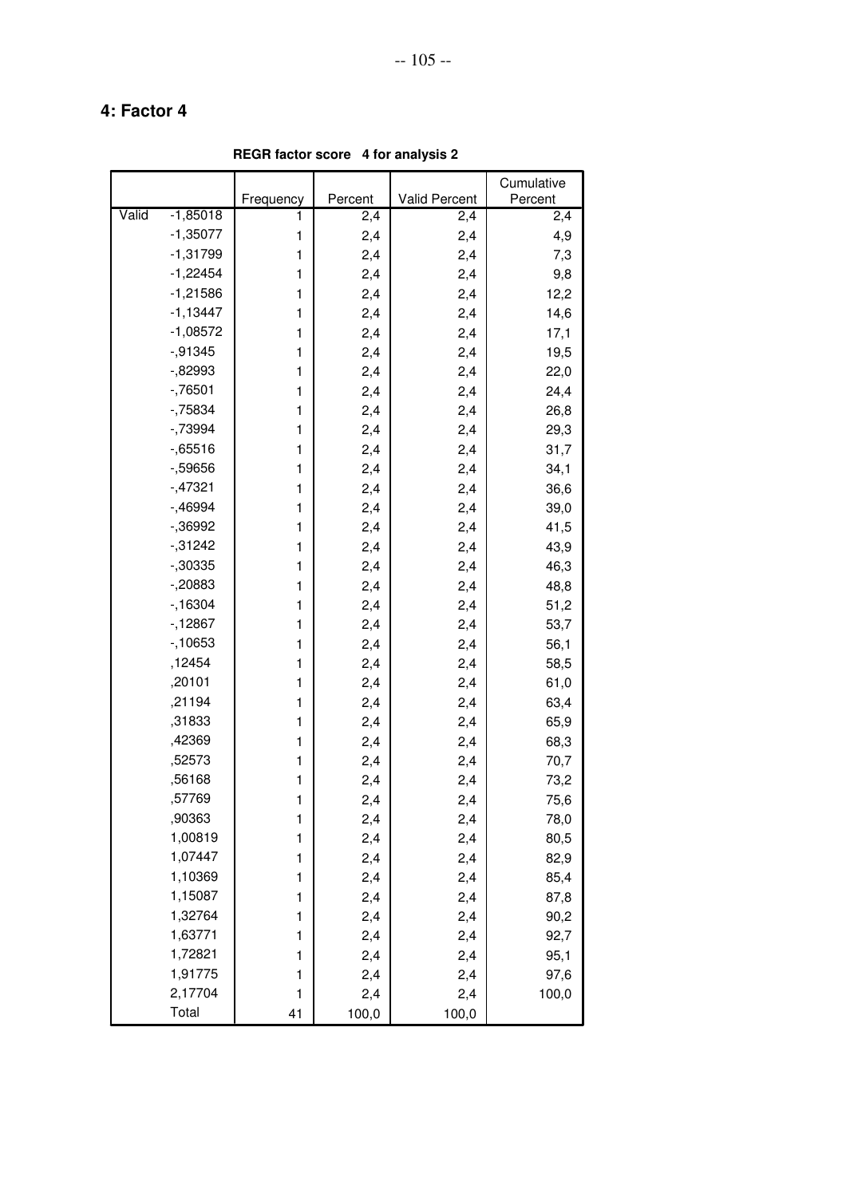## 4: Factor 4

**REGR factor score 4 for analysis 2**

| | | Frequency | Percent | Valid Percent | Cumulative Percent |
|---|---|---|---|---|---|
| Valid | -1,85018 | 1 | 2,4 | 2,4 | 2,4 |
| | -1,35077 | 1 | 2,4 | 2,4 | 4,9 |
| | -1,31799 | 1 | 2,4 | 2,4 | 7,3 |
| | -1,22454 | 1 | 2,4 | 2,4 | 9,8 |
| | -1,21586 | 1 | 2,4 | 2,4 | 12,2 |
| | -1,13447 | 1 | 2,4 | 2,4 | 14,6 |
| | -1,08572 | 1 | 2,4 | 2,4 | 17,1 |
| | -,91345 | 1 | 2,4 | 2,4 | 19,5 |
| | -,82993 | 1 | 2,4 | 2,4 | 22,0 |
| | -,76501 | 1 | 2,4 | 2,4 | 24,4 |
| | -,75834 | 1 | 2,4 | 2,4 | 26,8 |
| | -,73994 | 1 | 2,4 | 2,4 | 29,3 |
| | -,65516 | 1 | 2,4 | 2,4 | 31,7 |
| | -,59656 | 1 | 2,4 | 2,4 | 34,1 |
| | -,47321 | 1 | 2,4 | 2,4 | 36,6 |
| | -,46994 | 1 | 2,4 | 2,4 | 39,0 |
| | -,36992 | 1 | 2,4 | 2,4 | 41,5 |
| | -,31242 | 1 | 2,4 | 2,4 | 43,9 |
| | -,30335 | 1 | 2,4 | 2,4 | 46,3 |
| | -,20883 | 1 | 2,4 | 2,4 | 48,8 |
| | -,16304 | 1 | 2,4 | 2,4 | 51,2 |
| | -,12867 | 1 | 2,4 | 2,4 | 53,7 |
| | -,10653 | 1 | 2,4 | 2,4 | 56,1 |
| | ,12454 | 1 | 2,4 | 2,4 | 58,5 |
| | ,20101 | 1 | 2,4 | 2,4 | 61,0 |
| | ,21194 | 1 | 2,4 | 2,4 | 63,4 |
| | ,31833 | 1 | 2,4 | 2,4 | 65,9 |
| | ,42369 | 1 | 2,4 | 2,4 | 68,3 |
| | ,52573 | 1 | 2,4 | 2,4 | 70,7 |
| | ,56168 | 1 | 2,4 | 2,4 | 73,2 |
| | ,57769 | 1 | 2,4 | 2,4 | 75,6 |
| | ,90363 | 1 | 2,4 | 2,4 | 78,0 |
| | 1,00819 | 1 | 2,4 | 2,4 | 80,5 |
| | 1,07447 | 1 | 2,4 | 2,4 | 82,9 |
| | 1,10369 | 1 | 2,4 | 2,4 | 85,4 |
| | 1,15087 | 1 | 2,4 | 2,4 | 87,8 |
| | 1,32764 | 1 | 2,4 | 2,4 | 90,2 |
| | 1,63771 | 1 | 2,4 | 2,4 | 92,7 |
| | 1,72821 | 1 | 2,4 | 2,4 | 95,1 |
| | 1,91775 | 1 | 2,4 | 2,4 | 97,6 |
| | 2,17704 | 1 | 2,4 | 2,4 | 100,0 |
| | Total | 41 | 100,0 | 100,0 | |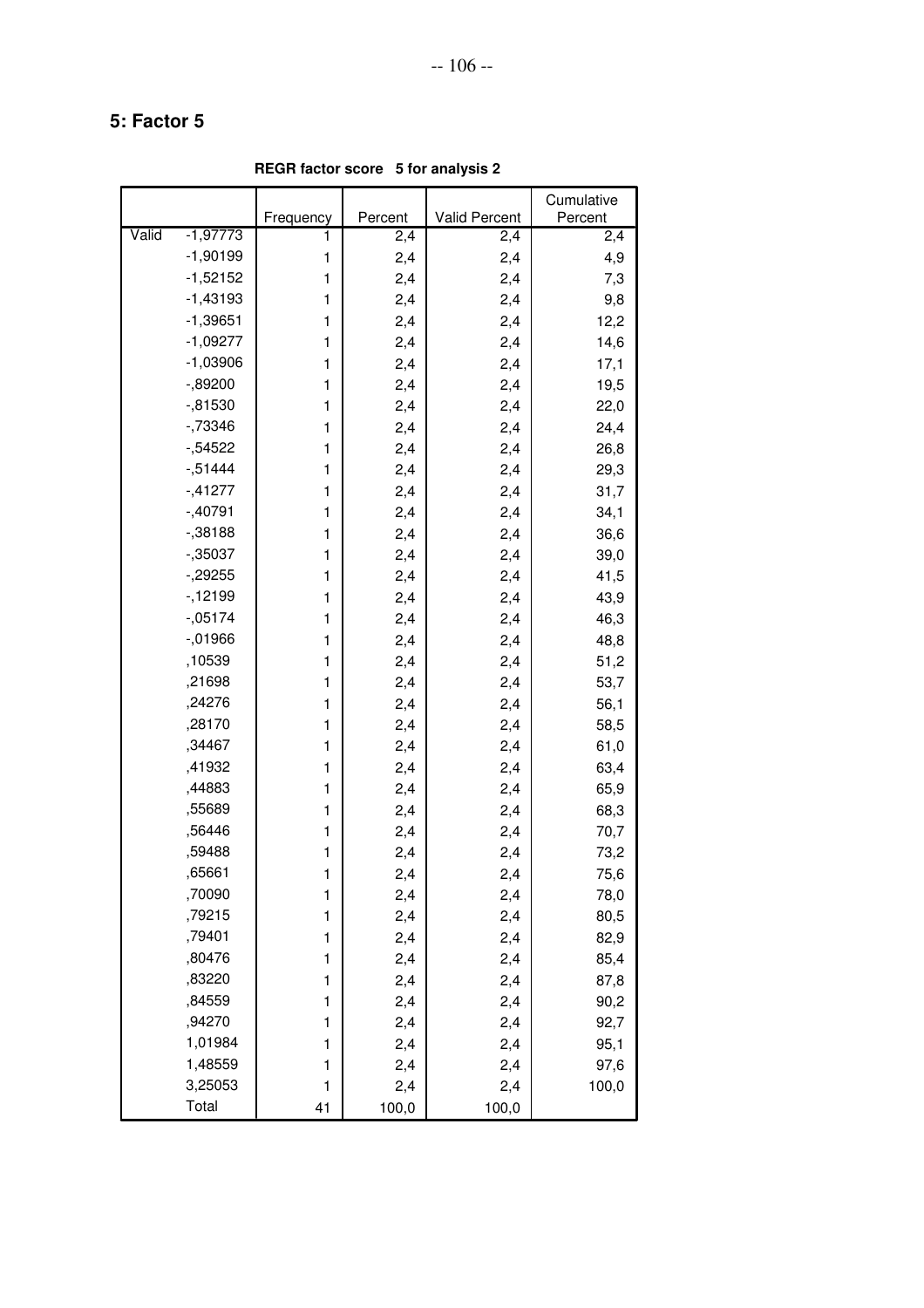## 5: Factor 5

**REGR factor score 5 for analysis 2**

| | | Frequency | Percent | Valid Percent | Cumulative Percent |
|---|---|---|---|---|---|
| Valid | -1,97773 | 1 | 2,4 | 2,4 | 2,4 |
| | -1,90199 | 1 | 2,4 | 2,4 | 4,9 |
| | -1,52152 | 1 | 2,4 | 2,4 | 7,3 |
| | -1,43193 | 1 | 2,4 | 2,4 | 9,8 |
| | -1,39651 | 1 | 2,4 | 2,4 | 12,2 |
| | -1,09277 | 1 | 2,4 | 2,4 | 14,6 |
| | -1,03906 | 1 | 2,4 | 2,4 | 17,1 |
| | -,89200 | 1 | 2,4 | 2,4 | 19,5 |
| | -,81530 | 1 | 2,4 | 2,4 | 22,0 |
| | -,73346 | 1 | 2,4 | 2,4 | 24,4 |
| | -,54522 | 1 | 2,4 | 2,4 | 26,8 |
| | -,51444 | 1 | 2,4 | 2,4 | 29,3 |
| | -,41277 | 1 | 2,4 | 2,4 | 31,7 |
| | -,40791 | 1 | 2,4 | 2,4 | 34,1 |
| | -,38188 | 1 | 2,4 | 2,4 | 36,6 |
| | -,35037 | 1 | 2,4 | 2,4 | 39,0 |
| | -,29255 | 1 | 2,4 | 2,4 | 41,5 |
| | -,12199 | 1 | 2,4 | 2,4 | 43,9 |
| | -,05174 | 1 | 2,4 | 2,4 | 46,3 |
| | -,01966 | 1 | 2,4 | 2,4 | 48,8 |
| | ,10539 | 1 | 2,4 | 2,4 | 51,2 |
| | ,21698 | 1 | 2,4 | 2,4 | 53,7 |
| | ,24276 | 1 | 2,4 | 2,4 | 56,1 |
| | ,28170 | 1 | 2,4 | 2,4 | 58,5 |
| | ,34467 | 1 | 2,4 | 2,4 | 61,0 |
| | ,41932 | 1 | 2,4 | 2,4 | 63,4 |
| | ,44883 | 1 | 2,4 | 2,4 | 65,9 |
| | ,55689 | 1 | 2,4 | 2,4 | 68,3 |
| | ,56446 | 1 | 2,4 | 2,4 | 70,7 |
| | ,59488 | 1 | 2,4 | 2,4 | 73,2 |
| | ,65661 | 1 | 2,4 | 2,4 | 75,6 |
| | ,70090 | 1 | 2,4 | 2,4 | 78,0 |
| | ,79215 | 1 | 2,4 | 2,4 | 80,5 |
| | ,79401 | 1 | 2,4 | 2,4 | 82,9 |
| | ,80476 | 1 | 2,4 | 2,4 | 85,4 |
| | ,83220 | 1 | 2,4 | 2,4 | 87,8 |
| | ,84559 | 1 | 2,4 | 2,4 | 90,2 |
| | ,94270 | 1 | 2,4 | 2,4 | 92,7 |
| | 1,01984 | 1 | 2,4 | 2,4 | 95,1 |
| | 1,48559 | 1 | 2,4 | 2,4 | 97,6 |
| | 3,25053 | 1 | 2,4 | 2,4 | 100,0 |
| | Total | 41 | 100,0 | 100,0 | |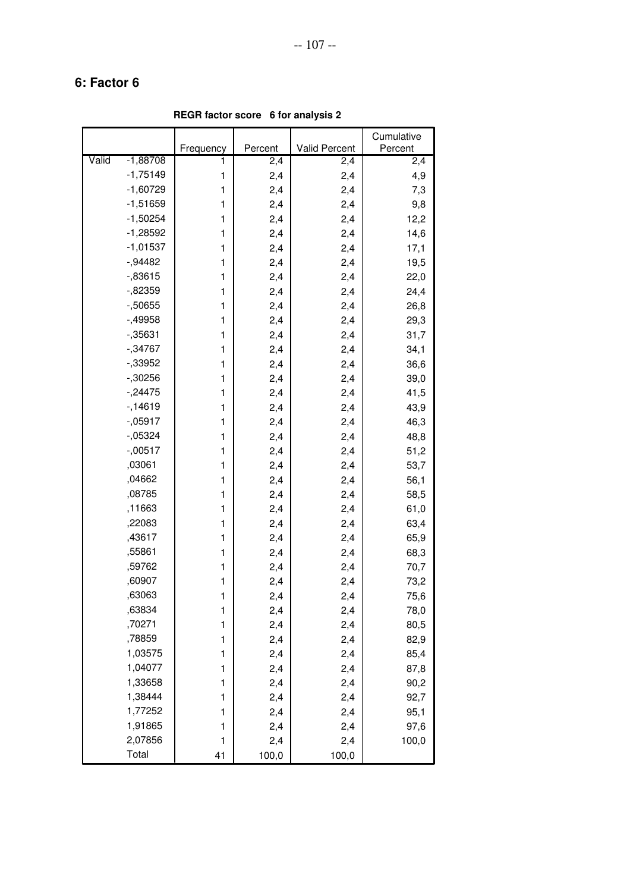## 6: Factor 6

**REGR factor score 6 for analysis 2**

| | | Frequency | Percent | Valid Percent | Cumulative Percent |
|---|---|---|---|---|---|
| Valid | -1,88708 | 1 | 2,4 | 2,4 | 2,4 |
| | -1,75149 | 1 | 2,4 | 2,4 | 4,9 |
| | -1,60729 | 1 | 2,4 | 2,4 | 7,3 |
| | -1,51659 | 1 | 2,4 | 2,4 | 9,8 |
| | -1,50254 | 1 | 2,4 | 2,4 | 12,2 |
| | -1,28592 | 1 | 2,4 | 2,4 | 14,6 |
| | -1,01537 | 1 | 2,4 | 2,4 | 17,1 |
| | -,94482 | 1 | 2,4 | 2,4 | 19,5 |
| | -,83615 | 1 | 2,4 | 2,4 | 22,0 |
| | -,82359 | 1 | 2,4 | 2,4 | 24,4 |
| | -,50655 | 1 | 2,4 | 2,4 | 26,8 |
| | -,49958 | 1 | 2,4 | 2,4 | 29,3 |
| | -,35631 | 1 | 2,4 | 2,4 | 31,7 |
| | -,34767 | 1 | 2,4 | 2,4 | 34,1 |
| | -,33952 | 1 | 2,4 | 2,4 | 36,6 |
| | -,30256 | 1 | 2,4 | 2,4 | 39,0 |
| | -,24475 | 1 | 2,4 | 2,4 | 41,5 |
| | -,14619 | 1 | 2,4 | 2,4 | 43,9 |
| | -,05917 | 1 | 2,4 | 2,4 | 46,3 |
| | -,05324 | 1 | 2,4 | 2,4 | 48,8 |
| | -,00517 | 1 | 2,4 | 2,4 | 51,2 |
| | ,03061 | 1 | 2,4 | 2,4 | 53,7 |
| | ,04662 | 1 | 2,4 | 2,4 | 56,1 |
| | ,08785 | 1 | 2,4 | 2,4 | 58,5 |
| | ,11663 | 1 | 2,4 | 2,4 | 61,0 |
| | ,22083 | 1 | 2,4 | 2,4 | 63,4 |
| | ,43617 | 1 | 2,4 | 2,4 | 65,9 |
| | ,55861 | 1 | 2,4 | 2,4 | 68,3 |
| | ,59762 | 1 | 2,4 | 2,4 | 70,7 |
| | ,60907 | 1 | 2,4 | 2,4 | 73,2 |
| | ,63063 | 1 | 2,4 | 2,4 | 75,6 |
| | ,63834 | 1 | 2,4 | 2,4 | 78,0 |
| | ,70271 | 1 | 2,4 | 2,4 | 80,5 |
| | ,78859 | 1 | 2,4 | 2,4 | 82,9 |
| | 1,03575 | 1 | 2,4 | 2,4 | 85,4 |
| | 1,04077 | 1 | 2,4 | 2,4 | 87,8 |
| | 1,33658 | 1 | 2,4 | 2,4 | 90,2 |
| | 1,38444 | 1 | 2,4 | 2,4 | 92,7 |
| | 1,77252 | 1 | 2,4 | 2,4 | 95,1 |
| | 1,91865 | 1 | 2,4 | 2,4 | 97,6 |
| | 2,07856 | 1 | 2,4 | 2,4 | 100,0 |
| | Total | 41 | 100,0 | 100,0 | |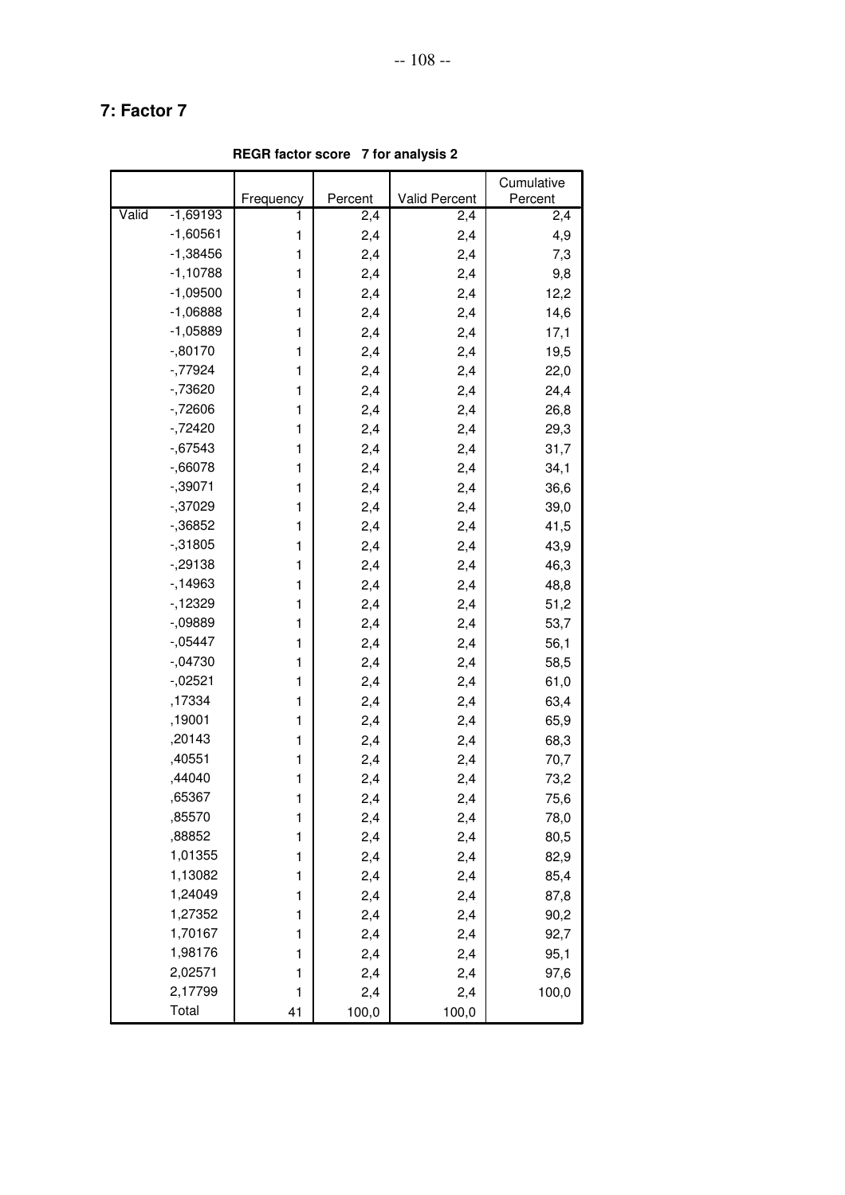## 7: Factor 7

**REGR factor score 7 for analysis 2**

| | | Frequency | Percent | Valid Percent | Cumulative Percent |
|---|---|---|---|---|---|
| Valid | -1,69193 | 1 | 2,4 | 2,4 | 2,4 |
| | -1,60561 | 1 | 2,4 | 2,4 | 4,9 |
| | -1,38456 | 1 | 2,4 | 2,4 | 7,3 |
| | -1,10788 | 1 | 2,4 | 2,4 | 9,8 |
| | -1,09500 | 1 | 2,4 | 2,4 | 12,2 |
| | -1,06888 | 1 | 2,4 | 2,4 | 14,6 |
| | -1,05889 | 1 | 2,4 | 2,4 | 17,1 |
| | -,80170 | 1 | 2,4 | 2,4 | 19,5 |
| | -,77924 | 1 | 2,4 | 2,4 | 22,0 |
| | -,73620 | 1 | 2,4 | 2,4 | 24,4 |
| | -,72606 | 1 | 2,4 | 2,4 | 26,8 |
| | -,72420 | 1 | 2,4 | 2,4 | 29,3 |
| | -,67543 | 1 | 2,4 | 2,4 | 31,7 |
| | -,66078 | 1 | 2,4 | 2,4 | 34,1 |
| | -,39071 | 1 | 2,4 | 2,4 | 36,6 |
| | -,37029 | 1 | 2,4 | 2,4 | 39,0 |
| | -,36852 | 1 | 2,4 | 2,4 | 41,5 |
| | -,31805 | 1 | 2,4 | 2,4 | 43,9 |
| | -,29138 | 1 | 2,4 | 2,4 | 46,3 |
| | -,14963 | 1 | 2,4 | 2,4 | 48,8 |
| | -,12329 | 1 | 2,4 | 2,4 | 51,2 |
| | -,09889 | 1 | 2,4 | 2,4 | 53,7 |
| | -,05447 | 1 | 2,4 | 2,4 | 56,1 |
| | -,04730 | 1 | 2,4 | 2,4 | 58,5 |
| | -,02521 | 1 | 2,4 | 2,4 | 61,0 |
| | ,17334 | 1 | 2,4 | 2,4 | 63,4 |
| | ,19001 | 1 | 2,4 | 2,4 | 65,9 |
| | ,20143 | 1 | 2,4 | 2,4 | 68,3 |
| | ,40551 | 1 | 2,4 | 2,4 | 70,7 |
| | ,44040 | 1 | 2,4 | 2,4 | 73,2 |
| | ,65367 | 1 | 2,4 | 2,4 | 75,6 |
| | ,85570 | 1 | 2,4 | 2,4 | 78,0 |
| | ,88852 | 1 | 2,4 | 2,4 | 80,5 |
| | 1,01355 | 1 | 2,4 | 2,4 | 82,9 |
| | 1,13082 | 1 | 2,4 | 2,4 | 85,4 |
| | 1,24049 | 1 | 2,4 | 2,4 | 87,8 |
| | 1,27352 | 1 | 2,4 | 2,4 | 90,2 |
| | 1,70167 | 1 | 2,4 | 2,4 | 92,7 |
| | 1,98176 | 1 | 2,4 | 2,4 | 95,1 |
| | 2,02571 | 1 | 2,4 | 2,4 | 97,6 |
| | 2,17799 | 1 | 2,4 | 2,4 | 100,0 |
| | Total | 41 | 100,0 | 100,0 | |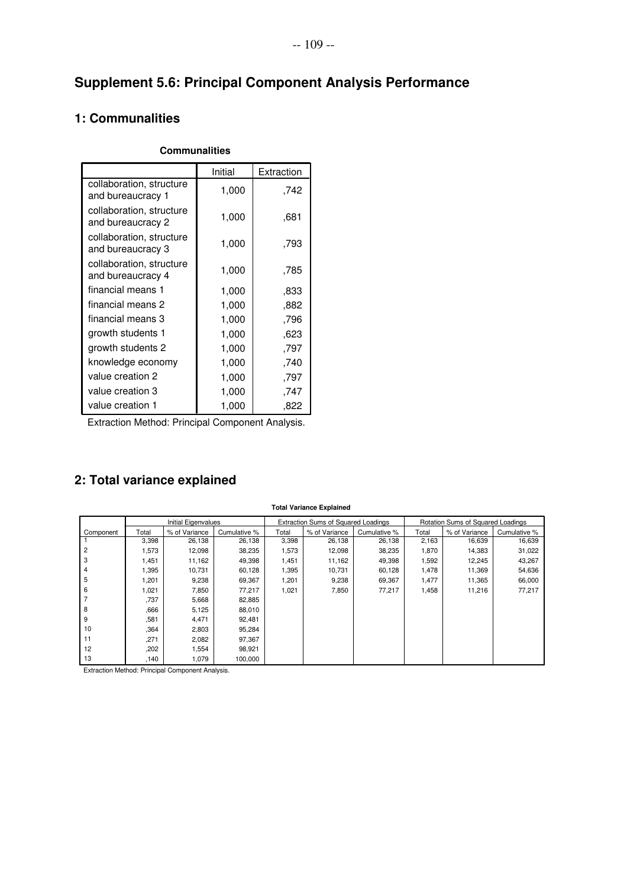# Supplement 5.6: Principal Component Analysis Performance

## 1: Communalities

**Communalities**

| | Initial | Extraction |
|---|---|---|
| collaboration, structure and bureaucracy 1 | 1,000 | ,742 |
| collaboration, structure and bureaucracy 2 | 1,000 | ,681 |
| collaboration, structure and bureaucracy 3 | 1,000 | ,793 |
| collaboration, structure and bureaucracy 4 | 1,000 | ,785 |
| financial means 1 | 1,000 | ,833 |
| financial means 2 | 1,000 | ,882 |
| financial means 3 | 1,000 | ,796 |
| growth students 1 | 1,000 | ,623 |
| growth students 2 | 1,000 | ,797 |
| knowledge economy | 1,000 | ,740 |
| value creation 2 | 1,000 | ,797 |
| value creation 3 | 1,000 | ,747 |
| value creation 1 | 1,000 | ,822 |

Extraction Method: Principal Component Analysis.

## 2: Total variance explained

**Total Variance Explained**

| | Initial Eigenvalues | | | Extraction Sums of Squared Loadings | | | Rotation Sums of Squared Loadings | | |
|---|---|---|---|---|---|---|---|---|---|
| Component | Total | % of Variance | Cumulative % | Total | % of Variance | Cumulative % | Total | % of Variance | Cumulative % |
| 1 | 3,398 | 26,138 | 26,138 | 3,398 | 26,138 | 26,138 | 2,163 | 16,639 | 16,639 |
| 2 | 1,573 | 12,098 | 38,235 | 1,573 | 12,098 | 38,235 | 1,870 | 14,383 | 31,022 |
| 3 | 1,451 | 11,162 | 49,398 | 1,451 | 11,162 | 49,398 | 1,592 | 12,245 | 43,267 |
| 4 | 1,395 | 10,731 | 60,128 | 1,395 | 10,731 | 60,128 | 1,478 | 11,369 | 54,636 |
| 5 | 1,201 | 9,238 | 69,367 | 1,201 | 9,238 | 69,367 | 1,477 | 11,365 | 66,000 |
| 6 | 1,021 | 7,850 | 77,217 | 1,021 | 7,850 | 77,217 | 1,458 | 11,216 | 77,217 |
| 7 | ,737 | 5,668 | 82,885 | | | | | | |
| 8 | ,666 | 5,125 | 88,010 | | | | | | |
| 9 | ,581 | 4,471 | 92,481 | | | | | | |
| 10 | ,364 | 2,803 | 95,284 | | | | | | |
| 11 | ,271 | 2,082 | 97,367 | | | | | | |
| 12 | ,202 | 1,554 | 98,921 | | | | | | |
| 13 | ,140 | 1,079 | 100,000 | | | | | | |

Extraction Method: Principal Component Analysis.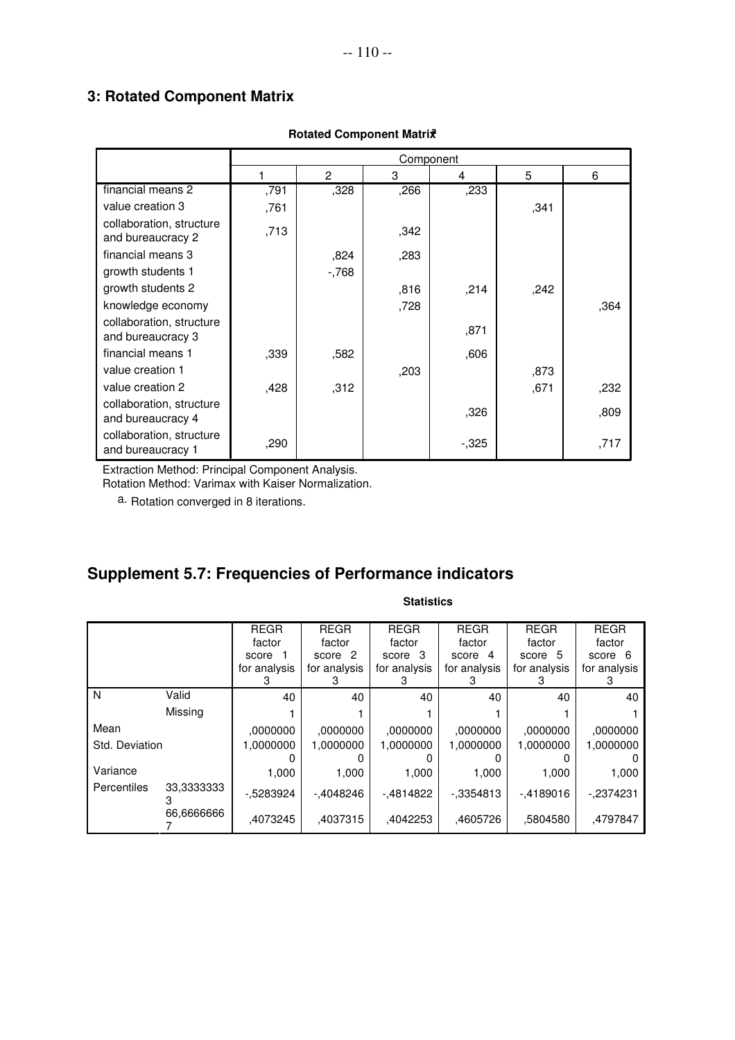## 3: Rotated Component Matrix

**Rotated Component Matrix[a]**

| | Component | | | | | |
|---|---|---|---|---|---|---|
| | 1 | 2 | 3 | 4 | 5 | 6 |
| financial means 2 | ,791 | ,328 | ,266 | ,233 | | |
| value creation 3 | ,761 | | | | ,341 | |
| collaboration, structure and bureaucracy 2 | ,713 | | ,342 | | | |
| financial means 3 | | ,824 | ,283 | | | |
| growth students 1 | | -,768 | | | | |
| growth students 2 | | | ,816 | ,214 | ,242 | |
| knowledge economy | | | ,728 | | | ,364 |
| collaboration, structure and bureaucracy 3 | | | | ,871 | | |
| financial means 1 | ,339 | ,582 | | ,606 | | |
| value creation 1 | | | ,203 | | ,873 | |
| value creation 2 | ,428 | ,312 | | | ,671 | ,232 |
| collaboration, structure and bureaucracy 4 | | | | ,326 | | ,809 |
| collaboration, structure and bureaucracy 1 | ,290 | | | -,325 | | ,717 |

Extraction Method: Principal Component Analysis.
Rotation Method: Varimax with Kaiser Normalization.

a. Rotation converged in 8 iterations.

## Supplement 5.7: Frequencies of Performance indicators

**Statistics**

| | | REGR factor score 1 for analysis 3 | REGR factor score 2 for analysis 3 | REGR factor score 3 for analysis 3 | REGR factor score 4 for analysis 3 | REGR factor score 5 for analysis 3 | REGR factor score 6 for analysis 3 |
|---|---|---|---|---|---|---|---|
| N | Valid | 40 | 40 | 40 | 40 | 40 | 40 |
| | Missing | 1 | 1 | 1 | 1 | 1 | 1 |
| Mean | | ,0000000 | ,0000000 | ,0000000 | ,0000000 | ,0000000 | ,0000000 |
| Std. Deviation | | 1,00000000 | 1,00000000 | 1,00000000 | 1,00000000 | 1,00000000 | 1,00000000 |
| Variance | | 1,000 | 1,000 | 1,000 | 1,000 | 1,000 | 1,000 |
| Percentiles | 33,33333333 | -,5283924 | -,4048246 | -,4814822 | -,3354813 | -,4189016 | -,2374231 |
| | 66,66666667 | ,4073245 | ,4037315 | ,4042253 | ,4605726 | ,5804580 | ,4797847 |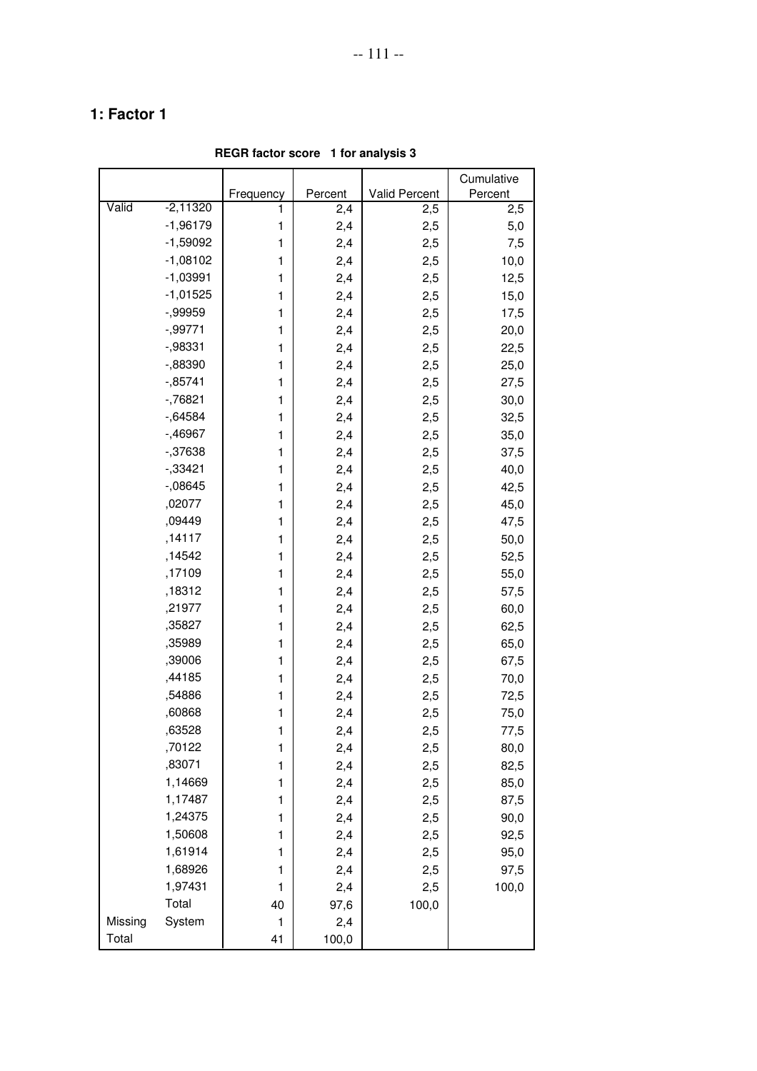## 1: Factor 1

**REGR factor score 1 for analysis 3**

| | | Frequency | Percent | Valid Percent | Cumulative Percent |
|---|---|---|---|---|---|
| Valid | -2,11320 | 1 | 2,4 | 2,5 | 2,5 |
| | -1,96179 | 1 | 2,4 | 2,5 | 5,0 |
| | -1,59092 | 1 | 2,4 | 2,5 | 7,5 |
| | -1,08102 | 1 | 2,4 | 2,5 | 10,0 |
| | -1,03991 | 1 | 2,4 | 2,5 | 12,5 |
| | -1,01525 | 1 | 2,4 | 2,5 | 15,0 |
| | -,99959 | 1 | 2,4 | 2,5 | 17,5 |
| | -,99771 | 1 | 2,4 | 2,5 | 20,0 |
| | -,98331 | 1 | 2,4 | 2,5 | 22,5 |
| | -,88390 | 1 | 2,4 | 2,5 | 25,0 |
| | -,85741 | 1 | 2,4 | 2,5 | 27,5 |
| | -,76821 | 1 | 2,4 | 2,5 | 30,0 |
| | -,64584 | 1 | 2,4 | 2,5 | 32,5 |
| | -,46967 | 1 | 2,4 | 2,5 | 35,0 |
| | -,37638 | 1 | 2,4 | 2,5 | 37,5 |
| | -,33421 | 1 | 2,4 | 2,5 | 40,0 |
| | -,08645 | 1 | 2,4 | 2,5 | 42,5 |
| | ,02077 | 1 | 2,4 | 2,5 | 45,0 |
| | ,09449 | 1 | 2,4 | 2,5 | 47,5 |
| | ,14117 | 1 | 2,4 | 2,5 | 50,0 |
| | ,14542 | 1 | 2,4 | 2,5 | 52,5 |
| | ,17109 | 1 | 2,4 | 2,5 | 55,0 |
| | ,18312 | 1 | 2,4 | 2,5 | 57,5 |
| | ,21977 | 1 | 2,4 | 2,5 | 60,0 |
| | ,35827 | 1 | 2,4 | 2,5 | 62,5 |
| | ,35989 | 1 | 2,4 | 2,5 | 65,0 |
| | ,39006 | 1 | 2,4 | 2,5 | 67,5 |
| | ,44185 | 1 | 2,4 | 2,5 | 70,0 |
| | ,54886 | 1 | 2,4 | 2,5 | 72,5 |
| | ,60868 | 1 | 2,4 | 2,5 | 75,0 |
| | ,63528 | 1 | 2,4 | 2,5 | 77,5 |
| | ,70122 | 1 | 2,4 | 2,5 | 80,0 |
| | ,83071 | 1 | 2,4 | 2,5 | 82,5 |
| | 1,14669 | 1 | 2,4 | 2,5 | 85,0 |
| | 1,17487 | 1 | 2,4 | 2,5 | 87,5 |
| | 1,24375 | 1 | 2,4 | 2,5 | 90,0 |
| | 1,50608 | 1 | 2,4 | 2,5 | 92,5 |
| | 1,61914 | 1 | 2,4 | 2,5 | 95,0 |
| | 1,68926 | 1 | 2,4 | 2,5 | 97,5 |
| | 1,97431 | 1 | 2,4 | 2,5 | 100,0 |
| | Total | 40 | 97,6 | 100,0 | |
| Missing | System | 1 | 2,4 | | |
| Total | | 41 | 100,0 | | |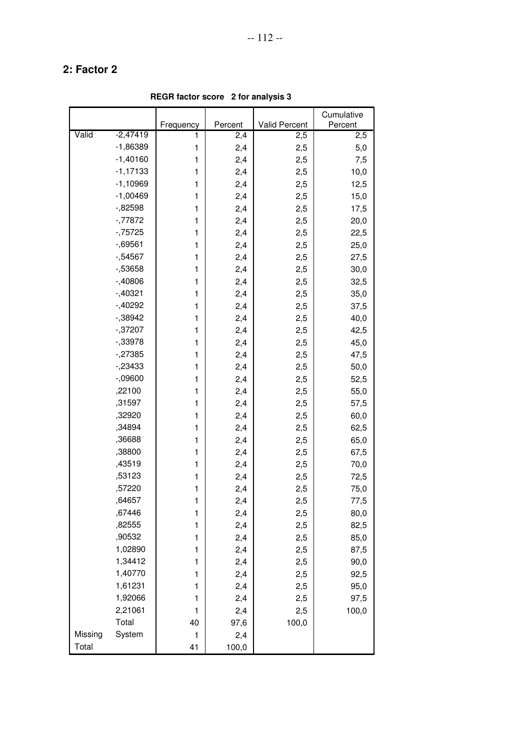## 2: Factor 2

**REGR factor score 2 for analysis 3**

| | | Frequency | Percent | Valid Percent | Cumulative Percent |
|---|---|---|---|---|---|
| Valid | -2,47419 | 1 | 2,4 | 2,5 | 2,5 |
| | -1,86389 | 1 | 2,4 | 2,5 | 5,0 |
| | -1,40160 | 1 | 2,4 | 2,5 | 7,5 |
| | -1,17133 | 1 | 2,4 | 2,5 | 10,0 |
| | -1,10969 | 1 | 2,4 | 2,5 | 12,5 |
| | -1,00469 | 1 | 2,4 | 2,5 | 15,0 |
| | -,82598 | 1 | 2,4 | 2,5 | 17,5 |
| | -,77872 | 1 | 2,4 | 2,5 | 20,0 |
| | -,75725 | 1 | 2,4 | 2,5 | 22,5 |
| | -,69561 | 1 | 2,4 | 2,5 | 25,0 |
| | -,54567 | 1 | 2,4 | 2,5 | 27,5 |
| | -,53658 | 1 | 2,4 | 2,5 | 30,0 |
| | -,40806 | 1 | 2,4 | 2,5 | 32,5 |
| | -,40321 | 1 | 2,4 | 2,5 | 35,0 |
| | -,40292 | 1 | 2,4 | 2,5 | 37,5 |
| | -,38942 | 1 | 2,4 | 2,5 | 40,0 |
| | -,37207 | 1 | 2,4 | 2,5 | 42,5 |
| | -,33978 | 1 | 2,4 | 2,5 | 45,0 |
| | -,27385 | 1 | 2,4 | 2,5 | 47,5 |
| | -,23433 | 1 | 2,4 | 2,5 | 50,0 |
| | -,09600 | 1 | 2,4 | 2,5 | 52,5 |
| | ,22100 | 1 | 2,4 | 2,5 | 55,0 |
| | ,31597 | 1 | 2,4 | 2,5 | 57,5 |
| | ,32920 | 1 | 2,4 | 2,5 | 60,0 |
| | ,34894 | 1 | 2,4 | 2,5 | 62,5 |
| | ,36688 | 1 | 2,4 | 2,5 | 65,0 |
| | ,38800 | 1 | 2,4 | 2,5 | 67,5 |
| | ,43519 | 1 | 2,4 | 2,5 | 70,0 |
| | ,53123 | 1 | 2,4 | 2,5 | 72,5 |
| | ,57220 | 1 | 2,4 | 2,5 | 75,0 |
| | ,64657 | 1 | 2,4 | 2,5 | 77,5 |
| | ,67446 | 1 | 2,4 | 2,5 | 80,0 |
| | ,82555 | 1 | 2,4 | 2,5 | 82,5 |
| | ,90532 | 1 | 2,4 | 2,5 | 85,0 |
| | 1,02890 | 1 | 2,4 | 2,5 | 87,5 |
| | 1,34412 | 1 | 2,4 | 2,5 | 90,0 |
| | 1,40770 | 1 | 2,4 | 2,5 | 92,5 |
| | 1,61231 | 1 | 2,4 | 2,5 | 95,0 |
| | 1,92066 | 1 | 2,4 | 2,5 | 97,5 |
| | 2,21061 | 1 | 2,4 | 2,5 | 100,0 |
| | Total | 40 | 97,6 | 100,0 | |
| Missing | System | 1 | 2,4 | | |
| Total | | 41 | 100,0 | | |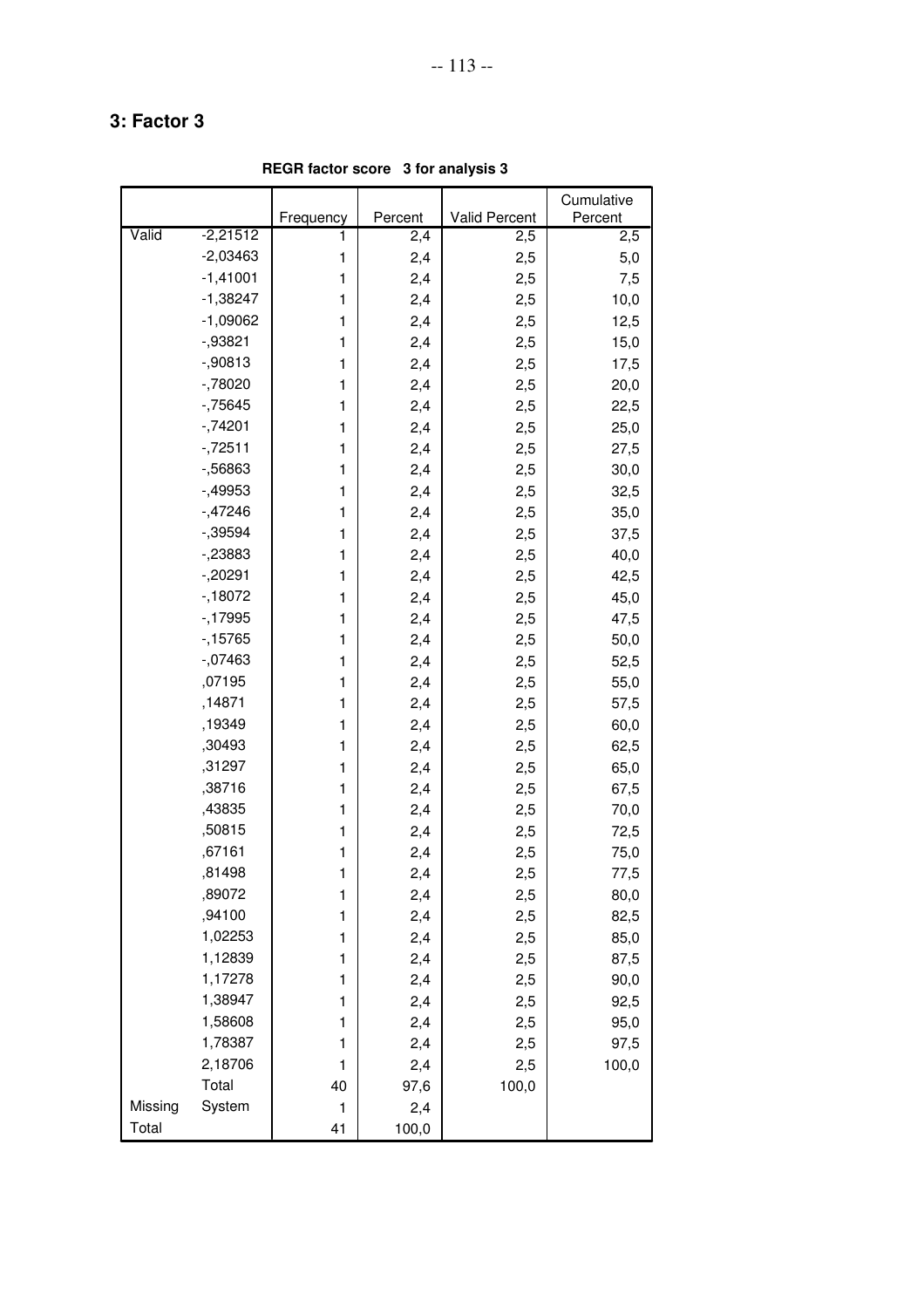## 3: Factor 3

**REGR factor score 3 for analysis 3**

| | | Frequency | Percent | Valid Percent | Cumulative Percent |
|---|---|---|---|---|---|
| Valid | -2,21512 | 1 | 2,4 | 2,5 | 2,5 |
| | -2,03463 | 1 | 2,4 | 2,5 | 5,0 |
| | -1,41001 | 1 | 2,4 | 2,5 | 7,5 |
| | -1,38247 | 1 | 2,4 | 2,5 | 10,0 |
| | -1,09062 | 1 | 2,4 | 2,5 | 12,5 |
| | -,93821 | 1 | 2,4 | 2,5 | 15,0 |
| | -,90813 | 1 | 2,4 | 2,5 | 17,5 |
| | -,78020 | 1 | 2,4 | 2,5 | 20,0 |
| | -,75645 | 1 | 2,4 | 2,5 | 22,5 |
| | -,74201 | 1 | 2,4 | 2,5 | 25,0 |
| | -,72511 | 1 | 2,4 | 2,5 | 27,5 |
| | -,56863 | 1 | 2,4 | 2,5 | 30,0 |
| | -,49953 | 1 | 2,4 | 2,5 | 32,5 |
| | -,47246 | 1 | 2,4 | 2,5 | 35,0 |
| | -,39594 | 1 | 2,4 | 2,5 | 37,5 |
| | -,23883 | 1 | 2,4 | 2,5 | 40,0 |
| | -,20291 | 1 | 2,4 | 2,5 | 42,5 |
| | -,18072 | 1 | 2,4 | 2,5 | 45,0 |
| | -,17995 | 1 | 2,4 | 2,5 | 47,5 |
| | -,15765 | 1 | 2,4 | 2,5 | 50,0 |
| | -,07463 | 1 | 2,4 | 2,5 | 52,5 |
| | ,07195 | 1 | 2,4 | 2,5 | 55,0 |
| | ,14871 | 1 | 2,4 | 2,5 | 57,5 |
| | ,19349 | 1 | 2,4 | 2,5 | 60,0 |
| | ,30493 | 1 | 2,4 | 2,5 | 62,5 |
| | ,31297 | 1 | 2,4 | 2,5 | 65,0 |
| | ,38716 | 1 | 2,4 | 2,5 | 67,5 |
| | ,43835 | 1 | 2,4 | 2,5 | 70,0 |
| | ,50815 | 1 | 2,4 | 2,5 | 72,5 |
| | ,67161 | 1 | 2,4 | 2,5 | 75,0 |
| | ,81498 | 1 | 2,4 | 2,5 | 77,5 |
| | ,89072 | 1 | 2,4 | 2,5 | 80,0 |
| | ,94100 | 1 | 2,4 | 2,5 | 82,5 |
| | 1,02253 | 1 | 2,4 | 2,5 | 85,0 |
| | 1,12839 | 1 | 2,4 | 2,5 | 87,5 |
| | 1,17278 | 1 | 2,4 | 2,5 | 90,0 |
| | 1,38947 | 1 | 2,4 | 2,5 | 92,5 |
| | 1,58608 | 1 | 2,4 | 2,5 | 95,0 |
| | 1,78387 | 1 | 2,4 | 2,5 | 97,5 |
| | 2,18706 | 1 | 2,4 | 2,5 | 100,0 |
| | Total | 40 | 97,6 | 100,0 | |
| Missing | System | 1 | 2,4 | | |
| Total | | 41 | 100,0 | | |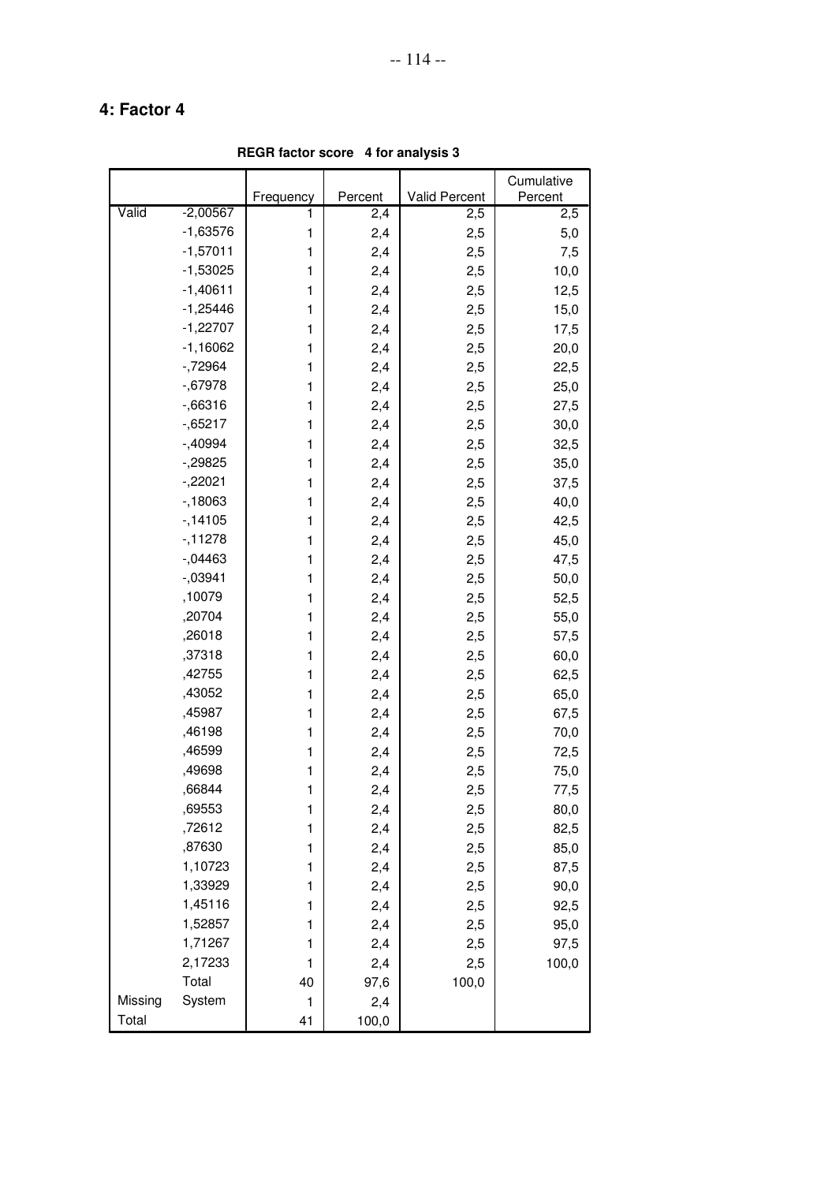## 4: Factor 4

**REGR factor score 4 for analysis 3**

| | | Frequency | Percent | Valid Percent | Cumulative Percent |
|---|---|---|---|---|---|
| Valid | -2,00567 | 1 | 2,4 | 2,5 | 2,5 |
| | -1,63576 | 1 | 2,4 | 2,5 | 5,0 |
| | -1,57011 | 1 | 2,4 | 2,5 | 7,5 |
| | -1,53025 | 1 | 2,4 | 2,5 | 10,0 |
| | -1,40611 | 1 | 2,4 | 2,5 | 12,5 |
| | -1,25446 | 1 | 2,4 | 2,5 | 15,0 |
| | -1,22707 | 1 | 2,4 | 2,5 | 17,5 |
| | -1,16062 | 1 | 2,4 | 2,5 | 20,0 |
| | -,72964 | 1 | 2,4 | 2,5 | 22,5 |
| | -,67978 | 1 | 2,4 | 2,5 | 25,0 |
| | -,66316 | 1 | 2,4 | 2,5 | 27,5 |
| | -,65217 | 1 | 2,4 | 2,5 | 30,0 |
| | -,40994 | 1 | 2,4 | 2,5 | 32,5 |
| | -,29825 | 1 | 2,4 | 2,5 | 35,0 |
| | -,22021 | 1 | 2,4 | 2,5 | 37,5 |
| | -,18063 | 1 | 2,4 | 2,5 | 40,0 |
| | -,14105 | 1 | 2,4 | 2,5 | 42,5 |
| | -,11278 | 1 | 2,4 | 2,5 | 45,0 |
| | -,04463 | 1 | 2,4 | 2,5 | 47,5 |
| | -,03941 | 1 | 2,4 | 2,5 | 50,0 |
| | ,10079 | 1 | 2,4 | 2,5 | 52,5 |
| | ,20704 | 1 | 2,4 | 2,5 | 55,0 |
| | ,26018 | 1 | 2,4 | 2,5 | 57,5 |
| | ,37318 | 1 | 2,4 | 2,5 | 60,0 |
| | ,42755 | 1 | 2,4 | 2,5 | 62,5 |
| | ,43052 | 1 | 2,4 | 2,5 | 65,0 |
| | ,45987 | 1 | 2,4 | 2,5 | 67,5 |
| | ,46198 | 1 | 2,4 | 2,5 | 70,0 |
| | ,46599 | 1 | 2,4 | 2,5 | 72,5 |
| | ,49698 | 1 | 2,4 | 2,5 | 75,0 |
| | ,66844 | 1 | 2,4 | 2,5 | 77,5 |
| | ,69553 | 1 | 2,4 | 2,5 | 80,0 |
| | ,72612 | 1 | 2,4 | 2,5 | 82,5 |
| | ,87630 | 1 | 2,4 | 2,5 | 85,0 |
| | 1,10723 | 1 | 2,4 | 2,5 | 87,5 |
| | 1,33929 | 1 | 2,4 | 2,5 | 90,0 |
| | 1,45116 | 1 | 2,4 | 2,5 | 92,5 |
| | 1,52857 | 1 | 2,4 | 2,5 | 95,0 |
| | 1,71267 | 1 | 2,4 | 2,5 | 97,5 |
| | 2,17233 | 1 | 2,4 | 2,5 | 100,0 |
| | Total | 40 | 97,6 | 100,0 | |
| Missing | System | 1 | 2,4 | | |
| Total | | 41 | 100,0 | | |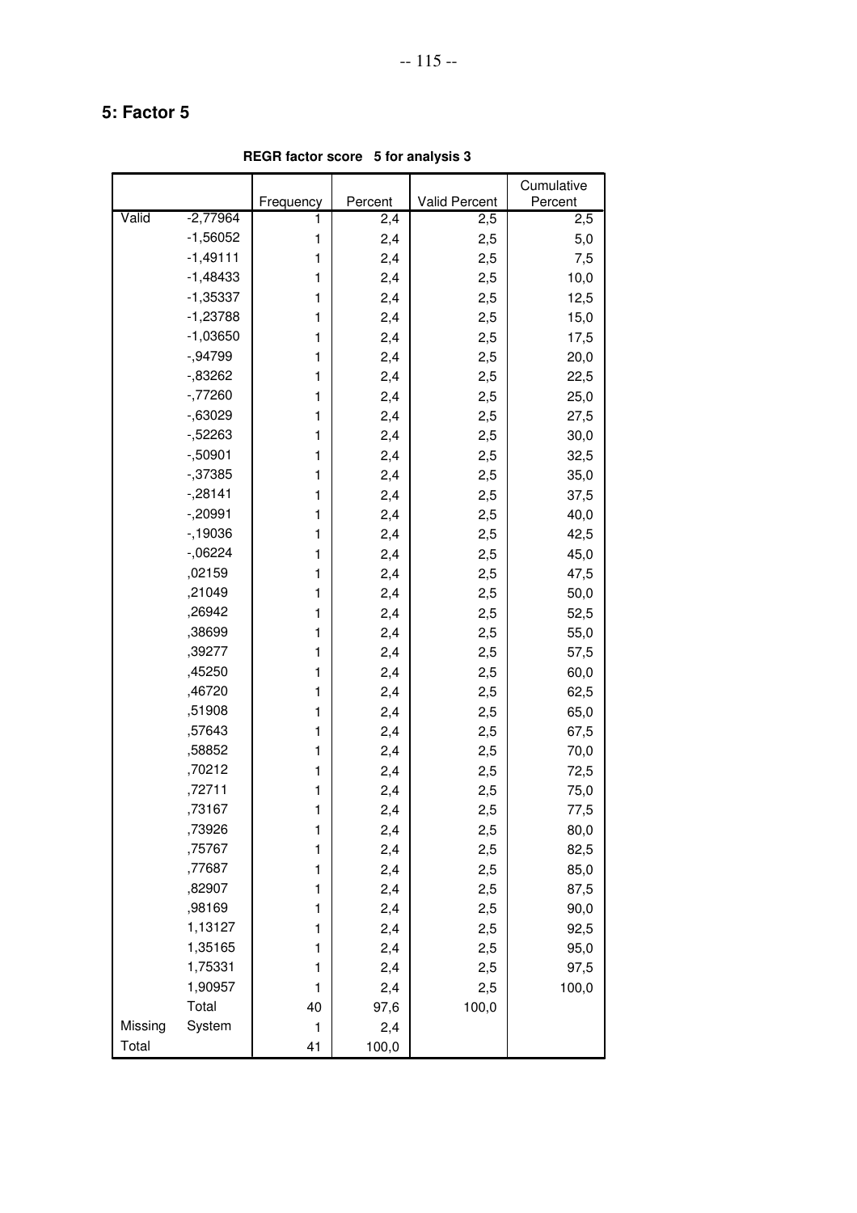## 5: Factor 5

**REGR factor score 5 for analysis 3**

| | | Frequency | Percent | Valid Percent | Cumulative Percent |
|---|---|---|---|---|---|
| Valid | -2,77964 | 1 | 2,4 | 2,5 | 2,5 |
| | -1,56052 | 1 | 2,4 | 2,5 | 5,0 |
| | -1,49111 | 1 | 2,4 | 2,5 | 7,5 |
| | -1,48433 | 1 | 2,4 | 2,5 | 10,0 |
| | -1,35337 | 1 | 2,4 | 2,5 | 12,5 |
| | -1,23788 | 1 | 2,4 | 2,5 | 15,0 |
| | -1,03650 | 1 | 2,4 | 2,5 | 17,5 |
| | -,94799 | 1 | 2,4 | 2,5 | 20,0 |
| | -,83262 | 1 | 2,4 | 2,5 | 22,5 |
| | -,77260 | 1 | 2,4 | 2,5 | 25,0 |
| | -,63029 | 1 | 2,4 | 2,5 | 27,5 |
| | -,52263 | 1 | 2,4 | 2,5 | 30,0 |
| | -,50901 | 1 | 2,4 | 2,5 | 32,5 |
| | -,37385 | 1 | 2,4 | 2,5 | 35,0 |
| | -,28141 | 1 | 2,4 | 2,5 | 37,5 |
| | -,20991 | 1 | 2,4 | 2,5 | 40,0 |
| | -,19036 | 1 | 2,4 | 2,5 | 42,5 |
| | -,06224 | 1 | 2,4 | 2,5 | 45,0 |
| | ,02159 | 1 | 2,4 | 2,5 | 47,5 |
| | ,21049 | 1 | 2,4 | 2,5 | 50,0 |
| | ,26942 | 1 | 2,4 | 2,5 | 52,5 |
| | ,38699 | 1 | 2,4 | 2,5 | 55,0 |
| | ,39277 | 1 | 2,4 | 2,5 | 57,5 |
| | ,45250 | 1 | 2,4 | 2,5 | 60,0 |
| | ,46720 | 1 | 2,4 | 2,5 | 62,5 |
| | ,51908 | 1 | 2,4 | 2,5 | 65,0 |
| | ,57643 | 1 | 2,4 | 2,5 | 67,5 |
| | ,58852 | 1 | 2,4 | 2,5 | 70,0 |
| | ,70212 | 1 | 2,4 | 2,5 | 72,5 |
| | ,72711 | 1 | 2,4 | 2,5 | 75,0 |
| | ,73167 | 1 | 2,4 | 2,5 | 77,5 |
| | ,73926 | 1 | 2,4 | 2,5 | 80,0 |
| | ,75767 | 1 | 2,4 | 2,5 | 82,5 |
| | ,77687 | 1 | 2,4 | 2,5 | 85,0 |
| | ,82907 | 1 | 2,4 | 2,5 | 87,5 |
| | ,98169 | 1 | 2,4 | 2,5 | 90,0 |
| | 1,13127 | 1 | 2,4 | 2,5 | 92,5 |
| | 1,35165 | 1 | 2,4 | 2,5 | 95,0 |
| | 1,75331 | 1 | 2,4 | 2,5 | 97,5 |
| | 1,90957 | 1 | 2,4 | 2,5 | 100,0 |
| | Total | 40 | 97,6 | 100,0 | |
| Missing | System | 1 | 2,4 | | |
| Total | | 41 | 100,0 | | |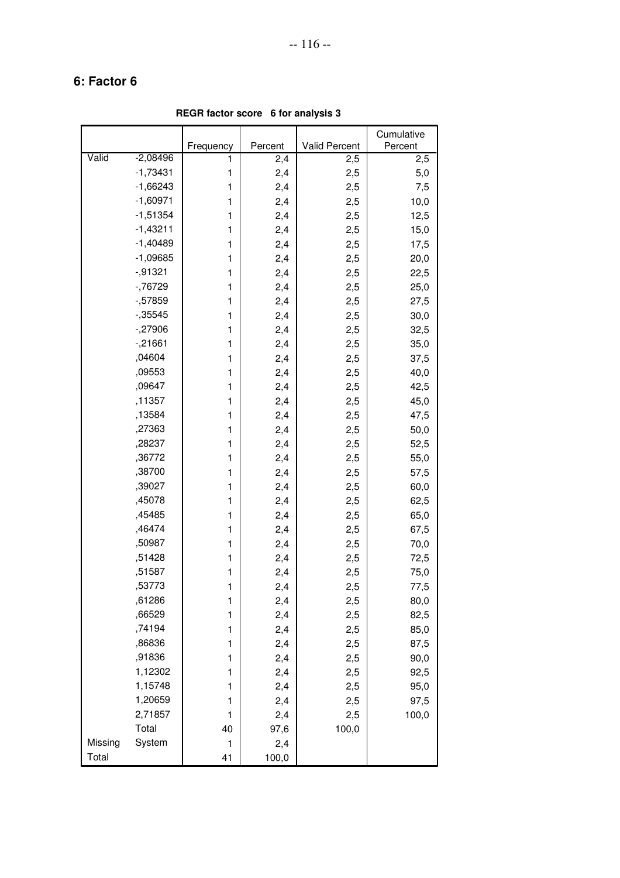## 6: Factor 6

**REGR factor score 6 for analysis 3**

| | | Frequency | Percent | Valid Percent | Cumulative Percent |
|---|---|---|---|---|---|
| Valid | -2,08496 | 1 | 2,4 | 2,5 | 2,5 |
| | -1,73431 | 1 | 2,4 | 2,5 | 5,0 |
| | -1,66243 | 1 | 2,4 | 2,5 | 7,5 |
| | -1,60971 | 1 | 2,4 | 2,5 | 10,0 |
| | -1,51354 | 1 | 2,4 | 2,5 | 12,5 |
| | -1,43211 | 1 | 2,4 | 2,5 | 15,0 |
| | -1,40489 | 1 | 2,4 | 2,5 | 17,5 |
| | -1,09685 | 1 | 2,4 | 2,5 | 20,0 |
| | -,91321 | 1 | 2,4 | 2,5 | 22,5 |
| | -,76729 | 1 | 2,4 | 2,5 | 25,0 |
| | -,57859 | 1 | 2,4 | 2,5 | 27,5 |
| | -,35545 | 1 | 2,4 | 2,5 | 30,0 |
| | -,27906 | 1 | 2,4 | 2,5 | 32,5 |
| | -,21661 | 1 | 2,4 | 2,5 | 35,0 |
| | ,04604 | 1 | 2,4 | 2,5 | 37,5 |
| | ,09553 | 1 | 2,4 | 2,5 | 40,0 |
| | ,09647 | 1 | 2,4 | 2,5 | 42,5 |
| | ,11357 | 1 | 2,4 | 2,5 | 45,0 |
| | ,13584 | 1 | 2,4 | 2,5 | 47,5 |
| | ,27363 | 1 | 2,4 | 2,5 | 50,0 |
| | ,28237 | 1 | 2,4 | 2,5 | 52,5 |
| | ,36772 | 1 | 2,4 | 2,5 | 55,0 |
| | ,38700 | 1 | 2,4 | 2,5 | 57,5 |
| | ,39027 | 1 | 2,4 | 2,5 | 60,0 |
| | ,45078 | 1 | 2,4 | 2,5 | 62,5 |
| | ,45485 | 1 | 2,4 | 2,5 | 65,0 |
| | ,46474 | 1 | 2,4 | 2,5 | 67,5 |
| | ,50987 | 1 | 2,4 | 2,5 | 70,0 |
| | ,51428 | 1 | 2,4 | 2,5 | 72,5 |
| | ,51587 | 1 | 2,4 | 2,5 | 75,0 |
| | ,53773 | 1 | 2,4 | 2,5 | 77,5 |
| | ,61286 | 1 | 2,4 | 2,5 | 80,0 |
| | ,66529 | 1 | 2,4 | 2,5 | 82,5 |
| | ,74194 | 1 | 2,4 | 2,5 | 85,0 |
| | ,86836 | 1 | 2,4 | 2,5 | 87,5 |
| | ,91836 | 1 | 2,4 | 2,5 | 90,0 |
| | 1,12302 | 1 | 2,4 | 2,5 | 92,5 |
| | 1,15748 | 1 | 2,4 | 2,5 | 95,0 |
| | 1,20659 | 1 | 2,4 | 2,5 | 97,5 |
| | 2,71857 | 1 | 2,4 | 2,5 | 100,0 |
| | Total | 40 | 97,6 | 100,0 | |
| Missing | System | 1 | 2,4 | | |
| Total | | 41 | 100,0 | | |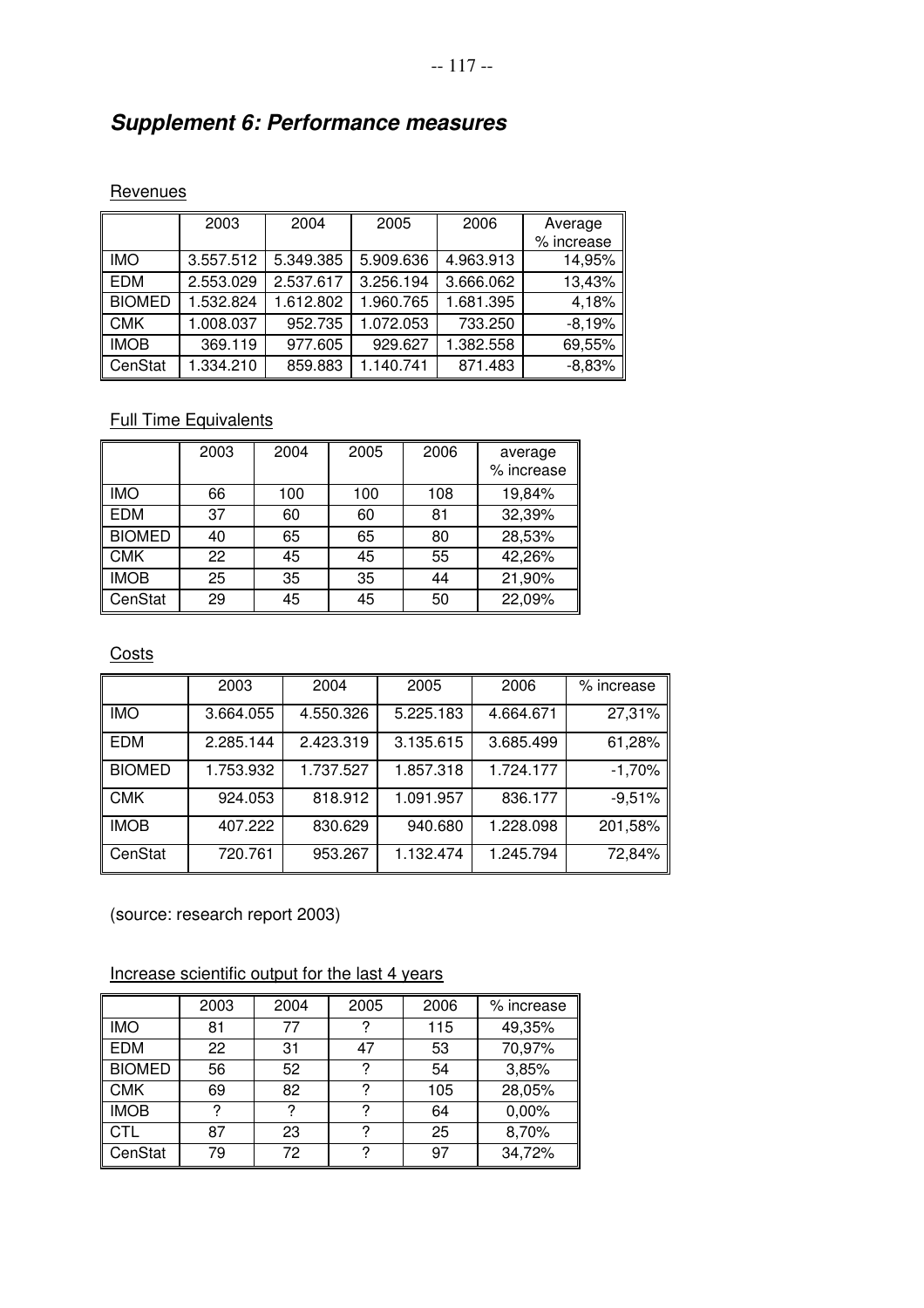## *Supplement 6: Performance measures*

Revenues

| | 2003 | 2004 | 2005 | 2006 | Average % increase |
|---|---|---|---|---|---|
| IMO | 3.557.512 | 5.349.385 | 5.909.636 | 4.963.913 | 14,95% |
| EDM | 2.553.029 | 2.537.617 | 3.256.194 | 3.666.062 | 13,43% |
| BIOMED | 1.532.824 | 1.612.802 | 1.960.765 | 1.681.395 | 4,18% |
| CMK | 1.008.037 | 952.735 | 1.072.053 | 733.250 | -8,19% |
| IMOB | 369.119 | 977.605 | 929.627 | 1.382.558 | 69,55% |
| CenStat | 1.334.210 | 859.883 | 1.140.741 | 871.483 | -8,83% |

Full Time Equivalents

| | 2003 | 2004 | 2005 | 2006 | average % increase |
|---|---|---|---|---|---|
| IMO | 66 | 100 | 100 | 108 | 19,84% |
| EDM | 37 | 60 | 60 | 81 | 32,39% |
| BIOMED | 40 | 65 | 65 | 80 | 28,53% |
| CMK | 22 | 45 | 45 | 55 | 42,26% |
| IMOB | 25 | 35 | 35 | 44 | 21,90% |
| CenStat | 29 | 45 | 45 | 50 | 22,09% |

Costs

| | 2003 | 2004 | 2005 | 2006 | % increase |
|---|---|---|---|---|---|
| IMO | 3.664.055 | 4.550.326 | 5.225.183 | 4.664.671 | 27,31% |
| EDM | 2.285.144 | 2.423.319 | 3.135.615 | 3.685.499 | 61,28% |
| BIOMED | 1.753.932 | 1.737.527 | 1.857.318 | 1.724.177 | -1,70% |
| CMK | 924.053 | 818.912 | 1.091.957 | 836.177 | -9,51% |
| IMOB | 407.222 | 830.629 | 940.680 | 1.228.098 | 201,58% |
| CenStat | 720.761 | 953.267 | 1.132.474 | 1.245.794 | 72,84% |

(source: research report 2003)

Increase scientific output for the last 4 years

| | 2003 | 2004 | 2005 | 2006 | % increase |
|---|---|---|---|---|---|
| IMO | 81 | 77 | ? | 115 | 49,35% |
| EDM | 22 | 31 | 47 | 53 | 70,97% |
| BIOMED | 56 | 52 | ? | 54 | 3,85% |
| CMK | 69 | 82 | ? | 105 | 28,05% |
| IMOB | ? | ? | ? | 64 | 0,00% |
| CTL | 87 | 23 | ? | 25 | 8,70% |
| CenStat | 79 | 72 | ? | 97 | 34,72% |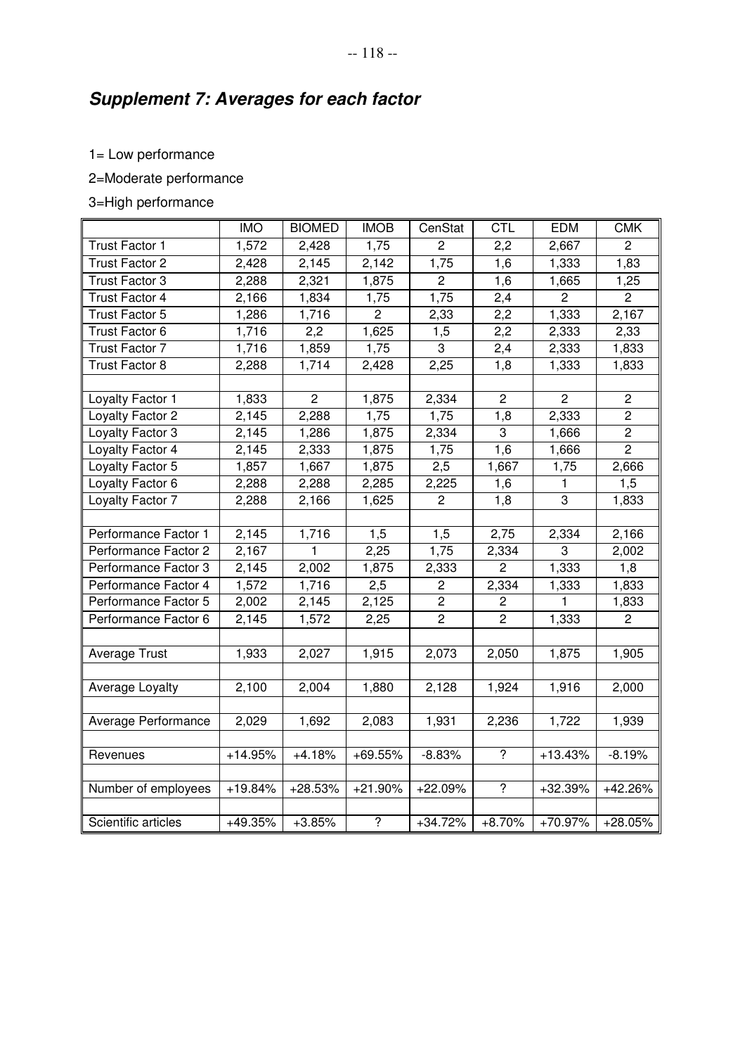## ***Supplement 7: Averages for each factor***

1= Low performance

2=Moderate performance

3=High performance

| | IMO | BIOMED | IMOB | CenStat | CTL | EDM | CMK |
|---|---|---|---|---|---|---|---|
| Trust Factor 1 | 1,572 | 2,428 | 1,75 | 2 | 2,2 | 2,667 | 2 |
| Trust Factor 2 | 2,428 | 2,145 | 2,142 | 1,75 | 1,6 | 1,333 | 1,83 |
| Trust Factor 3 | 2,288 | 2,321 | 1,875 | 2 | 1,6 | 1,665 | 1,25 |
| Trust Factor 4 | 2,166 | 1,834 | 1,75 | 1,75 | 2,4 | 2 | 2 |
| Trust Factor 5 | 1,286 | 1,716 | 2 | 2,33 | 2,2 | 1,333 | 2,167 |
| Trust Factor 6 | 1,716 | 2,2 | 1,625 | 1,5 | 2,2 | 2,333 | 2,33 |
| Trust Factor 7 | 1,716 | 1,859 | 1,75 | 3 | 2,4 | 2,333 | 1,833 |
| Trust Factor 8 | 2,288 | 1,714 | 2,428 | 2,25 | 1,8 | 1,333 | 1,833 |
| | | | | | | | |
| Loyalty Factor 1 | 1,833 | 2 | 1,875 | 2,334 | 2 | 2 | 2 |
| Loyalty Factor 2 | 2,145 | 2,288 | 1,75 | 1,75 | 1,8 | 2,333 | 2 |
| Loyalty Factor 3 | 2,145 | 1,286 | 1,875 | 2,334 | 3 | 1,666 | 2 |
| Loyalty Factor 4 | 2,145 | 2,333 | 1,875 | 1,75 | 1,6 | 1,666 | 2 |
| Loyalty Factor 5 | 1,857 | 1,667 | 1,875 | 2,5 | 1,667 | 1,75 | 2,666 |
| Loyalty Factor 6 | 2,288 | 2,288 | 2,285 | 2,225 | 1,6 | 1 | 1,5 |
| Loyalty Factor 7 | 2,288 | 2,166 | 1,625 | 2 | 1,8 | 3 | 1,833 |
| | | | | | | | |
| Performance Factor 1 | 2,145 | 1,716 | 1,5 | 1,5 | 2,75 | 2,334 | 2,166 |
| Performance Factor 2 | 2,167 | 1 | 2,25 | 1,75 | 2,334 | 3 | 2,002 |
| Performance Factor 3 | 2,145 | 2,002 | 1,875 | 2,333 | 2 | 1,333 | 1,8 |
| Performance Factor 4 | 1,572 | 1,716 | 2,5 | 2 | 2,334 | 1,333 | 1,833 |
| Performance Factor 5 | 2,002 | 2,145 | 2,125 | 2 | 2 | 1 | 1,833 |
| Performance Factor 6 | 2,145 | 1,572 | 2,25 | 2 | 2 | 1,333 | 2 |
| | | | | | | | |
| Average Trust | 1,933 | 2,027 | 1,915 | 2,073 | 2,050 | 1,875 | 1,905 |
| | | | | | | | |
| Average Loyalty | 2,100 | 2,004 | 1,880 | 2,128 | 1,924 | 1,916 | 2,000 |
| | | | | | | | |
| Average Performance | 2,029 | 1,692 | 2,083 | 1,931 | 2,236 | 1,722 | 1,939 |
| | | | | | | | |
| Revenues | +14.95% | +4.18% | +69.55% | -8.83% | ? | +13.43% | -8.19% |
| | | | | | | | |
| Number of employees | +19.84% | +28.53% | +21.90% | +22.09% | ? | +32.39% | +42.26% |
| | | | | | | | |
| Scientific articles | +49.35% | +3.85% | ? | +34.72% | +8.70% | +70.97% | +28.05% |